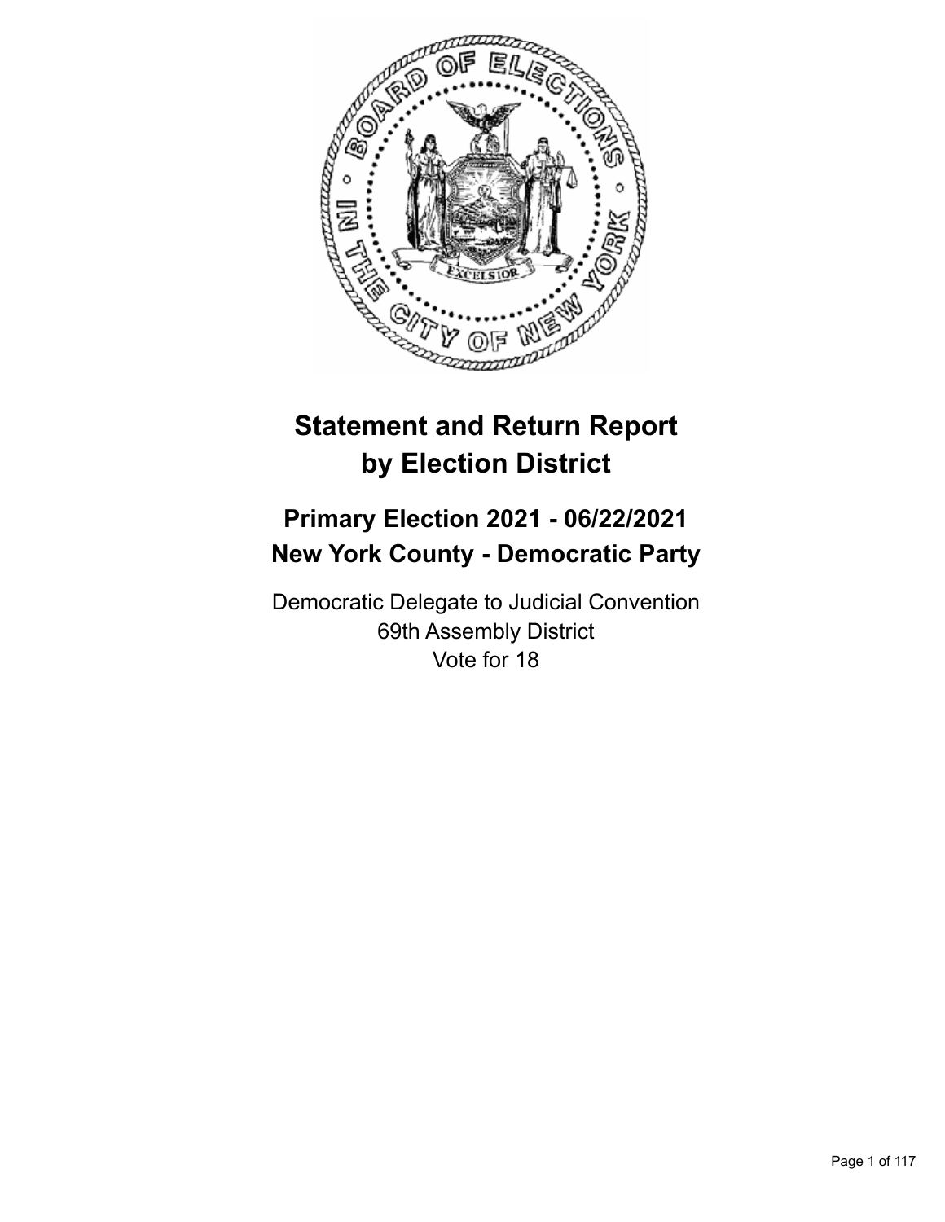# Statement and Return Report by Election District

## Primary Election 2021 - 06/22/2021
## New York County - Democratic Party

Democratic Delegate to Judicial Convention
69th Assembly District
Vote for 18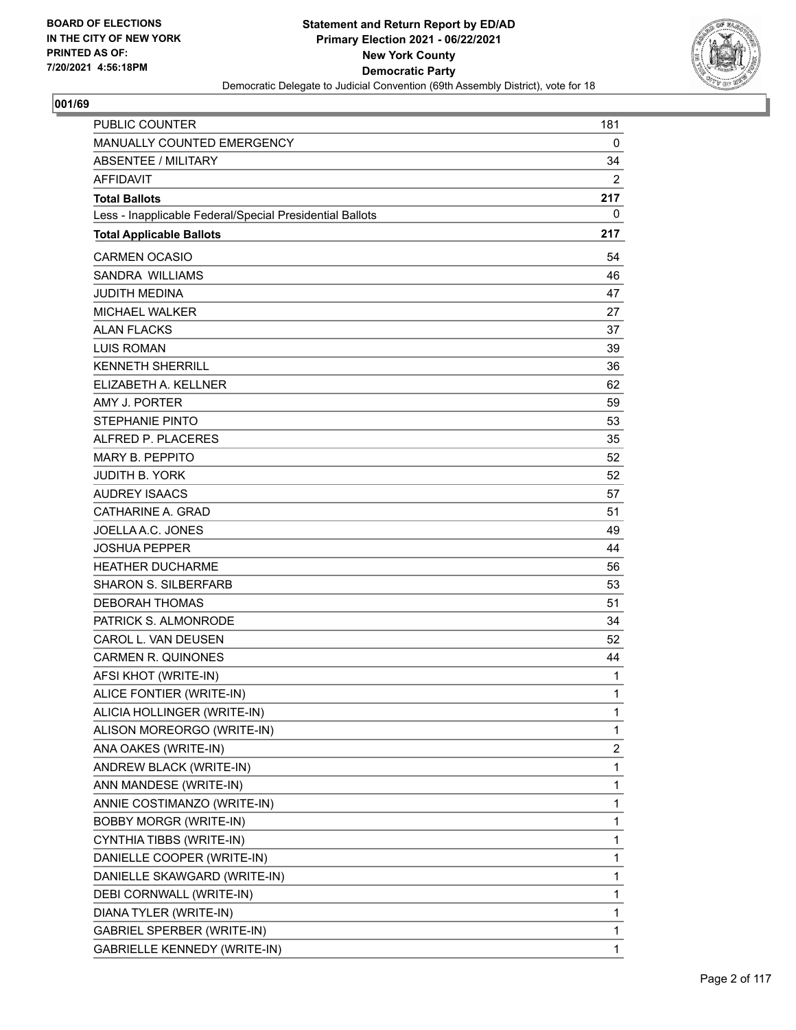**BOARD OF ELECTIONS IN THE CITY OF NEW YORK PRINTED AS OF: 7/20/2021 4:56:18PM**

**Statement and Return Report by ED/AD**
**Primary Election 2021 - 06/22/2021**
**New York County**
**Democratic Party**
Democratic Delegate to Judicial Convention (69th Assembly District), vote for 18

## 001/69

| | |
|---|---|
| PUBLIC COUNTER | 181 |
| MANUALLY COUNTED EMERGENCY | 0 |
| ABSENTEE / MILITARY | 34 |
| AFFIDAVIT | 2 |
| **Total Ballots** | **217** |
| Less - Inapplicable Federal/Special Presidential Ballots | 0 |
| **Total Applicable Ballots** | **217** |
| CARMEN OCASIO | 54 |
| SANDRA WILLIAMS | 46 |
| JUDITH MEDINA | 47 |
| MICHAEL WALKER | 27 |
| ALAN FLACKS | 37 |
| LUIS ROMAN | 39 |
| KENNETH SHERRILL | 36 |
| ELIZABETH A. KELLNER | 62 |
| AMY J. PORTER | 59 |
| STEPHANIE PINTO | 53 |
| ALFRED P. PLACERES | 35 |
| MARY B. PEPPITO | 52 |
| JUDITH B. YORK | 52 |
| AUDREY ISAACS | 57 |
| CATHARINE A. GRAD | 51 |
| JOELLA A.C. JONES | 49 |
| JOSHUA PEPPER | 44 |
| HEATHER DUCHARME | 56 |
| SHARON S. SILBERFARB | 53 |
| DEBORAH THOMAS | 51 |
| PATRICK S. ALMONRODE | 34 |
| CAROL L. VAN DEUSEN | 52 |
| CARMEN R. QUINONES | 44 |
| AFSI KHOT (WRITE-IN) | 1 |
| ALICE FONTIER (WRITE-IN) | 1 |
| ALICIA HOLLINGER (WRITE-IN) | 1 |
| ALISON MOREORGO (WRITE-IN) | 1 |
| ANA OAKES (WRITE-IN) | 2 |
| ANDREW BLACK (WRITE-IN) | 1 |
| ANN MANDESE (WRITE-IN) | 1 |
| ANNIE COSTIMANZO (WRITE-IN) | 1 |
| BOBBY MORGR (WRITE-IN) | 1 |
| CYNTHIA TIBBS (WRITE-IN) | 1 |
| DANIELLE COOPER (WRITE-IN) | 1 |
| DANIELLE SKAWGARD (WRITE-IN) | 1 |
| DEBI CORNWALL (WRITE-IN) | 1 |
| DIANA TYLER (WRITE-IN) | 1 |
| GABRIEL SPERBER (WRITE-IN) | 1 |
| GABRIELLE KENNEDY (WRITE-IN) | 1 |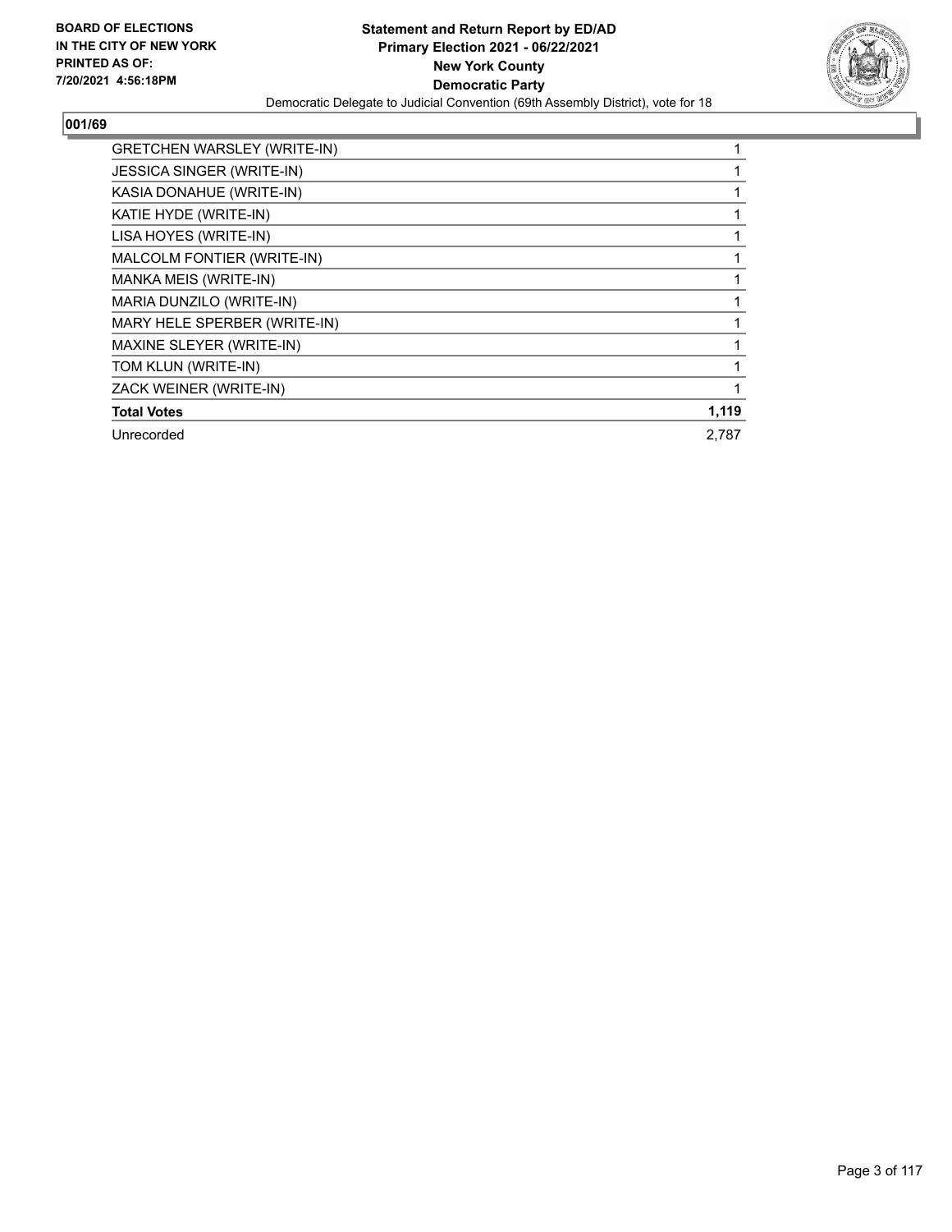BOARD OF ELECTIONS
IN THE CITY OF NEW YORK
PRINTED AS OF:
7/20/2021 4:56:18PM

**Statement and Return Report by ED/AD**
**Primary Election 2021 - 06/22/2021**
**New York County**
**Democratic Party**
Democratic Delegate to Judicial Convention (69th Assembly District), vote for 18

## 001/69

| | |
|---|---|
| GRETCHEN WARSLEY (WRITE-IN) | 1 |
| JESSICA SINGER (WRITE-IN) | 1 |
| KASIA DONAHUE (WRITE-IN) | 1 |
| KATIE HYDE (WRITE-IN) | 1 |
| LISA HOYES (WRITE-IN) | 1 |
| MALCOLM FONTIER (WRITE-IN) | 1 |
| MANKA MEIS (WRITE-IN) | 1 |
| MARIA DUNZILO (WRITE-IN) | 1 |
| MARY HELE SPERBER (WRITE-IN) | 1 |
| MAXINE SLEYER (WRITE-IN) | 1 |
| TOM KLUN (WRITE-IN) | 1 |
| ZACK WEINER (WRITE-IN) | 1 |
| **Total Votes** | **1,119** |
| Unrecorded | 2,787 |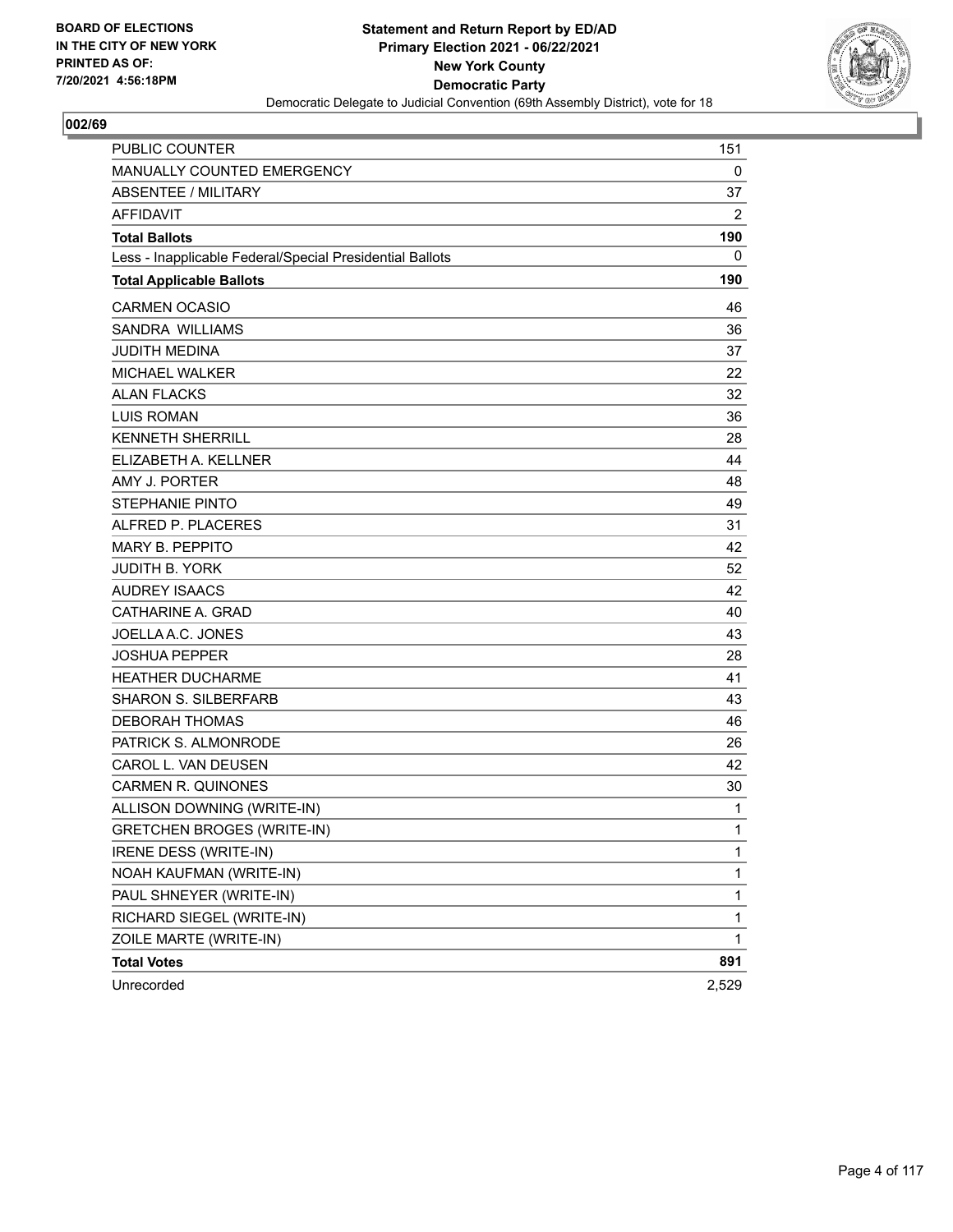**BOARD OF ELECTIONS IN THE CITY OF NEW YORK PRINTED AS OF: 7/20/2021 4:56:18PM**

**Statement and Return Report by ED/AD**
**Primary Election 2021 - 06/22/2021**
**New York County**
**Democratic Party**
Democratic Delegate to Judicial Convention (69th Assembly District), vote for 18

## 002/69

| | |
|---|---|
| PUBLIC COUNTER | 151 |
| MANUALLY COUNTED EMERGENCY | 0 |
| ABSENTEE / MILITARY | 37 |
| AFFIDAVIT | 2 |
| **Total Ballots** | **190** |
| Less - Inapplicable Federal/Special Presidential Ballots | 0 |
| **Total Applicable Ballots** | **190** |
| CARMEN OCASIO | 46 |
| SANDRA WILLIAMS | 36 |
| JUDITH MEDINA | 37 |
| MICHAEL WALKER | 22 |
| ALAN FLACKS | 32 |
| LUIS ROMAN | 36 |
| KENNETH SHERRILL | 28 |
| ELIZABETH A. KELLNER | 44 |
| AMY J. PORTER | 48 |
| STEPHANIE PINTO | 49 |
| ALFRED P. PLACERES | 31 |
| MARY B. PEPPITO | 42 |
| JUDITH B. YORK | 52 |
| AUDREY ISAACS | 42 |
| CATHARINE A. GRAD | 40 |
| JOELLA A.C. JONES | 43 |
| JOSHUA PEPPER | 28 |
| HEATHER DUCHARME | 41 |
| SHARON S. SILBERFARB | 43 |
| DEBORAH THOMAS | 46 |
| PATRICK S. ALMONRODE | 26 |
| CAROL L. VAN DEUSEN | 42 |
| CARMEN R. QUINONES | 30 |
| ALLISON DOWNING (WRITE-IN) | 1 |
| GRETCHEN BROGES (WRITE-IN) | 1 |
| IRENE DESS (WRITE-IN) | 1 |
| NOAH KAUFMAN (WRITE-IN) | 1 |
| PAUL SHNEYER (WRITE-IN) | 1 |
| RICHARD SIEGEL (WRITE-IN) | 1 |
| ZOILE MARTE (WRITE-IN) | 1 |
| **Total Votes** | **891** |
| Unrecorded | 2,529 |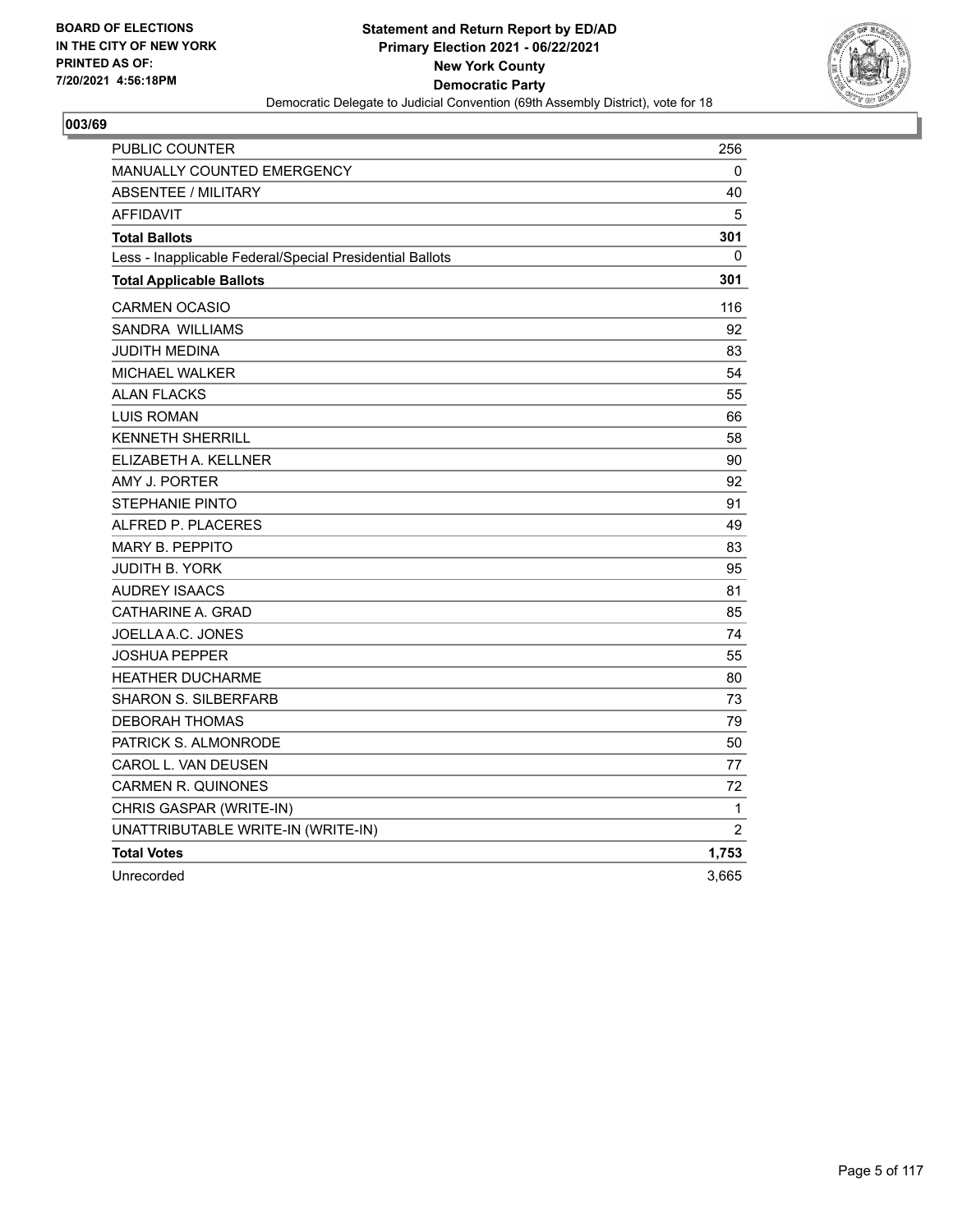BOARD OF ELECTIONS
IN THE CITY OF NEW YORK
PRINTED AS OF:
7/20/2021 4:56:18PM

**Statement and Return Report by ED/AD**
**Primary Election 2021 - 06/22/2021**
**New York County**
**Democratic Party**
Democratic Delegate to Judicial Convention (69th Assembly District), vote for 18

## 003/69

| | |
|---|---|
| PUBLIC COUNTER | 256 |
| MANUALLY COUNTED EMERGENCY | 0 |
| ABSENTEE / MILITARY | 40 |
| AFFIDAVIT | 5 |
| **Total Ballots** | **301** |
| Less - Inapplicable Federal/Special Presidential Ballots | 0 |
| **Total Applicable Ballots** | **301** |
| CARMEN OCASIO | 116 |
| SANDRA WILLIAMS | 92 |
| JUDITH MEDINA | 83 |
| MICHAEL WALKER | 54 |
| ALAN FLACKS | 55 |
| LUIS ROMAN | 66 |
| KENNETH SHERRILL | 58 |
| ELIZABETH A. KELLNER | 90 |
| AMY J. PORTER | 92 |
| STEPHANIE PINTO | 91 |
| ALFRED P. PLACERES | 49 |
| MARY B. PEPPITO | 83 |
| JUDITH B. YORK | 95 |
| AUDREY ISAACS | 81 |
| CATHARINE A. GRAD | 85 |
| JOELLA A.C. JONES | 74 |
| JOSHUA PEPPER | 55 |
| HEATHER DUCHARME | 80 |
| SHARON S. SILBERFARB | 73 |
| DEBORAH THOMAS | 79 |
| PATRICK S. ALMONRODE | 50 |
| CAROL L. VAN DEUSEN | 77 |
| CARMEN R. QUINONES | 72 |
| CHRIS GASPAR (WRITE-IN) | 1 |
| UNATTRIBUTABLE WRITE-IN (WRITE-IN) | 2 |
| **Total Votes** | **1,753** |
| Unrecorded | 3,665 |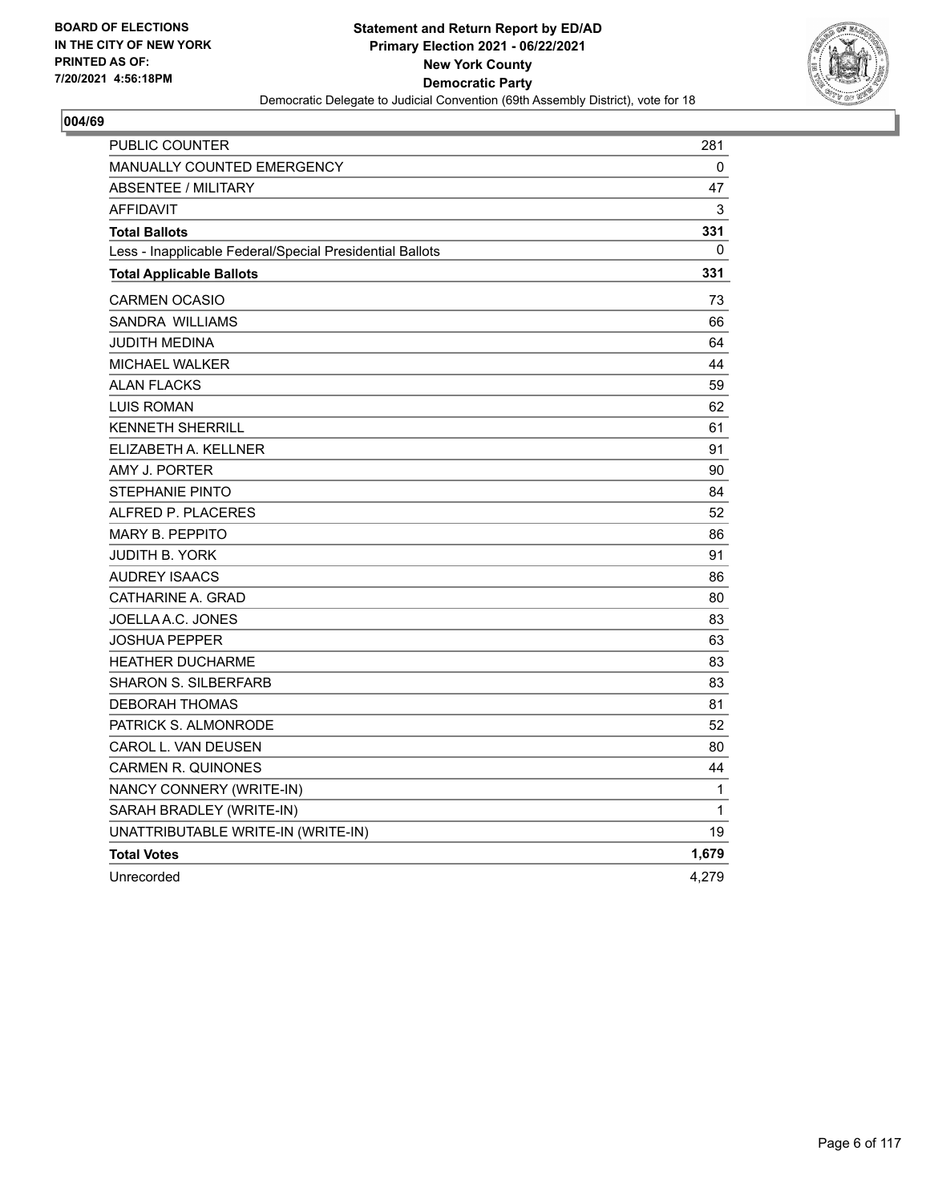BOARD OF ELECTIONS
IN THE CITY OF NEW YORK
PRINTED AS OF:
7/20/2021 4:56:18PM

**Statement and Return Report by ED/AD**
**Primary Election 2021 - 06/22/2021**
**New York County**
**Democratic Party**
Democratic Delegate to Judicial Convention (69th Assembly District), vote for 18

## 004/69

| | |
|---|---|
| PUBLIC COUNTER | 281 |
| MANUALLY COUNTED EMERGENCY | 0 |
| ABSENTEE / MILITARY | 47 |
| AFFIDAVIT | 3 |
| **Total Ballots** | **331** |
| Less - Inapplicable Federal/Special Presidential Ballots | 0 |
| **Total Applicable Ballots** | **331** |
| CARMEN OCASIO | 73 |
| SANDRA WILLIAMS | 66 |
| JUDITH MEDINA | 64 |
| MICHAEL WALKER | 44 |
| ALAN FLACKS | 59 |
| LUIS ROMAN | 62 |
| KENNETH SHERRILL | 61 |
| ELIZABETH A. KELLNER | 91 |
| AMY J. PORTER | 90 |
| STEPHANIE PINTO | 84 |
| ALFRED P. PLACERES | 52 |
| MARY B. PEPPITO | 86 |
| JUDITH B. YORK | 91 |
| AUDREY ISAACS | 86 |
| CATHARINE A. GRAD | 80 |
| JOELLA A.C. JONES | 83 |
| JOSHUA PEPPER | 63 |
| HEATHER DUCHARME | 83 |
| SHARON S. SILBERFARB | 83 |
| DEBORAH THOMAS | 81 |
| PATRICK S. ALMONRODE | 52 |
| CAROL L. VAN DEUSEN | 80 |
| CARMEN R. QUINONES | 44 |
| NANCY CONNERY (WRITE-IN) | 1 |
| SARAH BRADLEY (WRITE-IN) | 1 |
| UNATTRIBUTABLE WRITE-IN (WRITE-IN) | 19 |
| **Total Votes** | **1,679** |
| Unrecorded | 4,279 |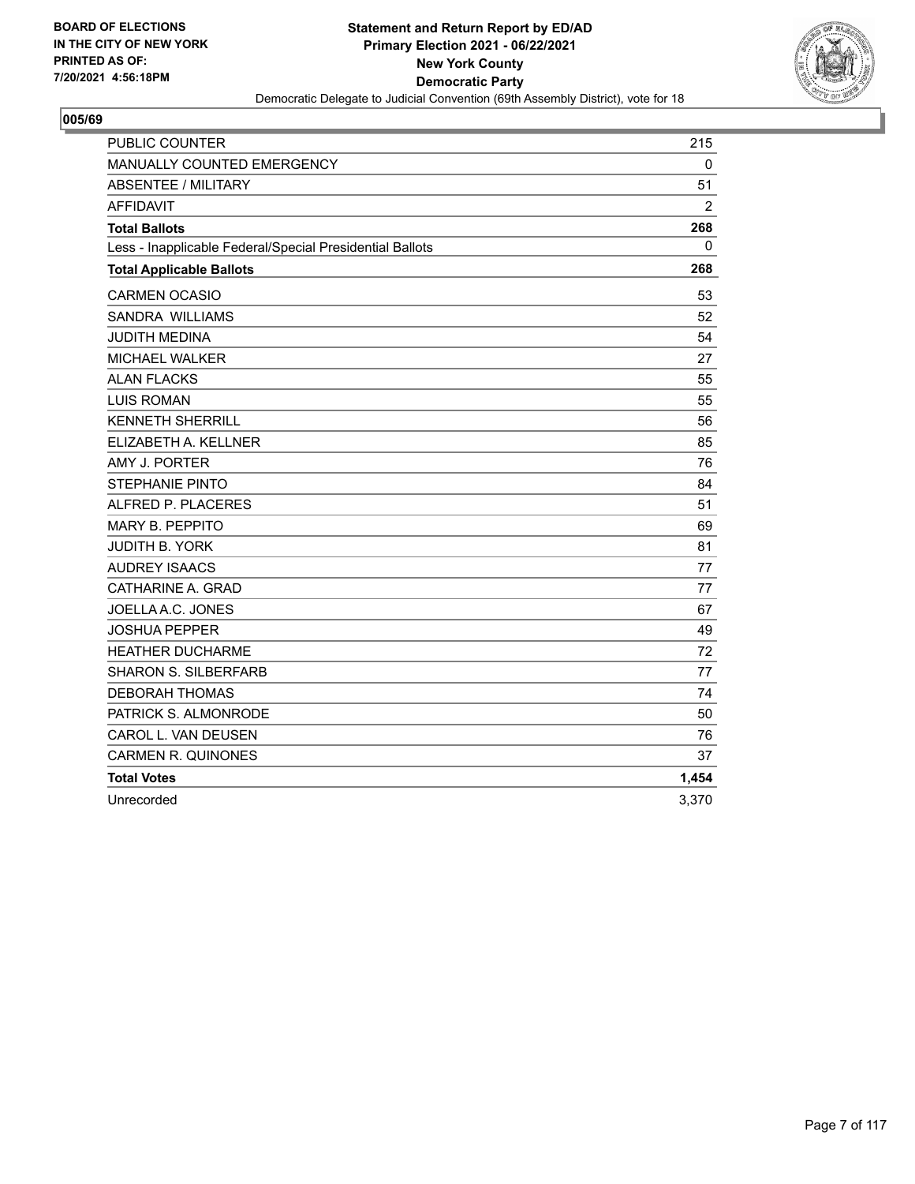BOARD OF ELECTIONS
IN THE CITY OF NEW YORK
PRINTED AS OF:
7/20/2021 4:56:18PM

**Statement and Return Report by ED/AD**
**Primary Election 2021 - 06/22/2021**
**New York County**
**Democratic Party**
Democratic Delegate to Judicial Convention (69th Assembly District), vote for 18

**005/69**

| | |
|---|---|
| PUBLIC COUNTER | 215 |
| MANUALLY COUNTED EMERGENCY | 0 |
| ABSENTEE / MILITARY | 51 |
| AFFIDAVIT | 2 |
| **Total Ballots** | **268** |
| Less - Inapplicable Federal/Special Presidential Ballots | 0 |
| **Total Applicable Ballots** | **268** |
| CARMEN OCASIO | 53 |
| SANDRA WILLIAMS | 52 |
| JUDITH MEDINA | 54 |
| MICHAEL WALKER | 27 |
| ALAN FLACKS | 55 |
| LUIS ROMAN | 55 |
| KENNETH SHERRILL | 56 |
| ELIZABETH A. KELLNER | 85 |
| AMY J. PORTER | 76 |
| STEPHANIE PINTO | 84 |
| ALFRED P. PLACERES | 51 |
| MARY B. PEPPITO | 69 |
| JUDITH B. YORK | 81 |
| AUDREY ISAACS | 77 |
| CATHARINE A. GRAD | 77 |
| JOELLA A.C. JONES | 67 |
| JOSHUA PEPPER | 49 |
| HEATHER DUCHARME | 72 |
| SHARON S. SILBERFARB | 77 |
| DEBORAH THOMAS | 74 |
| PATRICK S. ALMONRODE | 50 |
| CAROL L. VAN DEUSEN | 76 |
| CARMEN R. QUINONES | 37 |
| **Total Votes** | **1,454** |
| Unrecorded | 3,370 |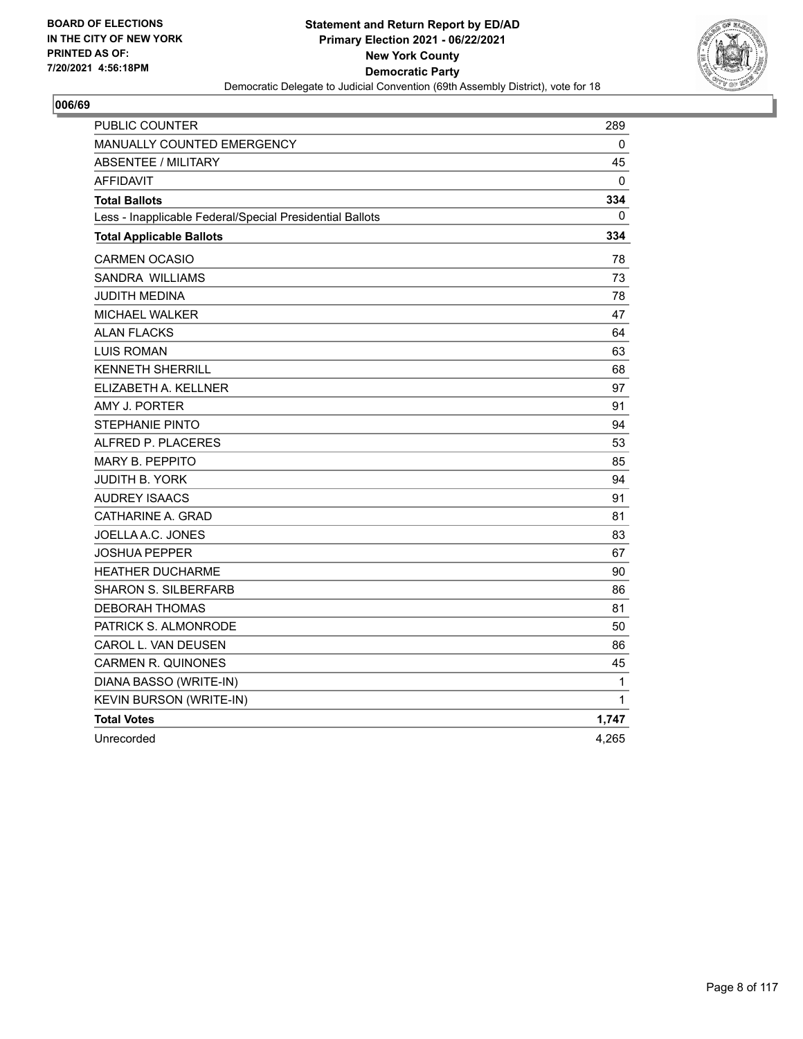**BOARD OF ELECTIONS IN THE CITY OF NEW YORK PRINTED AS OF: 7/20/2021 4:56:18PM**

**Statement and Return Report by ED/AD**
**Primary Election 2021 - 06/22/2021**
**New York County**
**Democratic Party**
Democratic Delegate to Judicial Convention (69th Assembly District), vote for 18

## 006/69

| | |
|---|---|
| PUBLIC COUNTER | 289 |
| MANUALLY COUNTED EMERGENCY | 0 |
| ABSENTEE / MILITARY | 45 |
| AFFIDAVIT | 0 |
| **Total Ballots** | **334** |
| Less - Inapplicable Federal/Special Presidential Ballots | 0 |
| **Total Applicable Ballots** | **334** |
| CARMEN OCASIO | 78 |
| SANDRA WILLIAMS | 73 |
| JUDITH MEDINA | 78 |
| MICHAEL WALKER | 47 |
| ALAN FLACKS | 64 |
| LUIS ROMAN | 63 |
| KENNETH SHERRILL | 68 |
| ELIZABETH A. KELLNER | 97 |
| AMY J. PORTER | 91 |
| STEPHANIE PINTO | 94 |
| ALFRED P. PLACERES | 53 |
| MARY B. PEPPITO | 85 |
| JUDITH B. YORK | 94 |
| AUDREY ISAACS | 91 |
| CATHARINE A. GRAD | 81 |
| JOELLA A.C. JONES | 83 |
| JOSHUA PEPPER | 67 |
| HEATHER DUCHARME | 90 |
| SHARON S. SILBERFARB | 86 |
| DEBORAH THOMAS | 81 |
| PATRICK S. ALMONRODE | 50 |
| CAROL L. VAN DEUSEN | 86 |
| CARMEN R. QUINONES | 45 |
| DIANA BASSO (WRITE-IN) | 1 |
| KEVIN BURSON (WRITE-IN) | 1 |
| **Total Votes** | **1,747** |
| Unrecorded | 4,265 |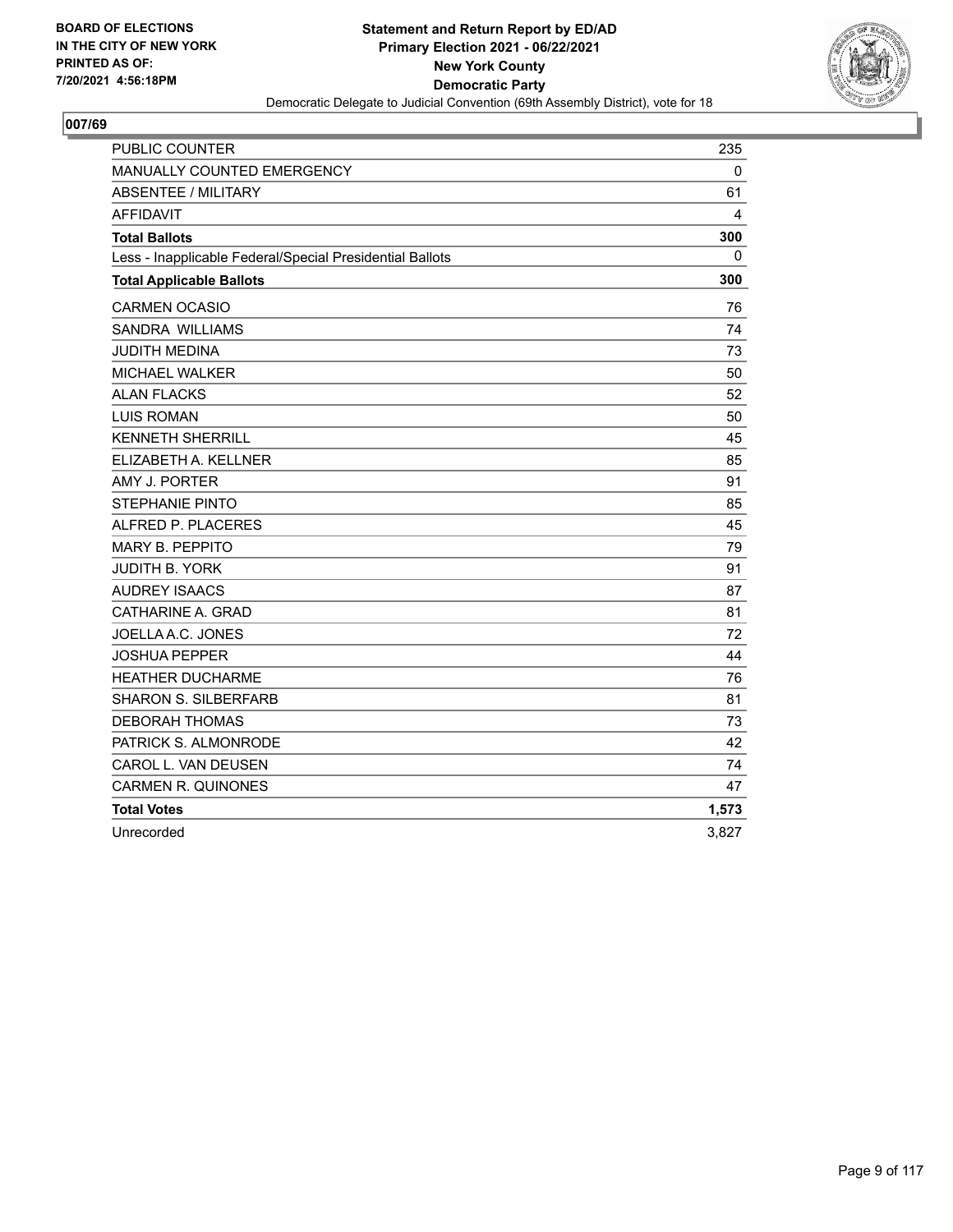BOARD OF ELECTIONS
IN THE CITY OF NEW YORK
PRINTED AS OF:
7/20/2021 4:56:18PM

**Statement and Return Report by ED/AD**
**Primary Election 2021 - 06/22/2021**
**New York County**
**Democratic Party**
Democratic Delegate to Judicial Convention (69th Assembly District), vote for 18

## 007/69

| | |
|---|---|
| PUBLIC COUNTER | 235 |
| MANUALLY COUNTED EMERGENCY | 0 |
| ABSENTEE / MILITARY | 61 |
| AFFIDAVIT | 4 |
| **Total Ballots** | **300** |
| Less - Inapplicable Federal/Special Presidential Ballots | 0 |
| **Total Applicable Ballots** | **300** |
| CARMEN OCASIO | 76 |
| SANDRA WILLIAMS | 74 |
| JUDITH MEDINA | 73 |
| MICHAEL WALKER | 50 |
| ALAN FLACKS | 52 |
| LUIS ROMAN | 50 |
| KENNETH SHERRILL | 45 |
| ELIZABETH A. KELLNER | 85 |
| AMY J. PORTER | 91 |
| STEPHANIE PINTO | 85 |
| ALFRED P. PLACERES | 45 |
| MARY B. PEPPITO | 79 |
| JUDITH B. YORK | 91 |
| AUDREY ISAACS | 87 |
| CATHARINE A. GRAD | 81 |
| JOELLA A.C. JONES | 72 |
| JOSHUA PEPPER | 44 |
| HEATHER DUCHARME | 76 |
| SHARON S. SILBERFARB | 81 |
| DEBORAH THOMAS | 73 |
| PATRICK S. ALMONRODE | 42 |
| CAROL L. VAN DEUSEN | 74 |
| CARMEN R. QUINONES | 47 |
| **Total Votes** | **1,573** |
| Unrecorded | 3,827 |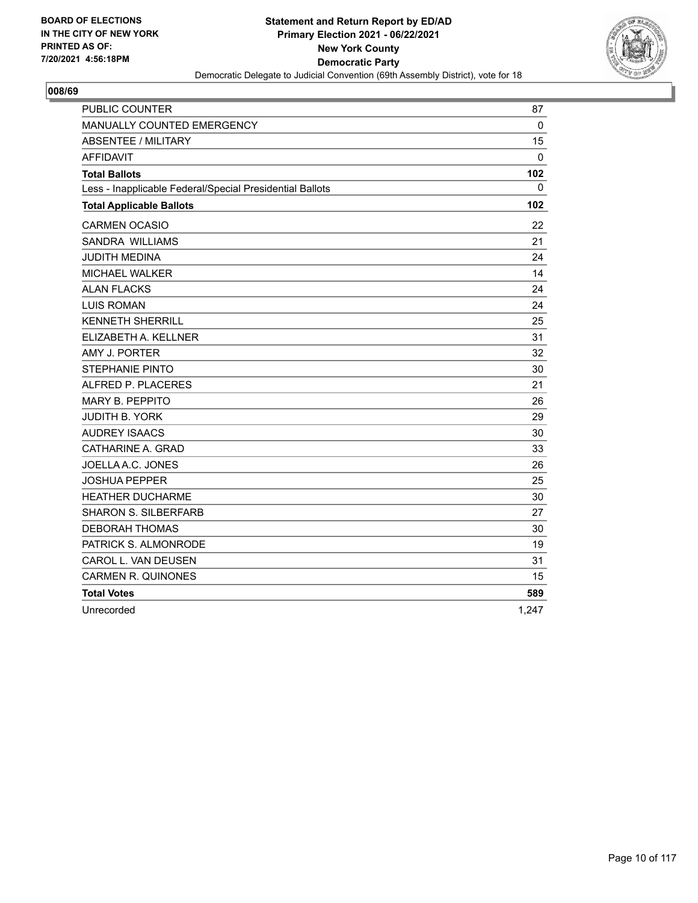BOARD OF ELECTIONS
IN THE CITY OF NEW YORK
PRINTED AS OF:
7/20/2021 4:56:18PM

**Statement and Return Report by ED/AD**
**Primary Election 2021 - 06/22/2021**
**New York County**
**Democratic Party**
Democratic Delegate to Judicial Convention (69th Assembly District), vote for 18

## 008/69

| | |
|---|---|
| PUBLIC COUNTER | 87 |
| MANUALLY COUNTED EMERGENCY | 0 |
| ABSENTEE / MILITARY | 15 |
| AFFIDAVIT | 0 |
| **Total Ballots** | **102** |
| Less - Inapplicable Federal/Special Presidential Ballots | 0 |
| **Total Applicable Ballots** | **102** |
| CARMEN OCASIO | 22 |
| SANDRA WILLIAMS | 21 |
| JUDITH MEDINA | 24 |
| MICHAEL WALKER | 14 |
| ALAN FLACKS | 24 |
| LUIS ROMAN | 24 |
| KENNETH SHERRILL | 25 |
| ELIZABETH A. KELLNER | 31 |
| AMY J. PORTER | 32 |
| STEPHANIE PINTO | 30 |
| ALFRED P. PLACERES | 21 |
| MARY B. PEPPITO | 26 |
| JUDITH B. YORK | 29 |
| AUDREY ISAACS | 30 |
| CATHARINE A. GRAD | 33 |
| JOELLA A.C. JONES | 26 |
| JOSHUA PEPPER | 25 |
| HEATHER DUCHARME | 30 |
| SHARON S. SILBERFARB | 27 |
| DEBORAH THOMAS | 30 |
| PATRICK S. ALMONRODE | 19 |
| CAROL L. VAN DEUSEN | 31 |
| CARMEN R. QUINONES | 15 |
| **Total Votes** | **589** |
| Unrecorded | 1,247 |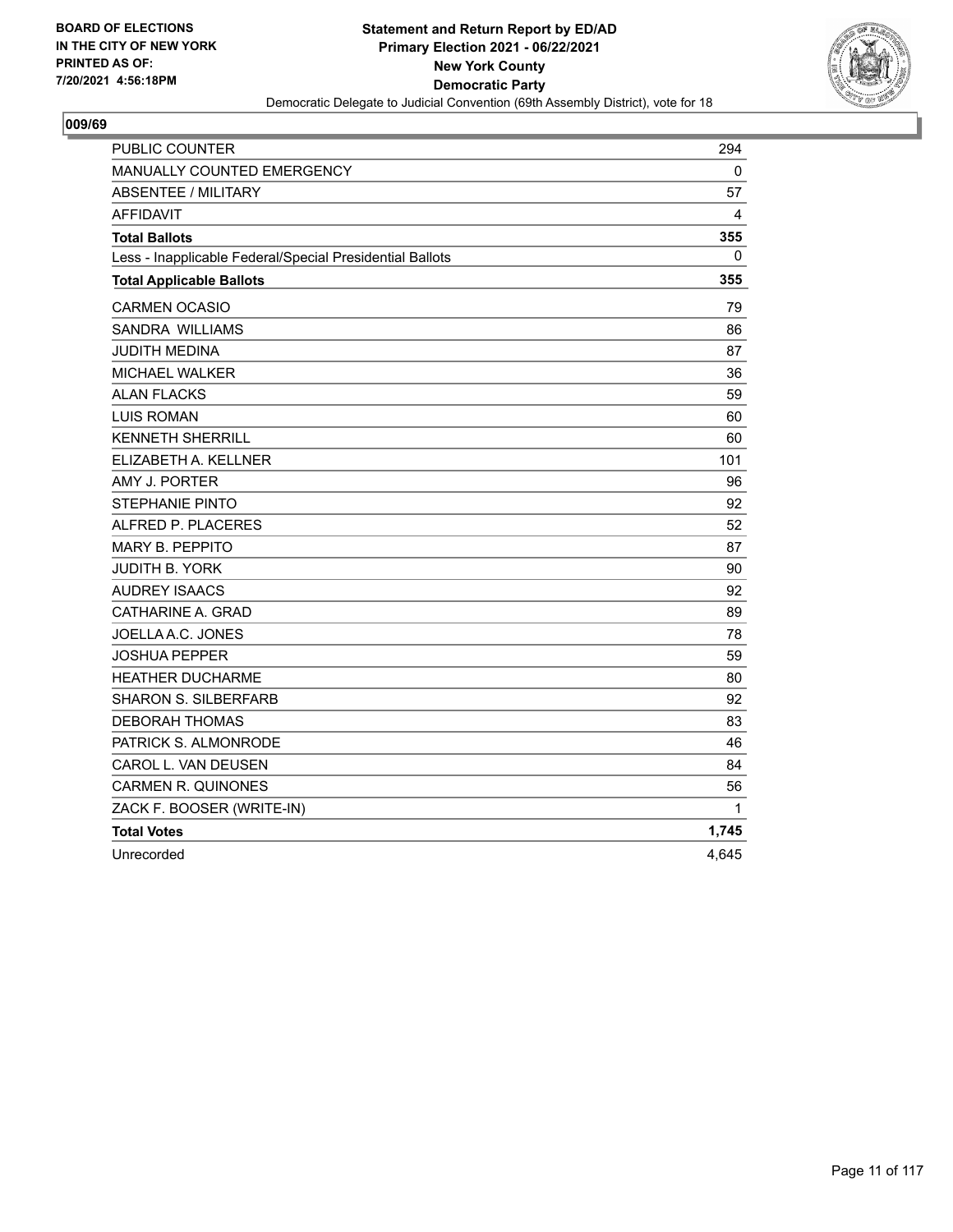BOARD OF ELECTIONS
IN THE CITY OF NEW YORK
PRINTED AS OF:
7/20/2021 4:56:18PM

**Statement and Return Report by ED/AD**
**Primary Election 2021 - 06/22/2021**
**New York County**
**Democratic Party**
Democratic Delegate to Judicial Convention (69th Assembly District), vote for 18

## 009/69

| | |
|---|---|
| PUBLIC COUNTER | 294 |
| MANUALLY COUNTED EMERGENCY | 0 |
| ABSENTEE / MILITARY | 57 |
| AFFIDAVIT | 4 |
| **Total Ballots** | **355** |
| Less - Inapplicable Federal/Special Presidential Ballots | 0 |
| **Total Applicable Ballots** | **355** |
| CARMEN OCASIO | 79 |
| SANDRA WILLIAMS | 86 |
| JUDITH MEDINA | 87 |
| MICHAEL WALKER | 36 |
| ALAN FLACKS | 59 |
| LUIS ROMAN | 60 |
| KENNETH SHERRILL | 60 |
| ELIZABETH A. KELLNER | 101 |
| AMY J. PORTER | 96 |
| STEPHANIE PINTO | 92 |
| ALFRED P. PLACERES | 52 |
| MARY B. PEPPITO | 87 |
| JUDITH B. YORK | 90 |
| AUDREY ISAACS | 92 |
| CATHARINE A. GRAD | 89 |
| JOELLA A.C. JONES | 78 |
| JOSHUA PEPPER | 59 |
| HEATHER DUCHARME | 80 |
| SHARON S. SILBERFARB | 92 |
| DEBORAH THOMAS | 83 |
| PATRICK S. ALMONRODE | 46 |
| CAROL L. VAN DEUSEN | 84 |
| CARMEN R. QUINONES | 56 |
| ZACK F. BOOSER (WRITE-IN) | 1 |
| **Total Votes** | **1,745** |
| Unrecorded | 4,645 |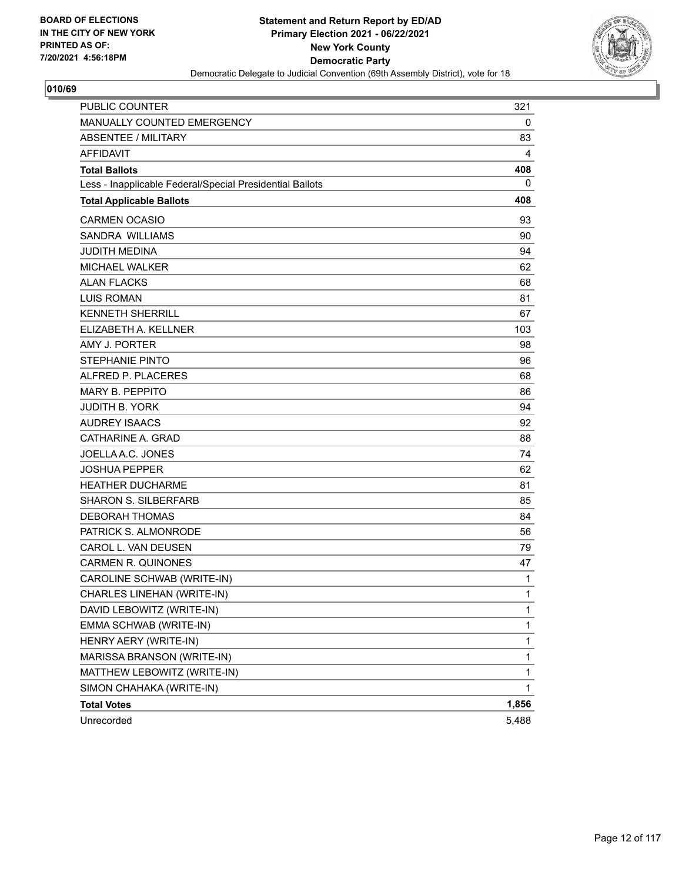BOARD OF ELECTIONS
IN THE CITY OF NEW YORK
PRINTED AS OF:
7/20/2021 4:56:18PM

**Statement and Return Report by ED/AD**
**Primary Election 2021 - 06/22/2021**
**New York County**
**Democratic Party**
Democratic Delegate to Judicial Convention (69th Assembly District), vote for 18

## 010/69

| | |
|---|---|
| PUBLIC COUNTER | 321 |
| MANUALLY COUNTED EMERGENCY | 0 |
| ABSENTEE / MILITARY | 83 |
| AFFIDAVIT | 4 |
| **Total Ballots** | **408** |
| Less - Inapplicable Federal/Special Presidential Ballots | 0 |
| **Total Applicable Ballots** | **408** |
| CARMEN OCASIO | 93 |
| SANDRA WILLIAMS | 90 |
| JUDITH MEDINA | 94 |
| MICHAEL WALKER | 62 |
| ALAN FLACKS | 68 |
| LUIS ROMAN | 81 |
| KENNETH SHERRILL | 67 |
| ELIZABETH A. KELLNER | 103 |
| AMY J. PORTER | 98 |
| STEPHANIE PINTO | 96 |
| ALFRED P. PLACERES | 68 |
| MARY B. PEPPITO | 86 |
| JUDITH B. YORK | 94 |
| AUDREY ISAACS | 92 |
| CATHARINE A. GRAD | 88 |
| JOELLA A.C. JONES | 74 |
| JOSHUA PEPPER | 62 |
| HEATHER DUCHARME | 81 |
| SHARON S. SILBERFARB | 85 |
| DEBORAH THOMAS | 84 |
| PATRICK S. ALMONRODE | 56 |
| CAROL L. VAN DEUSEN | 79 |
| CARMEN R. QUINONES | 47 |
| CAROLINE SCHWAB (WRITE-IN) | 1 |
| CHARLES LINEHAN (WRITE-IN) | 1 |
| DAVID LEBOWITZ (WRITE-IN) | 1 |
| EMMA SCHWAB (WRITE-IN) | 1 |
| HENRY AERY (WRITE-IN) | 1 |
| MARISSA BRANSON (WRITE-IN) | 1 |
| MATTHEW LEBOWITZ (WRITE-IN) | 1 |
| SIMON CHAHAKA (WRITE-IN) | 1 |
| **Total Votes** | **1,856** |
| Unrecorded | 5,488 |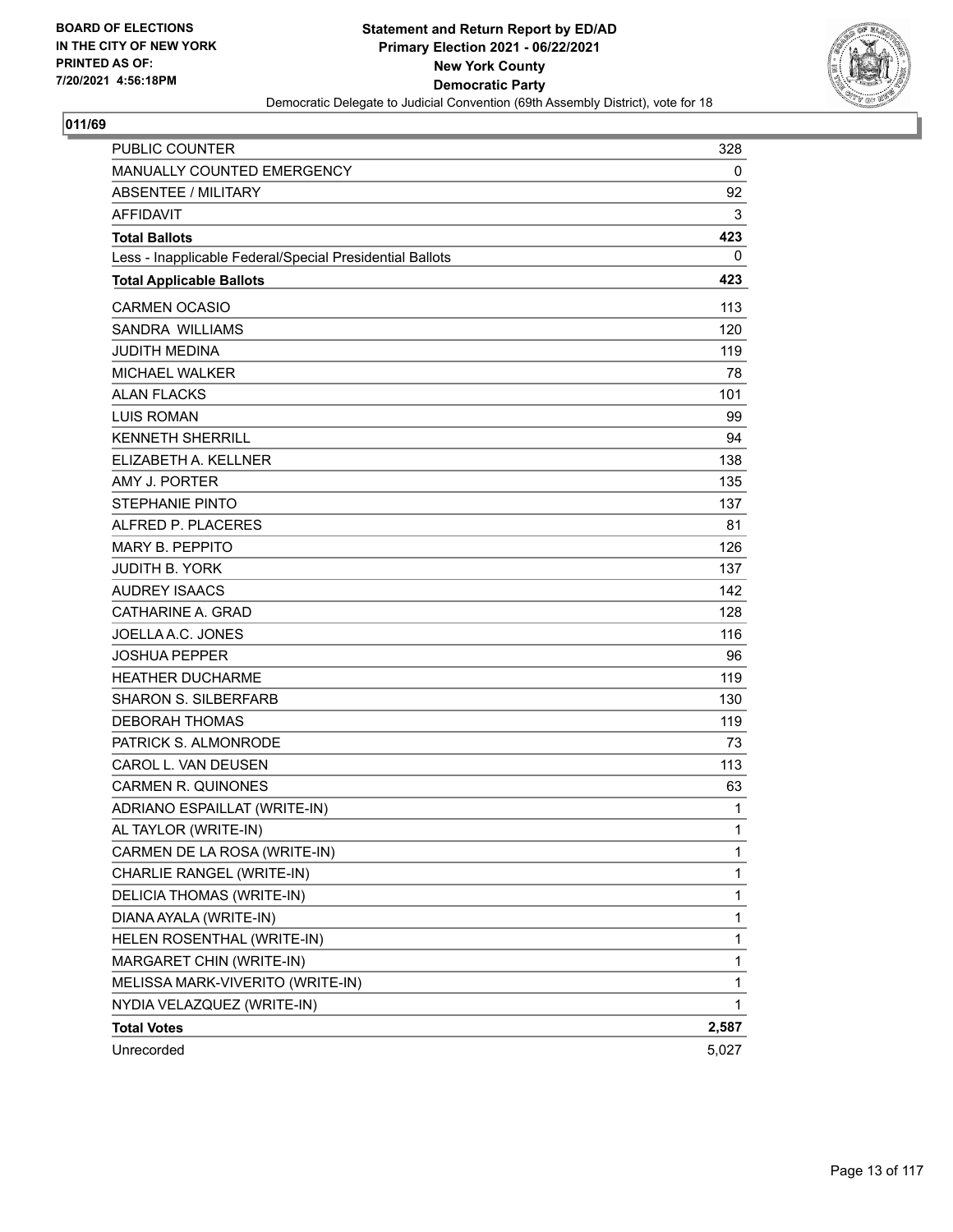**BOARD OF ELECTIONS IN THE CITY OF NEW YORK PRINTED AS OF: 7/20/2021 4:56:18PM**

**Statement and Return Report by ED/AD**
**Primary Election 2021 - 06/22/2021**
**New York County**
**Democratic Party**
Democratic Delegate to Judicial Convention (69th Assembly District), vote for 18

## 011/69

| | |
|---|---|
| PUBLIC COUNTER | 328 |
| MANUALLY COUNTED EMERGENCY | 0 |
| ABSENTEE / MILITARY | 92 |
| AFFIDAVIT | 3 |
| **Total Ballots** | **423** |
| Less - Inapplicable Federal/Special Presidential Ballots | 0 |
| **Total Applicable Ballots** | **423** |
| CARMEN OCASIO | 113 |
| SANDRA WILLIAMS | 120 |
| JUDITH MEDINA | 119 |
| MICHAEL WALKER | 78 |
| ALAN FLACKS | 101 |
| LUIS ROMAN | 99 |
| KENNETH SHERRILL | 94 |
| ELIZABETH A. KELLNER | 138 |
| AMY J. PORTER | 135 |
| STEPHANIE PINTO | 137 |
| ALFRED P. PLACERES | 81 |
| MARY B. PEPPITO | 126 |
| JUDITH B. YORK | 137 |
| AUDREY ISAACS | 142 |
| CATHARINE A. GRAD | 128 |
| JOELLA A.C. JONES | 116 |
| JOSHUA PEPPER | 96 |
| HEATHER DUCHARME | 119 |
| SHARON S. SILBERFARB | 130 |
| DEBORAH THOMAS | 119 |
| PATRICK S. ALMONRODE | 73 |
| CAROL L. VAN DEUSEN | 113 |
| CARMEN R. QUINONES | 63 |
| ADRIANO ESPAILLAT (WRITE-IN) | 1 |
| AL TAYLOR (WRITE-IN) | 1 |
| CARMEN DE LA ROSA (WRITE-IN) | 1 |
| CHARLIE RANGEL (WRITE-IN) | 1 |
| DELICIA THOMAS (WRITE-IN) | 1 |
| DIANA AYALA (WRITE-IN) | 1 |
| HELEN ROSENTHAL (WRITE-IN) | 1 |
| MARGARET CHIN (WRITE-IN) | 1 |
| MELISSA MARK-VIVERITO (WRITE-IN) | 1 |
| NYDIA VELAZQUEZ (WRITE-IN) | 1 |
| **Total Votes** | **2,587** |
| Unrecorded | 5,027 |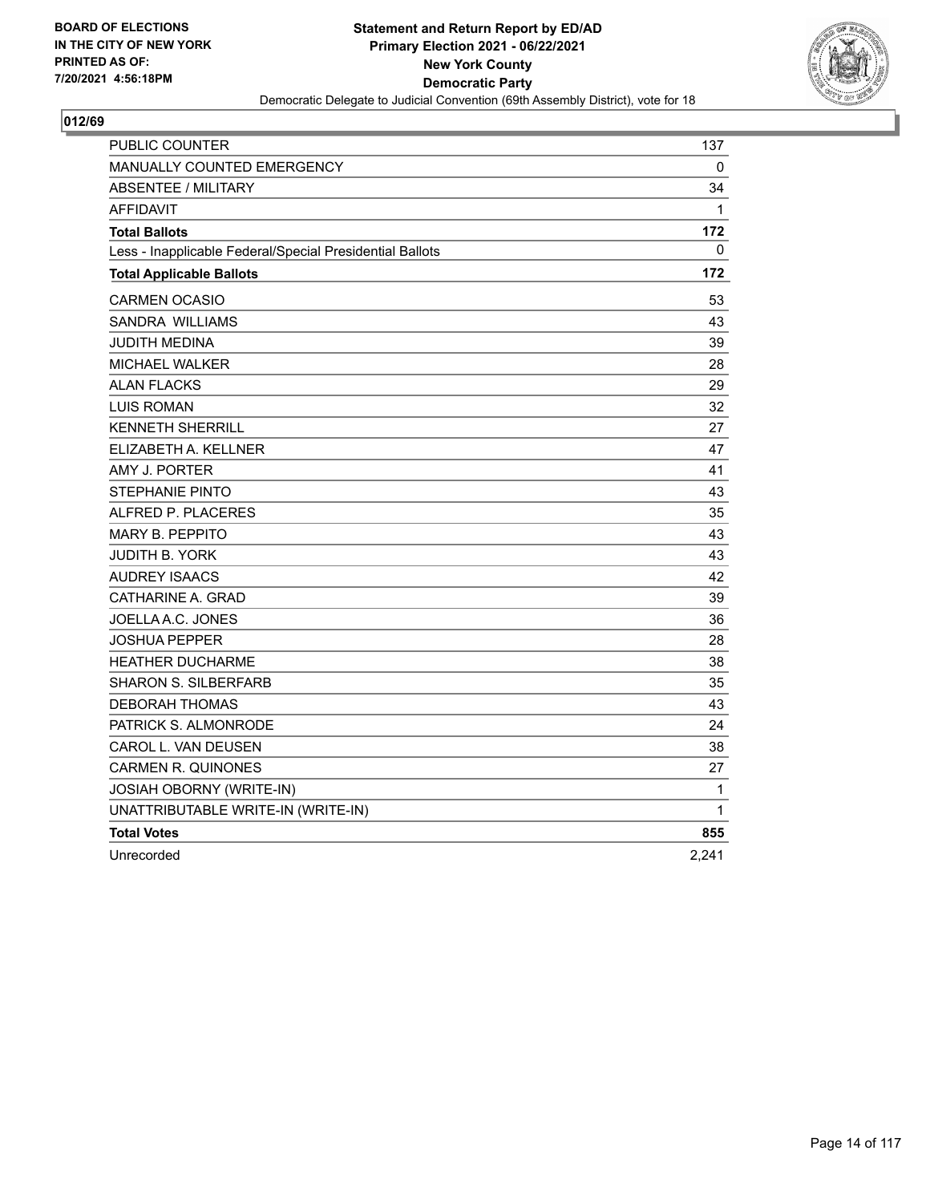BOARD OF ELECTIONS
IN THE CITY OF NEW YORK
PRINTED AS OF:
7/20/2021 4:56:18PM

**Statement and Return Report by ED/AD**
**Primary Election 2021 - 06/22/2021**
**New York County**
**Democratic Party**
Democratic Delegate to Judicial Convention (69th Assembly District), vote for 18

## 012/69

| | |
|---|---|
| PUBLIC COUNTER | 137 |
| MANUALLY COUNTED EMERGENCY | 0 |
| ABSENTEE / MILITARY | 34 |
| AFFIDAVIT | 1 |
| **Total Ballots** | **172** |
| Less - Inapplicable Federal/Special Presidential Ballots | 0 |
| **Total Applicable Ballots** | **172** |
| CARMEN OCASIO | 53 |
| SANDRA WILLIAMS | 43 |
| JUDITH MEDINA | 39 |
| MICHAEL WALKER | 28 |
| ALAN FLACKS | 29 |
| LUIS ROMAN | 32 |
| KENNETH SHERRILL | 27 |
| ELIZABETH A. KELLNER | 47 |
| AMY J. PORTER | 41 |
| STEPHANIE PINTO | 43 |
| ALFRED P. PLACERES | 35 |
| MARY B. PEPPITO | 43 |
| JUDITH B. YORK | 43 |
| AUDREY ISAACS | 42 |
| CATHARINE A. GRAD | 39 |
| JOELLA A.C. JONES | 36 |
| JOSHUA PEPPER | 28 |
| HEATHER DUCHARME | 38 |
| SHARON S. SILBERFARB | 35 |
| DEBORAH THOMAS | 43 |
| PATRICK S. ALMONRODE | 24 |
| CAROL L. VAN DEUSEN | 38 |
| CARMEN R. QUINONES | 27 |
| JOSIAH OBORNY (WRITE-IN) | 1 |
| UNATTRIBUTABLE WRITE-IN (WRITE-IN) | 1 |
| **Total Votes** | **855** |
| Unrecorded | 2,241 |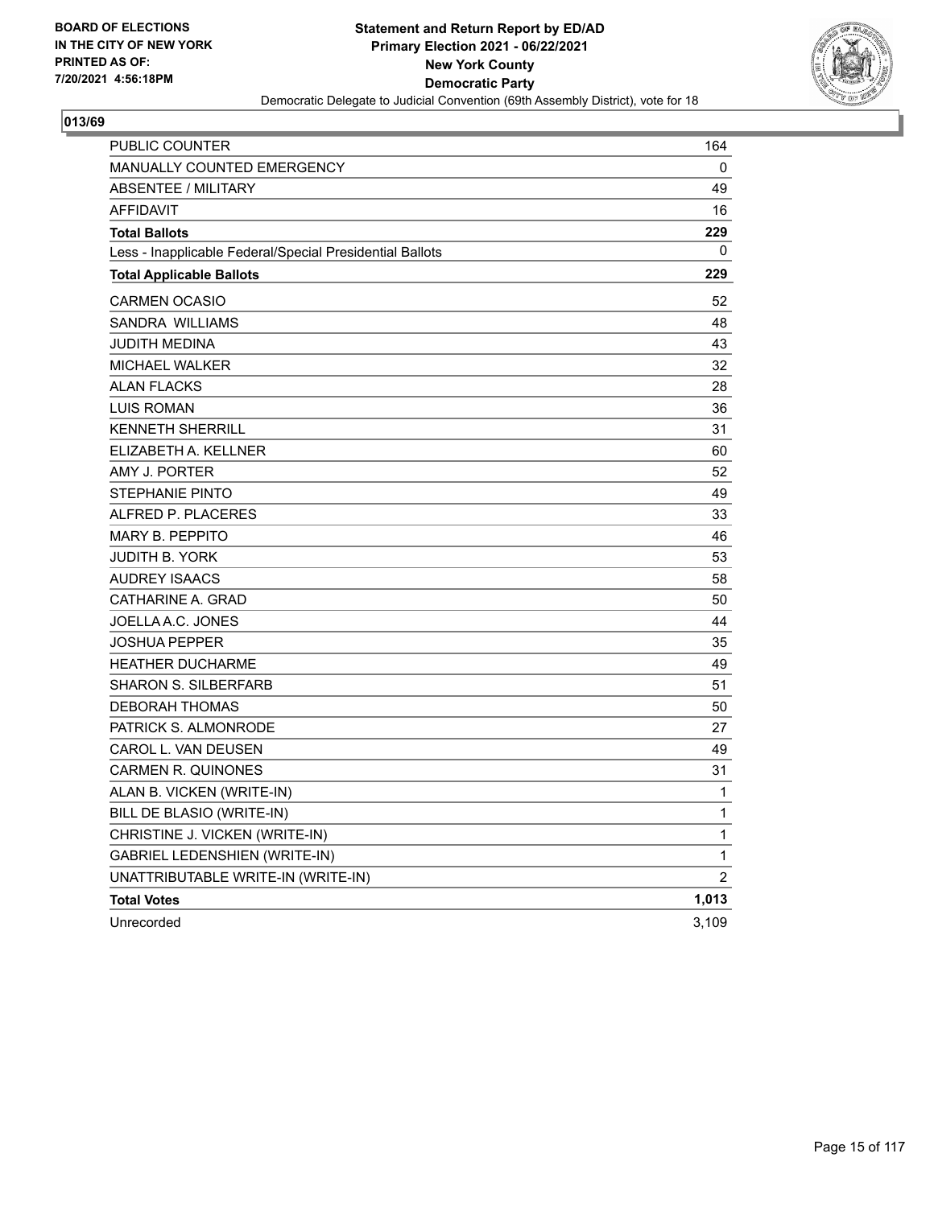BOARD OF ELECTIONS
IN THE CITY OF NEW YORK
PRINTED AS OF:
7/20/2021 4:56:18PM

**Statement and Return Report by ED/AD**
**Primary Election 2021 - 06/22/2021**
**New York County**
**Democratic Party**
Democratic Delegate to Judicial Convention (69th Assembly District), vote for 18

## 013/69

| | |
|---|---|
| PUBLIC COUNTER | 164 |
| MANUALLY COUNTED EMERGENCY | 0 |
| ABSENTEE / MILITARY | 49 |
| AFFIDAVIT | 16 |
| **Total Ballots** | **229** |
| Less - Inapplicable Federal/Special Presidential Ballots | 0 |
| **Total Applicable Ballots** | **229** |
| CARMEN OCASIO | 52 |
| SANDRA WILLIAMS | 48 |
| JUDITH MEDINA | 43 |
| MICHAEL WALKER | 32 |
| ALAN FLACKS | 28 |
| LUIS ROMAN | 36 |
| KENNETH SHERRILL | 31 |
| ELIZABETH A. KELLNER | 60 |
| AMY J. PORTER | 52 |
| STEPHANIE PINTO | 49 |
| ALFRED P. PLACERES | 33 |
| MARY B. PEPPITO | 46 |
| JUDITH B. YORK | 53 |
| AUDREY ISAACS | 58 |
| CATHARINE A. GRAD | 50 |
| JOELLA A.C. JONES | 44 |
| JOSHUA PEPPER | 35 |
| HEATHER DUCHARME | 49 |
| SHARON S. SILBERFARB | 51 |
| DEBORAH THOMAS | 50 |
| PATRICK S. ALMONRODE | 27 |
| CAROL L. VAN DEUSEN | 49 |
| CARMEN R. QUINONES | 31 |
| ALAN B. VICKEN (WRITE-IN) | 1 |
| BILL DE BLASIO (WRITE-IN) | 1 |
| CHRISTINE J. VICKEN (WRITE-IN) | 1 |
| GABRIEL LEDENSHIEN (WRITE-IN) | 1 |
| UNATTRIBUTABLE WRITE-IN (WRITE-IN) | 2 |
| **Total Votes** | **1,013** |
| Unrecorded | 3,109 |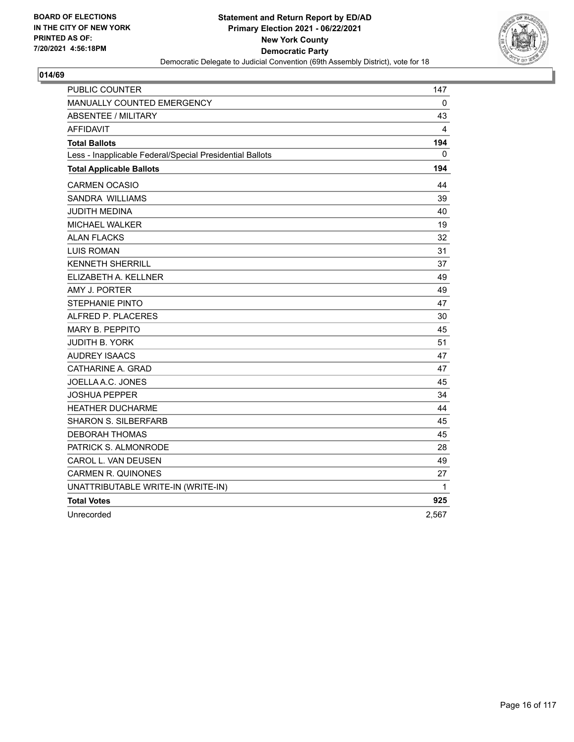BOARD OF ELECTIONS
IN THE CITY OF NEW YORK
PRINTED AS OF:
7/20/2021 4:56:18PM

**Statement and Return Report by ED/AD**
**Primary Election 2021 - 06/22/2021**
**New York County**
**Democratic Party**
Democratic Delegate to Judicial Convention (69th Assembly District), vote for 18

## 014/69

| | |
|---|---|
| PUBLIC COUNTER | 147 |
| MANUALLY COUNTED EMERGENCY | 0 |
| ABSENTEE / MILITARY | 43 |
| AFFIDAVIT | 4 |
| **Total Ballots** | **194** |
| Less - Inapplicable Federal/Special Presidential Ballots | 0 |
| **Total Applicable Ballots** | **194** |
| CARMEN OCASIO | 44 |
| SANDRA WILLIAMS | 39 |
| JUDITH MEDINA | 40 |
| MICHAEL WALKER | 19 |
| ALAN FLACKS | 32 |
| LUIS ROMAN | 31 |
| KENNETH SHERRILL | 37 |
| ELIZABETH A. KELLNER | 49 |
| AMY J. PORTER | 49 |
| STEPHANIE PINTO | 47 |
| ALFRED P. PLACERES | 30 |
| MARY B. PEPPITO | 45 |
| JUDITH B. YORK | 51 |
| AUDREY ISAACS | 47 |
| CATHARINE A. GRAD | 47 |
| JOELLA A.C. JONES | 45 |
| JOSHUA PEPPER | 34 |
| HEATHER DUCHARME | 44 |
| SHARON S. SILBERFARB | 45 |
| DEBORAH THOMAS | 45 |
| PATRICK S. ALMONRODE | 28 |
| CAROL L. VAN DEUSEN | 49 |
| CARMEN R. QUINONES | 27 |
| UNATTRIBUTABLE WRITE-IN (WRITE-IN) | 1 |
| **Total Votes** | **925** |
| Unrecorded | 2,567 |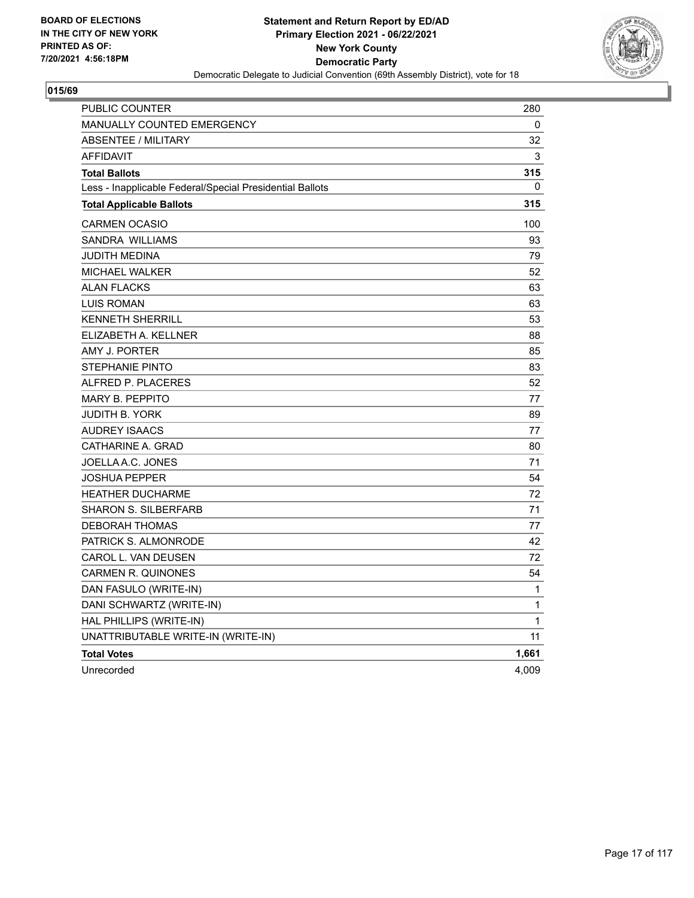BOARD OF ELECTIONS
IN THE CITY OF NEW YORK
PRINTED AS OF:
7/20/2021 4:56:18PM

**Statement and Return Report by ED/AD**
**Primary Election 2021 - 06/22/2021**
**New York County**
**Democratic Party**
Democratic Delegate to Judicial Convention (69th Assembly District), vote for 18

## 015/69

| | |
|---|---|
| PUBLIC COUNTER | 280 |
| MANUALLY COUNTED EMERGENCY | 0 |
| ABSENTEE / MILITARY | 32 |
| AFFIDAVIT | 3 |
| **Total Ballots** | **315** |
| Less - Inapplicable Federal/Special Presidential Ballots | 0 |
| **Total Applicable Ballots** | **315** |
| CARMEN OCASIO | 100 |
| SANDRA WILLIAMS | 93 |
| JUDITH MEDINA | 79 |
| MICHAEL WALKER | 52 |
| ALAN FLACKS | 63 |
| LUIS ROMAN | 63 |
| KENNETH SHERRILL | 53 |
| ELIZABETH A. KELLNER | 88 |
| AMY J. PORTER | 85 |
| STEPHANIE PINTO | 83 |
| ALFRED P. PLACERES | 52 |
| MARY B. PEPPITO | 77 |
| JUDITH B. YORK | 89 |
| AUDREY ISAACS | 77 |
| CATHARINE A. GRAD | 80 |
| JOELLA A.C. JONES | 71 |
| JOSHUA PEPPER | 54 |
| HEATHER DUCHARME | 72 |
| SHARON S. SILBERFARB | 71 |
| DEBORAH THOMAS | 77 |
| PATRICK S. ALMONRODE | 42 |
| CAROL L. VAN DEUSEN | 72 |
| CARMEN R. QUINONES | 54 |
| DAN FASULO (WRITE-IN) | 1 |
| DANI SCHWARTZ (WRITE-IN) | 1 |
| HAL PHILLIPS (WRITE-IN) | 1 |
| UNATTRIBUTABLE WRITE-IN (WRITE-IN) | 11 |
| **Total Votes** | **1,661** |
| Unrecorded | 4,009 |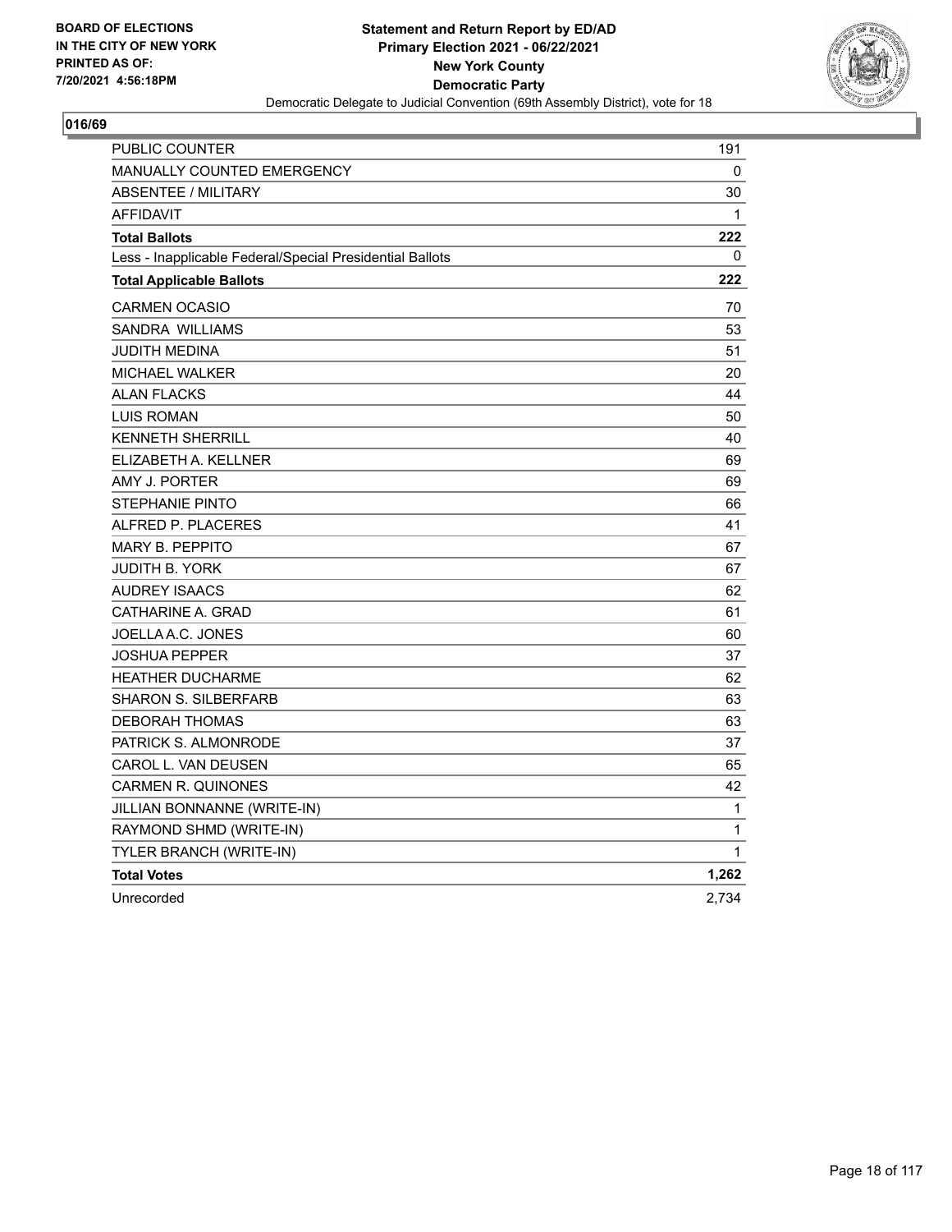BOARD OF ELECTIONS
IN THE CITY OF NEW YORK
PRINTED AS OF:
7/20/2021 4:56:18PM

# Statement and Return Report by ED/AD
## Primary Election 2021 - 06/22/2021
## New York County
## Democratic Party
Democratic Delegate to Judicial Convention (69th Assembly District), vote for 18

### 016/69

| | |
|---|---|
| PUBLIC COUNTER | 191 |
| MANUALLY COUNTED EMERGENCY | 0 |
| ABSENTEE / MILITARY | 30 |
| AFFIDAVIT | 1 |
| **Total Ballots** | **222** |
| Less - Inapplicable Federal/Special Presidential Ballots | 0 |
| **Total Applicable Ballots** | **222** |
| CARMEN OCASIO | 70 |
| SANDRA WILLIAMS | 53 |
| JUDITH MEDINA | 51 |
| MICHAEL WALKER | 20 |
| ALAN FLACKS | 44 |
| LUIS ROMAN | 50 |
| KENNETH SHERRILL | 40 |
| ELIZABETH A. KELLNER | 69 |
| AMY J. PORTER | 69 |
| STEPHANIE PINTO | 66 |
| ALFRED P. PLACERES | 41 |
| MARY B. PEPPITO | 67 |
| JUDITH B. YORK | 67 |
| AUDREY ISAACS | 62 |
| CATHARINE A. GRAD | 61 |
| JOELLA A.C. JONES | 60 |
| JOSHUA PEPPER | 37 |
| HEATHER DUCHARME | 62 |
| SHARON S. SILBERFARB | 63 |
| DEBORAH THOMAS | 63 |
| PATRICK S. ALMONRODE | 37 |
| CAROL L. VAN DEUSEN | 65 |
| CARMEN R. QUINONES | 42 |
| JILLIAN BONNANNE (WRITE-IN) | 1 |
| RAYMOND SHMD (WRITE-IN) | 1 |
| TYLER BRANCH (WRITE-IN) | 1 |
| **Total Votes** | **1,262** |
| Unrecorded | 2,734 |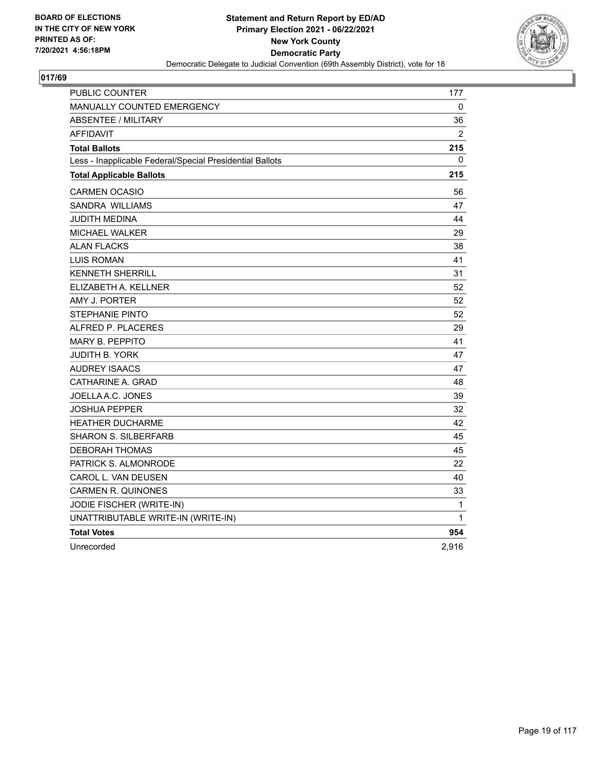BOARD OF ELECTIONS
IN THE CITY OF NEW YORK
PRINTED AS OF:
7/20/2021 4:56:18PM

**Statement and Return Report by ED/AD**
**Primary Election 2021 - 06/22/2021**
**New York County**
**Democratic Party**
Democratic Delegate to Judicial Convention (69th Assembly District), vote for 18

## 017/69

| | |
|---|---|
| PUBLIC COUNTER | 177 |
| MANUALLY COUNTED EMERGENCY | 0 |
| ABSENTEE / MILITARY | 36 |
| AFFIDAVIT | 2 |
| **Total Ballots** | **215** |
| Less - Inapplicable Federal/Special Presidential Ballots | 0 |
| **Total Applicable Ballots** | **215** |
| CARMEN OCASIO | 56 |
| SANDRA WILLIAMS | 47 |
| JUDITH MEDINA | 44 |
| MICHAEL WALKER | 29 |
| ALAN FLACKS | 38 |
| LUIS ROMAN | 41 |
| KENNETH SHERRILL | 31 |
| ELIZABETH A. KELLNER | 52 |
| AMY J. PORTER | 52 |
| STEPHANIE PINTO | 52 |
| ALFRED P. PLACERES | 29 |
| MARY B. PEPPITO | 41 |
| JUDITH B. YORK | 47 |
| AUDREY ISAACS | 47 |
| CATHARINE A. GRAD | 48 |
| JOELLA A.C. JONES | 39 |
| JOSHUA PEPPER | 32 |
| HEATHER DUCHARME | 42 |
| SHARON S. SILBERFARB | 45 |
| DEBORAH THOMAS | 45 |
| PATRICK S. ALMONRODE | 22 |
| CAROL L. VAN DEUSEN | 40 |
| CARMEN R. QUINONES | 33 |
| JODIE FISCHER (WRITE-IN) | 1 |
| UNATTRIBUTABLE WRITE-IN (WRITE-IN) | 1 |
| **Total Votes** | **954** |
| Unrecorded | 2,916 |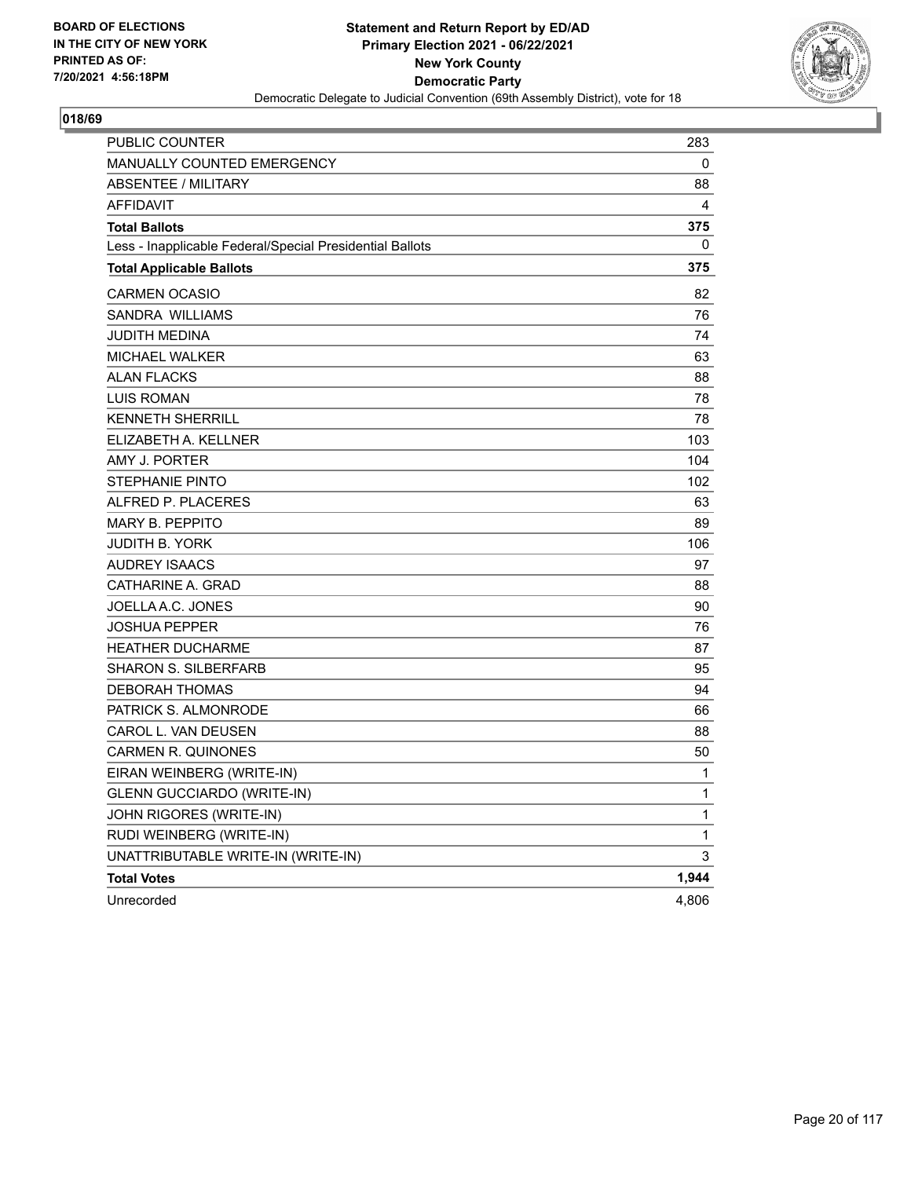BOARD OF ELECTIONS
IN THE CITY OF NEW YORK
PRINTED AS OF:
7/20/2021 4:56:18PM

**Statement and Return Report by ED/AD**
**Primary Election 2021 - 06/22/2021**
**New York County**
**Democratic Party**
Democratic Delegate to Judicial Convention (69th Assembly District), vote for 18

## 018/69

| | |
|---|---|
| PUBLIC COUNTER | 283 |
| MANUALLY COUNTED EMERGENCY | 0 |
| ABSENTEE / MILITARY | 88 |
| AFFIDAVIT | 4 |
| **Total Ballots** | **375** |
| Less - Inapplicable Federal/Special Presidential Ballots | 0 |
| **Total Applicable Ballots** | **375** |
| CARMEN OCASIO | 82 |
| SANDRA WILLIAMS | 76 |
| JUDITH MEDINA | 74 |
| MICHAEL WALKER | 63 |
| ALAN FLACKS | 88 |
| LUIS ROMAN | 78 |
| KENNETH SHERRILL | 78 |
| ELIZABETH A. KELLNER | 103 |
| AMY J. PORTER | 104 |
| STEPHANIE PINTO | 102 |
| ALFRED P. PLACERES | 63 |
| MARY B. PEPPITO | 89 |
| JUDITH B. YORK | 106 |
| AUDREY ISAACS | 97 |
| CATHARINE A. GRAD | 88 |
| JOELLA A.C. JONES | 90 |
| JOSHUA PEPPER | 76 |
| HEATHER DUCHARME | 87 |
| SHARON S. SILBERFARB | 95 |
| DEBORAH THOMAS | 94 |
| PATRICK S. ALMONRODE | 66 |
| CAROL L. VAN DEUSEN | 88 |
| CARMEN R. QUINONES | 50 |
| EIRAN WEINBERG (WRITE-IN) | 1 |
| GLENN GUCCIARDO (WRITE-IN) | 1 |
| JOHN RIGORES (WRITE-IN) | 1 |
| RUDI WEINBERG (WRITE-IN) | 1 |
| UNATTRIBUTABLE WRITE-IN (WRITE-IN) | 3 |
| **Total Votes** | **1,944** |
| Unrecorded | 4,806 |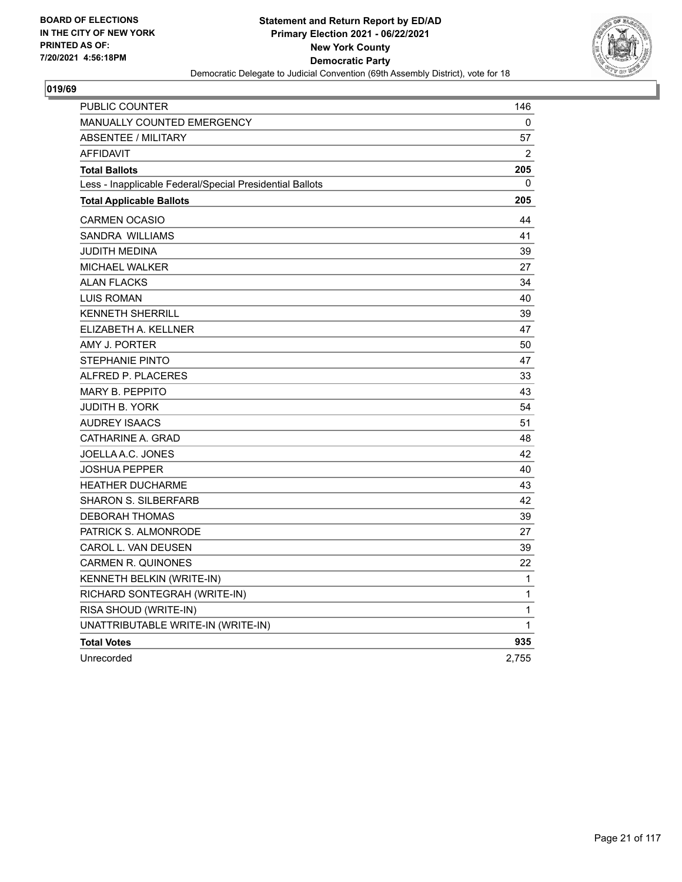BOARD OF ELECTIONS
IN THE CITY OF NEW YORK
PRINTED AS OF:
7/20/2021 4:56:18PM

**Statement and Return Report by ED/AD**
**Primary Election 2021 - 06/22/2021**
**New York County**
**Democratic Party**
Democratic Delegate to Judicial Convention (69th Assembly District), vote for 18

## 019/69

| | |
|---|---|
| PUBLIC COUNTER | 146 |
| MANUALLY COUNTED EMERGENCY | 0 |
| ABSENTEE / MILITARY | 57 |
| AFFIDAVIT | 2 |
| **Total Ballots** | **205** |
| Less - Inapplicable Federal/Special Presidential Ballots | 0 |
| **Total Applicable Ballots** | **205** |
| CARMEN OCASIO | 44 |
| SANDRA WILLIAMS | 41 |
| JUDITH MEDINA | 39 |
| MICHAEL WALKER | 27 |
| ALAN FLACKS | 34 |
| LUIS ROMAN | 40 |
| KENNETH SHERRILL | 39 |
| ELIZABETH A. KELLNER | 47 |
| AMY J. PORTER | 50 |
| STEPHANIE PINTO | 47 |
| ALFRED P. PLACERES | 33 |
| MARY B. PEPPITO | 43 |
| JUDITH B. YORK | 54 |
| AUDREY ISAACS | 51 |
| CATHARINE A. GRAD | 48 |
| JOELLA A.C. JONES | 42 |
| JOSHUA PEPPER | 40 |
| HEATHER DUCHARME | 43 |
| SHARON S. SILBERFARB | 42 |
| DEBORAH THOMAS | 39 |
| PATRICK S. ALMONRODE | 27 |
| CAROL L. VAN DEUSEN | 39 |
| CARMEN R. QUINONES | 22 |
| KENNETH BELKIN (WRITE-IN) | 1 |
| RICHARD SONTEGRAH (WRITE-IN) | 1 |
| RISA SHOUD (WRITE-IN) | 1 |
| UNATTRIBUTABLE WRITE-IN (WRITE-IN) | 1 |
| **Total Votes** | **935** |
| Unrecorded | 2,755 |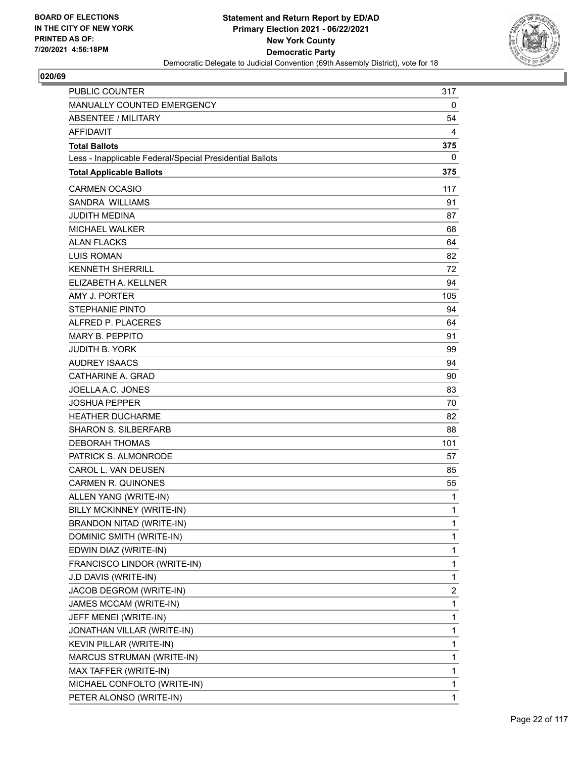**BOARD OF ELECTIONS IN THE CITY OF NEW YORK PRINTED AS OF: 7/20/2021 4:56:18PM**

**Statement and Return Report by ED/AD Primary Election 2021 - 06/22/2021 New York County Democratic Party**

Democratic Delegate to Judicial Convention (69th Assembly District), vote for 18

## 020/69

| | |
|---|---|
| PUBLIC COUNTER | 317 |
| MANUALLY COUNTED EMERGENCY | 0 |
| ABSENTEE / MILITARY | 54 |
| AFFIDAVIT | 4 |
| **Total Ballots** | **375** |
| Less - Inapplicable Federal/Special Presidential Ballots | 0 |
| **Total Applicable Ballots** | **375** |
| CARMEN OCASIO | 117 |
| SANDRA WILLIAMS | 91 |
| JUDITH MEDINA | 87 |
| MICHAEL WALKER | 68 |
| ALAN FLACKS | 64 |
| LUIS ROMAN | 82 |
| KENNETH SHERRILL | 72 |
| ELIZABETH A. KELLNER | 94 |
| AMY J. PORTER | 105 |
| STEPHANIE PINTO | 94 |
| ALFRED P. PLACERES | 64 |
| MARY B. PEPPITO | 91 |
| JUDITH B. YORK | 99 |
| AUDREY ISAACS | 94 |
| CATHARINE A. GRAD | 90 |
| JOELLA A.C. JONES | 83 |
| JOSHUA PEPPER | 70 |
| HEATHER DUCHARME | 82 |
| SHARON S. SILBERFARB | 88 |
| DEBORAH THOMAS | 101 |
| PATRICK S. ALMONRODE | 57 |
| CAROL L. VAN DEUSEN | 85 |
| CARMEN R. QUINONES | 55 |
| ALLEN YANG (WRITE-IN) | 1 |
| BILLY MCKINNEY (WRITE-IN) | 1 |
| BRANDON NITAD (WRITE-IN) | 1 |
| DOMINIC SMITH (WRITE-IN) | 1 |
| EDWIN DIAZ (WRITE-IN) | 1 |
| FRANCISCO LINDOR (WRITE-IN) | 1 |
| J.D DAVIS (WRITE-IN) | 1 |
| JACOB DEGROM (WRITE-IN) | 2 |
| JAMES MCCAM (WRITE-IN) | 1 |
| JEFF MENEI (WRITE-IN) | 1 |
| JONATHAN VILLAR (WRITE-IN) | 1 |
| KEVIN PILLAR (WRITE-IN) | 1 |
| MARCUS STRUMAN (WRITE-IN) | 1 |
| MAX TAFFER (WRITE-IN) | 1 |
| MICHAEL CONFOLTO (WRITE-IN) | 1 |
| PETER ALONSO (WRITE-IN) | 1 |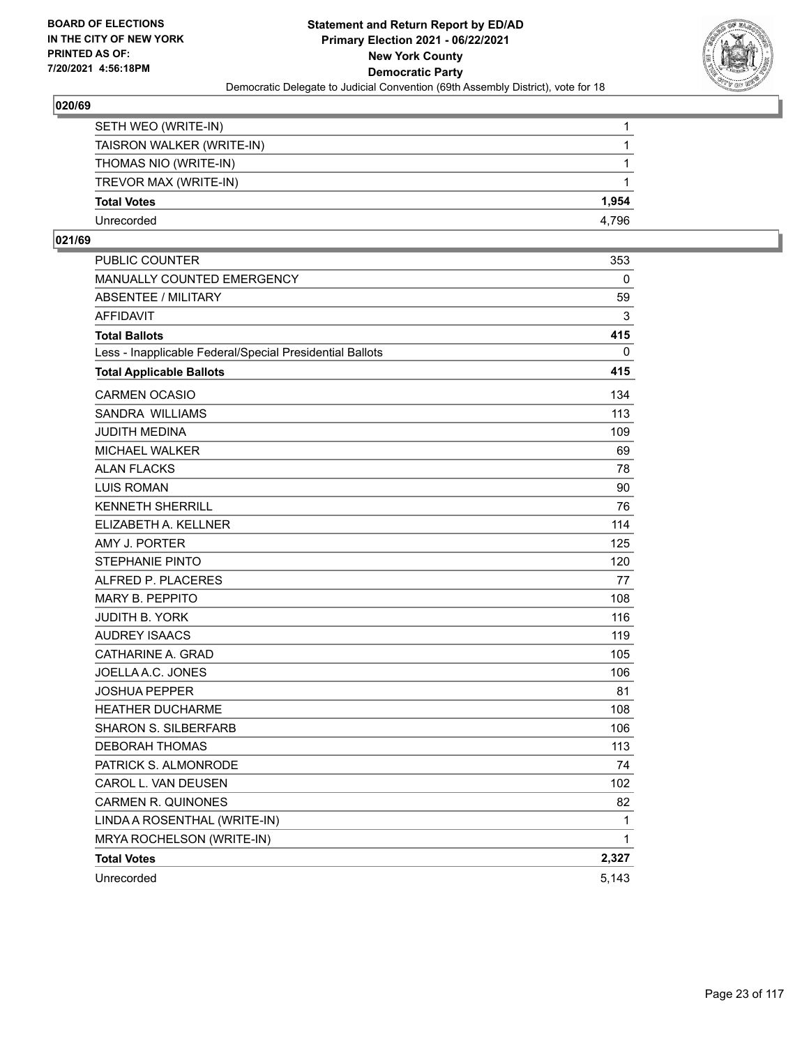**BOARD OF ELECTIONS IN THE CITY OF NEW YORK PRINTED AS OF: 7/20/2021 4:56:18PM**

**Statement and Return Report by ED/AD Primary Election 2021 - 06/22/2021 New York County Democratic Party**

Democratic Delegate to Judicial Convention (69th Assembly District), vote for 18

### 020/69

| | |
|---|---|
| SETH WEO (WRITE-IN) | 1 |
| TAISRON WALKER (WRITE-IN) | 1 |
| THOMAS NIO (WRITE-IN) | 1 |
| TREVOR MAX (WRITE-IN) | 1 |
| **Total Votes** | **1,954** |
| Unrecorded | 4,796 |

### 021/69

| | |
|---|---|
| PUBLIC COUNTER | 353 |
| MANUALLY COUNTED EMERGENCY | 0 |
| ABSENTEE / MILITARY | 59 |
| AFFIDAVIT | 3 |
| **Total Ballots** | **415** |
| Less - Inapplicable Federal/Special Presidential Ballots | 0 |
| **Total Applicable Ballots** | **415** |
| CARMEN OCASIO | 134 |
| SANDRA WILLIAMS | 113 |
| JUDITH MEDINA | 109 |
| MICHAEL WALKER | 69 |
| ALAN FLACKS | 78 |
| LUIS ROMAN | 90 |
| KENNETH SHERRILL | 76 |
| ELIZABETH A. KELLNER | 114 |
| AMY J. PORTER | 125 |
| STEPHANIE PINTO | 120 |
| ALFRED P. PLACERES | 77 |
| MARY B. PEPPITO | 108 |
| JUDITH B. YORK | 116 |
| AUDREY ISAACS | 119 |
| CATHARINE A. GRAD | 105 |
| JOELLA A.C. JONES | 106 |
| JOSHUA PEPPER | 81 |
| HEATHER DUCHARME | 108 |
| SHARON S. SILBERFARB | 106 |
| DEBORAH THOMAS | 113 |
| PATRICK S. ALMONRODE | 74 |
| CAROL L. VAN DEUSEN | 102 |
| CARMEN R. QUINONES | 82 |
| LINDA A ROSENTHAL (WRITE-IN) | 1 |
| MRYA ROCHELSON (WRITE-IN) | 1 |
| **Total Votes** | **2,327** |
| Unrecorded | 5,143 |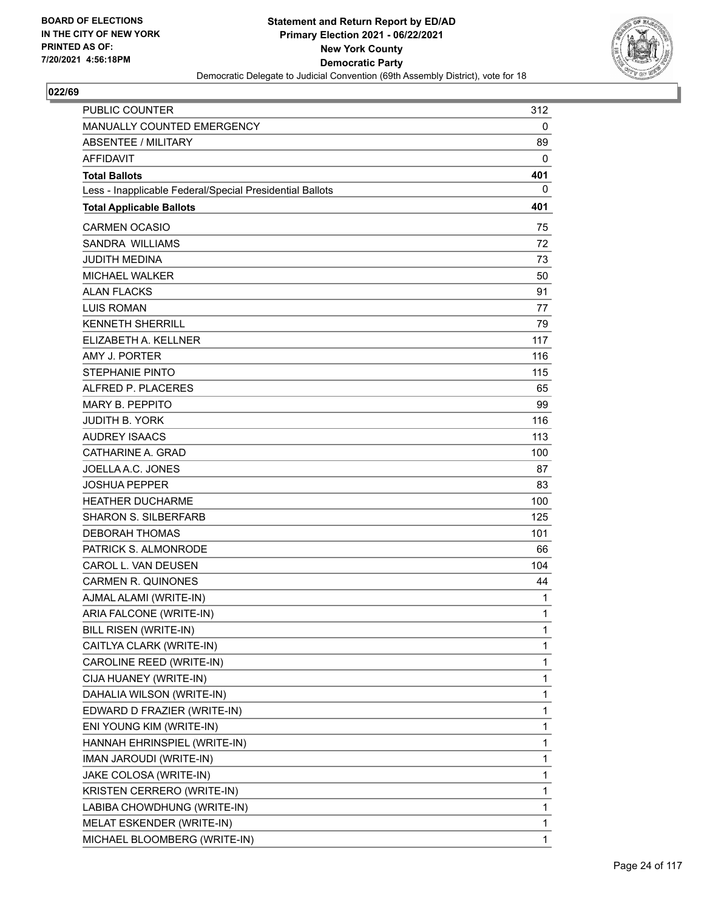BOARD OF ELECTIONS
IN THE CITY OF NEW YORK
PRINTED AS OF:
7/20/2021 4:56:18PM

**Statement and Return Report by ED/AD**
**Primary Election 2021 - 06/22/2021**
**New York County**
**Democratic Party**
Democratic Delegate to Judicial Convention (69th Assembly District), vote for 18

## 022/69

| | |
|---|---|
| PUBLIC COUNTER | 312 |
| MANUALLY COUNTED EMERGENCY | 0 |
| ABSENTEE / MILITARY | 89 |
| AFFIDAVIT | 0 |
| **Total Ballots** | **401** |
| Less - Inapplicable Federal/Special Presidential Ballots | 0 |
| **Total Applicable Ballots** | **401** |
| CARMEN OCASIO | 75 |
| SANDRA WILLIAMS | 72 |
| JUDITH MEDINA | 73 |
| MICHAEL WALKER | 50 |
| ALAN FLACKS | 91 |
| LUIS ROMAN | 77 |
| KENNETH SHERRILL | 79 |
| ELIZABETH A. KELLNER | 117 |
| AMY J. PORTER | 116 |
| STEPHANIE PINTO | 115 |
| ALFRED P. PLACERES | 65 |
| MARY B. PEPPITO | 99 |
| JUDITH B. YORK | 116 |
| AUDREY ISAACS | 113 |
| CATHARINE A. GRAD | 100 |
| JOELLA A.C. JONES | 87 |
| JOSHUA PEPPER | 83 |
| HEATHER DUCHARME | 100 |
| SHARON S. SILBERFARB | 125 |
| DEBORAH THOMAS | 101 |
| PATRICK S. ALMONRODE | 66 |
| CAROL L. VAN DEUSEN | 104 |
| CARMEN R. QUINONES | 44 |
| AJMAL ALAMI (WRITE-IN) | 1 |
| ARIA FALCONE (WRITE-IN) | 1 |
| BILL RISEN (WRITE-IN) | 1 |
| CAITLYA CLARK (WRITE-IN) | 1 |
| CAROLINE REED (WRITE-IN) | 1 |
| CIJA HUANEY (WRITE-IN) | 1 |
| DAHALIA WILSON (WRITE-IN) | 1 |
| EDWARD D FRAZIER (WRITE-IN) | 1 |
| ENI YOUNG KIM (WRITE-IN) | 1 |
| HANNAH EHRINSPIEL (WRITE-IN) | 1 |
| IMAN JAROUDI (WRITE-IN) | 1 |
| JAKE COLOSA (WRITE-IN) | 1 |
| KRISTEN CERRERO (WRITE-IN) | 1 |
| LABIBA CHOWDHUNG (WRITE-IN) | 1 |
| MELAT ESKENDER (WRITE-IN) | 1 |
| MICHAEL BLOOMBERG (WRITE-IN) | 1 |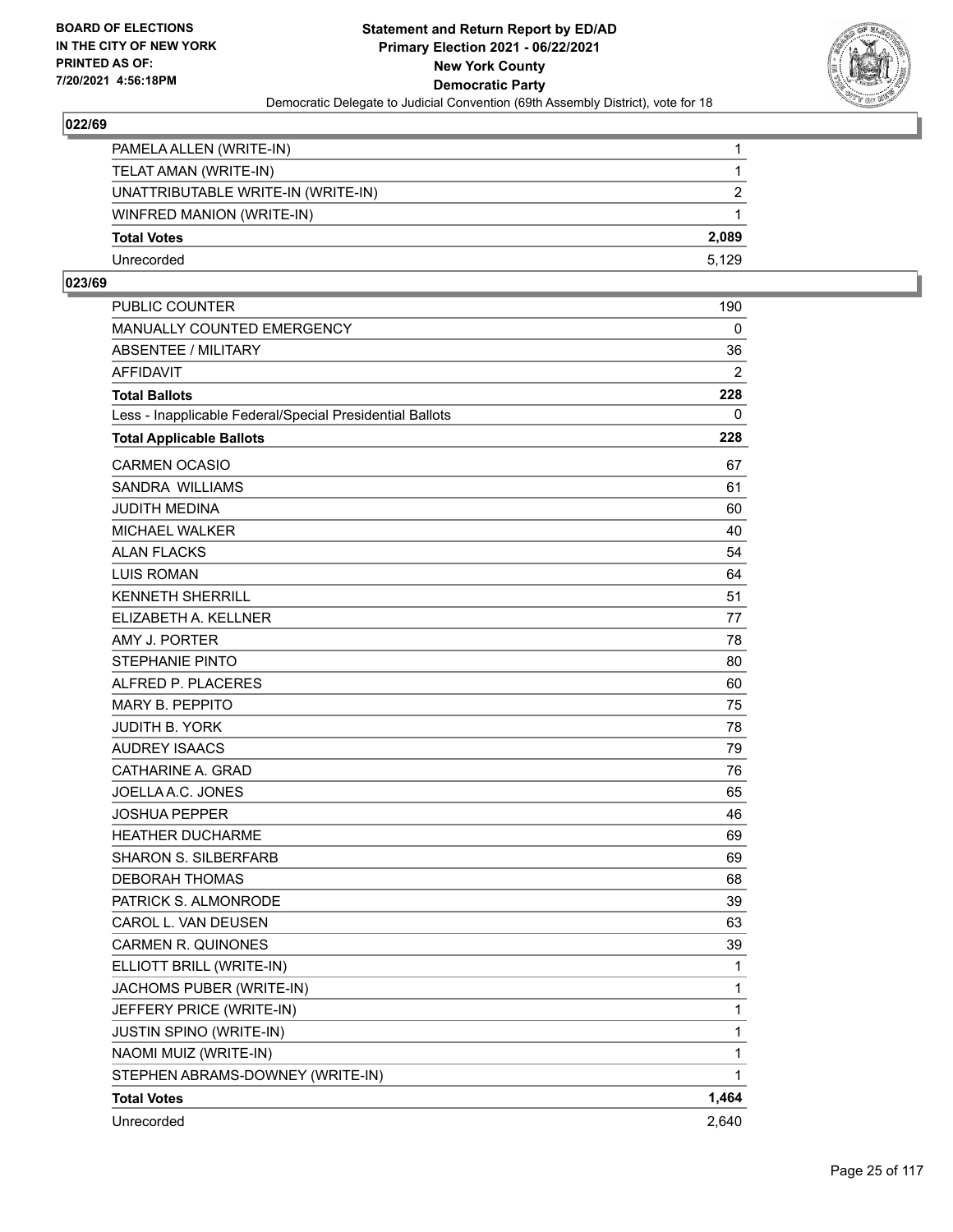**Statement and Return Report by ED/AD**
**Primary Election 2021 - 06/22/2021**
**New York County**
**Democratic Party**
Democratic Delegate to Judicial Convention (69th Assembly District), vote for 18

BOARD OF ELECTIONS
IN THE CITY OF NEW YORK
PRINTED AS OF:
7/20/2021 4:56:18PM

### 022/69

| | |
|---|---|
| PAMELA ALLEN (WRITE-IN) | 1 |
| TELAT AMAN (WRITE-IN) | 1 |
| UNATTRIBUTABLE WRITE-IN (WRITE-IN) | 2 |
| WINFRED MANION (WRITE-IN) | 1 |
| **Total Votes** | **2,089** |
| Unrecorded | 5,129 |

### 023/69

| | |
|---|---|
| PUBLIC COUNTER | 190 |
| MANUALLY COUNTED EMERGENCY | 0 |
| ABSENTEE / MILITARY | 36 |
| AFFIDAVIT | 2 |
| **Total Ballots** | **228** |
| Less - Inapplicable Federal/Special Presidential Ballots | 0 |
| **Total Applicable Ballots** | **228** |
| CARMEN OCASIO | 67 |
| SANDRA WILLIAMS | 61 |
| JUDITH MEDINA | 60 |
| MICHAEL WALKER | 40 |
| ALAN FLACKS | 54 |
| LUIS ROMAN | 64 |
| KENNETH SHERRILL | 51 |
| ELIZABETH A. KELLNER | 77 |
| AMY J. PORTER | 78 |
| STEPHANIE PINTO | 80 |
| ALFRED P. PLACERES | 60 |
| MARY B. PEPPITO | 75 |
| JUDITH B. YORK | 78 |
| AUDREY ISAACS | 79 |
| CATHARINE A. GRAD | 76 |
| JOELLA A.C. JONES | 65 |
| JOSHUA PEPPER | 46 |
| HEATHER DUCHARME | 69 |
| SHARON S. SILBERFARB | 69 |
| DEBORAH THOMAS | 68 |
| PATRICK S. ALMONRODE | 39 |
| CAROL L. VAN DEUSEN | 63 |
| CARMEN R. QUINONES | 39 |
| ELLIOTT BRILL (WRITE-IN) | 1 |
| JACHOMS PUBER (WRITE-IN) | 1 |
| JEFFERY PRICE (WRITE-IN) | 1 |
| JUSTIN SPINO (WRITE-IN) | 1 |
| NAOMI MUIZ (WRITE-IN) | 1 |
| STEPHEN ABRAMS-DOWNEY (WRITE-IN) | 1 |
| **Total Votes** | **1,464** |
| Unrecorded | 2,640 |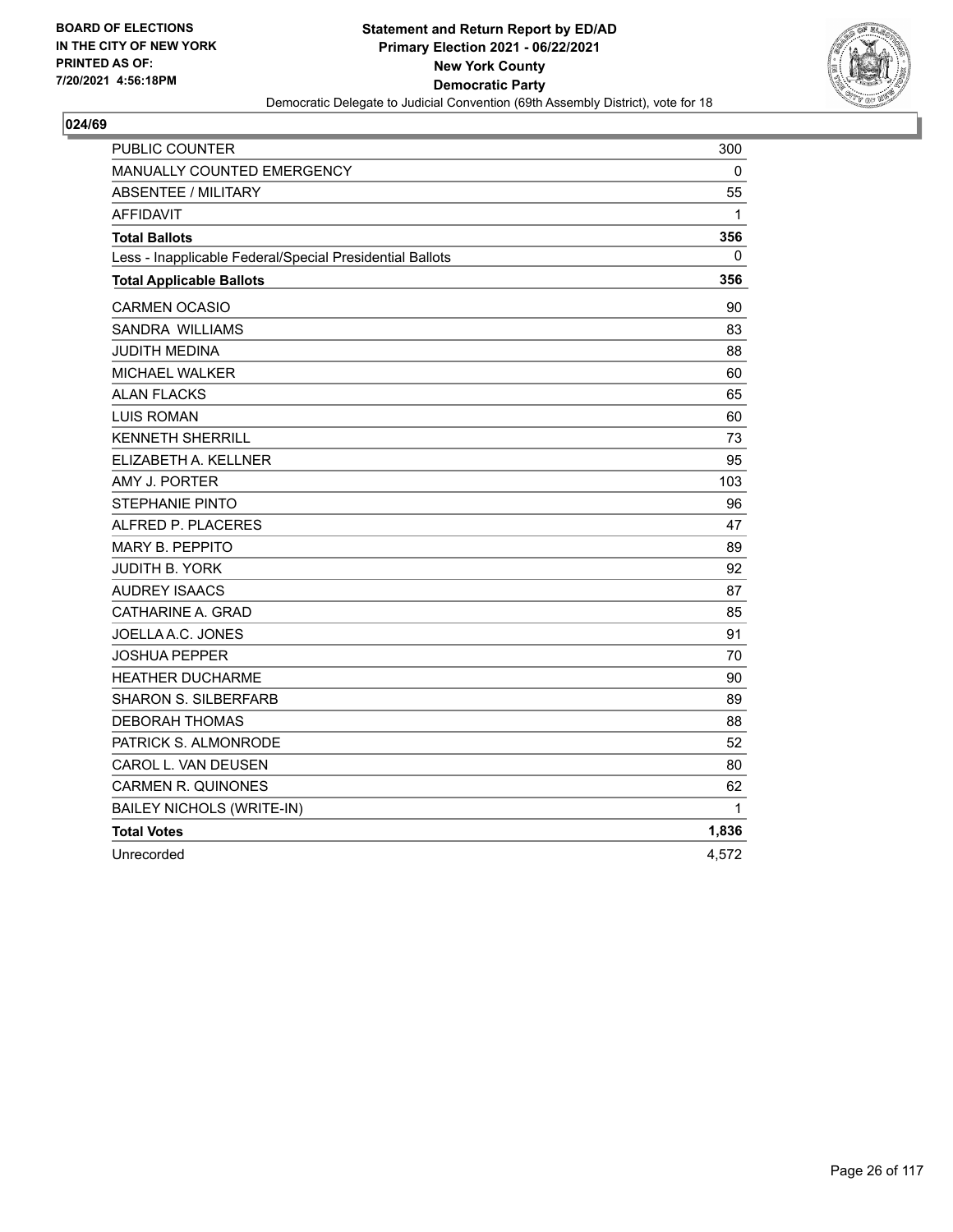BOARD OF ELECTIONS
IN THE CITY OF NEW YORK
PRINTED AS OF:
7/20/2021 4:56:18PM

**Statement and Return Report by ED/AD**
**Primary Election 2021 - 06/22/2021**
**New York County**
**Democratic Party**
Democratic Delegate to Judicial Convention (69th Assembly District), vote for 18

## 024/69

| | |
|---|---|
| PUBLIC COUNTER | 300 |
| MANUALLY COUNTED EMERGENCY | 0 |
| ABSENTEE / MILITARY | 55 |
| AFFIDAVIT | 1 |
| **Total Ballots** | **356** |
| Less - Inapplicable Federal/Special Presidential Ballots | 0 |
| **Total Applicable Ballots** | **356** |
| CARMEN OCASIO | 90 |
| SANDRA WILLIAMS | 83 |
| JUDITH MEDINA | 88 |
| MICHAEL WALKER | 60 |
| ALAN FLACKS | 65 |
| LUIS ROMAN | 60 |
| KENNETH SHERRILL | 73 |
| ELIZABETH A. KELLNER | 95 |
| AMY J. PORTER | 103 |
| STEPHANIE PINTO | 96 |
| ALFRED P. PLACERES | 47 |
| MARY B. PEPPITO | 89 |
| JUDITH B. YORK | 92 |
| AUDREY ISAACS | 87 |
| CATHARINE A. GRAD | 85 |
| JOELLA A.C. JONES | 91 |
| JOSHUA PEPPER | 70 |
| HEATHER DUCHARME | 90 |
| SHARON S. SILBERFARB | 89 |
| DEBORAH THOMAS | 88 |
| PATRICK S. ALMONRODE | 52 |
| CAROL L. VAN DEUSEN | 80 |
| CARMEN R. QUINONES | 62 |
| BAILEY NICHOLS (WRITE-IN) | 1 |
| **Total Votes** | **1,836** |
| Unrecorded | 4,572 |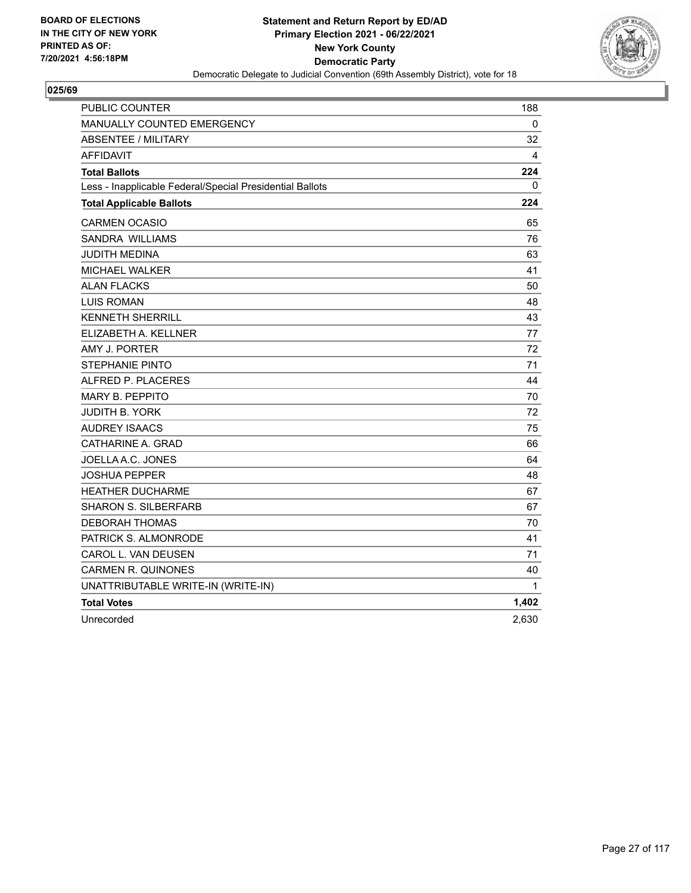BOARD OF ELECTIONS
IN THE CITY OF NEW YORK
PRINTED AS OF:
7/20/2021 4:56:18PM

**Statement and Return Report by ED/AD**
**Primary Election 2021 - 06/22/2021**
**New York County**
**Democratic Party**
Democratic Delegate to Judicial Convention (69th Assembly District), vote for 18

## 025/69

| | |
|---|---|
| PUBLIC COUNTER | 188 |
| MANUALLY COUNTED EMERGENCY | 0 |
| ABSENTEE / MILITARY | 32 |
| AFFIDAVIT | 4 |
| **Total Ballots** | **224** |
| Less - Inapplicable Federal/Special Presidential Ballots | 0 |
| **Total Applicable Ballots** | **224** |
| CARMEN OCASIO | 65 |
| SANDRA WILLIAMS | 76 |
| JUDITH MEDINA | 63 |
| MICHAEL WALKER | 41 |
| ALAN FLACKS | 50 |
| LUIS ROMAN | 48 |
| KENNETH SHERRILL | 43 |
| ELIZABETH A. KELLNER | 77 |
| AMY J. PORTER | 72 |
| STEPHANIE PINTO | 71 |
| ALFRED P. PLACERES | 44 |
| MARY B. PEPPITO | 70 |
| JUDITH B. YORK | 72 |
| AUDREY ISAACS | 75 |
| CATHARINE A. GRAD | 66 |
| JOELLA A.C. JONES | 64 |
| JOSHUA PEPPER | 48 |
| HEATHER DUCHARME | 67 |
| SHARON S. SILBERFARB | 67 |
| DEBORAH THOMAS | 70 |
| PATRICK S. ALMONRODE | 41 |
| CAROL L. VAN DEUSEN | 71 |
| CARMEN R. QUINONES | 40 |
| UNATTRIBUTABLE WRITE-IN (WRITE-IN) | 1 |
| **Total Votes** | **1,402** |
| Unrecorded | 2,630 |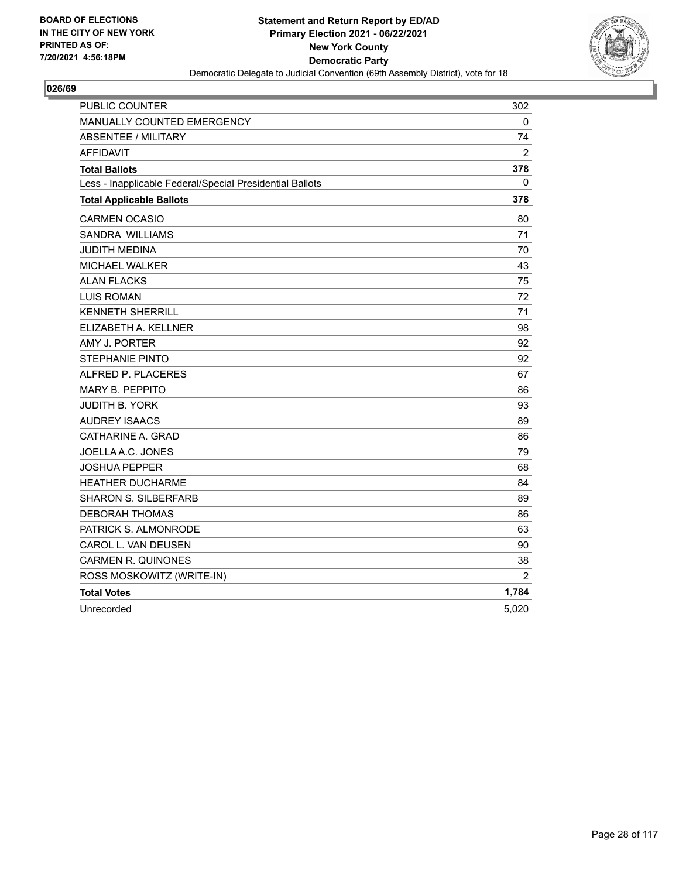BOARD OF ELECTIONS
IN THE CITY OF NEW YORK
PRINTED AS OF:
7/20/2021 4:56:18PM

**Statement and Return Report by ED/AD**
**Primary Election 2021 - 06/22/2021**
**New York County**
**Democratic Party**
Democratic Delegate to Judicial Convention (69th Assembly District), vote for 18

## 026/69

| | |
|---|---|
| PUBLIC COUNTER | 302 |
| MANUALLY COUNTED EMERGENCY | 0 |
| ABSENTEE / MILITARY | 74 |
| AFFIDAVIT | 2 |
| **Total Ballots** | **378** |
| Less - Inapplicable Federal/Special Presidential Ballots | 0 |
| **Total Applicable Ballots** | **378** |
| CARMEN OCASIO | 80 |
| SANDRA WILLIAMS | 71 |
| JUDITH MEDINA | 70 |
| MICHAEL WALKER | 43 |
| ALAN FLACKS | 75 |
| LUIS ROMAN | 72 |
| KENNETH SHERRILL | 71 |
| ELIZABETH A. KELLNER | 98 |
| AMY J. PORTER | 92 |
| STEPHANIE PINTO | 92 |
| ALFRED P. PLACERES | 67 |
| MARY B. PEPPITO | 86 |
| JUDITH B. YORK | 93 |
| AUDREY ISAACS | 89 |
| CATHARINE A. GRAD | 86 |
| JOELLA A.C. JONES | 79 |
| JOSHUA PEPPER | 68 |
| HEATHER DUCHARME | 84 |
| SHARON S. SILBERFARB | 89 |
| DEBORAH THOMAS | 86 |
| PATRICK S. ALMONRODE | 63 |
| CAROL L. VAN DEUSEN | 90 |
| CARMEN R. QUINONES | 38 |
| ROSS MOSKOWITZ (WRITE-IN) | 2 |
| **Total Votes** | **1,784** |
| Unrecorded | 5,020 |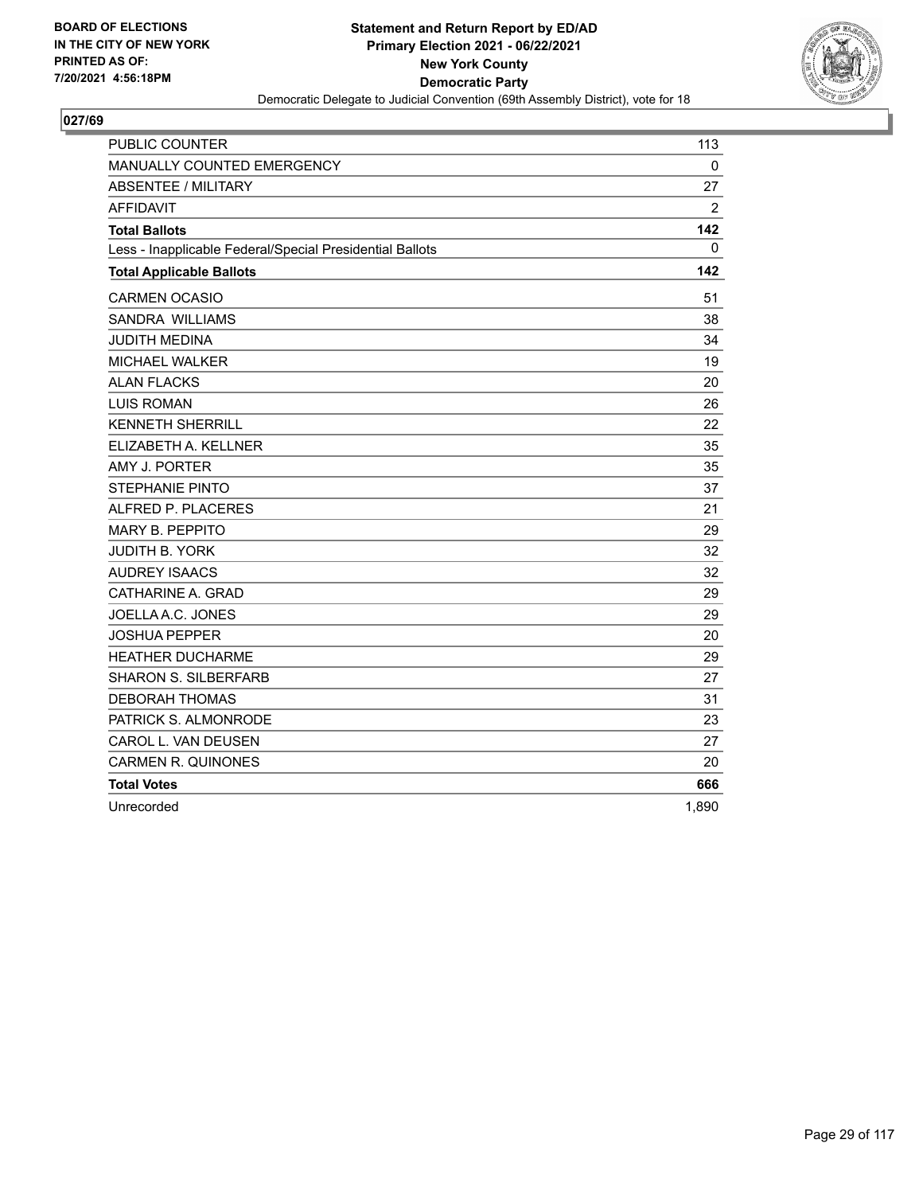BOARD OF ELECTIONS
IN THE CITY OF NEW YORK
PRINTED AS OF:
7/20/2021 4:56:18PM

**Statement and Return Report by ED/AD**
**Primary Election 2021 - 06/22/2021**
**New York County**
**Democratic Party**
Democratic Delegate to Judicial Convention (69th Assembly District), vote for 18

## 027/69

| | |
|---|---|
| PUBLIC COUNTER | 113 |
| MANUALLY COUNTED EMERGENCY | 0 |
| ABSENTEE / MILITARY | 27 |
| AFFIDAVIT | 2 |
| **Total Ballots** | **142** |
| Less - Inapplicable Federal/Special Presidential Ballots | 0 |
| **Total Applicable Ballots** | **142** |
| CARMEN OCASIO | 51 |
| SANDRA WILLIAMS | 38 |
| JUDITH MEDINA | 34 |
| MICHAEL WALKER | 19 |
| ALAN FLACKS | 20 |
| LUIS ROMAN | 26 |
| KENNETH SHERRILL | 22 |
| ELIZABETH A. KELLNER | 35 |
| AMY J. PORTER | 35 |
| STEPHANIE PINTO | 37 |
| ALFRED P. PLACERES | 21 |
| MARY B. PEPPITO | 29 |
| JUDITH B. YORK | 32 |
| AUDREY ISAACS | 32 |
| CATHARINE A. GRAD | 29 |
| JOELLA A.C. JONES | 29 |
| JOSHUA PEPPER | 20 |
| HEATHER DUCHARME | 29 |
| SHARON S. SILBERFARB | 27 |
| DEBORAH THOMAS | 31 |
| PATRICK S. ALMONRODE | 23 |
| CAROL L. VAN DEUSEN | 27 |
| CARMEN R. QUINONES | 20 |
| **Total Votes** | **666** |
| Unrecorded | 1,890 |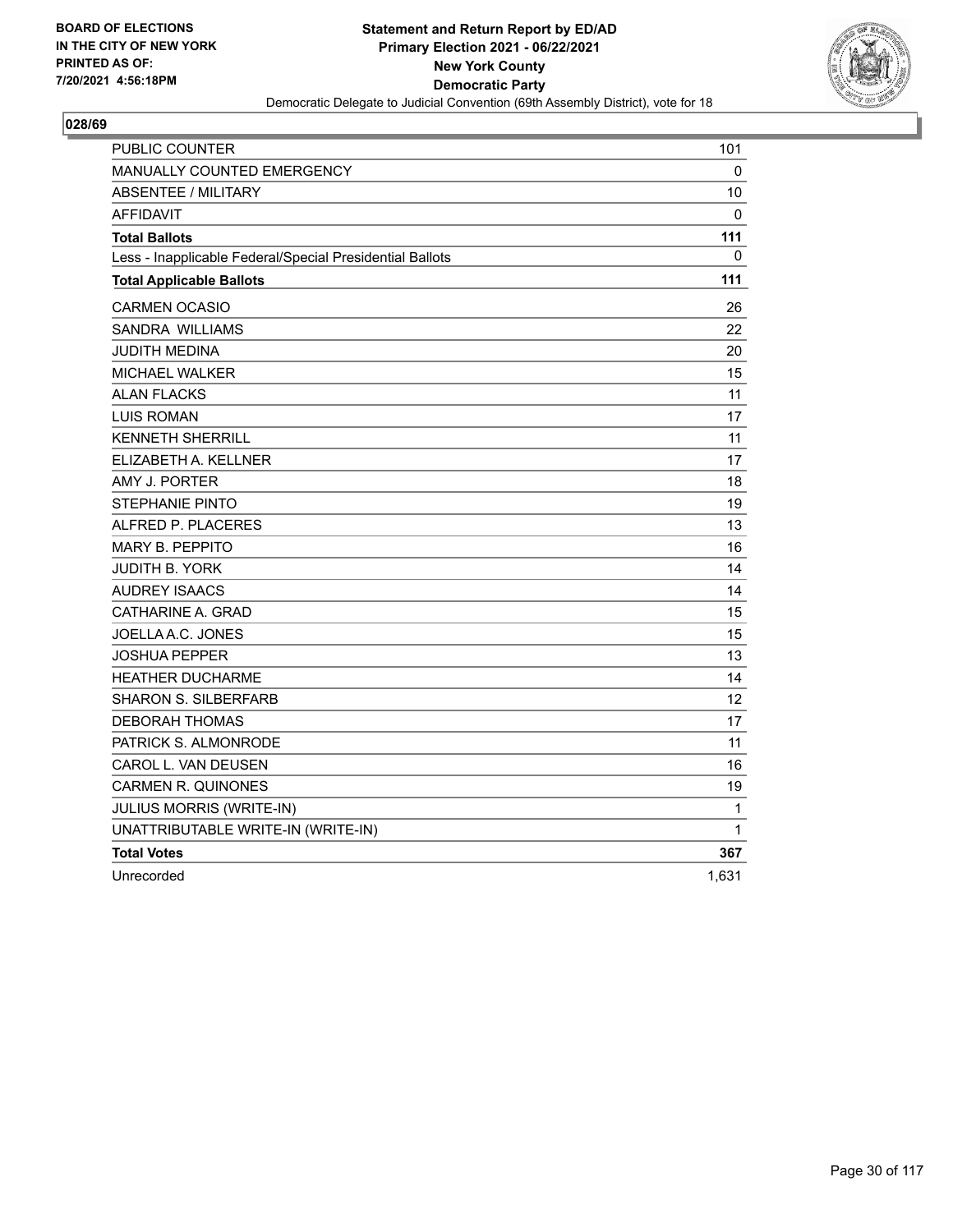BOARD OF ELECTIONS
IN THE CITY OF NEW YORK
PRINTED AS OF:
7/20/2021 4:56:18PM

**Statement and Return Report by ED/AD**
**Primary Election 2021 - 06/22/2021**
**New York County**
**Democratic Party**
Democratic Delegate to Judicial Convention (69th Assembly District), vote for 18

**028/69**

| | |
|---|---|
| PUBLIC COUNTER | 101 |
| MANUALLY COUNTED EMERGENCY | 0 |
| ABSENTEE / MILITARY | 10 |
| AFFIDAVIT | 0 |
| **Total Ballots** | **111** |
| Less - Inapplicable Federal/Special Presidential Ballots | 0 |
| **Total Applicable Ballots** | **111** |
| CARMEN OCASIO | 26 |
| SANDRA WILLIAMS | 22 |
| JUDITH MEDINA | 20 |
| MICHAEL WALKER | 15 |
| ALAN FLACKS | 11 |
| LUIS ROMAN | 17 |
| KENNETH SHERRILL | 11 |
| ELIZABETH A. KELLNER | 17 |
| AMY J. PORTER | 18 |
| STEPHANIE PINTO | 19 |
| ALFRED P. PLACERES | 13 |
| MARY B. PEPPITO | 16 |
| JUDITH B. YORK | 14 |
| AUDREY ISAACS | 14 |
| CATHARINE A. GRAD | 15 |
| JOELLA A.C. JONES | 15 |
| JOSHUA PEPPER | 13 |
| HEATHER DUCHARME | 14 |
| SHARON S. SILBERFARB | 12 |
| DEBORAH THOMAS | 17 |
| PATRICK S. ALMONRODE | 11 |
| CAROL L. VAN DEUSEN | 16 |
| CARMEN R. QUINONES | 19 |
| JULIUS MORRIS (WRITE-IN) | 1 |
| UNATTRIBUTABLE WRITE-IN (WRITE-IN) | 1 |
| **Total Votes** | **367** |
| Unrecorded | 1,631 |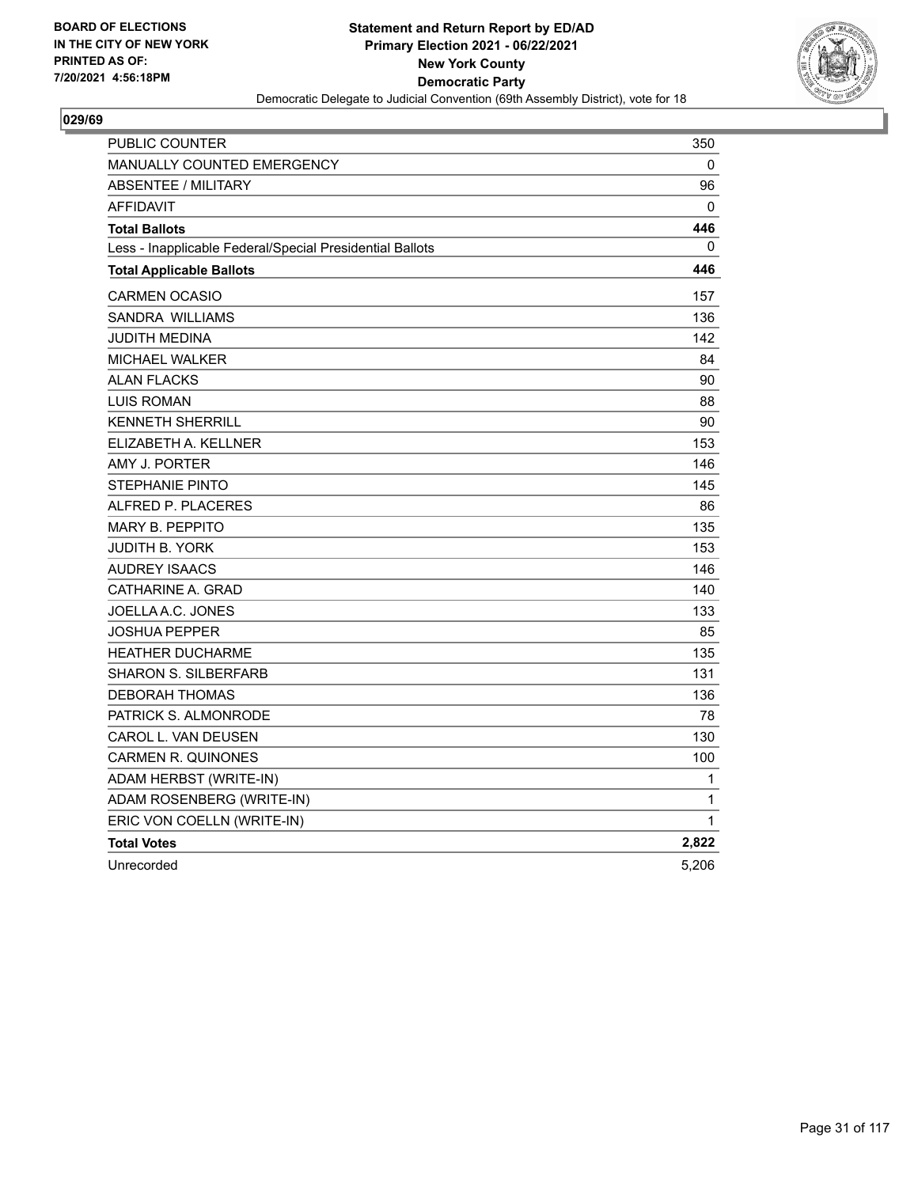BOARD OF ELECTIONS
IN THE CITY OF NEW YORK
PRINTED AS OF:
7/20/2021 4:56:18PM

**Statement and Return Report by ED/AD**
**Primary Election 2021 - 06/22/2021**
**New York County**
**Democratic Party**
Democratic Delegate to Judicial Convention (69th Assembly District), vote for 18

**029/69**

| | |
|---|---|
| PUBLIC COUNTER | 350 |
| MANUALLY COUNTED EMERGENCY | 0 |
| ABSENTEE / MILITARY | 96 |
| AFFIDAVIT | 0 |
| **Total Ballots** | **446** |
| Less - Inapplicable Federal/Special Presidential Ballots | 0 |
| **Total Applicable Ballots** | **446** |
| CARMEN OCASIO | 157 |
| SANDRA WILLIAMS | 136 |
| JUDITH MEDINA | 142 |
| MICHAEL WALKER | 84 |
| ALAN FLACKS | 90 |
| LUIS ROMAN | 88 |
| KENNETH SHERRILL | 90 |
| ELIZABETH A. KELLNER | 153 |
| AMY J. PORTER | 146 |
| STEPHANIE PINTO | 145 |
| ALFRED P. PLACERES | 86 |
| MARY B. PEPPITO | 135 |
| JUDITH B. YORK | 153 |
| AUDREY ISAACS | 146 |
| CATHARINE A. GRAD | 140 |
| JOELLA A.C. JONES | 133 |
| JOSHUA PEPPER | 85 |
| HEATHER DUCHARME | 135 |
| SHARON S. SILBERFARB | 131 |
| DEBORAH THOMAS | 136 |
| PATRICK S. ALMONRODE | 78 |
| CAROL L. VAN DEUSEN | 130 |
| CARMEN R. QUINONES | 100 |
| ADAM HERBST (WRITE-IN) | 1 |
| ADAM ROSENBERG (WRITE-IN) | 1 |
| ERIC VON COELLN (WRITE-IN) | 1 |
| **Total Votes** | **2,822** |
| Unrecorded | 5,206 |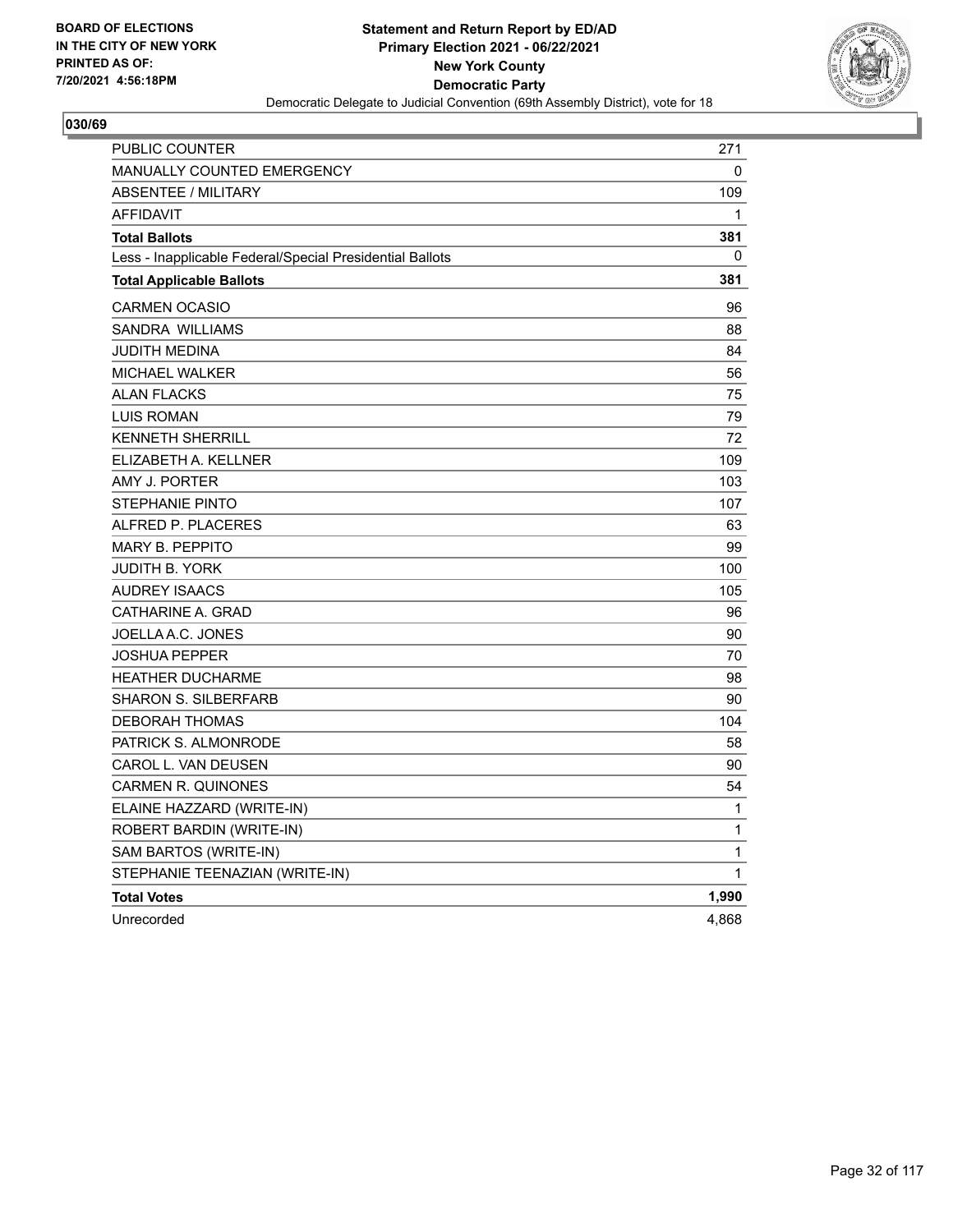BOARD OF ELECTIONS
IN THE CITY OF NEW YORK
PRINTED AS OF:
7/20/2021 4:56:18PM

**Statement and Return Report by ED/AD**
**Primary Election 2021 - 06/22/2021**
**New York County**
**Democratic Party**
Democratic Delegate to Judicial Convention (69th Assembly District), vote for 18

## 030/69

| | |
|---|---|
| PUBLIC COUNTER | 271 |
| MANUALLY COUNTED EMERGENCY | 0 |
| ABSENTEE / MILITARY | 109 |
| AFFIDAVIT | 1 |
| **Total Ballots** | **381** |
| Less - Inapplicable Federal/Special Presidential Ballots | 0 |
| **Total Applicable Ballots** | **381** |
| CARMEN OCASIO | 96 |
| SANDRA WILLIAMS | 88 |
| JUDITH MEDINA | 84 |
| MICHAEL WALKER | 56 |
| ALAN FLACKS | 75 |
| LUIS ROMAN | 79 |
| KENNETH SHERRILL | 72 |
| ELIZABETH A. KELLNER | 109 |
| AMY J. PORTER | 103 |
| STEPHANIE PINTO | 107 |
| ALFRED P. PLACERES | 63 |
| MARY B. PEPPITO | 99 |
| JUDITH B. YORK | 100 |
| AUDREY ISAACS | 105 |
| CATHARINE A. GRAD | 96 |
| JOELLA A.C. JONES | 90 |
| JOSHUA PEPPER | 70 |
| HEATHER DUCHARME | 98 |
| SHARON S. SILBERFARB | 90 |
| DEBORAH THOMAS | 104 |
| PATRICK S. ALMONRODE | 58 |
| CAROL L. VAN DEUSEN | 90 |
| CARMEN R. QUINONES | 54 |
| ELAINE HAZZARD (WRITE-IN) | 1 |
| ROBERT BARDIN (WRITE-IN) | 1 |
| SAM BARTOS (WRITE-IN) | 1 |
| STEPHANIE TEENAZIAN (WRITE-IN) | 1 |
| **Total Votes** | **1,990** |
| Unrecorded | 4,868 |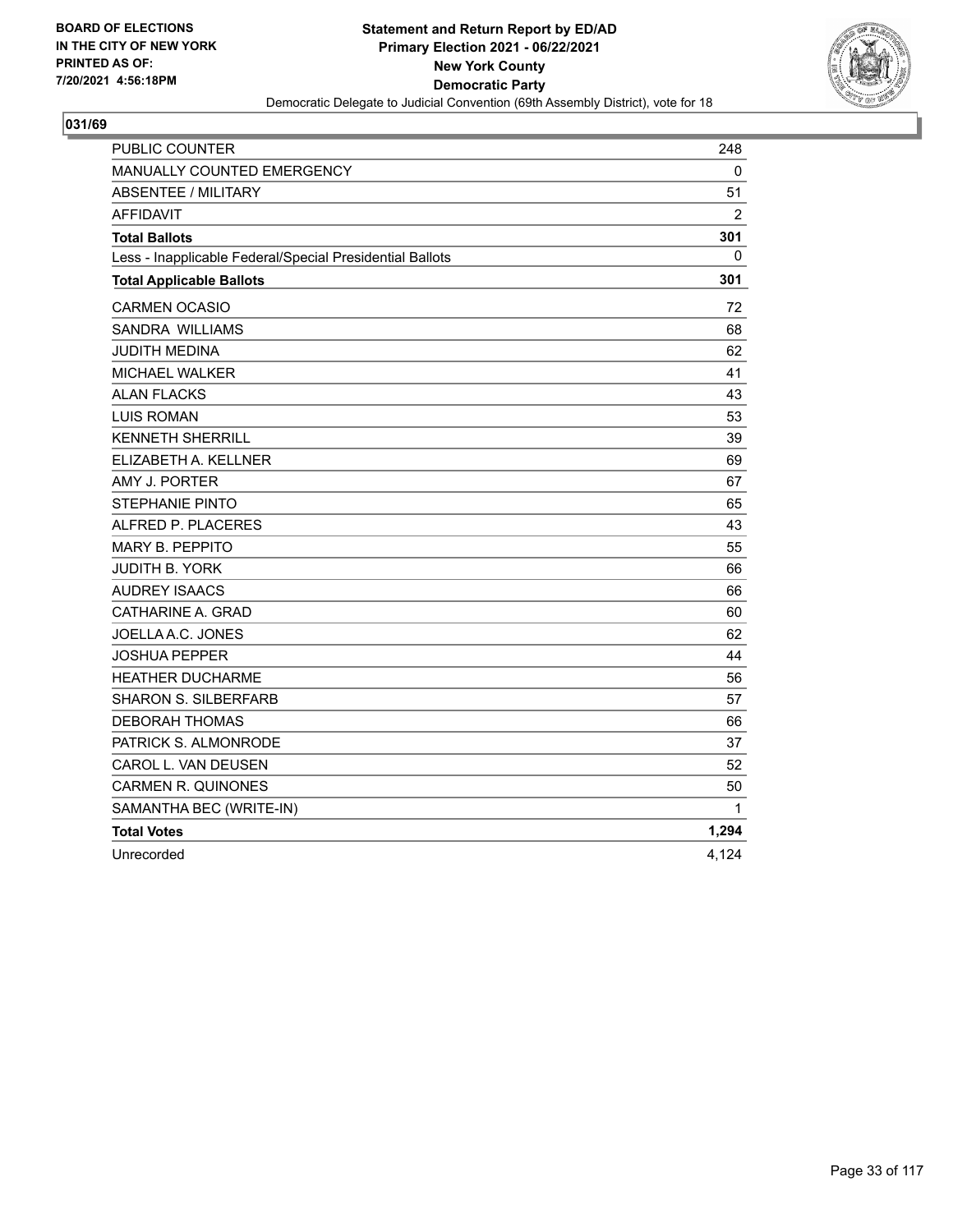BOARD OF ELECTIONS
IN THE CITY OF NEW YORK
PRINTED AS OF:
7/20/2021 4:56:18PM

**Statement and Return Report by ED/AD**
**Primary Election 2021 - 06/22/2021**
**New York County**
**Democratic Party**
Democratic Delegate to Judicial Convention (69th Assembly District), vote for 18

## 031/69

| | |
|---|---|
| PUBLIC COUNTER | 248 |
| MANUALLY COUNTED EMERGENCY | 0 |
| ABSENTEE / MILITARY | 51 |
| AFFIDAVIT | 2 |
| **Total Ballots** | **301** |
| Less - Inapplicable Federal/Special Presidential Ballots | 0 |
| **Total Applicable Ballots** | **301** |
| CARMEN OCASIO | 72 |
| SANDRA WILLIAMS | 68 |
| JUDITH MEDINA | 62 |
| MICHAEL WALKER | 41 |
| ALAN FLACKS | 43 |
| LUIS ROMAN | 53 |
| KENNETH SHERRILL | 39 |
| ELIZABETH A. KELLNER | 69 |
| AMY J. PORTER | 67 |
| STEPHANIE PINTO | 65 |
| ALFRED P. PLACERES | 43 |
| MARY B. PEPPITO | 55 |
| JUDITH B. YORK | 66 |
| AUDREY ISAACS | 66 |
| CATHARINE A. GRAD | 60 |
| JOELLA A.C. JONES | 62 |
| JOSHUA PEPPER | 44 |
| HEATHER DUCHARME | 56 |
| SHARON S. SILBERFARB | 57 |
| DEBORAH THOMAS | 66 |
| PATRICK S. ALMONRODE | 37 |
| CAROL L. VAN DEUSEN | 52 |
| CARMEN R. QUINONES | 50 |
| SAMANTHA BEC (WRITE-IN) | 1 |
| **Total Votes** | **1,294** |
| Unrecorded | 4,124 |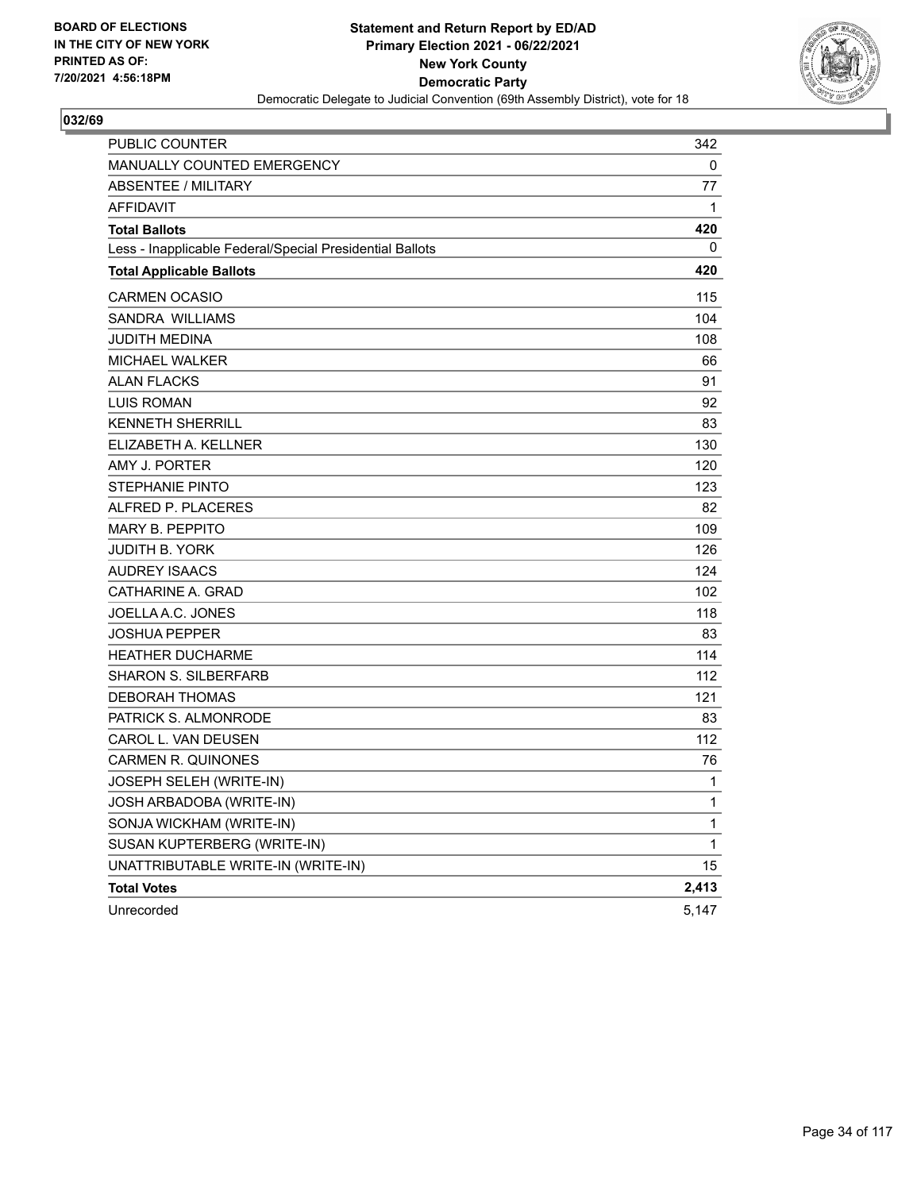**BOARD OF ELECTIONS IN THE CITY OF NEW YORK PRINTED AS OF: 7/20/2021 4:56:18PM**

**Statement and Return Report by ED/AD**
**Primary Election 2021 - 06/22/2021**
**New York County**
**Democratic Party**
Democratic Delegate to Judicial Convention (69th Assembly District), vote for 18

## 032/69

| | |
|---|---|
| PUBLIC COUNTER | 342 |
| MANUALLY COUNTED EMERGENCY | 0 |
| ABSENTEE / MILITARY | 77 |
| AFFIDAVIT | 1 |
| **Total Ballots** | **420** |
| Less - Inapplicable Federal/Special Presidential Ballots | 0 |
| **Total Applicable Ballots** | **420** |
| CARMEN OCASIO | 115 |
| SANDRA WILLIAMS | 104 |
| JUDITH MEDINA | 108 |
| MICHAEL WALKER | 66 |
| ALAN FLACKS | 91 |
| LUIS ROMAN | 92 |
| KENNETH SHERRILL | 83 |
| ELIZABETH A. KELLNER | 130 |
| AMY J. PORTER | 120 |
| STEPHANIE PINTO | 123 |
| ALFRED P. PLACERES | 82 |
| MARY B. PEPPITO | 109 |
| JUDITH B. YORK | 126 |
| AUDREY ISAACS | 124 |
| CATHARINE A. GRAD | 102 |
| JOELLA A.C. JONES | 118 |
| JOSHUA PEPPER | 83 |
| HEATHER DUCHARME | 114 |
| SHARON S. SILBERFARB | 112 |
| DEBORAH THOMAS | 121 |
| PATRICK S. ALMONRODE | 83 |
| CAROL L. VAN DEUSEN | 112 |
| CARMEN R. QUINONES | 76 |
| JOSEPH SELEH (WRITE-IN) | 1 |
| JOSH ARBADOBA (WRITE-IN) | 1 |
| SONJA WICKHAM (WRITE-IN) | 1 |
| SUSAN KUPTERBERG (WRITE-IN) | 1 |
| UNATTRIBUTABLE WRITE-IN (WRITE-IN) | 15 |
| **Total Votes** | **2,413** |
| Unrecorded | 5,147 |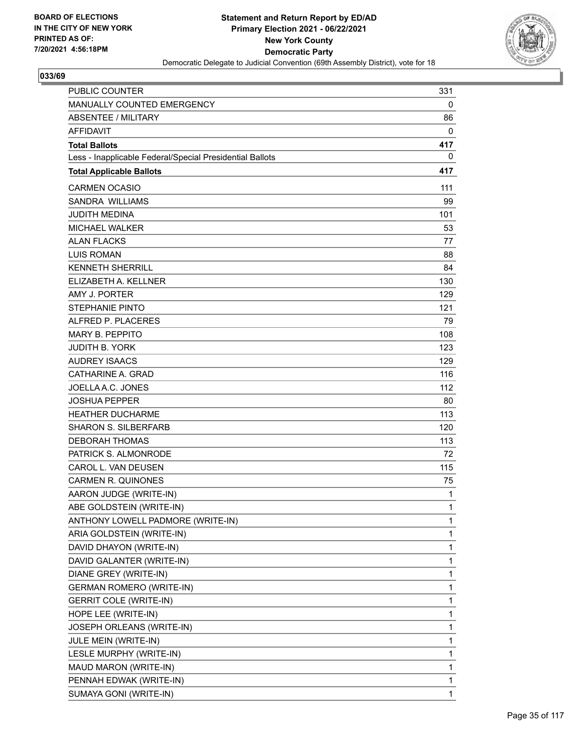**BOARD OF ELECTIONS IN THE CITY OF NEW YORK PRINTED AS OF: 7/20/2021 4:56:18PM**

**Statement and Return Report by ED/AD**
**Primary Election 2021 - 06/22/2021**
**New York County**
**Democratic Party**
Democratic Delegate to Judicial Convention (69th Assembly District), vote for 18

**033/69**

| | |
|---|---|
| PUBLIC COUNTER | 331 |
| MANUALLY COUNTED EMERGENCY | 0 |
| ABSENTEE / MILITARY | 86 |
| AFFIDAVIT | 0 |
| **Total Ballots** | **417** |
| Less - Inapplicable Federal/Special Presidential Ballots | 0 |
| **Total Applicable Ballots** | **417** |
| CARMEN OCASIO | 111 |
| SANDRA WILLIAMS | 99 |
| JUDITH MEDINA | 101 |
| MICHAEL WALKER | 53 |
| ALAN FLACKS | 77 |
| LUIS ROMAN | 88 |
| KENNETH SHERRILL | 84 |
| ELIZABETH A. KELLNER | 130 |
| AMY J. PORTER | 129 |
| STEPHANIE PINTO | 121 |
| ALFRED P. PLACERES | 79 |
| MARY B. PEPPITO | 108 |
| JUDITH B. YORK | 123 |
| AUDREY ISAACS | 129 |
| CATHARINE A. GRAD | 116 |
| JOELLA A.C. JONES | 112 |
| JOSHUA PEPPER | 80 |
| HEATHER DUCHARME | 113 |
| SHARON S. SILBERFARB | 120 |
| DEBORAH THOMAS | 113 |
| PATRICK S. ALMONRODE | 72 |
| CAROL L. VAN DEUSEN | 115 |
| CARMEN R. QUINONES | 75 |
| AARON JUDGE (WRITE-IN) | 1 |
| ABE GOLDSTEIN (WRITE-IN) | 1 |
| ANTHONY LOWELL PADMORE (WRITE-IN) | 1 |
| ARIA GOLDSTEIN (WRITE-IN) | 1 |
| DAVID DHAYON (WRITE-IN) | 1 |
| DAVID GALANTER (WRITE-IN) | 1 |
| DIANE GREY (WRITE-IN) | 1 |
| GERMAN ROMERO (WRITE-IN) | 1 |
| GERRIT COLE (WRITE-IN) | 1 |
| HOPE LEE (WRITE-IN) | 1 |
| JOSEPH ORLEANS (WRITE-IN) | 1 |
| JULE MEIN (WRITE-IN) | 1 |
| LESLE MURPHY (WRITE-IN) | 1 |
| MAUD MARON (WRITE-IN) | 1 |
| PENNAH EDWAK (WRITE-IN) | 1 |
| SUMAYA GONI (WRITE-IN) | 1 |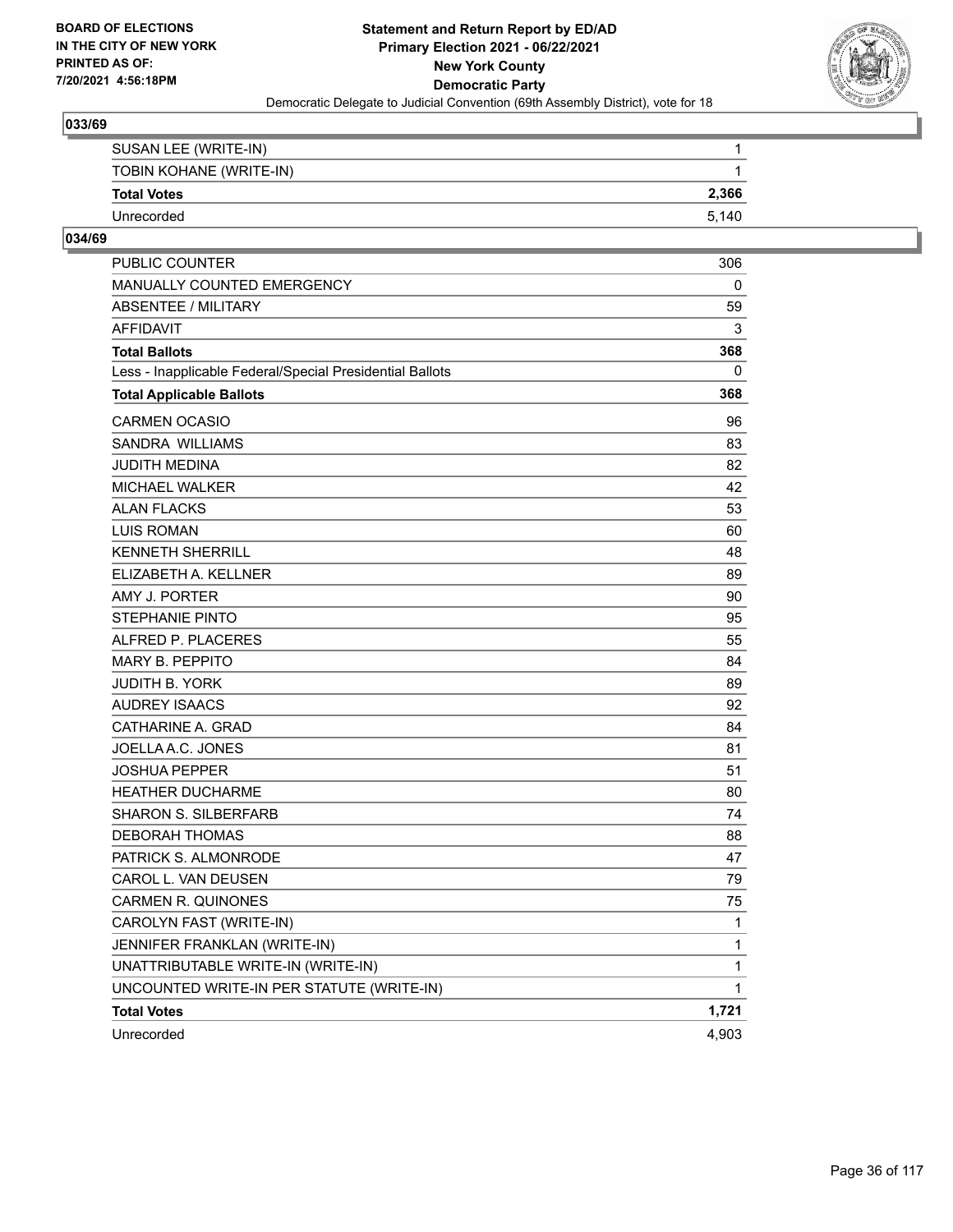BOARD OF ELECTIONS
IN THE CITY OF NEW YORK
PRINTED AS OF:
7/20/2021 4:56:18PM

**Statement and Return Report by ED/AD**
**Primary Election 2021 - 06/22/2021**
**New York County**
**Democratic Party**
Democratic Delegate to Judicial Convention (69th Assembly District), vote for 18

## 033/69

| | |
|---|---|
| SUSAN LEE (WRITE-IN) | 1 |
| TOBIN KOHANE (WRITE-IN) | 1 |
| **Total Votes** | **2,366** |
| Unrecorded | 5,140 |

## 034/69

| | |
|---|---|
| PUBLIC COUNTER | 306 |
| MANUALLY COUNTED EMERGENCY | 0 |
| ABSENTEE / MILITARY | 59 |
| AFFIDAVIT | 3 |
| **Total Ballots** | **368** |
| Less - Inapplicable Federal/Special Presidential Ballots | 0 |
| **Total Applicable Ballots** | **368** |
| CARMEN OCASIO | 96 |
| SANDRA WILLIAMS | 83 |
| JUDITH MEDINA | 82 |
| MICHAEL WALKER | 42 |
| ALAN FLACKS | 53 |
| LUIS ROMAN | 60 |
| KENNETH SHERRILL | 48 |
| ELIZABETH A. KELLNER | 89 |
| AMY J. PORTER | 90 |
| STEPHANIE PINTO | 95 |
| ALFRED P. PLACERES | 55 |
| MARY B. PEPPITO | 84 |
| JUDITH B. YORK | 89 |
| AUDREY ISAACS | 92 |
| CATHARINE A. GRAD | 84 |
| JOELLA A.C. JONES | 81 |
| JOSHUA PEPPER | 51 |
| HEATHER DUCHARME | 80 |
| SHARON S. SILBERFARB | 74 |
| DEBORAH THOMAS | 88 |
| PATRICK S. ALMONRODE | 47 |
| CAROL L. VAN DEUSEN | 79 |
| CARMEN R. QUINONES | 75 |
| CAROLYN FAST (WRITE-IN) | 1 |
| JENNIFER FRANKLAN (WRITE-IN) | 1 |
| UNATTRIBUTABLE WRITE-IN (WRITE-IN) | 1 |
| UNCOUNTED WRITE-IN PER STATUTE (WRITE-IN) | 1 |
| **Total Votes** | **1,721** |
| Unrecorded | 4,903 |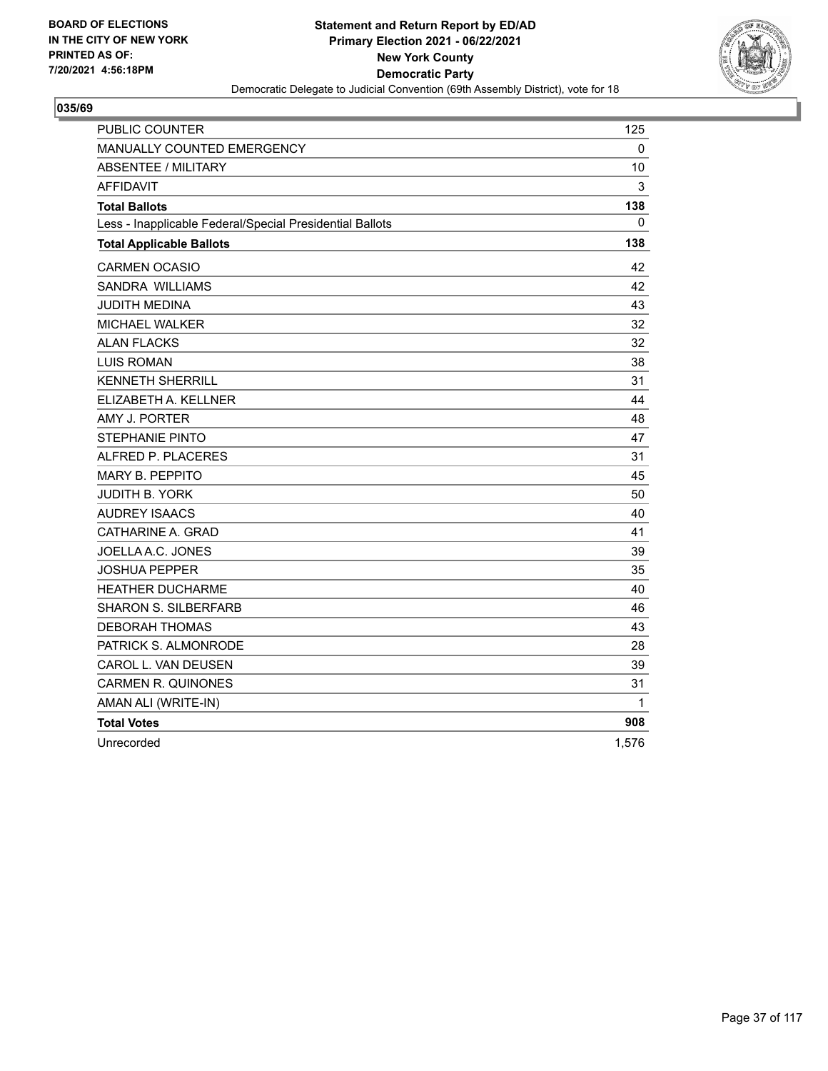BOARD OF ELECTIONS
IN THE CITY OF NEW YORK
PRINTED AS OF:
7/20/2021 4:56:18PM

**Statement and Return Report by ED/AD**
**Primary Election 2021 - 06/22/2021**
**New York County**
**Democratic Party**
Democratic Delegate to Judicial Convention (69th Assembly District), vote for 18

## 035/69

| | |
|---|---|
| PUBLIC COUNTER | 125 |
| MANUALLY COUNTED EMERGENCY | 0 |
| ABSENTEE / MILITARY | 10 |
| AFFIDAVIT | 3 |
| **Total Ballots** | **138** |
| Less - Inapplicable Federal/Special Presidential Ballots | 0 |
| **Total Applicable Ballots** | **138** |
| CARMEN OCASIO | 42 |
| SANDRA WILLIAMS | 42 |
| JUDITH MEDINA | 43 |
| MICHAEL WALKER | 32 |
| ALAN FLACKS | 32 |
| LUIS ROMAN | 38 |
| KENNETH SHERRILL | 31 |
| ELIZABETH A. KELLNER | 44 |
| AMY J. PORTER | 48 |
| STEPHANIE PINTO | 47 |
| ALFRED P. PLACERES | 31 |
| MARY B. PEPPITO | 45 |
| JUDITH B. YORK | 50 |
| AUDREY ISAACS | 40 |
| CATHARINE A. GRAD | 41 |
| JOELLA A.C. JONES | 39 |
| JOSHUA PEPPER | 35 |
| HEATHER DUCHARME | 40 |
| SHARON S. SILBERFARB | 46 |
| DEBORAH THOMAS | 43 |
| PATRICK S. ALMONRODE | 28 |
| CAROL L. VAN DEUSEN | 39 |
| CARMEN R. QUINONES | 31 |
| AMAN ALI (WRITE-IN) | 1 |
| **Total Votes** | **908** |
| Unrecorded | 1,576 |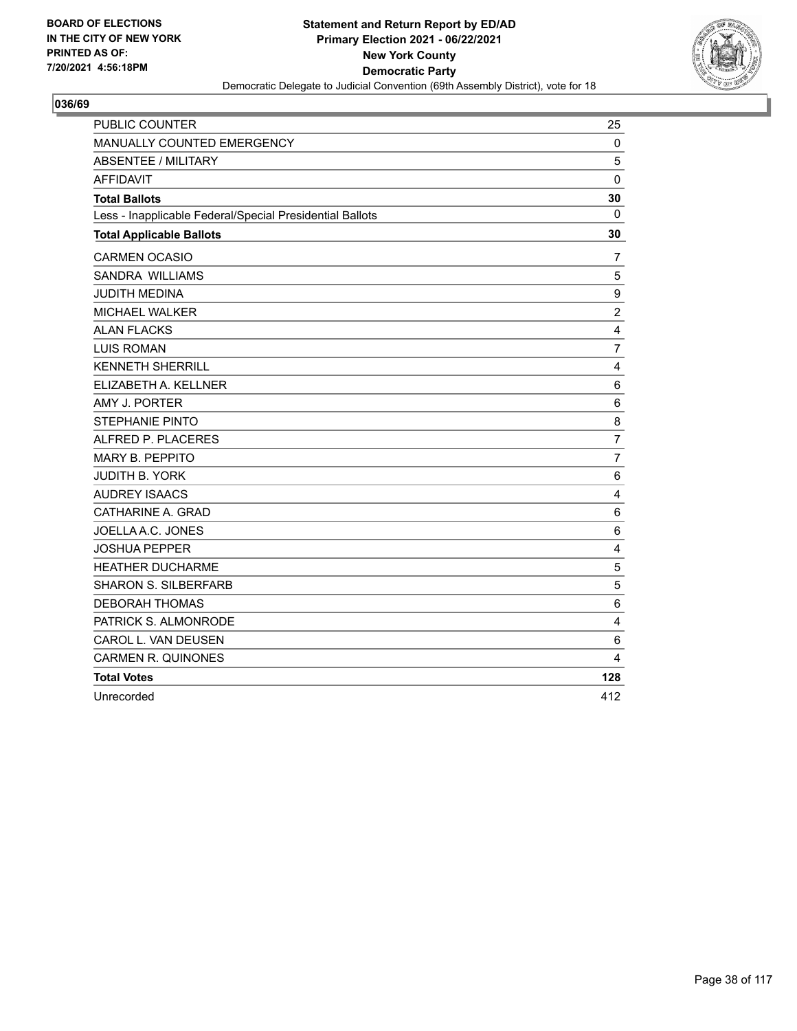BOARD OF ELECTIONS
IN THE CITY OF NEW YORK
PRINTED AS OF:
7/20/2021 4:56:18PM

**Statement and Return Report by ED/AD**
**Primary Election 2021 - 06/22/2021**
**New York County**
**Democratic Party**
Democratic Delegate to Judicial Convention (69th Assembly District), vote for 18

**036/69**

| | |
|---|---|
| PUBLIC COUNTER | 25 |
| MANUALLY COUNTED EMERGENCY | 0 |
| ABSENTEE / MILITARY | 5 |
| AFFIDAVIT | 0 |
| **Total Ballots** | **30** |
| Less - Inapplicable Federal/Special Presidential Ballots | 0 |
| **Total Applicable Ballots** | **30** |
| CARMEN OCASIO | 7 |
| SANDRA WILLIAMS | 5 |
| JUDITH MEDINA | 9 |
| MICHAEL WALKER | 2 |
| ALAN FLACKS | 4 |
| LUIS ROMAN | 7 |
| KENNETH SHERRILL | 4 |
| ELIZABETH A. KELLNER | 6 |
| AMY J. PORTER | 6 |
| STEPHANIE PINTO | 8 |
| ALFRED P. PLACERES | 7 |
| MARY B. PEPPITO | 7 |
| JUDITH B. YORK | 6 |
| AUDREY ISAACS | 4 |
| CATHARINE A. GRAD | 6 |
| JOELLA A.C. JONES | 6 |
| JOSHUA PEPPER | 4 |
| HEATHER DUCHARME | 5 |
| SHARON S. SILBERFARB | 5 |
| DEBORAH THOMAS | 6 |
| PATRICK S. ALMONRODE | 4 |
| CAROL L. VAN DEUSEN | 6 |
| CARMEN R. QUINONES | 4 |
| **Total Votes** | **128** |
| Unrecorded | 412 |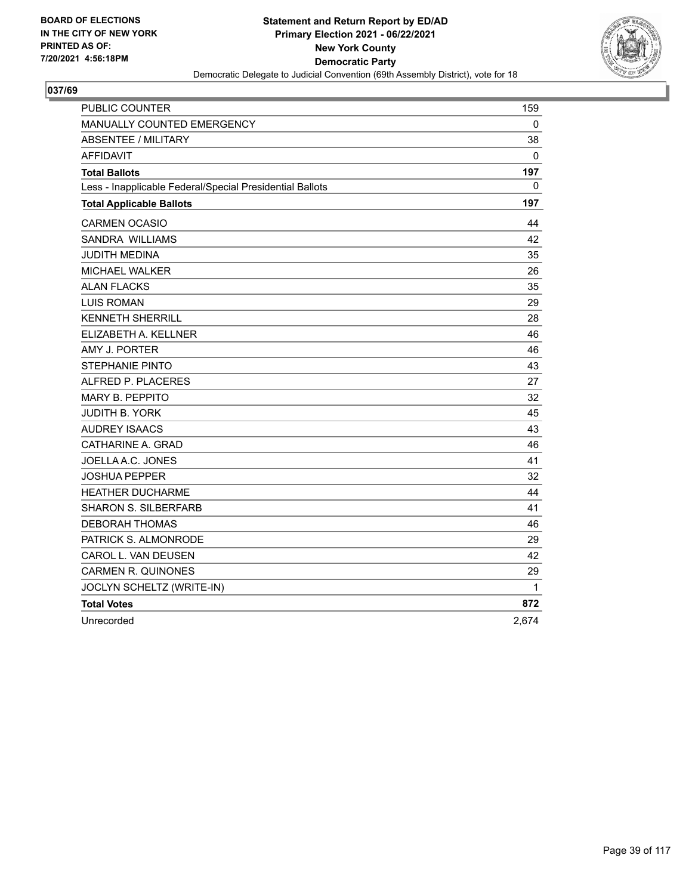BOARD OF ELECTIONS
IN THE CITY OF NEW YORK
PRINTED AS OF:
7/20/2021 4:56:18PM

**Statement and Return Report by ED/AD**
**Primary Election 2021 - 06/22/2021**
**New York County**
**Democratic Party**
Democratic Delegate to Judicial Convention (69th Assembly District), vote for 18

## 037/69

| | |
|---|---|
| PUBLIC COUNTER | 159 |
| MANUALLY COUNTED EMERGENCY | 0 |
| ABSENTEE / MILITARY | 38 |
| AFFIDAVIT | 0 |
| **Total Ballots** | **197** |
| Less - Inapplicable Federal/Special Presidential Ballots | 0 |
| **Total Applicable Ballots** | **197** |
| CARMEN OCASIO | 44 |
| SANDRA WILLIAMS | 42 |
| JUDITH MEDINA | 35 |
| MICHAEL WALKER | 26 |
| ALAN FLACKS | 35 |
| LUIS ROMAN | 29 |
| KENNETH SHERRILL | 28 |
| ELIZABETH A. KELLNER | 46 |
| AMY J. PORTER | 46 |
| STEPHANIE PINTO | 43 |
| ALFRED P. PLACERES | 27 |
| MARY B. PEPPITO | 32 |
| JUDITH B. YORK | 45 |
| AUDREY ISAACS | 43 |
| CATHARINE A. GRAD | 46 |
| JOELLA A.C. JONES | 41 |
| JOSHUA PEPPER | 32 |
| HEATHER DUCHARME | 44 |
| SHARON S. SILBERFARB | 41 |
| DEBORAH THOMAS | 46 |
| PATRICK S. ALMONRODE | 29 |
| CAROL L. VAN DEUSEN | 42 |
| CARMEN R. QUINONES | 29 |
| JOCLYN SCHELTZ (WRITE-IN) | 1 |
| **Total Votes** | **872** |
| Unrecorded | 2,674 |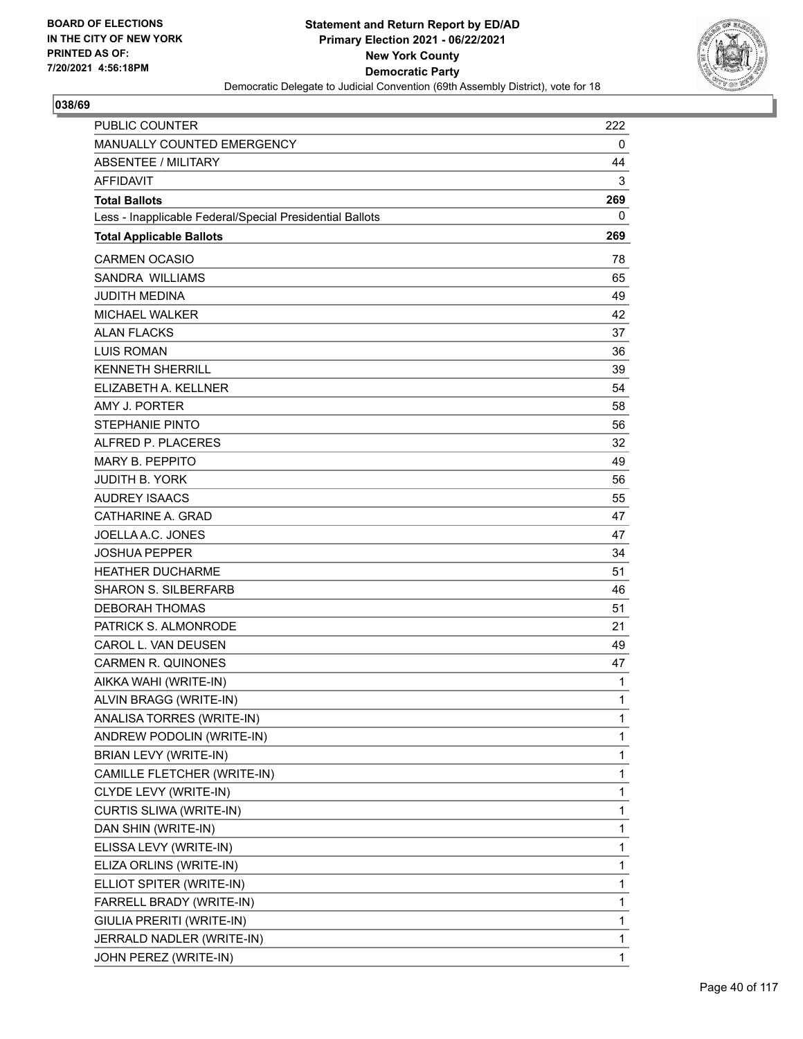BOARD OF ELECTIONS
IN THE CITY OF NEW YORK
PRINTED AS OF:
7/20/2021 4:56:18PM

**Statement and Return Report by ED/AD**
**Primary Election 2021 - 06/22/2021**
**New York County**
**Democratic Party**
Democratic Delegate to Judicial Convention (69th Assembly District), vote for 18

## 038/69

| | |
|---|---|
| PUBLIC COUNTER | 222 |
| MANUALLY COUNTED EMERGENCY | 0 |
| ABSENTEE / MILITARY | 44 |
| AFFIDAVIT | 3 |
| **Total Ballots** | **269** |
| Less - Inapplicable Federal/Special Presidential Ballots | 0 |
| **Total Applicable Ballots** | **269** |
| CARMEN OCASIO | 78 |
| SANDRA WILLIAMS | 65 |
| JUDITH MEDINA | 49 |
| MICHAEL WALKER | 42 |
| ALAN FLACKS | 37 |
| LUIS ROMAN | 36 |
| KENNETH SHERRILL | 39 |
| ELIZABETH A. KELLNER | 54 |
| AMY J. PORTER | 58 |
| STEPHANIE PINTO | 56 |
| ALFRED P. PLACERES | 32 |
| MARY B. PEPPITO | 49 |
| JUDITH B. YORK | 56 |
| AUDREY ISAACS | 55 |
| CATHARINE A. GRAD | 47 |
| JOELLA A.C. JONES | 47 |
| JOSHUA PEPPER | 34 |
| HEATHER DUCHARME | 51 |
| SHARON S. SILBERFARB | 46 |
| DEBORAH THOMAS | 51 |
| PATRICK S. ALMONRODE | 21 |
| CAROL L. VAN DEUSEN | 49 |
| CARMEN R. QUINONES | 47 |
| AIKKA WAHI (WRITE-IN) | 1 |
| ALVIN BRAGG (WRITE-IN) | 1 |
| ANALISA TORRES (WRITE-IN) | 1 |
| ANDREW PODOLIN (WRITE-IN) | 1 |
| BRIAN LEVY (WRITE-IN) | 1 |
| CAMILLE FLETCHER (WRITE-IN) | 1 |
| CLYDE LEVY (WRITE-IN) | 1 |
| CURTIS SLIWA (WRITE-IN) | 1 |
| DAN SHIN (WRITE-IN) | 1 |
| ELISSA LEVY (WRITE-IN) | 1 |
| ELIZA ORLINS (WRITE-IN) | 1 |
| ELLIOT SPITER (WRITE-IN) | 1 |
| FARRELL BRADY (WRITE-IN) | 1 |
| GIULIA PRERITI (WRITE-IN) | 1 |
| JERRALD NADLER (WRITE-IN) | 1 |
| JOHN PEREZ (WRITE-IN) | 1 |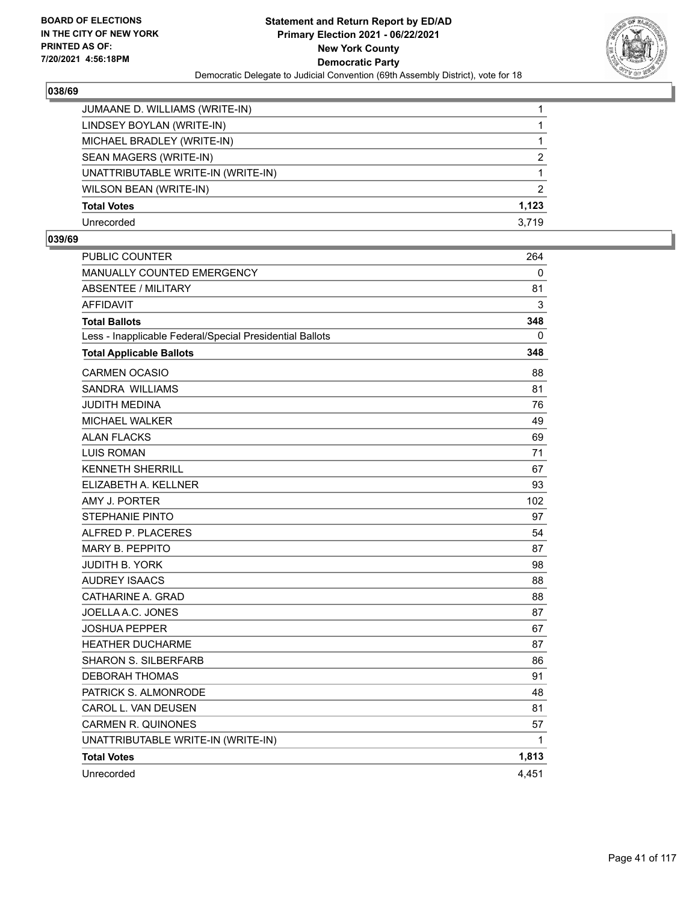**BOARD OF ELECTIONS IN THE CITY OF NEW YORK PRINTED AS OF: 7/20/2021 4:56:18PM**

**Statement and Return Report by ED/AD Primary Election 2021 - 06/22/2021 New York County Democratic Party**

Democratic Delegate to Judicial Convention (69th Assembly District), vote for 18

## 038/69

| | |
|---|---|
| JUMAANE D. WILLIAMS (WRITE-IN) | 1 |
| LINDSEY BOYLAN (WRITE-IN) | 1 |
| MICHAEL BRADLEY (WRITE-IN) | 1 |
| SEAN MAGERS (WRITE-IN) | 2 |
| UNATTRIBUTABLE WRITE-IN (WRITE-IN) | 1 |
| WILSON BEAN (WRITE-IN) | 2 |
| **Total Votes** | **1,123** |
| Unrecorded | 3,719 |

## 039/69

| | |
|---|---|
| PUBLIC COUNTER | 264 |
| MANUALLY COUNTED EMERGENCY | 0 |
| ABSENTEE / MILITARY | 81 |
| AFFIDAVIT | 3 |
| **Total Ballots** | **348** |
| Less - Inapplicable Federal/Special Presidential Ballots | 0 |
| **Total Applicable Ballots** | **348** |
| CARMEN OCASIO | 88 |
| SANDRA WILLIAMS | 81 |
| JUDITH MEDINA | 76 |
| MICHAEL WALKER | 49 |
| ALAN FLACKS | 69 |
| LUIS ROMAN | 71 |
| KENNETH SHERRILL | 67 |
| ELIZABETH A. KELLNER | 93 |
| AMY J. PORTER | 102 |
| STEPHANIE PINTO | 97 |
| ALFRED P. PLACERES | 54 |
| MARY B. PEPPITO | 87 |
| JUDITH B. YORK | 98 |
| AUDREY ISAACS | 88 |
| CATHARINE A. GRAD | 88 |
| JOELLA A.C. JONES | 87 |
| JOSHUA PEPPER | 67 |
| HEATHER DUCHARME | 87 |
| SHARON S. SILBERFARB | 86 |
| DEBORAH THOMAS | 91 |
| PATRICK S. ALMONRODE | 48 |
| CAROL L. VAN DEUSEN | 81 |
| CARMEN R. QUINONES | 57 |
| UNATTRIBUTABLE WRITE-IN (WRITE-IN) | 1 |
| **Total Votes** | **1,813** |
| Unrecorded | 4,451 |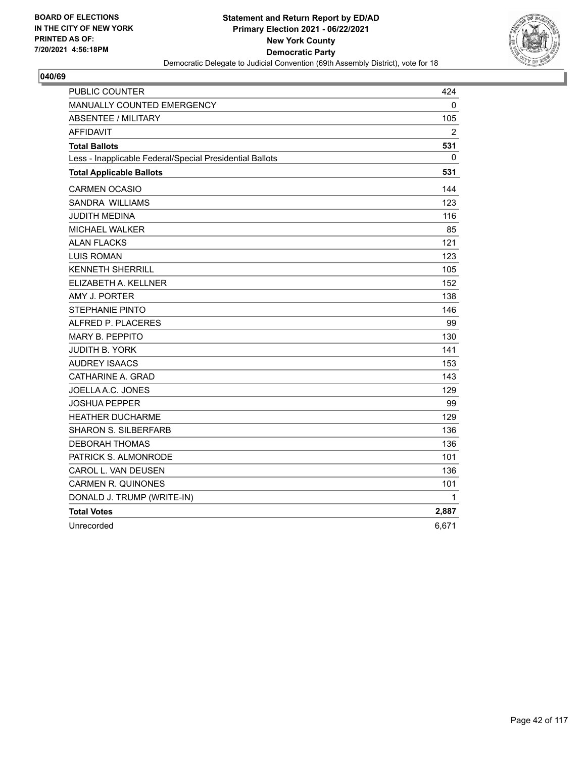BOARD OF ELECTIONS
IN THE CITY OF NEW YORK
PRINTED AS OF:
7/20/2021 4:56:18PM

**Statement and Return Report by ED/AD**
**Primary Election 2021 - 06/22/2021**
**New York County**
**Democratic Party**
Democratic Delegate to Judicial Convention (69th Assembly District), vote for 18

## 040/69

| | |
|---|---|
| PUBLIC COUNTER | 424 |
| MANUALLY COUNTED EMERGENCY | 0 |
| ABSENTEE / MILITARY | 105 |
| AFFIDAVIT | 2 |
| **Total Ballots** | **531** |
| Less - Inapplicable Federal/Special Presidential Ballots | 0 |
| **Total Applicable Ballots** | **531** |
| CARMEN OCASIO | 144 |
| SANDRA WILLIAMS | 123 |
| JUDITH MEDINA | 116 |
| MICHAEL WALKER | 85 |
| ALAN FLACKS | 121 |
| LUIS ROMAN | 123 |
| KENNETH SHERRILL | 105 |
| ELIZABETH A. KELLNER | 152 |
| AMY J. PORTER | 138 |
| STEPHANIE PINTO | 146 |
| ALFRED P. PLACERES | 99 |
| MARY B. PEPPITO | 130 |
| JUDITH B. YORK | 141 |
| AUDREY ISAACS | 153 |
| CATHARINE A. GRAD | 143 |
| JOELLA A.C. JONES | 129 |
| JOSHUA PEPPER | 99 |
| HEATHER DUCHARME | 129 |
| SHARON S. SILBERFARB | 136 |
| DEBORAH THOMAS | 136 |
| PATRICK S. ALMONRODE | 101 |
| CAROL L. VAN DEUSEN | 136 |
| CARMEN R. QUINONES | 101 |
| DONALD J. TRUMP (WRITE-IN) | 1 |
| **Total Votes** | **2,887** |
| Unrecorded | 6,671 |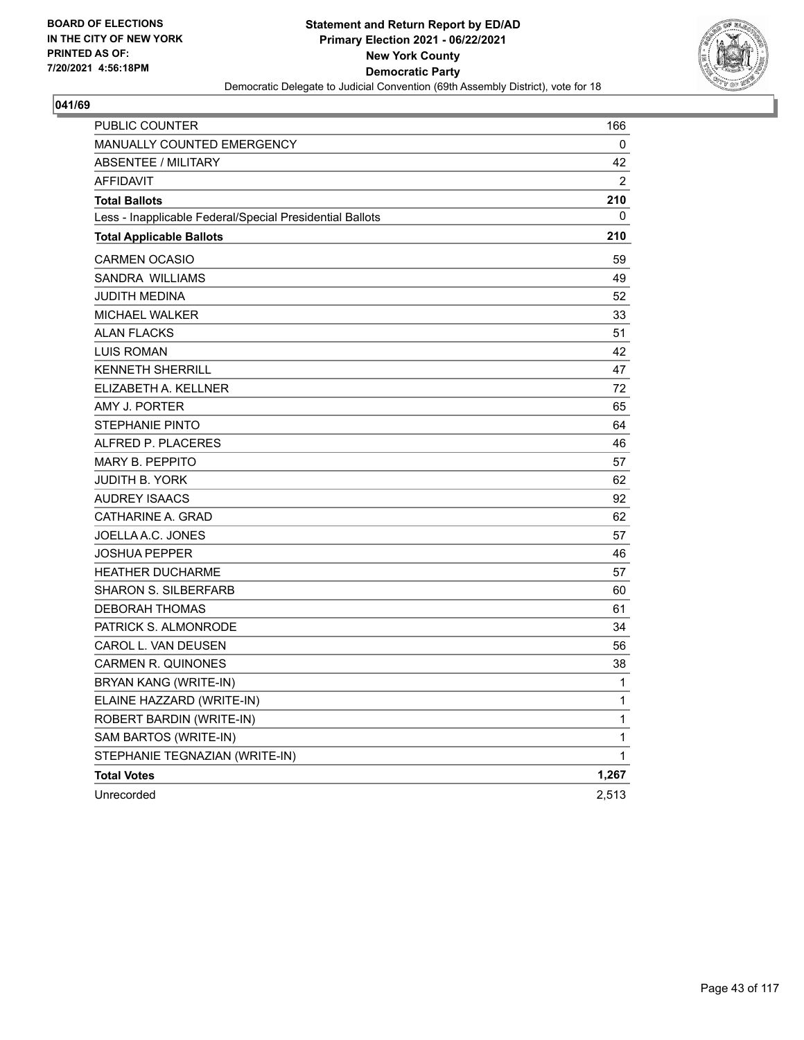BOARD OF ELECTIONS
IN THE CITY OF NEW YORK
PRINTED AS OF:
7/20/2021 4:56:18PM

**Statement and Return Report by ED/AD**
**Primary Election 2021 - 06/22/2021**
**New York County**
**Democratic Party**
Democratic Delegate to Judicial Convention (69th Assembly District), vote for 18

**041/69**

| | |
|---|---|
| PUBLIC COUNTER | 166 |
| MANUALLY COUNTED EMERGENCY | 0 |
| ABSENTEE / MILITARY | 42 |
| AFFIDAVIT | 2 |
| **Total Ballots** | **210** |
| Less - Inapplicable Federal/Special Presidential Ballots | 0 |
| **Total Applicable Ballots** | **210** |
| CARMEN OCASIO | 59 |
| SANDRA WILLIAMS | 49 |
| JUDITH MEDINA | 52 |
| MICHAEL WALKER | 33 |
| ALAN FLACKS | 51 |
| LUIS ROMAN | 42 |
| KENNETH SHERRILL | 47 |
| ELIZABETH A. KELLNER | 72 |
| AMY J. PORTER | 65 |
| STEPHANIE PINTO | 64 |
| ALFRED P. PLACERES | 46 |
| MARY B. PEPPITO | 57 |
| JUDITH B. YORK | 62 |
| AUDREY ISAACS | 92 |
| CATHARINE A. GRAD | 62 |
| JOELLA A.C. JONES | 57 |
| JOSHUA PEPPER | 46 |
| HEATHER DUCHARME | 57 |
| SHARON S. SILBERFARB | 60 |
| DEBORAH THOMAS | 61 |
| PATRICK S. ALMONRODE | 34 |
| CAROL L. VAN DEUSEN | 56 |
| CARMEN R. QUINONES | 38 |
| BRYAN KANG (WRITE-IN) | 1 |
| ELAINE HAZZARD (WRITE-IN) | 1 |
| ROBERT BARDIN (WRITE-IN) | 1 |
| SAM BARTOS (WRITE-IN) | 1 |
| STEPHANIE TEGNAZIAN (WRITE-IN) | 1 |
| **Total Votes** | **1,267** |
| Unrecorded | 2,513 |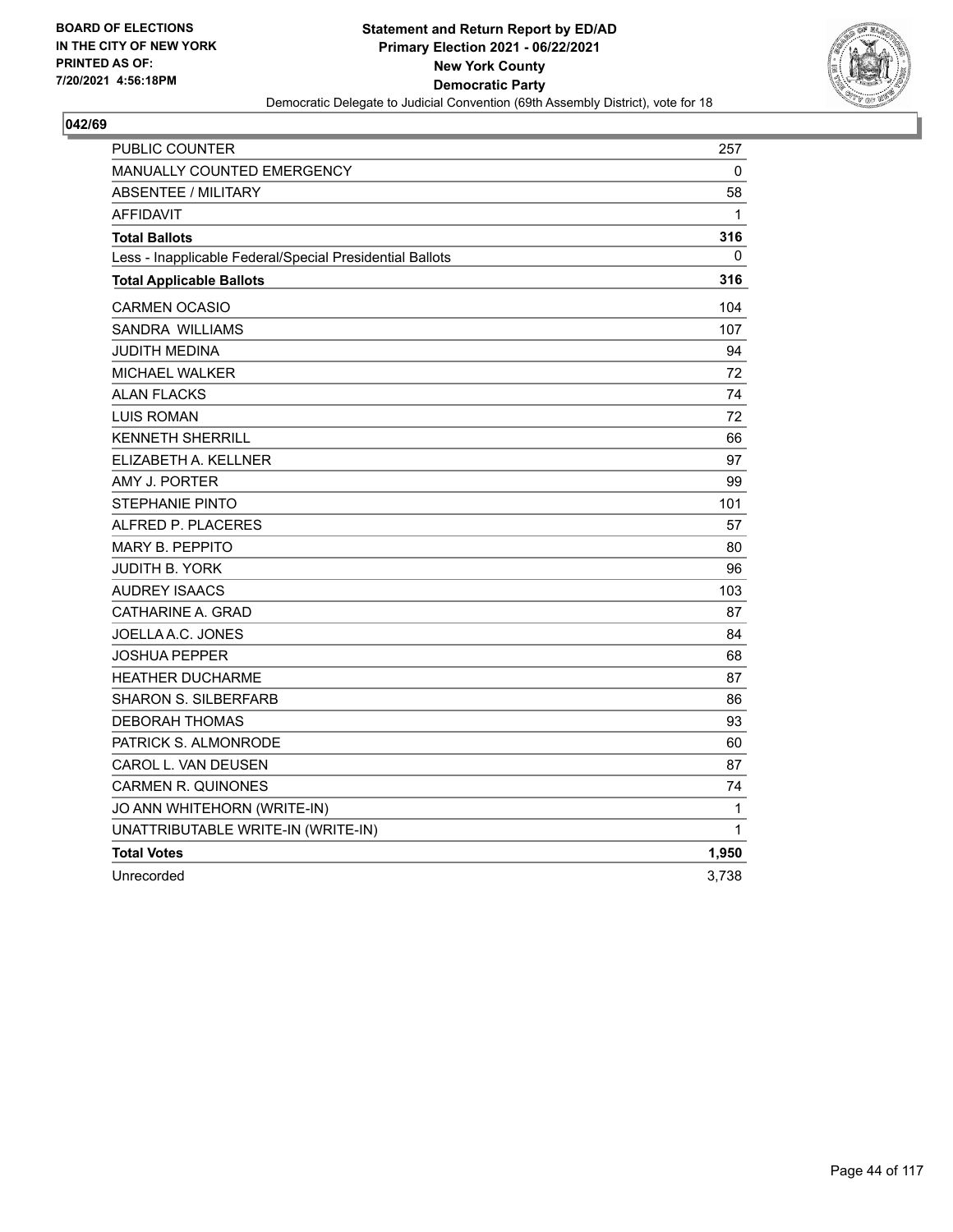BOARD OF ELECTIONS
IN THE CITY OF NEW YORK
PRINTED AS OF:
7/20/2021 4:56:18PM

**Statement and Return Report by ED/AD**
**Primary Election 2021 - 06/22/2021**
**New York County**
**Democratic Party**
Democratic Delegate to Judicial Convention (69th Assembly District), vote for 18

**042/69**

| | |
|---|---|
| PUBLIC COUNTER | 257 |
| MANUALLY COUNTED EMERGENCY | 0 |
| ABSENTEE / MILITARY | 58 |
| AFFIDAVIT | 1 |
| **Total Ballots** | **316** |
| Less - Inapplicable Federal/Special Presidential Ballots | 0 |
| **Total Applicable Ballots** | **316** |
| CARMEN OCASIO | 104 |
| SANDRA WILLIAMS | 107 |
| JUDITH MEDINA | 94 |
| MICHAEL WALKER | 72 |
| ALAN FLACKS | 74 |
| LUIS ROMAN | 72 |
| KENNETH SHERRILL | 66 |
| ELIZABETH A. KELLNER | 97 |
| AMY J. PORTER | 99 |
| STEPHANIE PINTO | 101 |
| ALFRED P. PLACERES | 57 |
| MARY B. PEPPITO | 80 |
| JUDITH B. YORK | 96 |
| AUDREY ISAACS | 103 |
| CATHARINE A. GRAD | 87 |
| JOELLA A.C. JONES | 84 |
| JOSHUA PEPPER | 68 |
| HEATHER DUCHARME | 87 |
| SHARON S. SILBERFARB | 86 |
| DEBORAH THOMAS | 93 |
| PATRICK S. ALMONRODE | 60 |
| CAROL L. VAN DEUSEN | 87 |
| CARMEN R. QUINONES | 74 |
| JO ANN WHITEHORN (WRITE-IN) | 1 |
| UNATTRIBUTABLE WRITE-IN (WRITE-IN) | 1 |
| **Total Votes** | **1,950** |
| Unrecorded | 3,738 |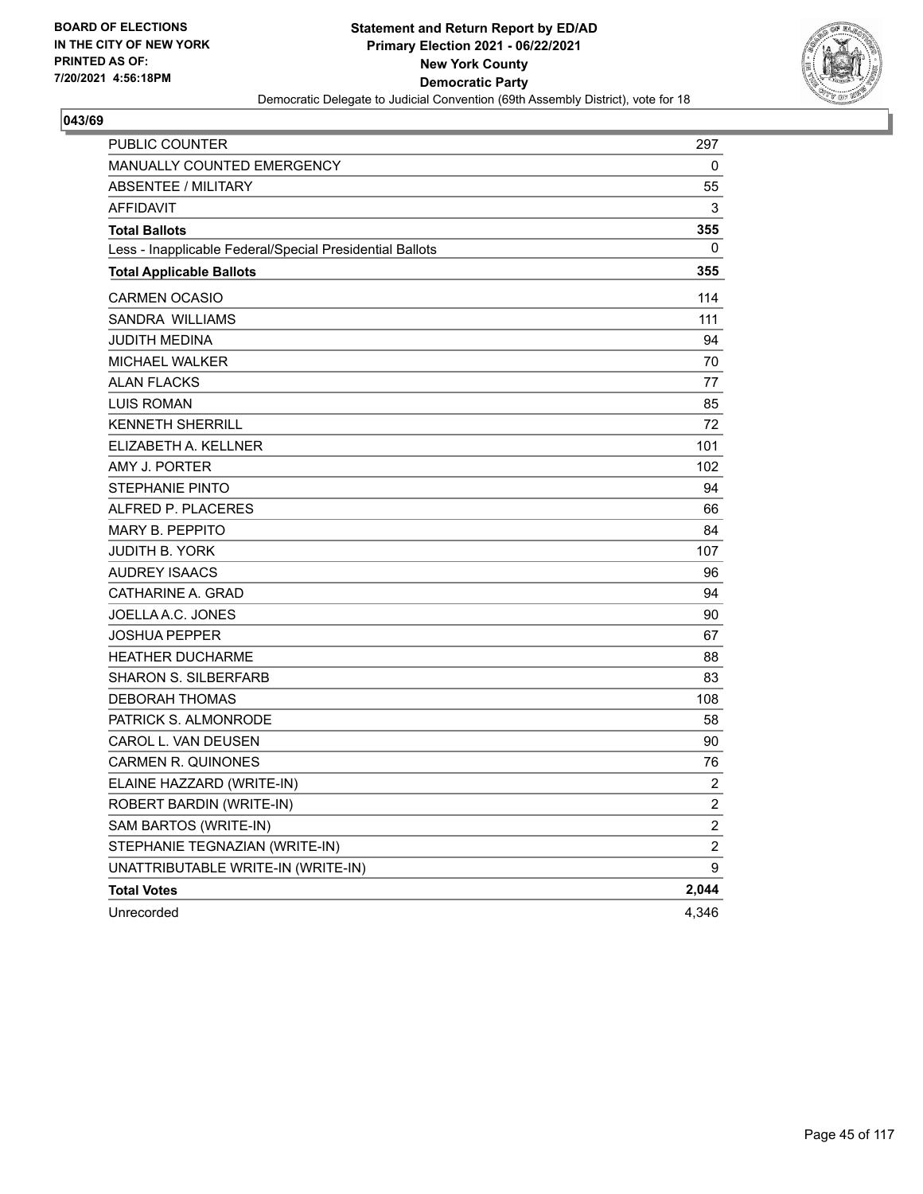**BOARD OF ELECTIONS IN THE CITY OF NEW YORK PRINTED AS OF: 7/20/2021 4:56:18PM**

**Statement and Return Report by ED/AD**
**Primary Election 2021 - 06/22/2021**
**New York County**
**Democratic Party**
Democratic Delegate to Judicial Convention (69th Assembly District), vote for 18

**043/69**

| | |
|---|---|
| PUBLIC COUNTER | 297 |
| MANUALLY COUNTED EMERGENCY | 0 |
| ABSENTEE / MILITARY | 55 |
| AFFIDAVIT | 3 |
| **Total Ballots** | **355** |
| Less - Inapplicable Federal/Special Presidential Ballots | 0 |
| **Total Applicable Ballots** | **355** |
| CARMEN OCASIO | 114 |
| SANDRA WILLIAMS | 111 |
| JUDITH MEDINA | 94 |
| MICHAEL WALKER | 70 |
| ALAN FLACKS | 77 |
| LUIS ROMAN | 85 |
| KENNETH SHERRILL | 72 |
| ELIZABETH A. KELLNER | 101 |
| AMY J. PORTER | 102 |
| STEPHANIE PINTO | 94 |
| ALFRED P. PLACERES | 66 |
| MARY B. PEPPITO | 84 |
| JUDITH B. YORK | 107 |
| AUDREY ISAACS | 96 |
| CATHARINE A. GRAD | 94 |
| JOELLA A.C. JONES | 90 |
| JOSHUA PEPPER | 67 |
| HEATHER DUCHARME | 88 |
| SHARON S. SILBERFARB | 83 |
| DEBORAH THOMAS | 108 |
| PATRICK S. ALMONRODE | 58 |
| CAROL L. VAN DEUSEN | 90 |
| CARMEN R. QUINONES | 76 |
| ELAINE HAZZARD (WRITE-IN) | 2 |
| ROBERT BARDIN (WRITE-IN) | 2 |
| SAM BARTOS (WRITE-IN) | 2 |
| STEPHANIE TEGNAZIAN (WRITE-IN) | 2 |
| UNATTRIBUTABLE WRITE-IN (WRITE-IN) | 9 |
| **Total Votes** | **2,044** |
| Unrecorded | 4,346 |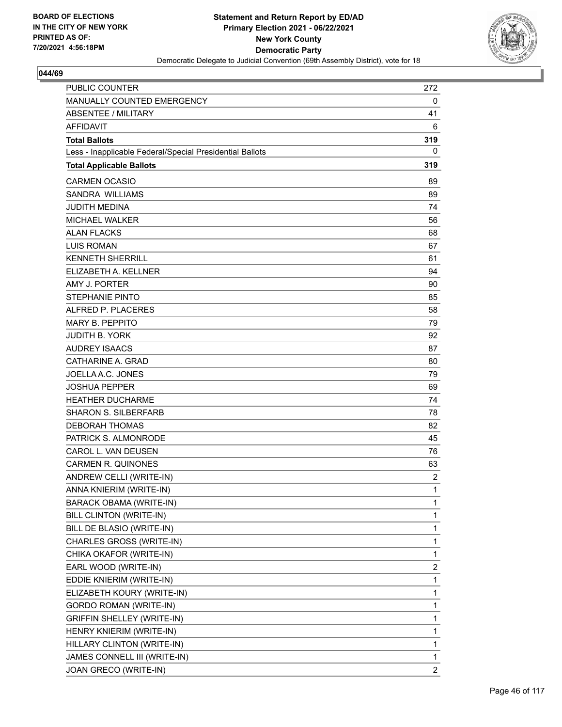**BOARD OF ELECTIONS IN THE CITY OF NEW YORK PRINTED AS OF: 7/20/2021 4:56:18PM**

**Statement and Return Report by ED/AD**
**Primary Election 2021 - 06/22/2021**
**New York County**
**Democratic Party**
Democratic Delegate to Judicial Convention (69th Assembly District), vote for 18

## 044/69

| | |
|---|---|
| PUBLIC COUNTER | 272 |
| MANUALLY COUNTED EMERGENCY | 0 |
| ABSENTEE / MILITARY | 41 |
| AFFIDAVIT | 6 |
| **Total Ballots** | **319** |
| Less - Inapplicable Federal/Special Presidential Ballots | 0 |
| **Total Applicable Ballots** | **319** |
| CARMEN OCASIO | 89 |
| SANDRA WILLIAMS | 89 |
| JUDITH MEDINA | 74 |
| MICHAEL WALKER | 56 |
| ALAN FLACKS | 68 |
| LUIS ROMAN | 67 |
| KENNETH SHERRILL | 61 |
| ELIZABETH A. KELLNER | 94 |
| AMY J. PORTER | 90 |
| STEPHANIE PINTO | 85 |
| ALFRED P. PLACERES | 58 |
| MARY B. PEPPITO | 79 |
| JUDITH B. YORK | 92 |
| AUDREY ISAACS | 87 |
| CATHARINE A. GRAD | 80 |
| JOELLA A.C. JONES | 79 |
| JOSHUA PEPPER | 69 |
| HEATHER DUCHARME | 74 |
| SHARON S. SILBERFARB | 78 |
| DEBORAH THOMAS | 82 |
| PATRICK S. ALMONRODE | 45 |
| CAROL L. VAN DEUSEN | 76 |
| CARMEN R. QUINONES | 63 |
| ANDREW CELLI (WRITE-IN) | 2 |
| ANNA KNIERIM (WRITE-IN) | 1 |
| BARACK OBAMA (WRITE-IN) | 1 |
| BILL CLINTON (WRITE-IN) | 1 |
| BILL DE BLASIO (WRITE-IN) | 1 |
| CHARLES GROSS (WRITE-IN) | 1 |
| CHIKA OKAFOR (WRITE-IN) | 1 |
| EARL WOOD (WRITE-IN) | 2 |
| EDDIE KNIERIM (WRITE-IN) | 1 |
| ELIZABETH KOURY (WRITE-IN) | 1 |
| GORDO ROMAN (WRITE-IN) | 1 |
| GRIFFIN SHELLEY (WRITE-IN) | 1 |
| HENRY KNIERIM (WRITE-IN) | 1 |
| HILLARY CLINTON (WRITE-IN) | 1 |
| JAMES CONNELL III (WRITE-IN) | 1 |
| JOAN GRECO (WRITE-IN) | 2 |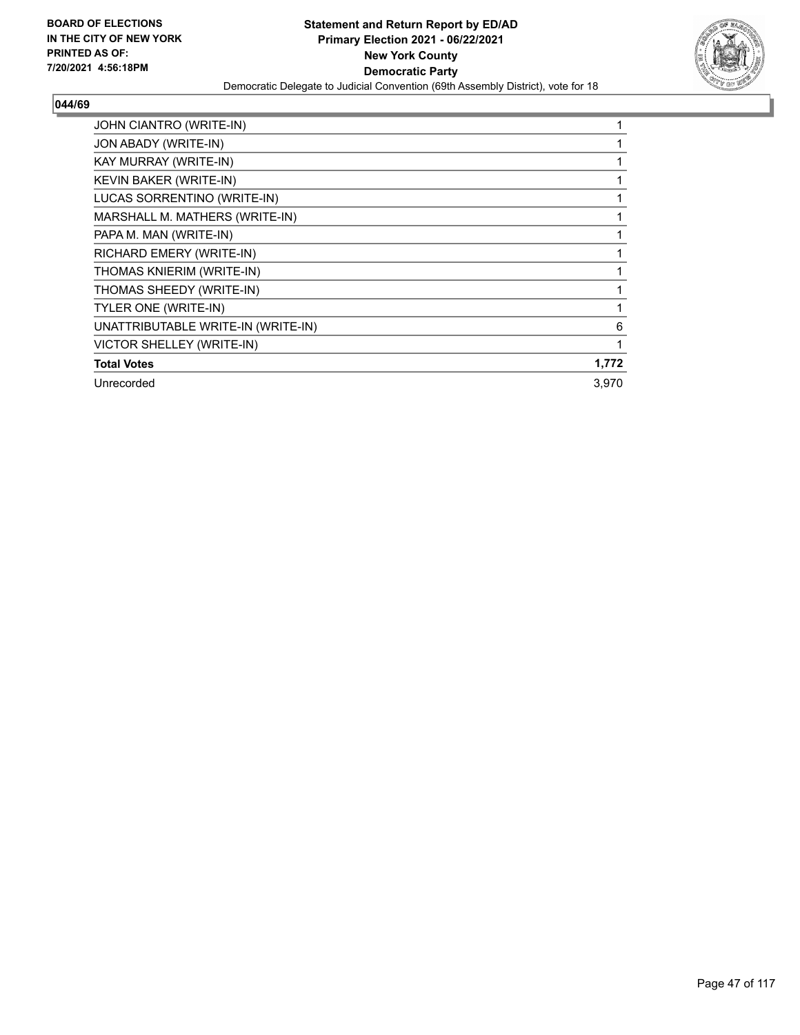**BOARD OF ELECTIONS IN THE CITY OF NEW YORK PRINTED AS OF: 7/20/2021 4:56:18PM**

**Statement and Return Report by ED/AD**
**Primary Election 2021 - 06/22/2021**
**New York County**
**Democratic Party**
Democratic Delegate to Judicial Convention (69th Assembly District), vote for 18

## 044/69

| | |
|---|---|
| JOHN CIANTRO (WRITE-IN) | 1 |
| JON ABADY (WRITE-IN) | 1 |
| KAY MURRAY (WRITE-IN) | 1 |
| KEVIN BAKER (WRITE-IN) | 1 |
| LUCAS SORRENTINO (WRITE-IN) | 1 |
| MARSHALL M. MATHERS (WRITE-IN) | 1 |
| PAPA M. MAN (WRITE-IN) | 1 |
| RICHARD EMERY (WRITE-IN) | 1 |
| THOMAS KNIERIM (WRITE-IN) | 1 |
| THOMAS SHEEDY (WRITE-IN) | 1 |
| TYLER ONE (WRITE-IN) | 1 |
| UNATTRIBUTABLE WRITE-IN (WRITE-IN) | 6 |
| VICTOR SHELLEY (WRITE-IN) | 1 |
| **Total Votes** | **1,772** |
| Unrecorded | 3,970 |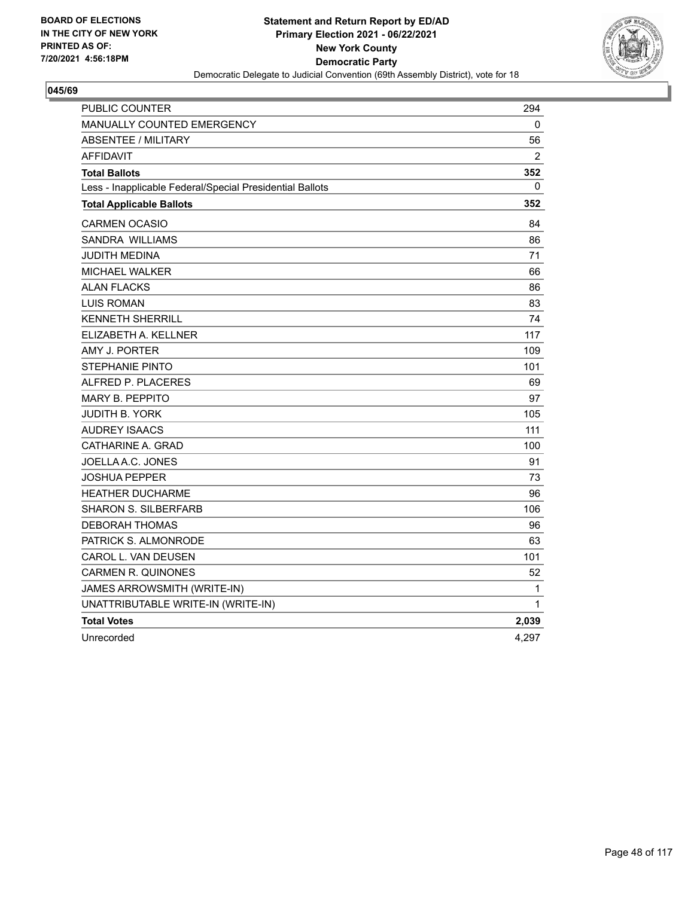BOARD OF ELECTIONS
IN THE CITY OF NEW YORK
PRINTED AS OF:
7/20/2021 4:56:18PM

**Statement and Return Report by ED/AD**
**Primary Election 2021 - 06/22/2021**
**New York County**
**Democratic Party**
Democratic Delegate to Judicial Convention (69th Assembly District), vote for 18

**045/69**

| | |
|---|---|
| PUBLIC COUNTER | 294 |
| MANUALLY COUNTED EMERGENCY | 0 |
| ABSENTEE / MILITARY | 56 |
| AFFIDAVIT | 2 |
| **Total Ballots** | **352** |
| Less - Inapplicable Federal/Special Presidential Ballots | 0 |
| **Total Applicable Ballots** | **352** |
| CARMEN OCASIO | 84 |
| SANDRA WILLIAMS | 86 |
| JUDITH MEDINA | 71 |
| MICHAEL WALKER | 66 |
| ALAN FLACKS | 86 |
| LUIS ROMAN | 83 |
| KENNETH SHERRILL | 74 |
| ELIZABETH A. KELLNER | 117 |
| AMY J. PORTER | 109 |
| STEPHANIE PINTO | 101 |
| ALFRED P. PLACERES | 69 |
| MARY B. PEPPITO | 97 |
| JUDITH B. YORK | 105 |
| AUDREY ISAACS | 111 |
| CATHARINE A. GRAD | 100 |
| JOELLA A.C. JONES | 91 |
| JOSHUA PEPPER | 73 |
| HEATHER DUCHARME | 96 |
| SHARON S. SILBERFARB | 106 |
| DEBORAH THOMAS | 96 |
| PATRICK S. ALMONRODE | 63 |
| CAROL L. VAN DEUSEN | 101 |
| CARMEN R. QUINONES | 52 |
| JAMES ARROWSMITH (WRITE-IN) | 1 |
| UNATTRIBUTABLE WRITE-IN (WRITE-IN) | 1 |
| **Total Votes** | **2,039** |
| Unrecorded | 4,297 |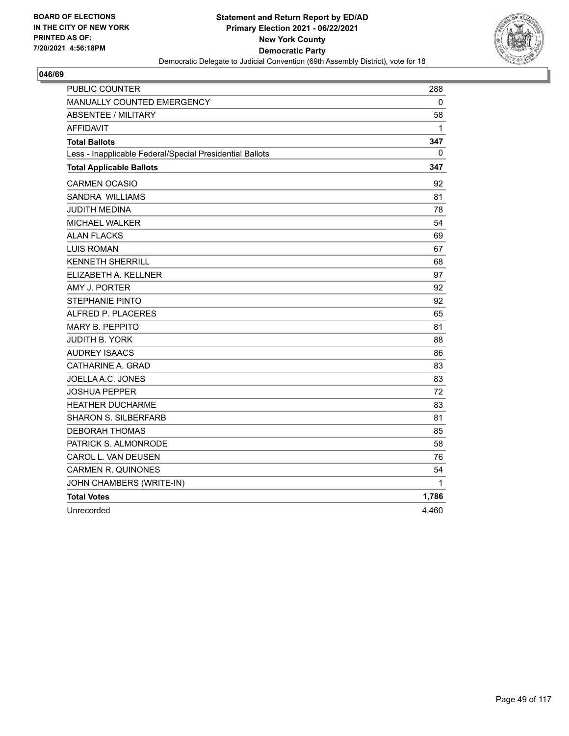BOARD OF ELECTIONS
IN THE CITY OF NEW YORK
PRINTED AS OF:
7/20/2021 4:56:18PM

**Statement and Return Report by ED/AD**
**Primary Election 2021 - 06/22/2021**
**New York County**
**Democratic Party**
Democratic Delegate to Judicial Convention (69th Assembly District), vote for 18

## 046/69

| | |
|---|---|
| PUBLIC COUNTER | 288 |
| MANUALLY COUNTED EMERGENCY | 0 |
| ABSENTEE / MILITARY | 58 |
| AFFIDAVIT | 1 |
| **Total Ballots** | **347** |
| Less - Inapplicable Federal/Special Presidential Ballots | 0 |
| **Total Applicable Ballots** | **347** |
| CARMEN OCASIO | 92 |
| SANDRA WILLIAMS | 81 |
| JUDITH MEDINA | 78 |
| MICHAEL WALKER | 54 |
| ALAN FLACKS | 69 |
| LUIS ROMAN | 67 |
| KENNETH SHERRILL | 68 |
| ELIZABETH A. KELLNER | 97 |
| AMY J. PORTER | 92 |
| STEPHANIE PINTO | 92 |
| ALFRED P. PLACERES | 65 |
| MARY B. PEPPITO | 81 |
| JUDITH B. YORK | 88 |
| AUDREY ISAACS | 86 |
| CATHARINE A. GRAD | 83 |
| JOELLA A.C. JONES | 83 |
| JOSHUA PEPPER | 72 |
| HEATHER DUCHARME | 83 |
| SHARON S. SILBERFARB | 81 |
| DEBORAH THOMAS | 85 |
| PATRICK S. ALMONRODE | 58 |
| CAROL L. VAN DEUSEN | 76 |
| CARMEN R. QUINONES | 54 |
| JOHN CHAMBERS (WRITE-IN) | 1 |
| **Total Votes** | **1,786** |
| Unrecorded | 4,460 |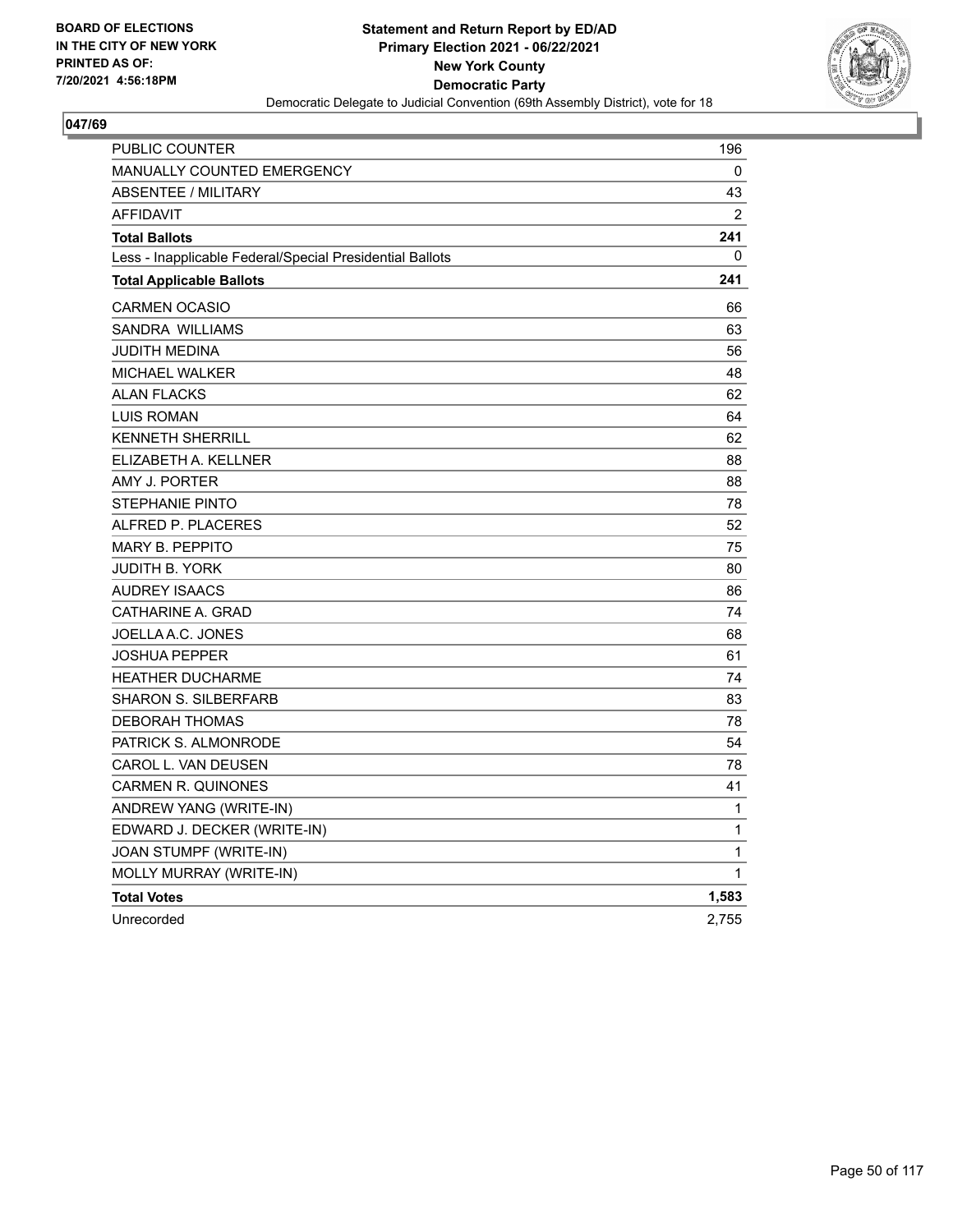BOARD OF ELECTIONS
IN THE CITY OF NEW YORK
PRINTED AS OF:
7/20/2021 4:56:18PM

**Statement and Return Report by ED/AD**
**Primary Election 2021 - 06/22/2021**
**New York County**
**Democratic Party**
Democratic Delegate to Judicial Convention (69th Assembly District), vote for 18

## 047/69

| | |
|---|---|
| PUBLIC COUNTER | 196 |
| MANUALLY COUNTED EMERGENCY | 0 |
| ABSENTEE / MILITARY | 43 |
| AFFIDAVIT | 2 |
| **Total Ballots** | **241** |
| Less - Inapplicable Federal/Special Presidential Ballots | 0 |
| **Total Applicable Ballots** | **241** |
| CARMEN OCASIO | 66 |
| SANDRA WILLIAMS | 63 |
| JUDITH MEDINA | 56 |
| MICHAEL WALKER | 48 |
| ALAN FLACKS | 62 |
| LUIS ROMAN | 64 |
| KENNETH SHERRILL | 62 |
| ELIZABETH A. KELLNER | 88 |
| AMY J. PORTER | 88 |
| STEPHANIE PINTO | 78 |
| ALFRED P. PLACERES | 52 |
| MARY B. PEPPITO | 75 |
| JUDITH B. YORK | 80 |
| AUDREY ISAACS | 86 |
| CATHARINE A. GRAD | 74 |
| JOELLA A.C. JONES | 68 |
| JOSHUA PEPPER | 61 |
| HEATHER DUCHARME | 74 |
| SHARON S. SILBERFARB | 83 |
| DEBORAH THOMAS | 78 |
| PATRICK S. ALMONRODE | 54 |
| CAROL L. VAN DEUSEN | 78 |
| CARMEN R. QUINONES | 41 |
| ANDREW YANG (WRITE-IN) | 1 |
| EDWARD J. DECKER (WRITE-IN) | 1 |
| JOAN STUMPF (WRITE-IN) | 1 |
| MOLLY MURRAY (WRITE-IN) | 1 |
| **Total Votes** | **1,583** |
| Unrecorded | 2,755 |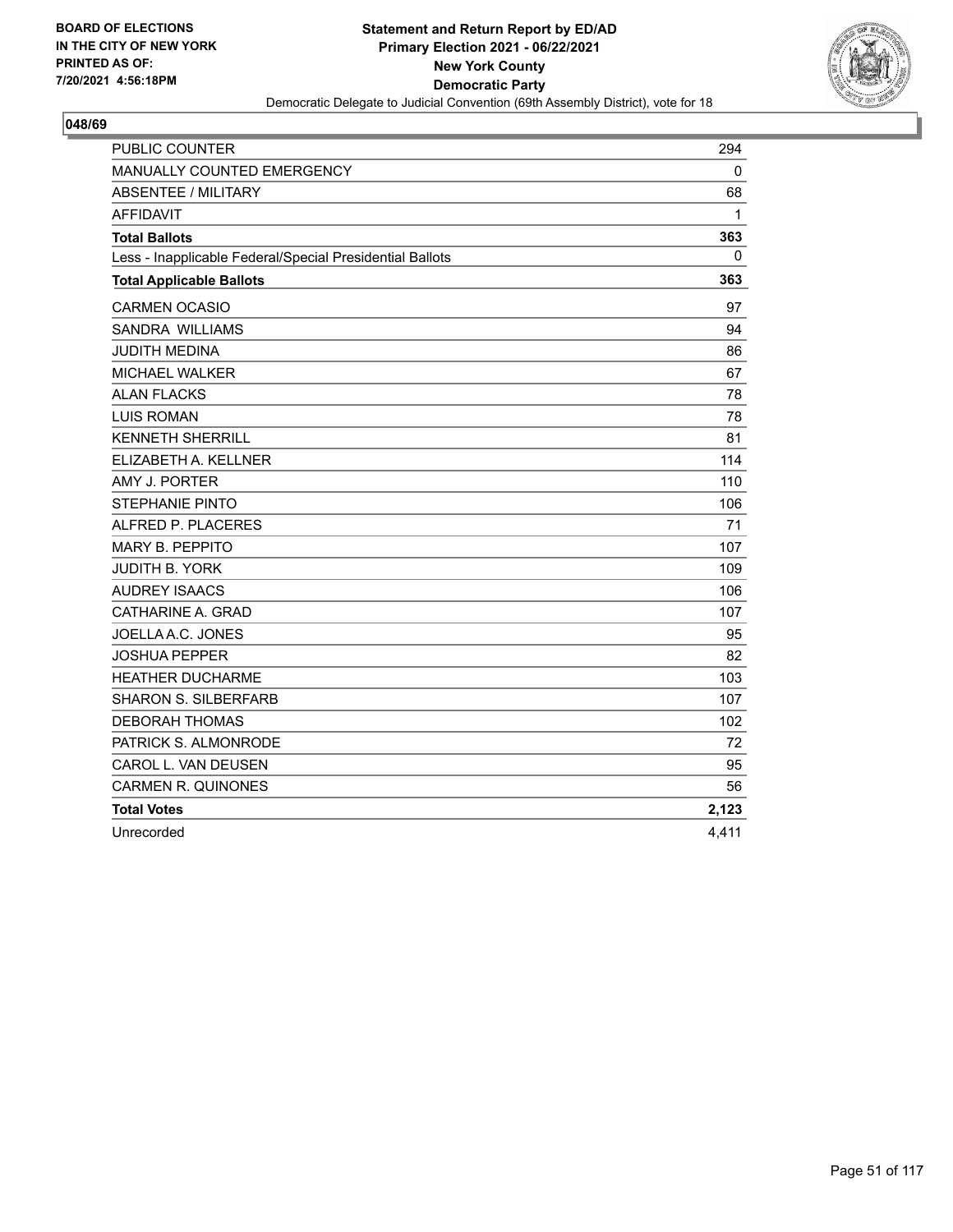BOARD OF ELECTIONS
IN THE CITY OF NEW YORK
PRINTED AS OF:
7/20/2021 4:56:18PM

**Statement and Return Report by ED/AD**
**Primary Election 2021 - 06/22/2021**
**New York County**
**Democratic Party**
Democratic Delegate to Judicial Convention (69th Assembly District), vote for 18

## 048/69

| | |
|---|---|
| PUBLIC COUNTER | 294 |
| MANUALLY COUNTED EMERGENCY | 0 |
| ABSENTEE / MILITARY | 68 |
| AFFIDAVIT | 1 |
| **Total Ballots** | **363** |
| Less - Inapplicable Federal/Special Presidential Ballots | 0 |
| **Total Applicable Ballots** | **363** |
| CARMEN OCASIO | 97 |
| SANDRA WILLIAMS | 94 |
| JUDITH MEDINA | 86 |
| MICHAEL WALKER | 67 |
| ALAN FLACKS | 78 |
| LUIS ROMAN | 78 |
| KENNETH SHERRILL | 81 |
| ELIZABETH A. KELLNER | 114 |
| AMY J. PORTER | 110 |
| STEPHANIE PINTO | 106 |
| ALFRED P. PLACERES | 71 |
| MARY B. PEPPITO | 107 |
| JUDITH B. YORK | 109 |
| AUDREY ISAACS | 106 |
| CATHARINE A. GRAD | 107 |
| JOELLA A.C. JONES | 95 |
| JOSHUA PEPPER | 82 |
| HEATHER DUCHARME | 103 |
| SHARON S. SILBERFARB | 107 |
| DEBORAH THOMAS | 102 |
| PATRICK S. ALMONRODE | 72 |
| CAROL L. VAN DEUSEN | 95 |
| CARMEN R. QUINONES | 56 |
| **Total Votes** | **2,123** |
| Unrecorded | 4,411 |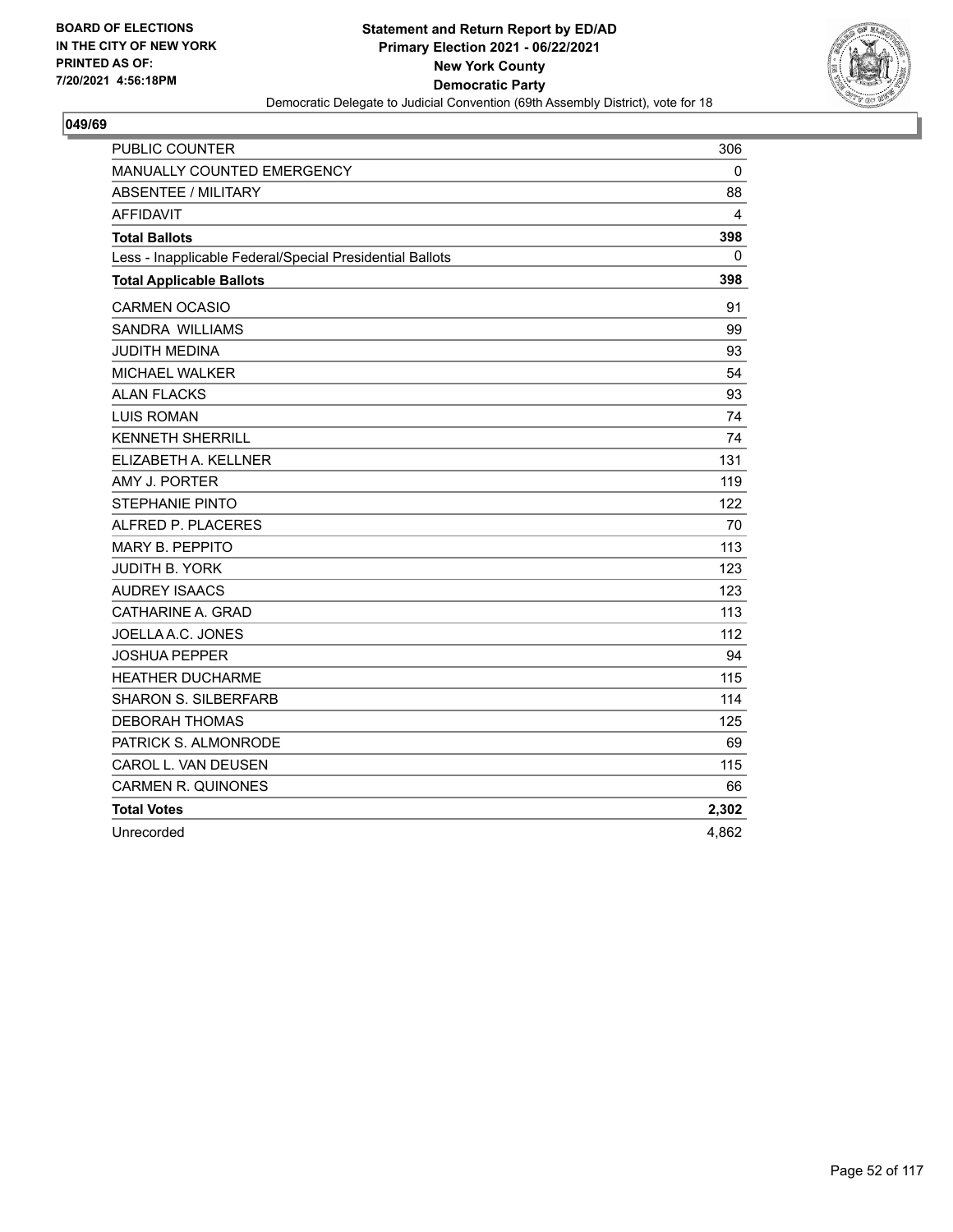BOARD OF ELECTIONS
IN THE CITY OF NEW YORK
PRINTED AS OF:
7/20/2021 4:56:18PM

**Statement and Return Report by ED/AD**
**Primary Election 2021 - 06/22/2021**
**New York County**
**Democratic Party**
Democratic Delegate to Judicial Convention (69th Assembly District), vote for 18

## 049/69

| | |
|---|---|
| PUBLIC COUNTER | 306 |
| MANUALLY COUNTED EMERGENCY | 0 |
| ABSENTEE / MILITARY | 88 |
| AFFIDAVIT | 4 |
| **Total Ballots** | **398** |
| Less - Inapplicable Federal/Special Presidential Ballots | 0 |
| **Total Applicable Ballots** | **398** |
| CARMEN OCASIO | 91 |
| SANDRA WILLIAMS | 99 |
| JUDITH MEDINA | 93 |
| MICHAEL WALKER | 54 |
| ALAN FLACKS | 93 |
| LUIS ROMAN | 74 |
| KENNETH SHERRILL | 74 |
| ELIZABETH A. KELLNER | 131 |
| AMY J. PORTER | 119 |
| STEPHANIE PINTO | 122 |
| ALFRED P. PLACERES | 70 |
| MARY B. PEPPITO | 113 |
| JUDITH B. YORK | 123 |
| AUDREY ISAACS | 123 |
| CATHARINE A. GRAD | 113 |
| JOELLA A.C. JONES | 112 |
| JOSHUA PEPPER | 94 |
| HEATHER DUCHARME | 115 |
| SHARON S. SILBERFARB | 114 |
| DEBORAH THOMAS | 125 |
| PATRICK S. ALMONRODE | 69 |
| CAROL L. VAN DEUSEN | 115 |
| CARMEN R. QUINONES | 66 |
| **Total Votes** | **2,302** |
| Unrecorded | 4,862 |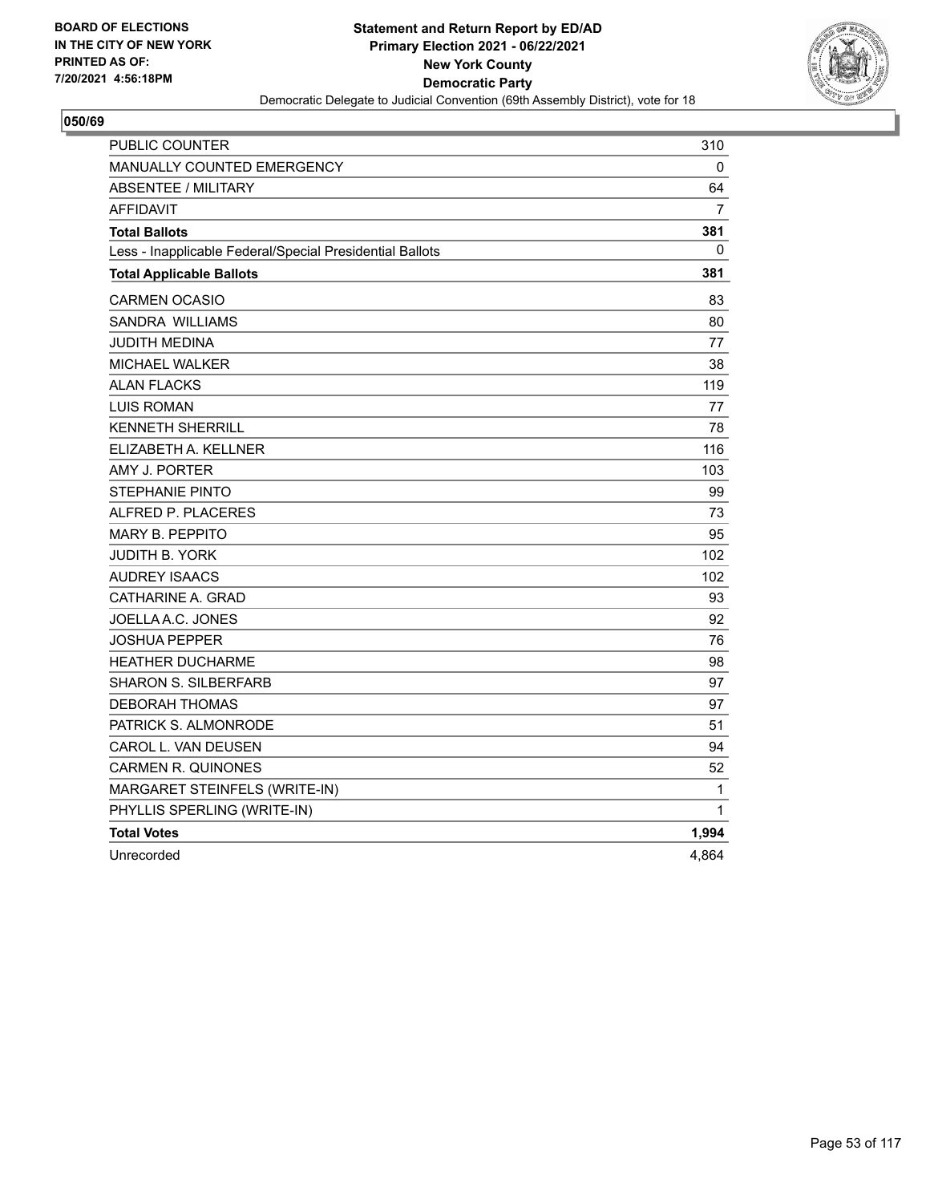BOARD OF ELECTIONS
IN THE CITY OF NEW YORK
PRINTED AS OF:
7/20/2021 4:56:18PM

**Statement and Return Report by ED/AD**
**Primary Election 2021 - 06/22/2021**
**New York County**
**Democratic Party**
Democratic Delegate to Judicial Convention (69th Assembly District), vote for 18

## 050/69

| | |
|---|---|
| PUBLIC COUNTER | 310 |
| MANUALLY COUNTED EMERGENCY | 0 |
| ABSENTEE / MILITARY | 64 |
| AFFIDAVIT | 7 |
| **Total Ballots** | **381** |
| Less - Inapplicable Federal/Special Presidential Ballots | 0 |
| **Total Applicable Ballots** | **381** |
| CARMEN OCASIO | 83 |
| SANDRA WILLIAMS | 80 |
| JUDITH MEDINA | 77 |
| MICHAEL WALKER | 38 |
| ALAN FLACKS | 119 |
| LUIS ROMAN | 77 |
| KENNETH SHERRILL | 78 |
| ELIZABETH A. KELLNER | 116 |
| AMY J. PORTER | 103 |
| STEPHANIE PINTO | 99 |
| ALFRED P. PLACERES | 73 |
| MARY B. PEPPITO | 95 |
| JUDITH B. YORK | 102 |
| AUDREY ISAACS | 102 |
| CATHARINE A. GRAD | 93 |
| JOELLA A.C. JONES | 92 |
| JOSHUA PEPPER | 76 |
| HEATHER DUCHARME | 98 |
| SHARON S. SILBERFARB | 97 |
| DEBORAH THOMAS | 97 |
| PATRICK S. ALMONRODE | 51 |
| CAROL L. VAN DEUSEN | 94 |
| CARMEN R. QUINONES | 52 |
| MARGARET STEINFELS (WRITE-IN) | 1 |
| PHYLLIS SPERLING (WRITE-IN) | 1 |
| **Total Votes** | **1,994** |
| Unrecorded | 4,864 |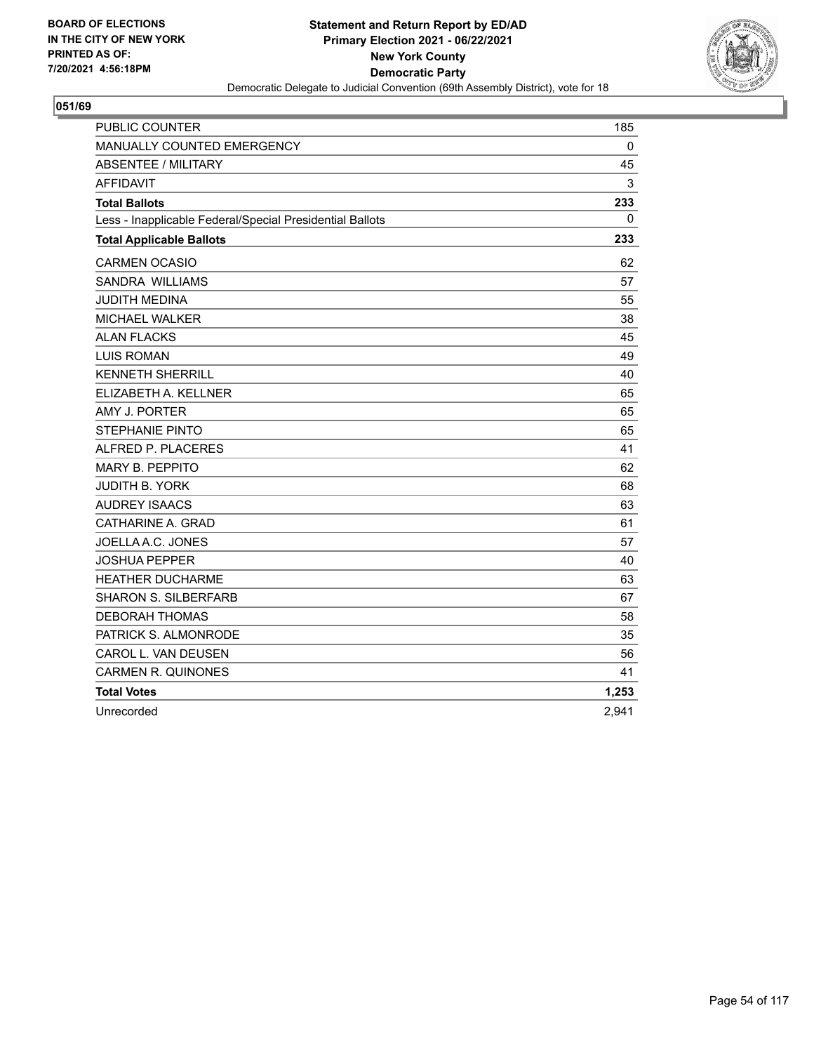BOARD OF ELECTIONS
IN THE CITY OF NEW YORK
PRINTED AS OF:
7/20/2021 4:56:18PM

**Statement and Return Report by ED/AD**
**Primary Election 2021 - 06/22/2021**
**New York County**
**Democratic Party**
Democratic Delegate to Judicial Convention (69th Assembly District), vote for 18

## 051/69

| | |
|---|---|
| PUBLIC COUNTER | 185 |
| MANUALLY COUNTED EMERGENCY | 0 |
| ABSENTEE / MILITARY | 45 |
| AFFIDAVIT | 3 |
| **Total Ballots** | **233** |
| Less - Inapplicable Federal/Special Presidential Ballots | 0 |
| **Total Applicable Ballots** | **233** |
| CARMEN OCASIO | 62 |
| SANDRA WILLIAMS | 57 |
| JUDITH MEDINA | 55 |
| MICHAEL WALKER | 38 |
| ALAN FLACKS | 45 |
| LUIS ROMAN | 49 |
| KENNETH SHERRILL | 40 |
| ELIZABETH A. KELLNER | 65 |
| AMY J. PORTER | 65 |
| STEPHANIE PINTO | 65 |
| ALFRED P. PLACERES | 41 |
| MARY B. PEPPITO | 62 |
| JUDITH B. YORK | 68 |
| AUDREY ISAACS | 63 |
| CATHARINE A. GRAD | 61 |
| JOELLA A.C. JONES | 57 |
| JOSHUA PEPPER | 40 |
| HEATHER DUCHARME | 63 |
| SHARON S. SILBERFARB | 67 |
| DEBORAH THOMAS | 58 |
| PATRICK S. ALMONRODE | 35 |
| CAROL L. VAN DEUSEN | 56 |
| CARMEN R. QUINONES | 41 |
| **Total Votes** | **1,253** |
| Unrecorded | 2,941 |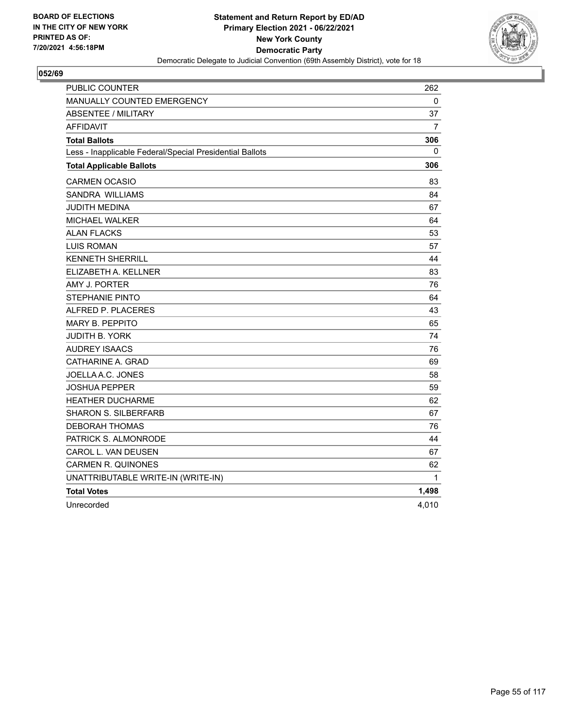BOARD OF ELECTIONS
IN THE CITY OF NEW YORK
PRINTED AS OF:
7/20/2021 4:56:18PM

**Statement and Return Report by ED/AD**
**Primary Election 2021 - 06/22/2021**
**New York County**
**Democratic Party**
Democratic Delegate to Judicial Convention (69th Assembly District), vote for 18

## 052/69

| | |
|---|---|
| PUBLIC COUNTER | 262 |
| MANUALLY COUNTED EMERGENCY | 0 |
| ABSENTEE / MILITARY | 37 |
| AFFIDAVIT | 7 |
| **Total Ballots** | **306** |
| Less - Inapplicable Federal/Special Presidential Ballots | 0 |
| **Total Applicable Ballots** | **306** |
| CARMEN OCASIO | 83 |
| SANDRA WILLIAMS | 84 |
| JUDITH MEDINA | 67 |
| MICHAEL WALKER | 64 |
| ALAN FLACKS | 53 |
| LUIS ROMAN | 57 |
| KENNETH SHERRILL | 44 |
| ELIZABETH A. KELLNER | 83 |
| AMY J. PORTER | 76 |
| STEPHANIE PINTO | 64 |
| ALFRED P. PLACERES | 43 |
| MARY B. PEPPITO | 65 |
| JUDITH B. YORK | 74 |
| AUDREY ISAACS | 76 |
| CATHARINE A. GRAD | 69 |
| JOELLA A.C. JONES | 58 |
| JOSHUA PEPPER | 59 |
| HEATHER DUCHARME | 62 |
| SHARON S. SILBERFARB | 67 |
| DEBORAH THOMAS | 76 |
| PATRICK S. ALMONRODE | 44 |
| CAROL L. VAN DEUSEN | 67 |
| CARMEN R. QUINONES | 62 |
| UNATTRIBUTABLE WRITE-IN (WRITE-IN) | 1 |
| **Total Votes** | **1,498** |
| Unrecorded | 4,010 |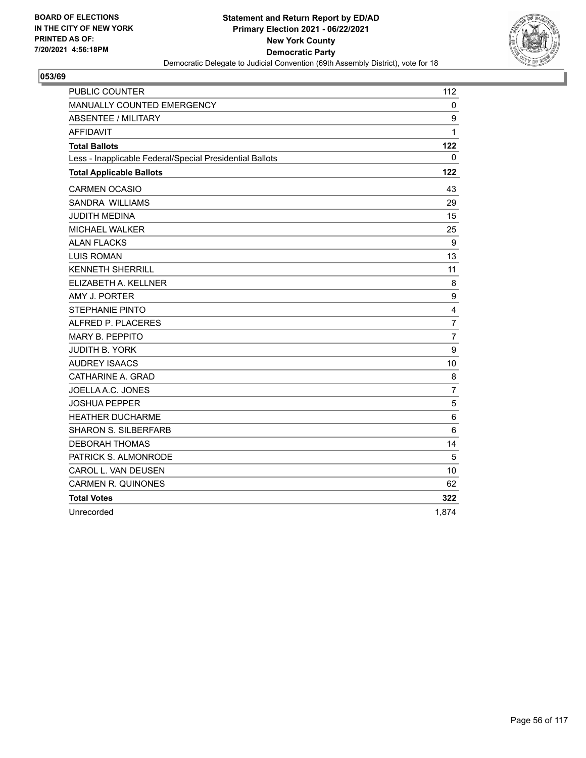BOARD OF ELECTIONS
IN THE CITY OF NEW YORK
PRINTED AS OF:
7/20/2021 4:56:18PM

**Statement and Return Report by ED/AD**
**Primary Election 2021 - 06/22/2021**
**New York County**
**Democratic Party**
Democratic Delegate to Judicial Convention (69th Assembly District), vote for 18

## 053/69

| | |
|---|---|
| PUBLIC COUNTER | 112 |
| MANUALLY COUNTED EMERGENCY | 0 |
| ABSENTEE / MILITARY | 9 |
| AFFIDAVIT | 1 |
| **Total Ballots** | **122** |
| Less - Inapplicable Federal/Special Presidential Ballots | 0 |
| **Total Applicable Ballots** | **122** |
| CARMEN OCASIO | 43 |
| SANDRA WILLIAMS | 29 |
| JUDITH MEDINA | 15 |
| MICHAEL WALKER | 25 |
| ALAN FLACKS | 9 |
| LUIS ROMAN | 13 |
| KENNETH SHERRILL | 11 |
| ELIZABETH A. KELLNER | 8 |
| AMY J. PORTER | 9 |
| STEPHANIE PINTO | 4 |
| ALFRED P. PLACERES | 7 |
| MARY B. PEPPITO | 7 |
| JUDITH B. YORK | 9 |
| AUDREY ISAACS | 10 |
| CATHARINE A. GRAD | 8 |
| JOELLA A.C. JONES | 7 |
| JOSHUA PEPPER | 5 |
| HEATHER DUCHARME | 6 |
| SHARON S. SILBERFARB | 6 |
| DEBORAH THOMAS | 14 |
| PATRICK S. ALMONRODE | 5 |
| CAROL L. VAN DEUSEN | 10 |
| CARMEN R. QUINONES | 62 |
| **Total Votes** | **322** |
| Unrecorded | 1,874 |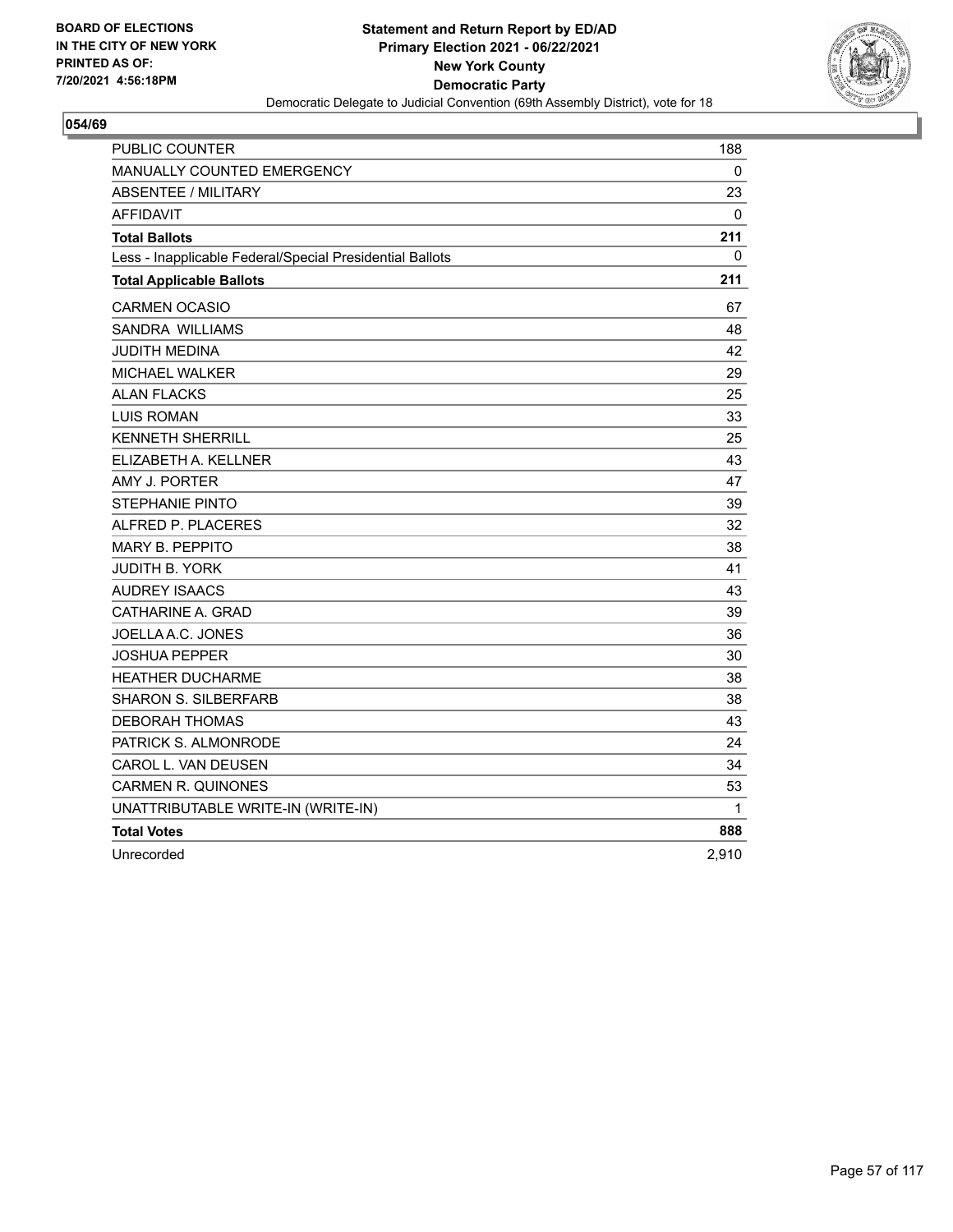BOARD OF ELECTIONS
IN THE CITY OF NEW YORK
PRINTED AS OF:
7/20/2021 4:56:18PM

**Statement and Return Report by ED/AD**
**Primary Election 2021 - 06/22/2021**
**New York County**
**Democratic Party**
Democratic Delegate to Judicial Convention (69th Assembly District), vote for 18

## 054/69

| | |
|---|---|
| PUBLIC COUNTER | 188 |
| MANUALLY COUNTED EMERGENCY | 0 |
| ABSENTEE / MILITARY | 23 |
| AFFIDAVIT | 0 |
| **Total Ballots** | **211** |
| Less - Inapplicable Federal/Special Presidential Ballots | 0 |
| **Total Applicable Ballots** | **211** |
| CARMEN OCASIO | 67 |
| SANDRA WILLIAMS | 48 |
| JUDITH MEDINA | 42 |
| MICHAEL WALKER | 29 |
| ALAN FLACKS | 25 |
| LUIS ROMAN | 33 |
| KENNETH SHERRILL | 25 |
| ELIZABETH A. KELLNER | 43 |
| AMY J. PORTER | 47 |
| STEPHANIE PINTO | 39 |
| ALFRED P. PLACERES | 32 |
| MARY B. PEPPITO | 38 |
| JUDITH B. YORK | 41 |
| AUDREY ISAACS | 43 |
| CATHARINE A. GRAD | 39 |
| JOELLA A.C. JONES | 36 |
| JOSHUA PEPPER | 30 |
| HEATHER DUCHARME | 38 |
| SHARON S. SILBERFARB | 38 |
| DEBORAH THOMAS | 43 |
| PATRICK S. ALMONRODE | 24 |
| CAROL L. VAN DEUSEN | 34 |
| CARMEN R. QUINONES | 53 |
| UNATTRIBUTABLE WRITE-IN (WRITE-IN) | 1 |
| **Total Votes** | **888** |
| Unrecorded | 2,910 |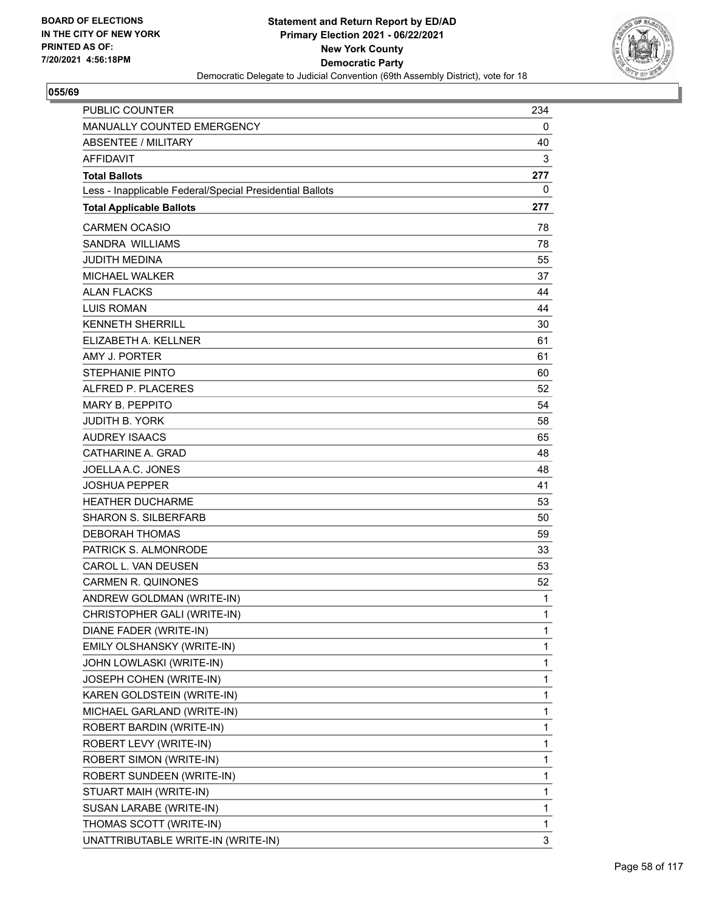BOARD OF ELECTIONS
IN THE CITY OF NEW YORK
PRINTED AS OF:
7/20/2021 4:56:18PM

**Statement and Return Report by ED/AD**
**Primary Election 2021 - 06/22/2021**
**New York County**
**Democratic Party**
Democratic Delegate to Judicial Convention (69th Assembly District), vote for 18

## 055/69

| | |
|---|---|
| PUBLIC COUNTER | 234 |
| MANUALLY COUNTED EMERGENCY | 0 |
| ABSENTEE / MILITARY | 40 |
| AFFIDAVIT | 3 |
| **Total Ballots** | **277** |
| Less - Inapplicable Federal/Special Presidential Ballots | 0 |
| **Total Applicable Ballots** | **277** |
| CARMEN OCASIO | 78 |
| SANDRA WILLIAMS | 78 |
| JUDITH MEDINA | 55 |
| MICHAEL WALKER | 37 |
| ALAN FLACKS | 44 |
| LUIS ROMAN | 44 |
| KENNETH SHERRILL | 30 |
| ELIZABETH A. KELLNER | 61 |
| AMY J. PORTER | 61 |
| STEPHANIE PINTO | 60 |
| ALFRED P. PLACERES | 52 |
| MARY B. PEPPITO | 54 |
| JUDITH B. YORK | 58 |
| AUDREY ISAACS | 65 |
| CATHARINE A. GRAD | 48 |
| JOELLA A.C. JONES | 48 |
| JOSHUA PEPPER | 41 |
| HEATHER DUCHARME | 53 |
| SHARON S. SILBERFARB | 50 |
| DEBORAH THOMAS | 59 |
| PATRICK S. ALMONRODE | 33 |
| CAROL L. VAN DEUSEN | 53 |
| CARMEN R. QUINONES | 52 |
| ANDREW GOLDMAN (WRITE-IN) | 1 |
| CHRISTOPHER GALI (WRITE-IN) | 1 |
| DIANE FADER (WRITE-IN) | 1 |
| EMILY OLSHANSKY (WRITE-IN) | 1 |
| JOHN LOWLASKI (WRITE-IN) | 1 |
| JOSEPH COHEN (WRITE-IN) | 1 |
| KAREN GOLDSTEIN (WRITE-IN) | 1 |
| MICHAEL GARLAND (WRITE-IN) | 1 |
| ROBERT BARDIN (WRITE-IN) | 1 |
| ROBERT LEVY (WRITE-IN) | 1 |
| ROBERT SIMON (WRITE-IN) | 1 |
| ROBERT SUNDEEN (WRITE-IN) | 1 |
| STUART MAIH (WRITE-IN) | 1 |
| SUSAN LARABE (WRITE-IN) | 1 |
| THOMAS SCOTT (WRITE-IN) | 1 |
| UNATTRIBUTABLE WRITE-IN (WRITE-IN) | 3 |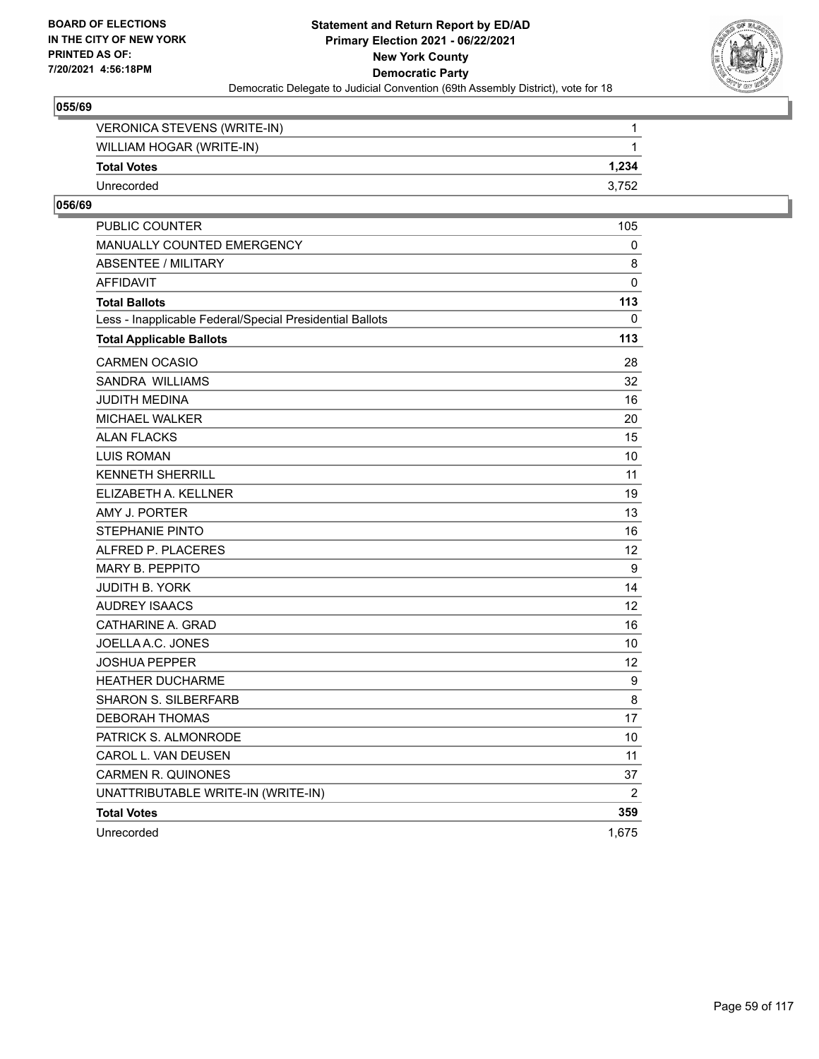**BOARD OF ELECTIONS IN THE CITY OF NEW YORK PRINTED AS OF: 7/20/2021 4:56:18PM**

**Statement and Return Report by ED/AD**
**Primary Election 2021 - 06/22/2021**
**New York County**
**Democratic Party**
Democratic Delegate to Judicial Convention (69th Assembly District), vote for 18

### 055/69

| | |
|---|---|
| VERONICA STEVENS (WRITE-IN) | 1 |
| WILLIAM HOGAR (WRITE-IN) | 1 |
| **Total Votes** | **1,234** |
| Unrecorded | 3,752 |

### 056/69

| | |
|---|---|
| PUBLIC COUNTER | 105 |
| MANUALLY COUNTED EMERGENCY | 0 |
| ABSENTEE / MILITARY | 8 |
| AFFIDAVIT | 0 |
| **Total Ballots** | **113** |
| Less - Inapplicable Federal/Special Presidential Ballots | 0 |
| **Total Applicable Ballots** | **113** |
| CARMEN OCASIO | 28 |
| SANDRA WILLIAMS | 32 |
| JUDITH MEDINA | 16 |
| MICHAEL WALKER | 20 |
| ALAN FLACKS | 15 |
| LUIS ROMAN | 10 |
| KENNETH SHERRILL | 11 |
| ELIZABETH A. KELLNER | 19 |
| AMY J. PORTER | 13 |
| STEPHANIE PINTO | 16 |
| ALFRED P. PLACERES | 12 |
| MARY B. PEPPITO | 9 |
| JUDITH B. YORK | 14 |
| AUDREY ISAACS | 12 |
| CATHARINE A. GRAD | 16 |
| JOELLA A.C. JONES | 10 |
| JOSHUA PEPPER | 12 |
| HEATHER DUCHARME | 9 |
| SHARON S. SILBERFARB | 8 |
| DEBORAH THOMAS | 17 |
| PATRICK S. ALMONRODE | 10 |
| CAROL L. VAN DEUSEN | 11 |
| CARMEN R. QUINONES | 37 |
| UNATTRIBUTABLE WRITE-IN (WRITE-IN) | 2 |
| **Total Votes** | **359** |
| Unrecorded | 1,675 |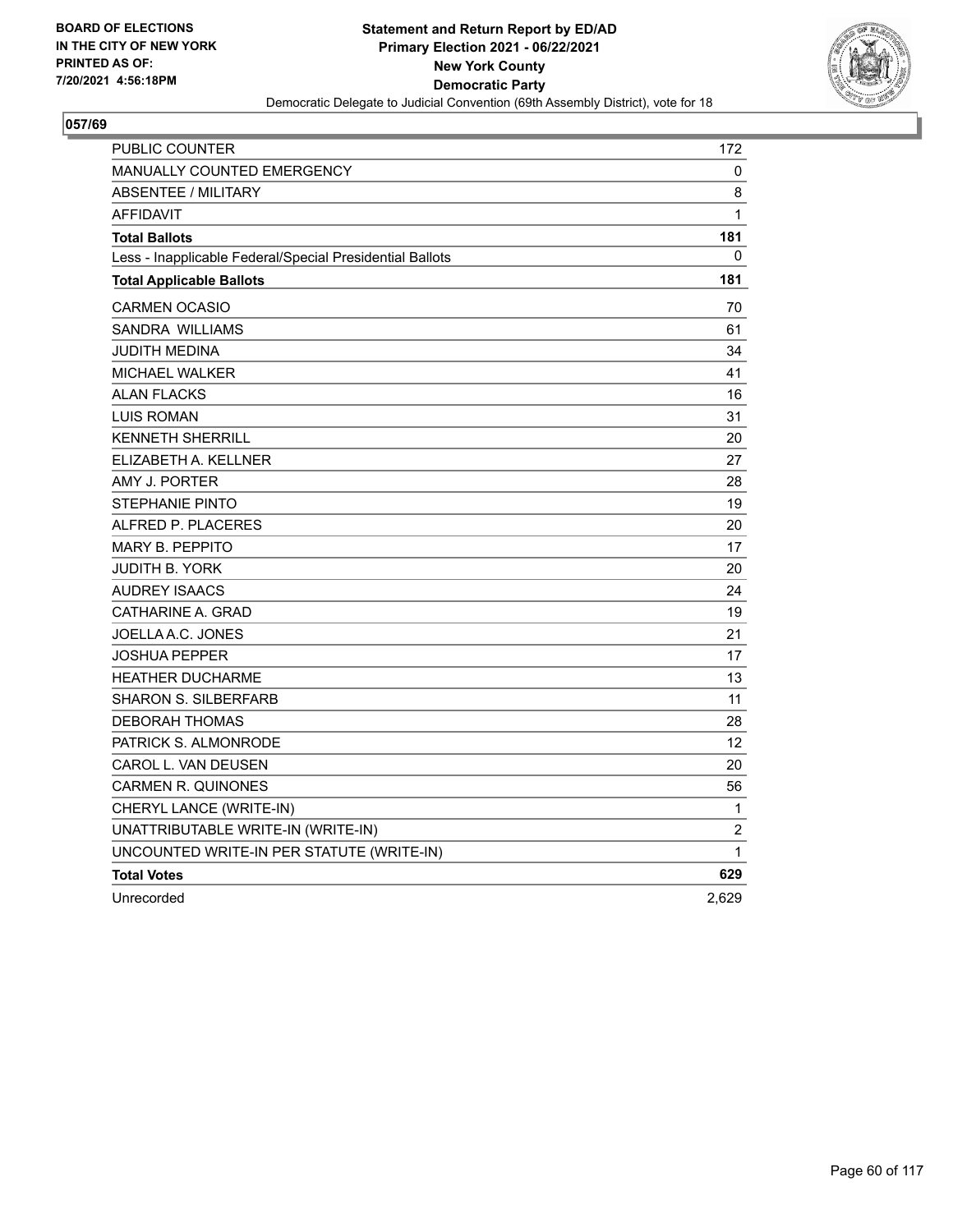BOARD OF ELECTIONS
IN THE CITY OF NEW YORK
PRINTED AS OF:
7/20/2021 4:56:18PM

**Statement and Return Report by ED/AD**
**Primary Election 2021 - 06/22/2021**
**New York County**
**Democratic Party**
Democratic Delegate to Judicial Convention (69th Assembly District), vote for 18

## 057/69

| | |
|---|---|
| PUBLIC COUNTER | 172 |
| MANUALLY COUNTED EMERGENCY | 0 |
| ABSENTEE / MILITARY | 8 |
| AFFIDAVIT | 1 |
| **Total Ballots** | **181** |
| Less - Inapplicable Federal/Special Presidential Ballots | 0 |
| **Total Applicable Ballots** | **181** |
| CARMEN OCASIO | 70 |
| SANDRA WILLIAMS | 61 |
| JUDITH MEDINA | 34 |
| MICHAEL WALKER | 41 |
| ALAN FLACKS | 16 |
| LUIS ROMAN | 31 |
| KENNETH SHERRILL | 20 |
| ELIZABETH A. KELLNER | 27 |
| AMY J. PORTER | 28 |
| STEPHANIE PINTO | 19 |
| ALFRED P. PLACERES | 20 |
| MARY B. PEPPITO | 17 |
| JUDITH B. YORK | 20 |
| AUDREY ISAACS | 24 |
| CATHARINE A. GRAD | 19 |
| JOELLA A.C. JONES | 21 |
| JOSHUA PEPPER | 17 |
| HEATHER DUCHARME | 13 |
| SHARON S. SILBERFARB | 11 |
| DEBORAH THOMAS | 28 |
| PATRICK S. ALMONRODE | 12 |
| CAROL L. VAN DEUSEN | 20 |
| CARMEN R. QUINONES | 56 |
| CHERYL LANCE (WRITE-IN) | 1 |
| UNATTRIBUTABLE WRITE-IN (WRITE-IN) | 2 |
| UNCOUNTED WRITE-IN PER STATUTE (WRITE-IN) | 1 |
| **Total Votes** | **629** |
| Unrecorded | 2,629 |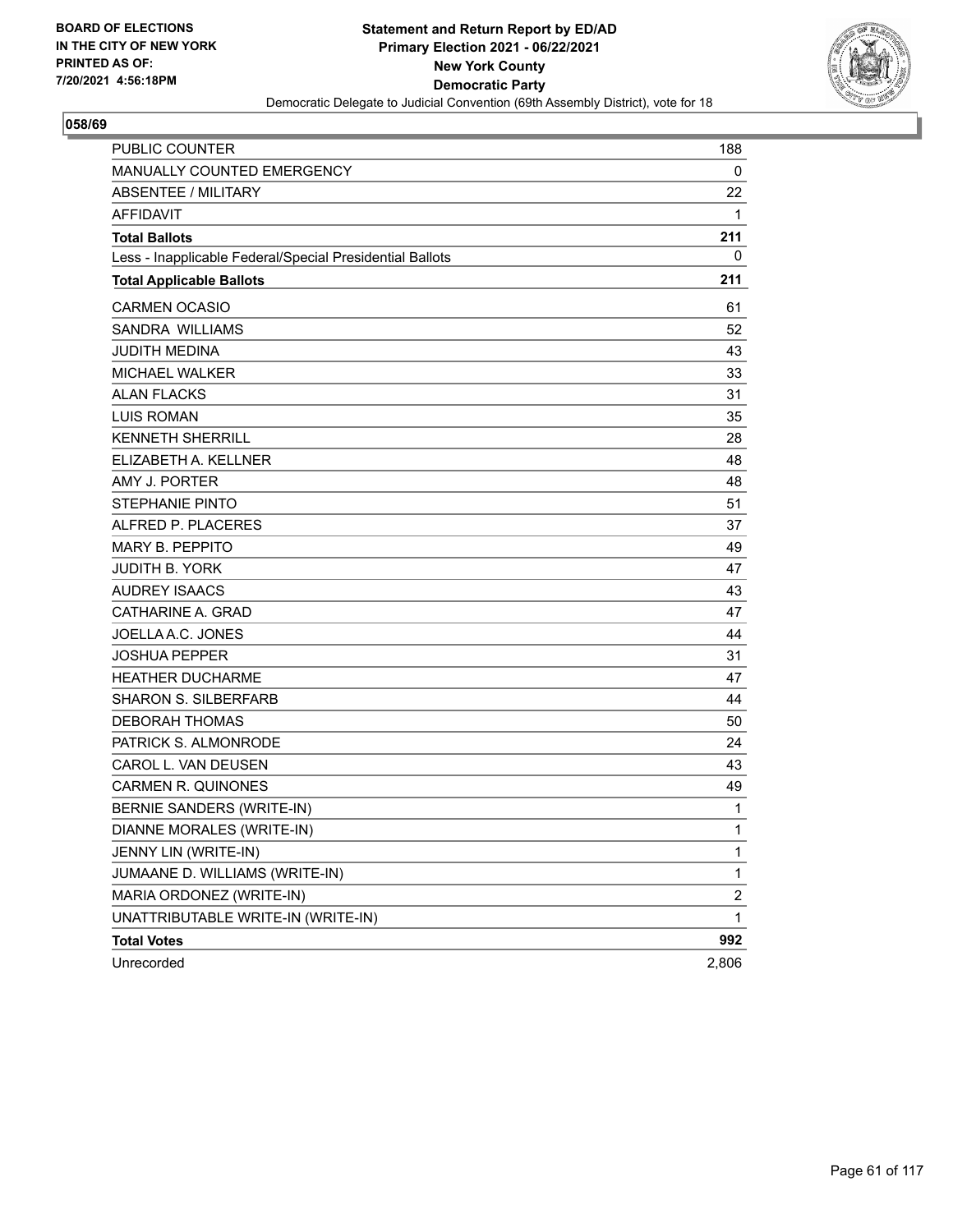BOARD OF ELECTIONS
IN THE CITY OF NEW YORK
PRINTED AS OF:
7/20/2021 4:56:18PM

**Statement and Return Report by ED/AD**
**Primary Election 2021 - 06/22/2021**
**New York County**
**Democratic Party**
Democratic Delegate to Judicial Convention (69th Assembly District), vote for 18

## 058/69

| | |
|---|---|
| PUBLIC COUNTER | 188 |
| MANUALLY COUNTED EMERGENCY | 0 |
| ABSENTEE / MILITARY | 22 |
| AFFIDAVIT | 1 |
| **Total Ballots** | **211** |
| Less - Inapplicable Federal/Special Presidential Ballots | 0 |
| **Total Applicable Ballots** | **211** |
| CARMEN OCASIO | 61 |
| SANDRA WILLIAMS | 52 |
| JUDITH MEDINA | 43 |
| MICHAEL WALKER | 33 |
| ALAN FLACKS | 31 |
| LUIS ROMAN | 35 |
| KENNETH SHERRILL | 28 |
| ELIZABETH A. KELLNER | 48 |
| AMY J. PORTER | 48 |
| STEPHANIE PINTO | 51 |
| ALFRED P. PLACERES | 37 |
| MARY B. PEPPITO | 49 |
| JUDITH B. YORK | 47 |
| AUDREY ISAACS | 43 |
| CATHARINE A. GRAD | 47 |
| JOELLA A.C. JONES | 44 |
| JOSHUA PEPPER | 31 |
| HEATHER DUCHARME | 47 |
| SHARON S. SILBERFARB | 44 |
| DEBORAH THOMAS | 50 |
| PATRICK S. ALMONRODE | 24 |
| CAROL L. VAN DEUSEN | 43 |
| CARMEN R. QUINONES | 49 |
| BERNIE SANDERS (WRITE-IN) | 1 |
| DIANNE MORALES (WRITE-IN) | 1 |
| JENNY LIN (WRITE-IN) | 1 |
| JUMAANE D. WILLIAMS (WRITE-IN) | 1 |
| MARIA ORDONEZ (WRITE-IN) | 2 |
| UNATTRIBUTABLE WRITE-IN (WRITE-IN) | 1 |
| **Total Votes** | **992** |
| Unrecorded | 2,806 |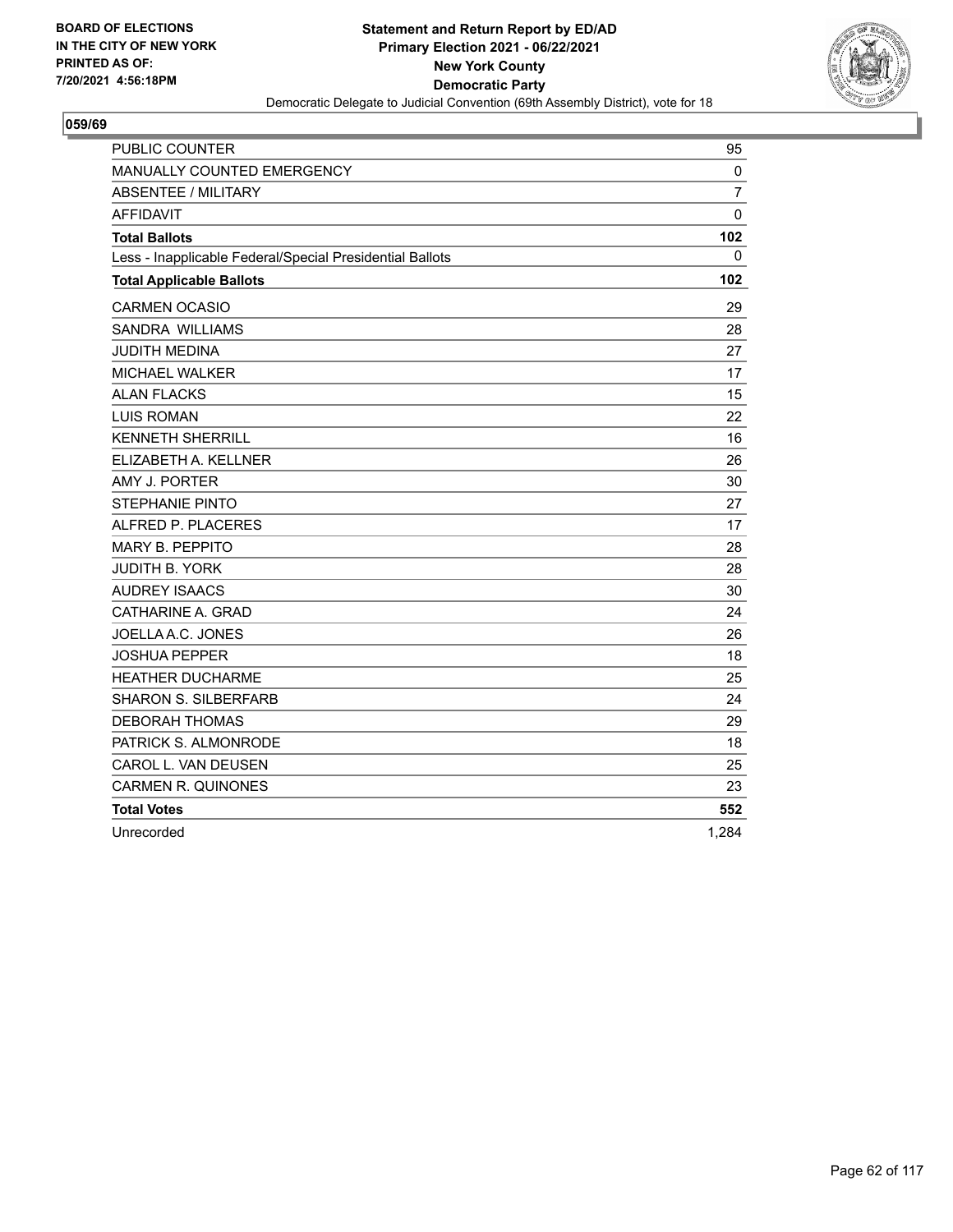BOARD OF ELECTIONS
IN THE CITY OF NEW YORK
PRINTED AS OF:
7/20/2021 4:56:18PM

**Statement and Return Report by ED/AD**
**Primary Election 2021 - 06/22/2021**
**New York County**
**Democratic Party**
Democratic Delegate to Judicial Convention (69th Assembly District), vote for 18

## 059/69

| | |
|---|---|
| PUBLIC COUNTER | 95 |
| MANUALLY COUNTED EMERGENCY | 0 |
| ABSENTEE / MILITARY | 7 |
| AFFIDAVIT | 0 |
| **Total Ballots** | **102** |
| Less - Inapplicable Federal/Special Presidential Ballots | 0 |
| **Total Applicable Ballots** | **102** |
| CARMEN OCASIO | 29 |
| SANDRA WILLIAMS | 28 |
| JUDITH MEDINA | 27 |
| MICHAEL WALKER | 17 |
| ALAN FLACKS | 15 |
| LUIS ROMAN | 22 |
| KENNETH SHERRILL | 16 |
| ELIZABETH A. KELLNER | 26 |
| AMY J. PORTER | 30 |
| STEPHANIE PINTO | 27 |
| ALFRED P. PLACERES | 17 |
| MARY B. PEPPITO | 28 |
| JUDITH B. YORK | 28 |
| AUDREY ISAACS | 30 |
| CATHARINE A. GRAD | 24 |
| JOELLA A.C. JONES | 26 |
| JOSHUA PEPPER | 18 |
| HEATHER DUCHARME | 25 |
| SHARON S. SILBERFARB | 24 |
| DEBORAH THOMAS | 29 |
| PATRICK S. ALMONRODE | 18 |
| CAROL L. VAN DEUSEN | 25 |
| CARMEN R. QUINONES | 23 |
| **Total Votes** | **552** |
| Unrecorded | 1,284 |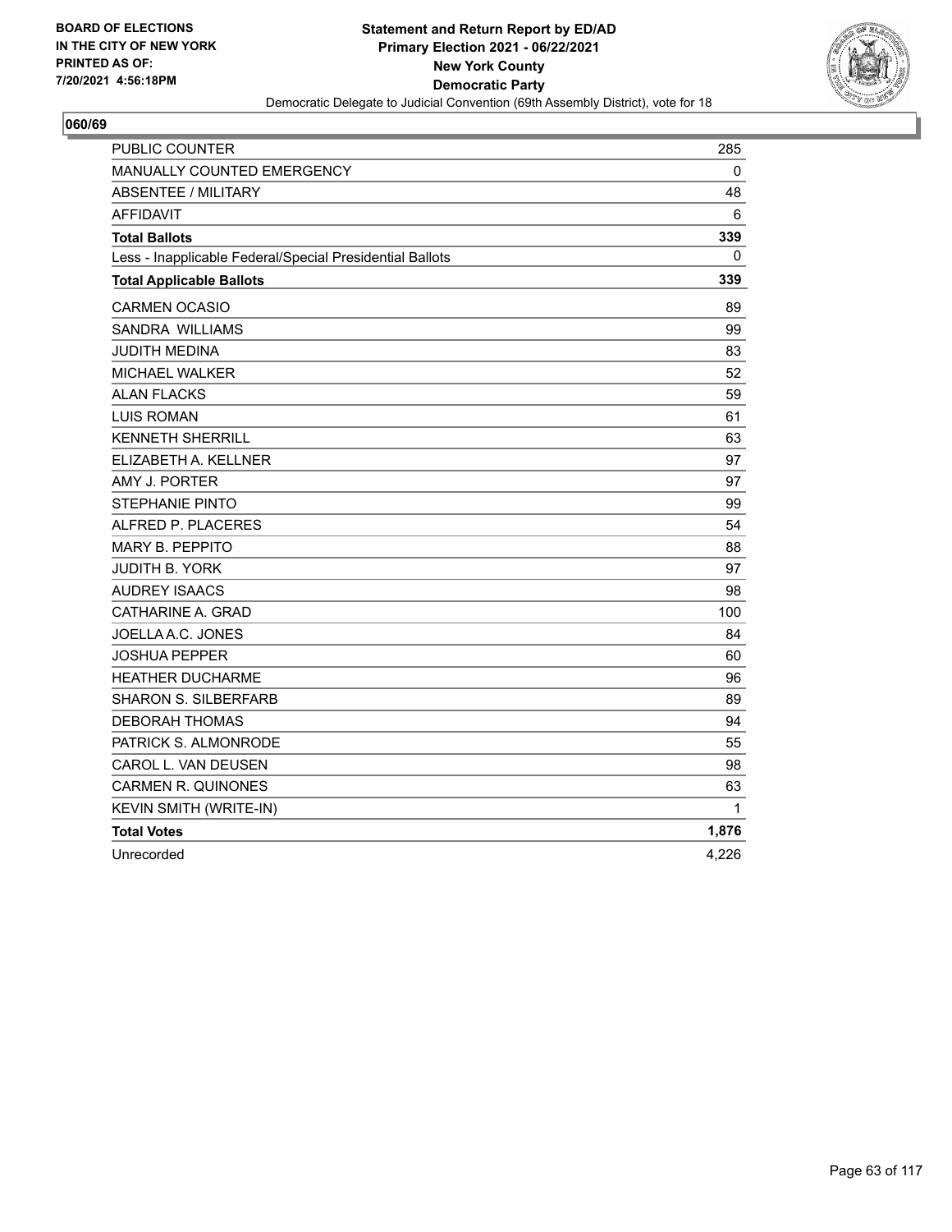BOARD OF ELECTIONS
IN THE CITY OF NEW YORK
PRINTED AS OF:
7/20/2021 4:56:18PM

**Statement and Return Report by ED/AD**
**Primary Election 2021 - 06/22/2021**
**New York County**
**Democratic Party**
Democratic Delegate to Judicial Convention (69th Assembly District), vote for 18

**060/69**

| | |
|---|---|
| PUBLIC COUNTER | 285 |
| MANUALLY COUNTED EMERGENCY | 0 |
| ABSENTEE / MILITARY | 48 |
| AFFIDAVIT | 6 |
| **Total Ballots** | **339** |
| Less - Inapplicable Federal/Special Presidential Ballots | 0 |
| **Total Applicable Ballots** | **339** |
| CARMEN OCASIO | 89 |
| SANDRA WILLIAMS | 99 |
| JUDITH MEDINA | 83 |
| MICHAEL WALKER | 52 |
| ALAN FLACKS | 59 |
| LUIS ROMAN | 61 |
| KENNETH SHERRILL | 63 |
| ELIZABETH A. KELLNER | 97 |
| AMY J. PORTER | 97 |
| STEPHANIE PINTO | 99 |
| ALFRED P. PLACERES | 54 |
| MARY B. PEPPITO | 88 |
| JUDITH B. YORK | 97 |
| AUDREY ISAACS | 98 |
| CATHARINE A. GRAD | 100 |
| JOELLA A.C. JONES | 84 |
| JOSHUA PEPPER | 60 |
| HEATHER DUCHARME | 96 |
| SHARON S. SILBERFARB | 89 |
| DEBORAH THOMAS | 94 |
| PATRICK S. ALMONRODE | 55 |
| CAROL L. VAN DEUSEN | 98 |
| CARMEN R. QUINONES | 63 |
| KEVIN SMITH (WRITE-IN) | 1 |
| **Total Votes** | **1,876** |
| Unrecorded | 4,226 |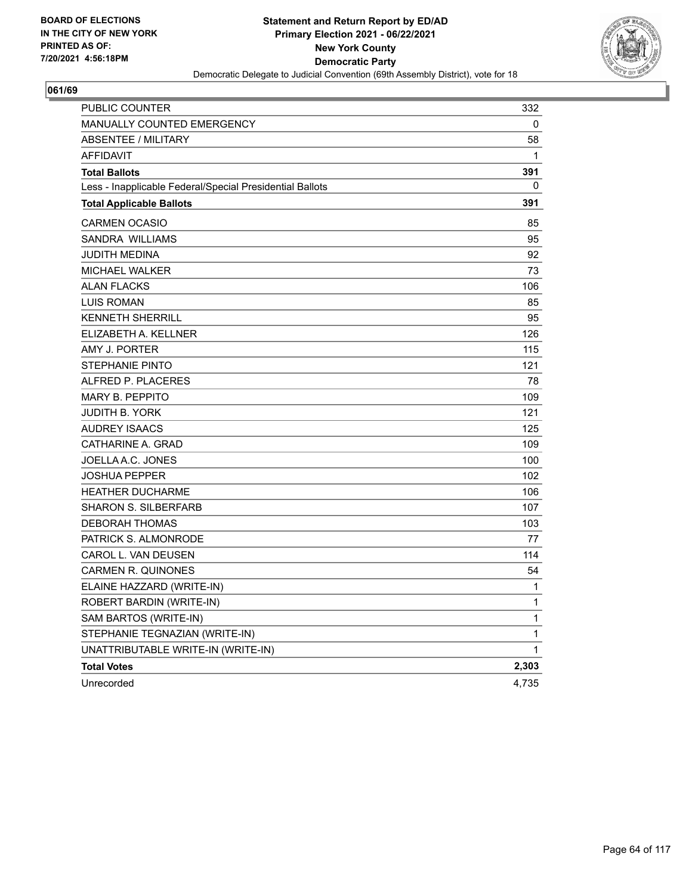**BOARD OF ELECTIONS IN THE CITY OF NEW YORK PRINTED AS OF: 7/20/2021 4:56:18PM**

**Statement and Return Report by ED/AD**
**Primary Election 2021 - 06/22/2021**
**New York County**
**Democratic Party**
Democratic Delegate to Judicial Convention (69th Assembly District), vote for 18

## 061/69

| | |
|---|---|
| PUBLIC COUNTER | 332 |
| MANUALLY COUNTED EMERGENCY | 0 |
| ABSENTEE / MILITARY | 58 |
| AFFIDAVIT | 1 |
| **Total Ballots** | **391** |
| Less - Inapplicable Federal/Special Presidential Ballots | 0 |
| **Total Applicable Ballots** | **391** |
| CARMEN OCASIO | 85 |
| SANDRA WILLIAMS | 95 |
| JUDITH MEDINA | 92 |
| MICHAEL WALKER | 73 |
| ALAN FLACKS | 106 |
| LUIS ROMAN | 85 |
| KENNETH SHERRILL | 95 |
| ELIZABETH A. KELLNER | 126 |
| AMY J. PORTER | 115 |
| STEPHANIE PINTO | 121 |
| ALFRED P. PLACERES | 78 |
| MARY B. PEPPITO | 109 |
| JUDITH B. YORK | 121 |
| AUDREY ISAACS | 125 |
| CATHARINE A. GRAD | 109 |
| JOELLA A.C. JONES | 100 |
| JOSHUA PEPPER | 102 |
| HEATHER DUCHARME | 106 |
| SHARON S. SILBERFARB | 107 |
| DEBORAH THOMAS | 103 |
| PATRICK S. ALMONRODE | 77 |
| CAROL L. VAN DEUSEN | 114 |
| CARMEN R. QUINONES | 54 |
| ELAINE HAZZARD (WRITE-IN) | 1 |
| ROBERT BARDIN (WRITE-IN) | 1 |
| SAM BARTOS (WRITE-IN) | 1 |
| STEPHANIE TEGNAZIAN (WRITE-IN) | 1 |
| UNATTRIBUTABLE WRITE-IN (WRITE-IN) | 1 |
| **Total Votes** | **2,303** |
| Unrecorded | 4,735 |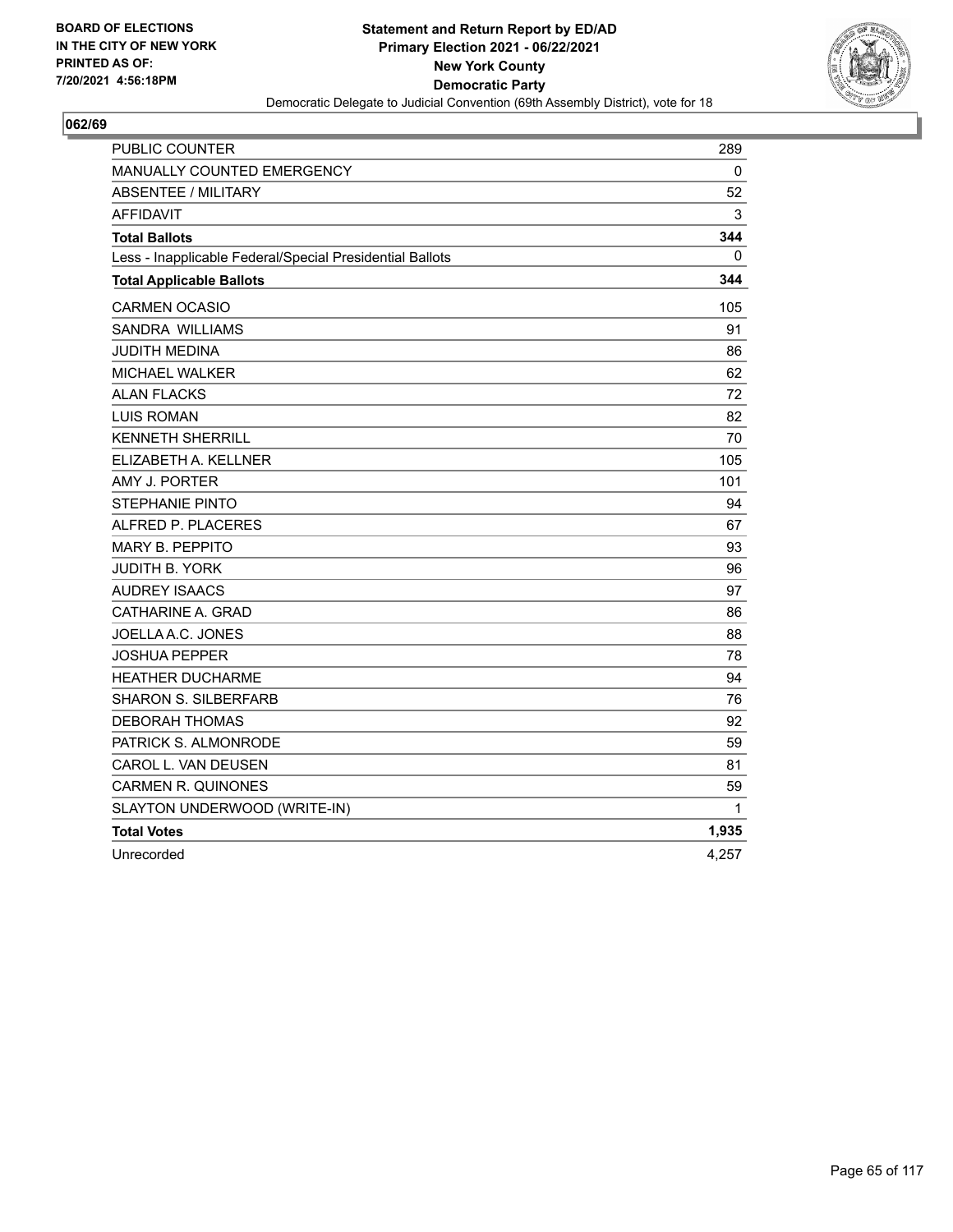BOARD OF ELECTIONS
IN THE CITY OF NEW YORK
PRINTED AS OF:
7/20/2021 4:56:18PM

**Statement and Return Report by ED/AD**
**Primary Election 2021 - 06/22/2021**
**New York County**
**Democratic Party**
Democratic Delegate to Judicial Convention (69th Assembly District), vote for 18

## 062/69

| | |
|---|---|
| PUBLIC COUNTER | 289 |
| MANUALLY COUNTED EMERGENCY | 0 |
| ABSENTEE / MILITARY | 52 |
| AFFIDAVIT | 3 |
| **Total Ballots** | **344** |
| Less - Inapplicable Federal/Special Presidential Ballots | 0 |
| **Total Applicable Ballots** | **344** |
| CARMEN OCASIO | 105 |
| SANDRA WILLIAMS | 91 |
| JUDITH MEDINA | 86 |
| MICHAEL WALKER | 62 |
| ALAN FLACKS | 72 |
| LUIS ROMAN | 82 |
| KENNETH SHERRILL | 70 |
| ELIZABETH A. KELLNER | 105 |
| AMY J. PORTER | 101 |
| STEPHANIE PINTO | 94 |
| ALFRED P. PLACERES | 67 |
| MARY B. PEPPITO | 93 |
| JUDITH B. YORK | 96 |
| AUDREY ISAACS | 97 |
| CATHARINE A. GRAD | 86 |
| JOELLA A.C. JONES | 88 |
| JOSHUA PEPPER | 78 |
| HEATHER DUCHARME | 94 |
| SHARON S. SILBERFARB | 76 |
| DEBORAH THOMAS | 92 |
| PATRICK S. ALMONRODE | 59 |
| CAROL L. VAN DEUSEN | 81 |
| CARMEN R. QUINONES | 59 |
| SLAYTON UNDERWOOD (WRITE-IN) | 1 |
| **Total Votes** | **1,935** |
| Unrecorded | 4,257 |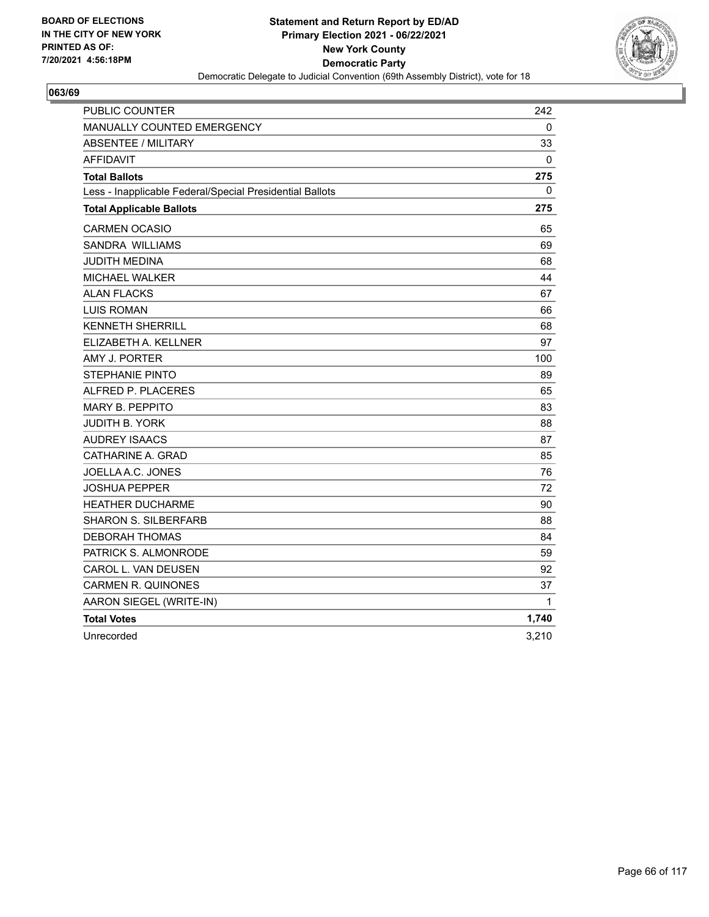BOARD OF ELECTIONS
IN THE CITY OF NEW YORK
PRINTED AS OF:
7/20/2021 4:56:18PM

**Statement and Return Report by ED/AD**
**Primary Election 2021 - 06/22/2021**
**New York County**
**Democratic Party**
Democratic Delegate to Judicial Convention (69th Assembly District), vote for 18

## 063/69

| | |
|---|---|
| PUBLIC COUNTER | 242 |
| MANUALLY COUNTED EMERGENCY | 0 |
| ABSENTEE / MILITARY | 33 |
| AFFIDAVIT | 0 |
| **Total Ballots** | **275** |
| Less - Inapplicable Federal/Special Presidential Ballots | 0 |
| **Total Applicable Ballots** | **275** |
| CARMEN OCASIO | 65 |
| SANDRA WILLIAMS | 69 |
| JUDITH MEDINA | 68 |
| MICHAEL WALKER | 44 |
| ALAN FLACKS | 67 |
| LUIS ROMAN | 66 |
| KENNETH SHERRILL | 68 |
| ELIZABETH A. KELLNER | 97 |
| AMY J. PORTER | 100 |
| STEPHANIE PINTO | 89 |
| ALFRED P. PLACERES | 65 |
| MARY B. PEPPITO | 83 |
| JUDITH B. YORK | 88 |
| AUDREY ISAACS | 87 |
| CATHARINE A. GRAD | 85 |
| JOELLA A.C. JONES | 76 |
| JOSHUA PEPPER | 72 |
| HEATHER DUCHARME | 90 |
| SHARON S. SILBERFARB | 88 |
| DEBORAH THOMAS | 84 |
| PATRICK S. ALMONRODE | 59 |
| CAROL L. VAN DEUSEN | 92 |
| CARMEN R. QUINONES | 37 |
| AARON SIEGEL (WRITE-IN) | 1 |
| **Total Votes** | **1,740** |
| Unrecorded | 3,210 |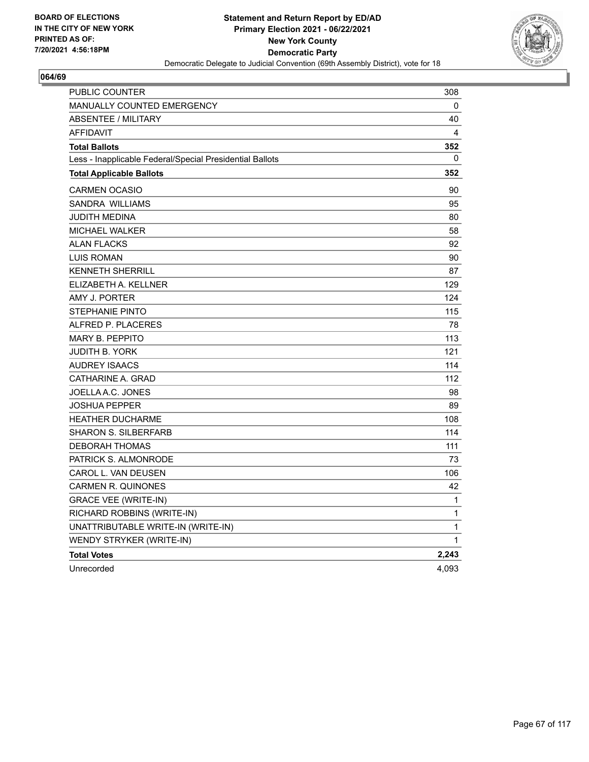BOARD OF ELECTIONS
IN THE CITY OF NEW YORK
PRINTED AS OF:
7/20/2021 4:56:18PM

**Statement and Return Report by ED/AD**
**Primary Election 2021 - 06/22/2021**
**New York County**
**Democratic Party**
Democratic Delegate to Judicial Convention (69th Assembly District), vote for 18

**064/69**

| | |
|---|---|
| PUBLIC COUNTER | 308 |
| MANUALLY COUNTED EMERGENCY | 0 |
| ABSENTEE / MILITARY | 40 |
| AFFIDAVIT | 4 |
| **Total Ballots** | **352** |
| Less - Inapplicable Federal/Special Presidential Ballots | 0 |
| **Total Applicable Ballots** | **352** |
| CARMEN OCASIO | 90 |
| SANDRA WILLIAMS | 95 |
| JUDITH MEDINA | 80 |
| MICHAEL WALKER | 58 |
| ALAN FLACKS | 92 |
| LUIS ROMAN | 90 |
| KENNETH SHERRILL | 87 |
| ELIZABETH A. KELLNER | 129 |
| AMY J. PORTER | 124 |
| STEPHANIE PINTO | 115 |
| ALFRED P. PLACERES | 78 |
| MARY B. PEPPITO | 113 |
| JUDITH B. YORK | 121 |
| AUDREY ISAACS | 114 |
| CATHARINE A. GRAD | 112 |
| JOELLA A.C. JONES | 98 |
| JOSHUA PEPPER | 89 |
| HEATHER DUCHARME | 108 |
| SHARON S. SILBERFARB | 114 |
| DEBORAH THOMAS | 111 |
| PATRICK S. ALMONRODE | 73 |
| CAROL L. VAN DEUSEN | 106 |
| CARMEN R. QUINONES | 42 |
| GRACE VEE (WRITE-IN) | 1 |
| RICHARD ROBBINS (WRITE-IN) | 1 |
| UNATTRIBUTABLE WRITE-IN (WRITE-IN) | 1 |
| WENDY STRYKER (WRITE-IN) | 1 |
| **Total Votes** | **2,243** |
| Unrecorded | 4,093 |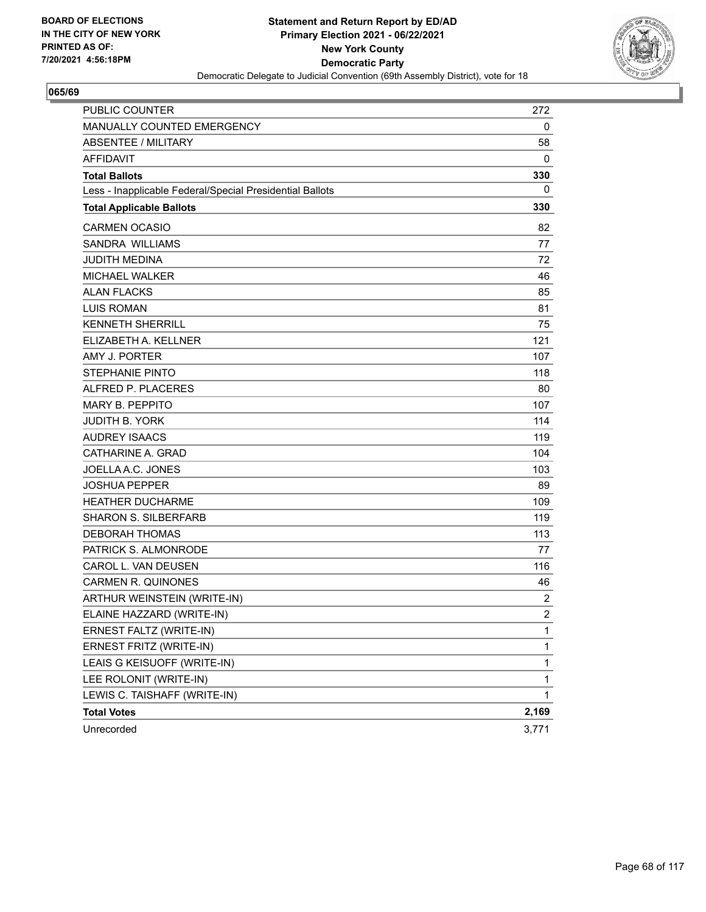BOARD OF ELECTIONS
IN THE CITY OF NEW YORK
PRINTED AS OF:
7/20/2021 4:56:18PM

**Statement and Return Report by ED/AD**
**Primary Election 2021 - 06/22/2021**
**New York County**
**Democratic Party**
Democratic Delegate to Judicial Convention (69th Assembly District), vote for 18

**065/69**

| | |
|---|---|
| PUBLIC COUNTER | 272 |
| MANUALLY COUNTED EMERGENCY | 0 |
| ABSENTEE / MILITARY | 58 |
| AFFIDAVIT | 0 |
| **Total Ballots** | **330** |
| Less - Inapplicable Federal/Special Presidential Ballots | 0 |
| **Total Applicable Ballots** | **330** |
| CARMEN OCASIO | 82 |
| SANDRA WILLIAMS | 77 |
| JUDITH MEDINA | 72 |
| MICHAEL WALKER | 46 |
| ALAN FLACKS | 85 |
| LUIS ROMAN | 81 |
| KENNETH SHERRILL | 75 |
| ELIZABETH A. KELLNER | 121 |
| AMY J. PORTER | 107 |
| STEPHANIE PINTO | 118 |
| ALFRED P. PLACERES | 80 |
| MARY B. PEPPITO | 107 |
| JUDITH B. YORK | 114 |
| AUDREY ISAACS | 119 |
| CATHARINE A. GRAD | 104 |
| JOELLA A.C. JONES | 103 |
| JOSHUA PEPPER | 89 |
| HEATHER DUCHARME | 109 |
| SHARON S. SILBERFARB | 119 |
| DEBORAH THOMAS | 113 |
| PATRICK S. ALMONRODE | 77 |
| CAROL L. VAN DEUSEN | 116 |
| CARMEN R. QUINONES | 46 |
| ARTHUR WEINSTEIN (WRITE-IN) | 2 |
| ELAINE HAZZARD (WRITE-IN) | 2 |
| ERNEST FALTZ (WRITE-IN) | 1 |
| ERNEST FRITZ (WRITE-IN) | 1 |
| LEAIS G KEISUOFF (WRITE-IN) | 1 |
| LEE ROLONIT (WRITE-IN) | 1 |
| LEWIS C. TAISHAFF (WRITE-IN) | 1 |
| **Total Votes** | **2,169** |
| Unrecorded | 3,771 |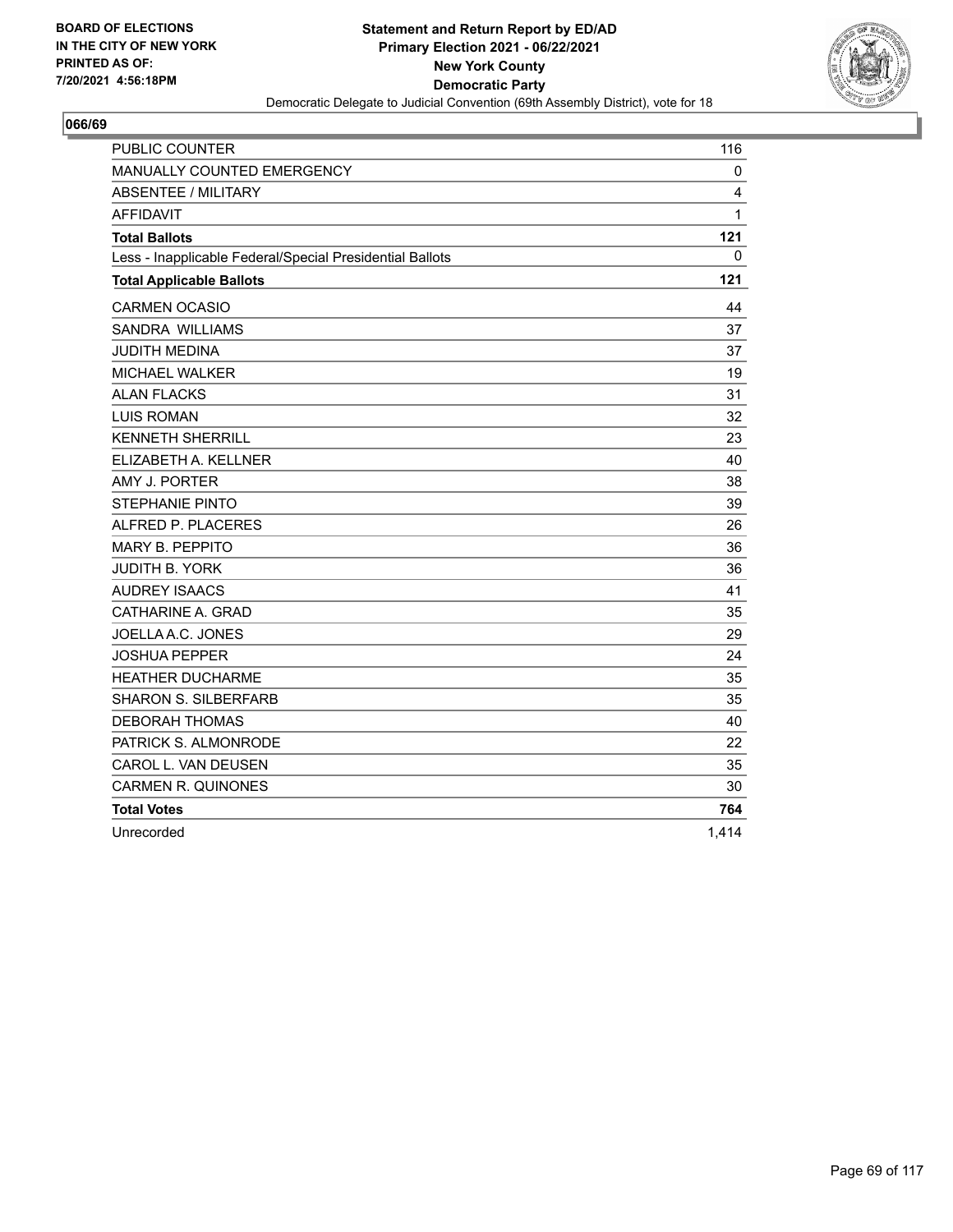BOARD OF ELECTIONS
IN THE CITY OF NEW YORK
PRINTED AS OF:
7/20/2021 4:56:18PM

**Statement and Return Report by ED/AD**
**Primary Election 2021 - 06/22/2021**
**New York County**
**Democratic Party**
Democratic Delegate to Judicial Convention (69th Assembly District), vote for 18

## 066/69

| | |
|---|---|
| PUBLIC COUNTER | 116 |
| MANUALLY COUNTED EMERGENCY | 0 |
| ABSENTEE / MILITARY | 4 |
| AFFIDAVIT | 1 |
| **Total Ballots** | **121** |
| Less - Inapplicable Federal/Special Presidential Ballots | 0 |
| **Total Applicable Ballots** | **121** |
| CARMEN OCASIO | 44 |
| SANDRA WILLIAMS | 37 |
| JUDITH MEDINA | 37 |
| MICHAEL WALKER | 19 |
| ALAN FLACKS | 31 |
| LUIS ROMAN | 32 |
| KENNETH SHERRILL | 23 |
| ELIZABETH A. KELLNER | 40 |
| AMY J. PORTER | 38 |
| STEPHANIE PINTO | 39 |
| ALFRED P. PLACERES | 26 |
| MARY B. PEPPITO | 36 |
| JUDITH B. YORK | 36 |
| AUDREY ISAACS | 41 |
| CATHARINE A. GRAD | 35 |
| JOELLA A.C. JONES | 29 |
| JOSHUA PEPPER | 24 |
| HEATHER DUCHARME | 35 |
| SHARON S. SILBERFARB | 35 |
| DEBORAH THOMAS | 40 |
| PATRICK S. ALMONRODE | 22 |
| CAROL L. VAN DEUSEN | 35 |
| CARMEN R. QUINONES | 30 |
| **Total Votes** | **764** |
| Unrecorded | 1,414 |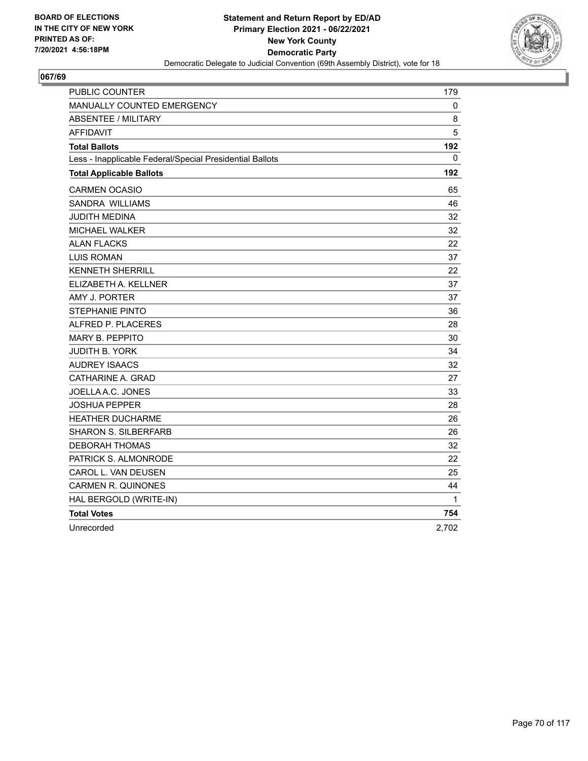BOARD OF ELECTIONS
IN THE CITY OF NEW YORK
PRINTED AS OF:
7/20/2021 4:56:18PM

**Statement and Return Report by ED/AD**
**Primary Election 2021 - 06/22/2021**
**New York County**
**Democratic Party**
Democratic Delegate to Judicial Convention (69th Assembly District), vote for 18

## 067/69

| | |
|---|---|
| PUBLIC COUNTER | 179 |
| MANUALLY COUNTED EMERGENCY | 0 |
| ABSENTEE / MILITARY | 8 |
| AFFIDAVIT | 5 |
| **Total Ballots** | **192** |
| Less - Inapplicable Federal/Special Presidential Ballots | 0 |
| **Total Applicable Ballots** | **192** |
| CARMEN OCASIO | 65 |
| SANDRA WILLIAMS | 46 |
| JUDITH MEDINA | 32 |
| MICHAEL WALKER | 32 |
| ALAN FLACKS | 22 |
| LUIS ROMAN | 37 |
| KENNETH SHERRILL | 22 |
| ELIZABETH A. KELLNER | 37 |
| AMY J. PORTER | 37 |
| STEPHANIE PINTO | 36 |
| ALFRED P. PLACERES | 28 |
| MARY B. PEPPITO | 30 |
| JUDITH B. YORK | 34 |
| AUDREY ISAACS | 32 |
| CATHARINE A. GRAD | 27 |
| JOELLA A.C. JONES | 33 |
| JOSHUA PEPPER | 28 |
| HEATHER DUCHARME | 26 |
| SHARON S. SILBERFARB | 26 |
| DEBORAH THOMAS | 32 |
| PATRICK S. ALMONRODE | 22 |
| CAROL L. VAN DEUSEN | 25 |
| CARMEN R. QUINONES | 44 |
| HAL BERGOLD (WRITE-IN) | 1 |
| **Total Votes** | **754** |
| Unrecorded | 2,702 |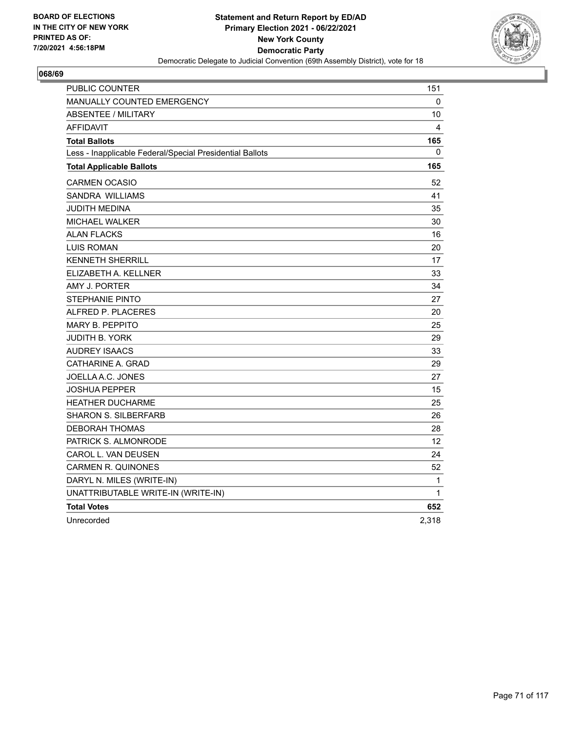BOARD OF ELECTIONS
IN THE CITY OF NEW YORK
PRINTED AS OF:
7/20/2021 4:56:18PM

**Statement and Return Report by ED/AD**
**Primary Election 2021 - 06/22/2021**
**New York County**
**Democratic Party**
Democratic Delegate to Judicial Convention (69th Assembly District), vote for 18

## 068/69

| | |
|---|---|
| PUBLIC COUNTER | 151 |
| MANUALLY COUNTED EMERGENCY | 0 |
| ABSENTEE / MILITARY | 10 |
| AFFIDAVIT | 4 |
| **Total Ballots** | **165** |
| Less - Inapplicable Federal/Special Presidential Ballots | 0 |
| **Total Applicable Ballots** | **165** |
| CARMEN OCASIO | 52 |
| SANDRA WILLIAMS | 41 |
| JUDITH MEDINA | 35 |
| MICHAEL WALKER | 30 |
| ALAN FLACKS | 16 |
| LUIS ROMAN | 20 |
| KENNETH SHERRILL | 17 |
| ELIZABETH A. KELLNER | 33 |
| AMY J. PORTER | 34 |
| STEPHANIE PINTO | 27 |
| ALFRED P. PLACERES | 20 |
| MARY B. PEPPITO | 25 |
| JUDITH B. YORK | 29 |
| AUDREY ISAACS | 33 |
| CATHARINE A. GRAD | 29 |
| JOELLA A.C. JONES | 27 |
| JOSHUA PEPPER | 15 |
| HEATHER DUCHARME | 25 |
| SHARON S. SILBERFARB | 26 |
| DEBORAH THOMAS | 28 |
| PATRICK S. ALMONRODE | 12 |
| CAROL L. VAN DEUSEN | 24 |
| CARMEN R. QUINONES | 52 |
| DARYL N. MILES (WRITE-IN) | 1 |
| UNATTRIBUTABLE WRITE-IN (WRITE-IN) | 1 |
| **Total Votes** | **652** |
| Unrecorded | 2,318 |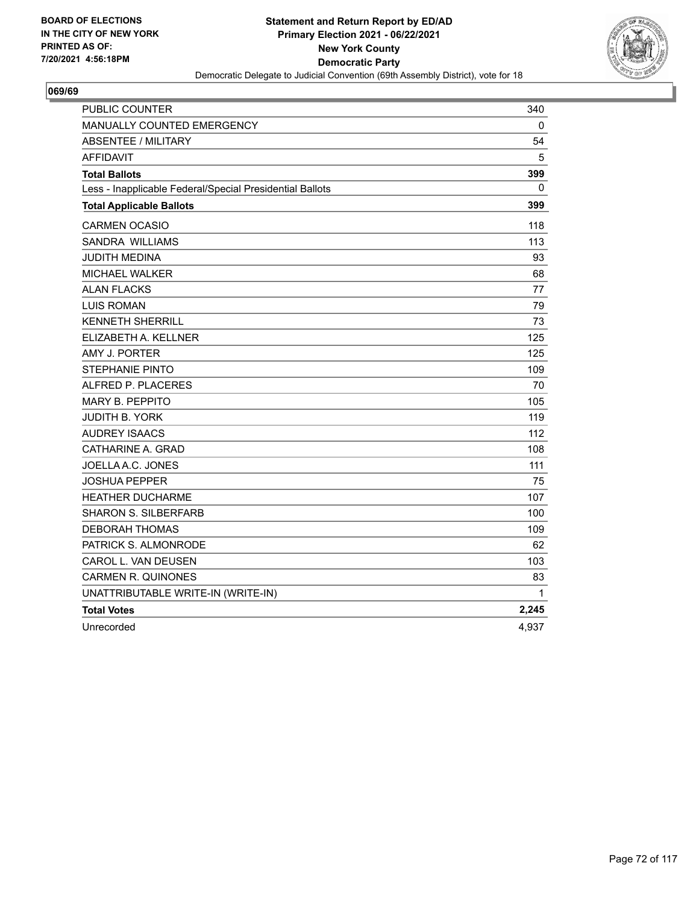BOARD OF ELECTIONS
IN THE CITY OF NEW YORK
PRINTED AS OF:
7/20/2021 4:56:18PM

**Statement and Return Report by ED/AD**
**Primary Election 2021 - 06/22/2021**
**New York County**
**Democratic Party**
Democratic Delegate to Judicial Convention (69th Assembly District), vote for 18

**069/69**

| | |
|---|---|
| PUBLIC COUNTER | 340 |
| MANUALLY COUNTED EMERGENCY | 0 |
| ABSENTEE / MILITARY | 54 |
| AFFIDAVIT | 5 |
| **Total Ballots** | **399** |
| Less - Inapplicable Federal/Special Presidential Ballots | 0 |
| **Total Applicable Ballots** | **399** |
| CARMEN OCASIO | 118 |
| SANDRA WILLIAMS | 113 |
| JUDITH MEDINA | 93 |
| MICHAEL WALKER | 68 |
| ALAN FLACKS | 77 |
| LUIS ROMAN | 79 |
| KENNETH SHERRILL | 73 |
| ELIZABETH A. KELLNER | 125 |
| AMY J. PORTER | 125 |
| STEPHANIE PINTO | 109 |
| ALFRED P. PLACERES | 70 |
| MARY B. PEPPITO | 105 |
| JUDITH B. YORK | 119 |
| AUDREY ISAACS | 112 |
| CATHARINE A. GRAD | 108 |
| JOELLA A.C. JONES | 111 |
| JOSHUA PEPPER | 75 |
| HEATHER DUCHARME | 107 |
| SHARON S. SILBERFARB | 100 |
| DEBORAH THOMAS | 109 |
| PATRICK S. ALMONRODE | 62 |
| CAROL L. VAN DEUSEN | 103 |
| CARMEN R. QUINONES | 83 |
| UNATTRIBUTABLE WRITE-IN (WRITE-IN) | 1 |
| **Total Votes** | **2,245** |
| Unrecorded | 4,937 |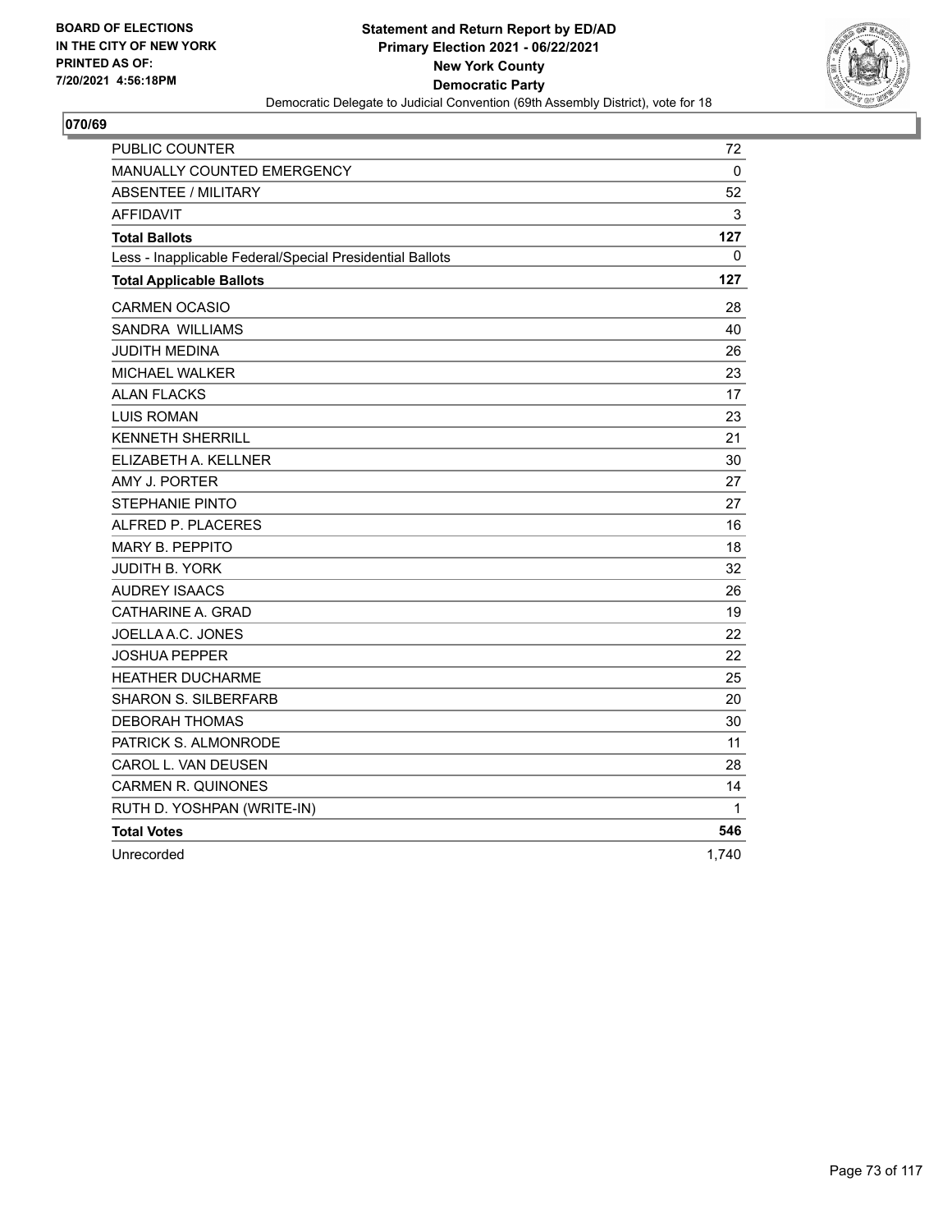BOARD OF ELECTIONS
IN THE CITY OF NEW YORK
PRINTED AS OF:
7/20/2021 4:56:18PM

**Statement and Return Report by ED/AD**
**Primary Election 2021 - 06/22/2021**
**New York County**
**Democratic Party**
Democratic Delegate to Judicial Convention (69th Assembly District), vote for 18

## 070/69

| | |
|---|---|
| PUBLIC COUNTER | 72 |
| MANUALLY COUNTED EMERGENCY | 0 |
| ABSENTEE / MILITARY | 52 |
| AFFIDAVIT | 3 |
| **Total Ballots** | **127** |
| Less - Inapplicable Federal/Special Presidential Ballots | 0 |
| **Total Applicable Ballots** | **127** |
| CARMEN OCASIO | 28 |
| SANDRA WILLIAMS | 40 |
| JUDITH MEDINA | 26 |
| MICHAEL WALKER | 23 |
| ALAN FLACKS | 17 |
| LUIS ROMAN | 23 |
| KENNETH SHERRILL | 21 |
| ELIZABETH A. KELLNER | 30 |
| AMY J. PORTER | 27 |
| STEPHANIE PINTO | 27 |
| ALFRED P. PLACERES | 16 |
| MARY B. PEPPITO | 18 |
| JUDITH B. YORK | 32 |
| AUDREY ISAACS | 26 |
| CATHARINE A. GRAD | 19 |
| JOELLA A.C. JONES | 22 |
| JOSHUA PEPPER | 22 |
| HEATHER DUCHARME | 25 |
| SHARON S. SILBERFARB | 20 |
| DEBORAH THOMAS | 30 |
| PATRICK S. ALMONRODE | 11 |
| CAROL L. VAN DEUSEN | 28 |
| CARMEN R. QUINONES | 14 |
| RUTH D. YOSHPAN (WRITE-IN) | 1 |
| **Total Votes** | **546** |
| Unrecorded | 1,740 |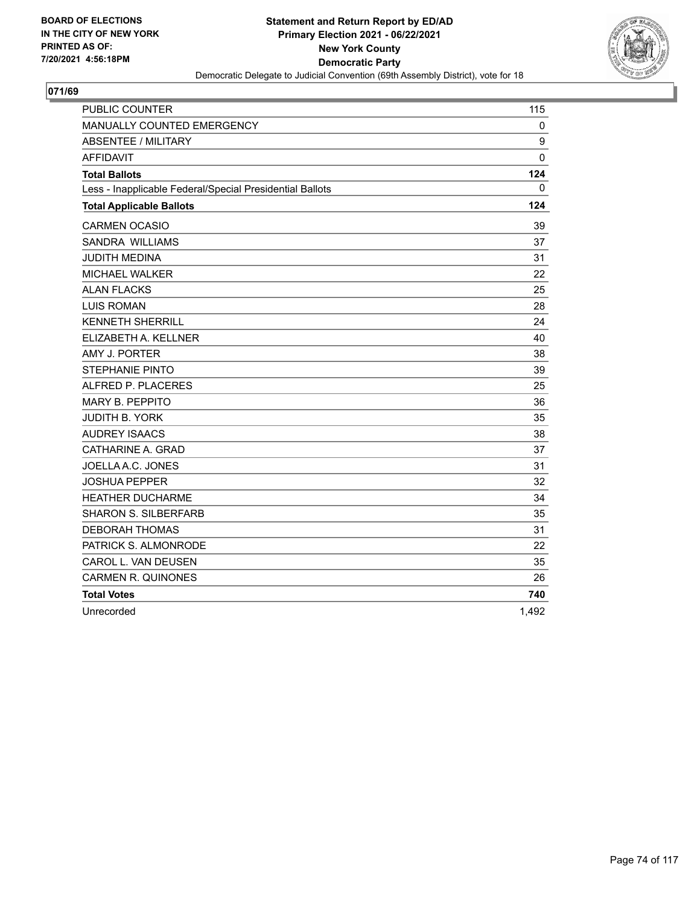BOARD OF ELECTIONS
IN THE CITY OF NEW YORK
PRINTED AS OF:
7/20/2021 4:56:18PM

**Statement and Return Report by ED/AD**
**Primary Election 2021 - 06/22/2021**
**New York County**
**Democratic Party**
Democratic Delegate to Judicial Convention (69th Assembly District), vote for 18

## 071/69

| | |
|---|---|
| PUBLIC COUNTER | 115 |
| MANUALLY COUNTED EMERGENCY | 0 |
| ABSENTEE / MILITARY | 9 |
| AFFIDAVIT | 0 |
| **Total Ballots** | **124** |
| Less - Inapplicable Federal/Special Presidential Ballots | 0 |
| **Total Applicable Ballots** | **124** |
| CARMEN OCASIO | 39 |
| SANDRA WILLIAMS | 37 |
| JUDITH MEDINA | 31 |
| MICHAEL WALKER | 22 |
| ALAN FLACKS | 25 |
| LUIS ROMAN | 28 |
| KENNETH SHERRILL | 24 |
| ELIZABETH A. KELLNER | 40 |
| AMY J. PORTER | 38 |
| STEPHANIE PINTO | 39 |
| ALFRED P. PLACERES | 25 |
| MARY B. PEPPITO | 36 |
| JUDITH B. YORK | 35 |
| AUDREY ISAACS | 38 |
| CATHARINE A. GRAD | 37 |
| JOELLA A.C. JONES | 31 |
| JOSHUA PEPPER | 32 |
| HEATHER DUCHARME | 34 |
| SHARON S. SILBERFARB | 35 |
| DEBORAH THOMAS | 31 |
| PATRICK S. ALMONRODE | 22 |
| CAROL L. VAN DEUSEN | 35 |
| CARMEN R. QUINONES | 26 |
| **Total Votes** | **740** |
| Unrecorded | 1,492 |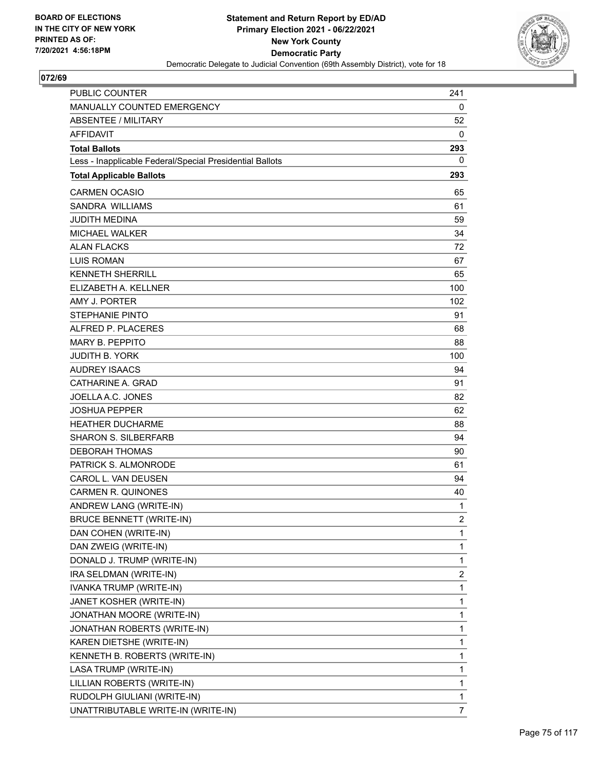BOARD OF ELECTIONS
IN THE CITY OF NEW YORK
PRINTED AS OF:
7/20/2021 4:56:18PM

**Statement and Return Report by ED/AD**
**Primary Election 2021 - 06/22/2021**
**New York County**
**Democratic Party**
Democratic Delegate to Judicial Convention (69th Assembly District), vote for 18

**072/69**

| | |
|---|---|
| PUBLIC COUNTER | 241 |
| MANUALLY COUNTED EMERGENCY | 0 |
| ABSENTEE / MILITARY | 52 |
| AFFIDAVIT | 0 |
| **Total Ballots** | **293** |
| Less - Inapplicable Federal/Special Presidential Ballots | 0 |
| **Total Applicable Ballots** | **293** |
| CARMEN OCASIO | 65 |
| SANDRA WILLIAMS | 61 |
| JUDITH MEDINA | 59 |
| MICHAEL WALKER | 34 |
| ALAN FLACKS | 72 |
| LUIS ROMAN | 67 |
| KENNETH SHERRILL | 65 |
| ELIZABETH A. KELLNER | 100 |
| AMY J. PORTER | 102 |
| STEPHANIE PINTO | 91 |
| ALFRED P. PLACERES | 68 |
| MARY B. PEPPITO | 88 |
| JUDITH B. YORK | 100 |
| AUDREY ISAACS | 94 |
| CATHARINE A. GRAD | 91 |
| JOELLA A.C. JONES | 82 |
| JOSHUA PEPPER | 62 |
| HEATHER DUCHARME | 88 |
| SHARON S. SILBERFARB | 94 |
| DEBORAH THOMAS | 90 |
| PATRICK S. ALMONRODE | 61 |
| CAROL L. VAN DEUSEN | 94 |
| CARMEN R. QUINONES | 40 |
| ANDREW LANG (WRITE-IN) | 1 |
| BRUCE BENNETT (WRITE-IN) | 2 |
| DAN COHEN (WRITE-IN) | 1 |
| DAN ZWEIG (WRITE-IN) | 1 |
| DONALD J. TRUMP (WRITE-IN) | 1 |
| IRA SELDMAN (WRITE-IN) | 2 |
| IVANKA TRUMP (WRITE-IN) | 1 |
| JANET KOSHER (WRITE-IN) | 1 |
| JONATHAN MOORE (WRITE-IN) | 1 |
| JONATHAN ROBERTS (WRITE-IN) | 1 |
| KAREN DIETSHE (WRITE-IN) | 1 |
| KENNETH B. ROBERTS (WRITE-IN) | 1 |
| LASA TRUMP (WRITE-IN) | 1 |
| LILLIAN ROBERTS (WRITE-IN) | 1 |
| RUDOLPH GIULIANI (WRITE-IN) | 1 |
| UNATTRIBUTABLE WRITE-IN (WRITE-IN) | 7 |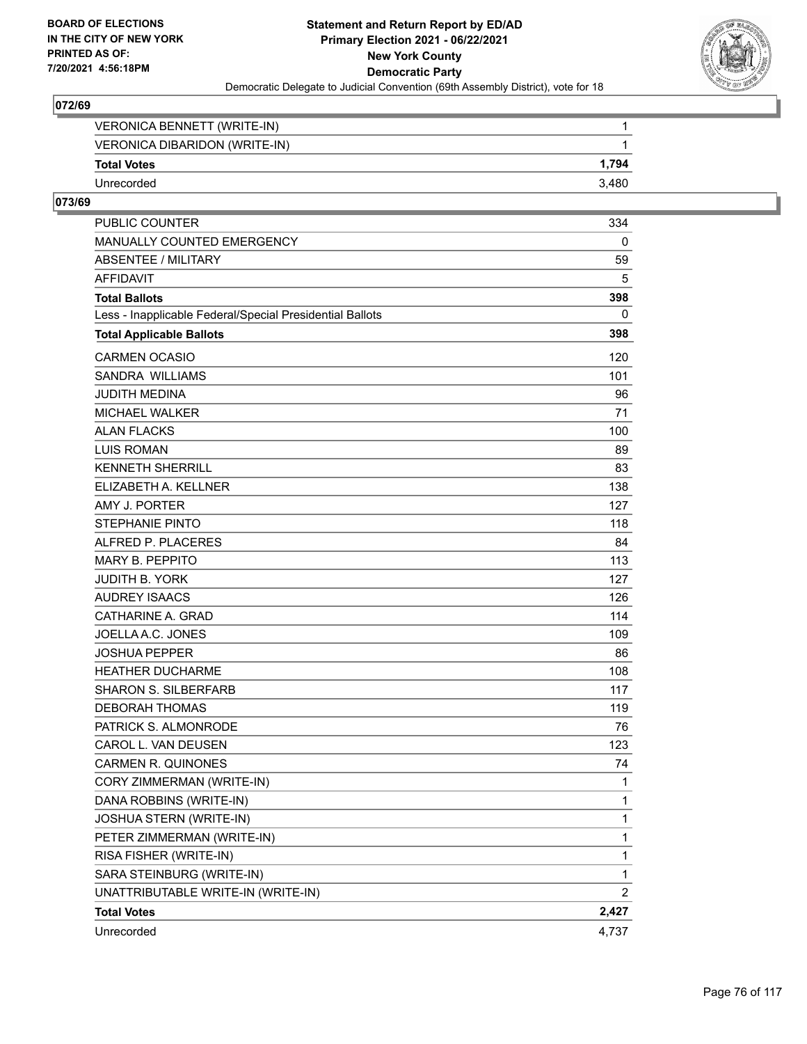BOARD OF ELECTIONS
IN THE CITY OF NEW YORK
PRINTED AS OF:
7/20/2021 4:56:18PM

**Statement and Return Report by ED/AD**
**Primary Election 2021 - 06/22/2021**
**New York County**
**Democratic Party**
Democratic Delegate to Judicial Convention (69th Assembly District), vote for 18

## 072/69

| | |
|---|---|
| VERONICA BENNETT (WRITE-IN) | 1 |
| VERONICA DIBARIDON (WRITE-IN) | 1 |
| **Total Votes** | **1,794** |
| Unrecorded | 3,480 |

## 073/69

| | |
|---|---|
| PUBLIC COUNTER | 334 |
| MANUALLY COUNTED EMERGENCY | 0 |
| ABSENTEE / MILITARY | 59 |
| AFFIDAVIT | 5 |
| **Total Ballots** | **398** |
| Less - Inapplicable Federal/Special Presidential Ballots | 0 |
| **Total Applicable Ballots** | **398** |
| CARMEN OCASIO | 120 |
| SANDRA WILLIAMS | 101 |
| JUDITH MEDINA | 96 |
| MICHAEL WALKER | 71 |
| ALAN FLACKS | 100 |
| LUIS ROMAN | 89 |
| KENNETH SHERRILL | 83 |
| ELIZABETH A. KELLNER | 138 |
| AMY J. PORTER | 127 |
| STEPHANIE PINTO | 118 |
| ALFRED P. PLACERES | 84 |
| MARY B. PEPPITO | 113 |
| JUDITH B. YORK | 127 |
| AUDREY ISAACS | 126 |
| CATHARINE A. GRAD | 114 |
| JOELLA A.C. JONES | 109 |
| JOSHUA PEPPER | 86 |
| HEATHER DUCHARME | 108 |
| SHARON S. SILBERFARB | 117 |
| DEBORAH THOMAS | 119 |
| PATRICK S. ALMONRODE | 76 |
| CAROL L. VAN DEUSEN | 123 |
| CARMEN R. QUINONES | 74 |
| CORY ZIMMERMAN (WRITE-IN) | 1 |
| DANA ROBBINS (WRITE-IN) | 1 |
| JOSHUA STERN (WRITE-IN) | 1 |
| PETER ZIMMERMAN (WRITE-IN) | 1 |
| RISA FISHER (WRITE-IN) | 1 |
| SARA STEINBURG (WRITE-IN) | 1 |
| UNATTRIBUTABLE WRITE-IN (WRITE-IN) | 2 |
| **Total Votes** | **2,427** |
| Unrecorded | 4,737 |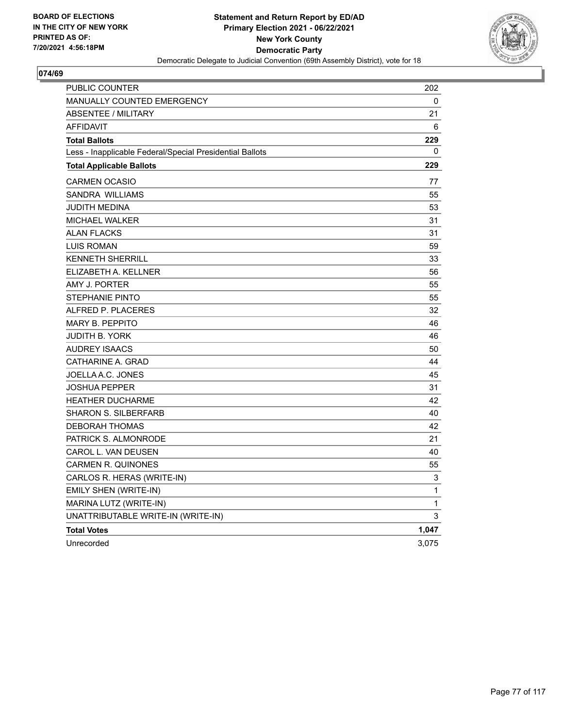BOARD OF ELECTIONS
IN THE CITY OF NEW YORK
PRINTED AS OF:
7/20/2021 4:56:18PM

**Statement and Return Report by ED/AD**
**Primary Election 2021 - 06/22/2021**
**New York County**
**Democratic Party**
Democratic Delegate to Judicial Convention (69th Assembly District), vote for 18

## 074/69

| | |
|---|---|
| PUBLIC COUNTER | 202 |
| MANUALLY COUNTED EMERGENCY | 0 |
| ABSENTEE / MILITARY | 21 |
| AFFIDAVIT | 6 |
| **Total Ballots** | **229** |
| Less - Inapplicable Federal/Special Presidential Ballots | 0 |
| **Total Applicable Ballots** | **229** |
| CARMEN OCASIO | 77 |
| SANDRA WILLIAMS | 55 |
| JUDITH MEDINA | 53 |
| MICHAEL WALKER | 31 |
| ALAN FLACKS | 31 |
| LUIS ROMAN | 59 |
| KENNETH SHERRILL | 33 |
| ELIZABETH A. KELLNER | 56 |
| AMY J. PORTER | 55 |
| STEPHANIE PINTO | 55 |
| ALFRED P. PLACERES | 32 |
| MARY B. PEPPITO | 46 |
| JUDITH B. YORK | 46 |
| AUDREY ISAACS | 50 |
| CATHARINE A. GRAD | 44 |
| JOELLA A.C. JONES | 45 |
| JOSHUA PEPPER | 31 |
| HEATHER DUCHARME | 42 |
| SHARON S. SILBERFARB | 40 |
| DEBORAH THOMAS | 42 |
| PATRICK S. ALMONRODE | 21 |
| CAROL L. VAN DEUSEN | 40 |
| CARMEN R. QUINONES | 55 |
| CARLOS R. HERAS (WRITE-IN) | 3 |
| EMILY SHEN (WRITE-IN) | 1 |
| MARINA LUTZ (WRITE-IN) | 1 |
| UNATTRIBUTABLE WRITE-IN (WRITE-IN) | 3 |
| **Total Votes** | **1,047** |
| Unrecorded | 3,075 |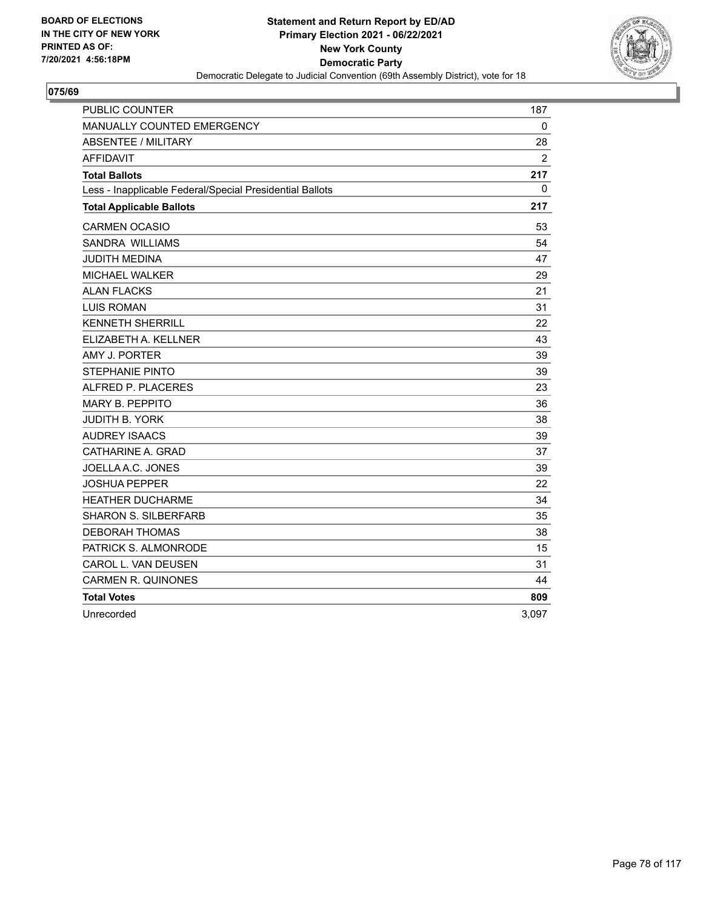BOARD OF ELECTIONS
IN THE CITY OF NEW YORK
PRINTED AS OF:
7/20/2021 4:56:18PM

**Statement and Return Report by ED/AD**
**Primary Election 2021 - 06/22/2021**
**New York County**
**Democratic Party**
Democratic Delegate to Judicial Convention (69th Assembly District), vote for 18

## 075/69

| | |
|---|---|
| PUBLIC COUNTER | 187 |
| MANUALLY COUNTED EMERGENCY | 0 |
| ABSENTEE / MILITARY | 28 |
| AFFIDAVIT | 2 |
| **Total Ballots** | **217** |
| Less - Inapplicable Federal/Special Presidential Ballots | 0 |
| **Total Applicable Ballots** | **217** |
| CARMEN OCASIO | 53 |
| SANDRA WILLIAMS | 54 |
| JUDITH MEDINA | 47 |
| MICHAEL WALKER | 29 |
| ALAN FLACKS | 21 |
| LUIS ROMAN | 31 |
| KENNETH SHERRILL | 22 |
| ELIZABETH A. KELLNER | 43 |
| AMY J. PORTER | 39 |
| STEPHANIE PINTO | 39 |
| ALFRED P. PLACERES | 23 |
| MARY B. PEPPITO | 36 |
| JUDITH B. YORK | 38 |
| AUDREY ISAACS | 39 |
| CATHARINE A. GRAD | 37 |
| JOELLA A.C. JONES | 39 |
| JOSHUA PEPPER | 22 |
| HEATHER DUCHARME | 34 |
| SHARON S. SILBERFARB | 35 |
| DEBORAH THOMAS | 38 |
| PATRICK S. ALMONRODE | 15 |
| CAROL L. VAN DEUSEN | 31 |
| CARMEN R. QUINONES | 44 |
| **Total Votes** | **809** |
| Unrecorded | 3,097 |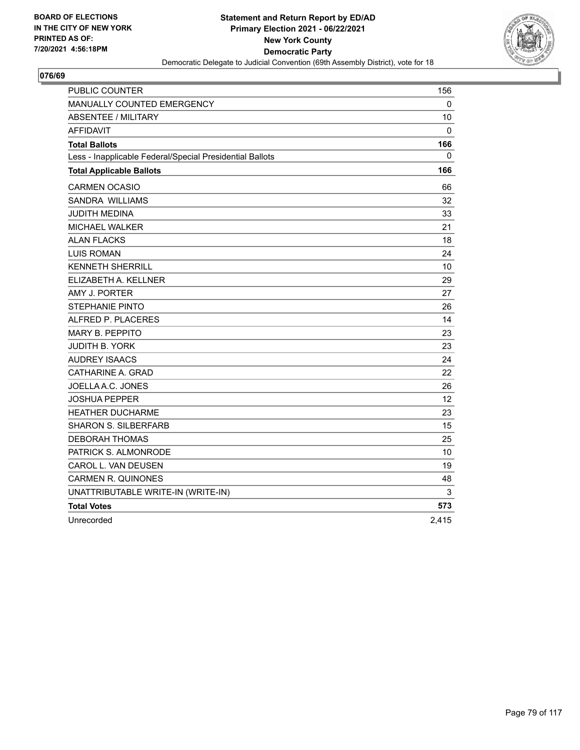BOARD OF ELECTIONS
IN THE CITY OF NEW YORK
PRINTED AS OF:
7/20/2021 4:56:18PM

**Statement and Return Report by ED/AD**
**Primary Election 2021 - 06/22/2021**
**New York County**
**Democratic Party**
Democratic Delegate to Judicial Convention (69th Assembly District), vote for 18

## 076/69

| | |
|---|---|
| PUBLIC COUNTER | 156 |
| MANUALLY COUNTED EMERGENCY | 0 |
| ABSENTEE / MILITARY | 10 |
| AFFIDAVIT | 0 |
| **Total Ballots** | **166** |
| Less - Inapplicable Federal/Special Presidential Ballots | 0 |
| **Total Applicable Ballots** | **166** |
| CARMEN OCASIO | 66 |
| SANDRA WILLIAMS | 32 |
| JUDITH MEDINA | 33 |
| MICHAEL WALKER | 21 |
| ALAN FLACKS | 18 |
| LUIS ROMAN | 24 |
| KENNETH SHERRILL | 10 |
| ELIZABETH A. KELLNER | 29 |
| AMY J. PORTER | 27 |
| STEPHANIE PINTO | 26 |
| ALFRED P. PLACERES | 14 |
| MARY B. PEPPITO | 23 |
| JUDITH B. YORK | 23 |
| AUDREY ISAACS | 24 |
| CATHARINE A. GRAD | 22 |
| JOELLA A.C. JONES | 26 |
| JOSHUA PEPPER | 12 |
| HEATHER DUCHARME | 23 |
| SHARON S. SILBERFARB | 15 |
| DEBORAH THOMAS | 25 |
| PATRICK S. ALMONRODE | 10 |
| CAROL L. VAN DEUSEN | 19 |
| CARMEN R. QUINONES | 48 |
| UNATTRIBUTABLE WRITE-IN (WRITE-IN) | 3 |
| **Total Votes** | **573** |
| Unrecorded | 2,415 |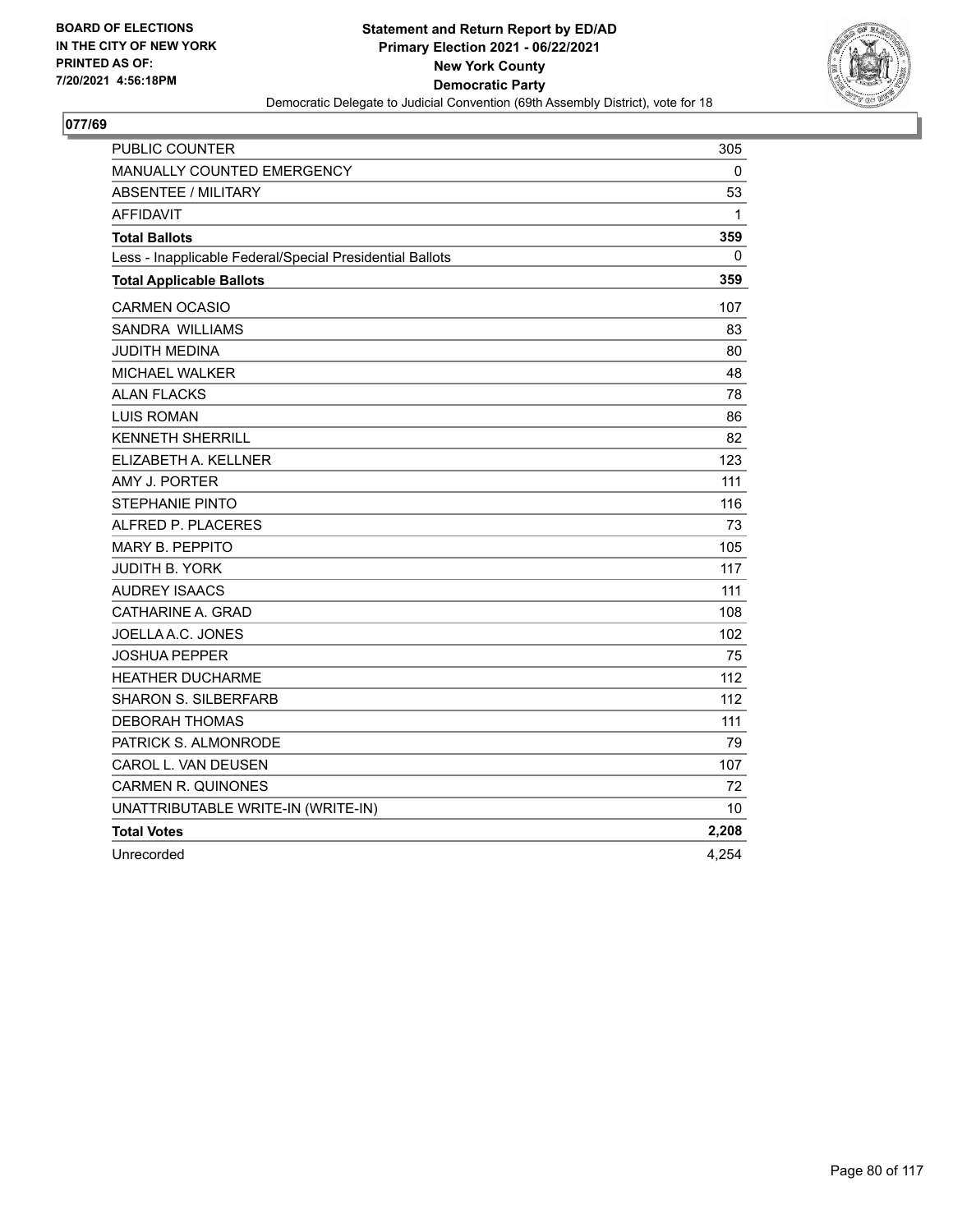BOARD OF ELECTIONS
IN THE CITY OF NEW YORK
PRINTED AS OF:
7/20/2021 4:56:18PM

**Statement and Return Report by ED/AD**
**Primary Election 2021 - 06/22/2021**
**New York County**
**Democratic Party**
Democratic Delegate to Judicial Convention (69th Assembly District), vote for 18

## 077/69

| | |
|---|---|
| PUBLIC COUNTER | 305 |
| MANUALLY COUNTED EMERGENCY | 0 |
| ABSENTEE / MILITARY | 53 |
| AFFIDAVIT | 1 |
| **Total Ballots** | **359** |
| Less - Inapplicable Federal/Special Presidential Ballots | 0 |
| **Total Applicable Ballots** | **359** |
| CARMEN OCASIO | 107 |
| SANDRA WILLIAMS | 83 |
| JUDITH MEDINA | 80 |
| MICHAEL WALKER | 48 |
| ALAN FLACKS | 78 |
| LUIS ROMAN | 86 |
| KENNETH SHERRILL | 82 |
| ELIZABETH A. KELLNER | 123 |
| AMY J. PORTER | 111 |
| STEPHANIE PINTO | 116 |
| ALFRED P. PLACERES | 73 |
| MARY B. PEPPITO | 105 |
| JUDITH B. YORK | 117 |
| AUDREY ISAACS | 111 |
| CATHARINE A. GRAD | 108 |
| JOELLA A.C. JONES | 102 |
| JOSHUA PEPPER | 75 |
| HEATHER DUCHARME | 112 |
| SHARON S. SILBERFARB | 112 |
| DEBORAH THOMAS | 111 |
| PATRICK S. ALMONRODE | 79 |
| CAROL L. VAN DEUSEN | 107 |
| CARMEN R. QUINONES | 72 |
| UNATTRIBUTABLE WRITE-IN (WRITE-IN) | 10 |
| **Total Votes** | **2,208** |
| Unrecorded | 4,254 |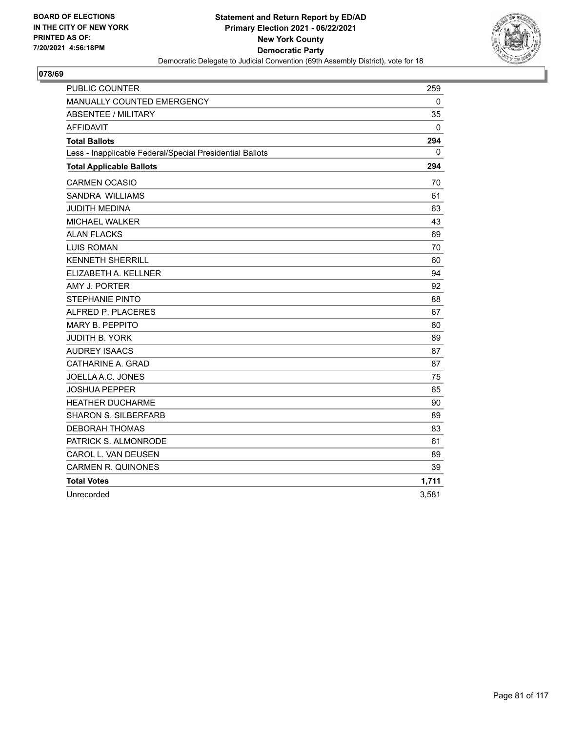BOARD OF ELECTIONS
IN THE CITY OF NEW YORK
PRINTED AS OF:
7/20/2021 4:56:18PM

**Statement and Return Report by ED/AD**
**Primary Election 2021 - 06/22/2021**
**New York County**
**Democratic Party**
Democratic Delegate to Judicial Convention (69th Assembly District), vote for 18

## 078/69

| | |
|---|---|
| PUBLIC COUNTER | 259 |
| MANUALLY COUNTED EMERGENCY | 0 |
| ABSENTEE / MILITARY | 35 |
| AFFIDAVIT | 0 |
| **Total Ballots** | **294** |
| Less - Inapplicable Federal/Special Presidential Ballots | 0 |
| **Total Applicable Ballots** | **294** |
| CARMEN OCASIO | 70 |
| SANDRA WILLIAMS | 61 |
| JUDITH MEDINA | 63 |
| MICHAEL WALKER | 43 |
| ALAN FLACKS | 69 |
| LUIS ROMAN | 70 |
| KENNETH SHERRILL | 60 |
| ELIZABETH A. KELLNER | 94 |
| AMY J. PORTER | 92 |
| STEPHANIE PINTO | 88 |
| ALFRED P. PLACERES | 67 |
| MARY B. PEPPITO | 80 |
| JUDITH B. YORK | 89 |
| AUDREY ISAACS | 87 |
| CATHARINE A. GRAD | 87 |
| JOELLA A.C. JONES | 75 |
| JOSHUA PEPPER | 65 |
| HEATHER DUCHARME | 90 |
| SHARON S. SILBERFARB | 89 |
| DEBORAH THOMAS | 83 |
| PATRICK S. ALMONRODE | 61 |
| CAROL L. VAN DEUSEN | 89 |
| CARMEN R. QUINONES | 39 |
| **Total Votes** | **1,711** |
| Unrecorded | 3,581 |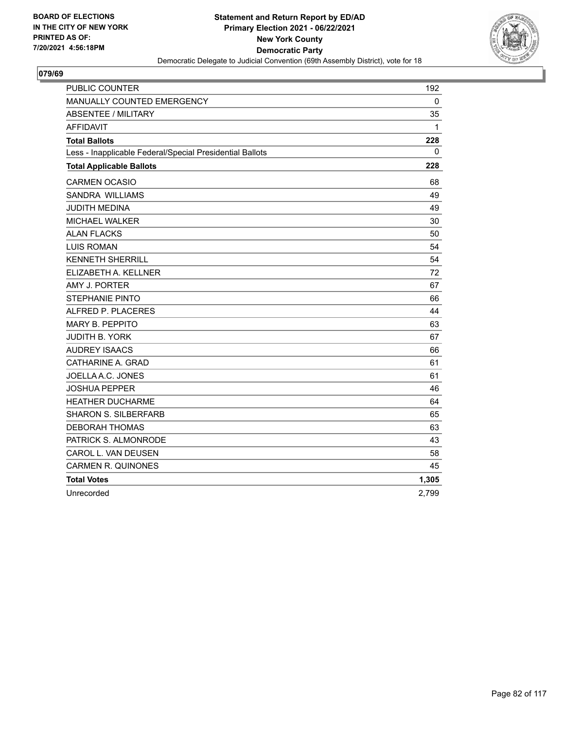BOARD OF ELECTIONS
IN THE CITY OF NEW YORK
PRINTED AS OF:
7/20/2021 4:56:18PM

**Statement and Return Report by ED/AD**
**Primary Election 2021 - 06/22/2021**
**New York County**
**Democratic Party**
Democratic Delegate to Judicial Convention (69th Assembly District), vote for 18

## 079/69

| | |
|---|---|
| PUBLIC COUNTER | 192 |
| MANUALLY COUNTED EMERGENCY | 0 |
| ABSENTEE / MILITARY | 35 |
| AFFIDAVIT | 1 |
| **Total Ballots** | **228** |
| Less - Inapplicable Federal/Special Presidential Ballots | 0 |
| **Total Applicable Ballots** | **228** |
| CARMEN OCASIO | 68 |
| SANDRA WILLIAMS | 49 |
| JUDITH MEDINA | 49 |
| MICHAEL WALKER | 30 |
| ALAN FLACKS | 50 |
| LUIS ROMAN | 54 |
| KENNETH SHERRILL | 54 |
| ELIZABETH A. KELLNER | 72 |
| AMY J. PORTER | 67 |
| STEPHANIE PINTO | 66 |
| ALFRED P. PLACERES | 44 |
| MARY B. PEPPITO | 63 |
| JUDITH B. YORK | 67 |
| AUDREY ISAACS | 66 |
| CATHARINE A. GRAD | 61 |
| JOELLA A.C. JONES | 61 |
| JOSHUA PEPPER | 46 |
| HEATHER DUCHARME | 64 |
| SHARON S. SILBERFARB | 65 |
| DEBORAH THOMAS | 63 |
| PATRICK S. ALMONRODE | 43 |
| CAROL L. VAN DEUSEN | 58 |
| CARMEN R. QUINONES | 45 |
| **Total Votes** | **1,305** |
| Unrecorded | 2,799 |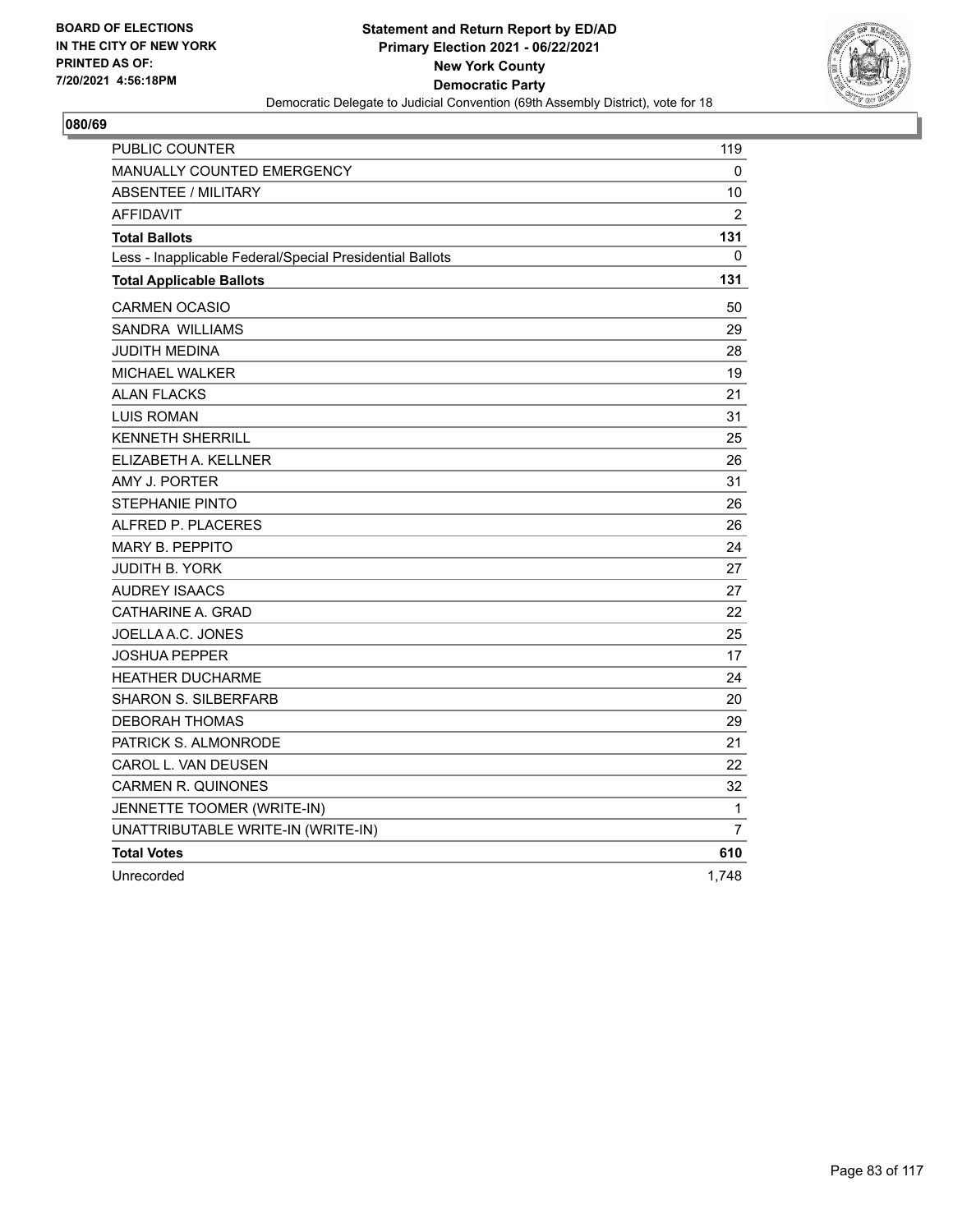BOARD OF ELECTIONS
IN THE CITY OF NEW YORK
PRINTED AS OF:
7/20/2021 4:56:18PM

**Statement and Return Report by ED/AD**
**Primary Election 2021 - 06/22/2021**
**New York County**
**Democratic Party**
Democratic Delegate to Judicial Convention (69th Assembly District), vote for 18

## 080/69

| | |
|---|---|
| PUBLIC COUNTER | 119 |
| MANUALLY COUNTED EMERGENCY | 0 |
| ABSENTEE / MILITARY | 10 |
| AFFIDAVIT | 2 |
| **Total Ballots** | **131** |
| Less - Inapplicable Federal/Special Presidential Ballots | 0 |
| **Total Applicable Ballots** | **131** |
| CARMEN OCASIO | 50 |
| SANDRA WILLIAMS | 29 |
| JUDITH MEDINA | 28 |
| MICHAEL WALKER | 19 |
| ALAN FLACKS | 21 |
| LUIS ROMAN | 31 |
| KENNETH SHERRILL | 25 |
| ELIZABETH A. KELLNER | 26 |
| AMY J. PORTER | 31 |
| STEPHANIE PINTO | 26 |
| ALFRED P. PLACERES | 26 |
| MARY B. PEPPITO | 24 |
| JUDITH B. YORK | 27 |
| AUDREY ISAACS | 27 |
| CATHARINE A. GRAD | 22 |
| JOELLA A.C. JONES | 25 |
| JOSHUA PEPPER | 17 |
| HEATHER DUCHARME | 24 |
| SHARON S. SILBERFARB | 20 |
| DEBORAH THOMAS | 29 |
| PATRICK S. ALMONRODE | 21 |
| CAROL L. VAN DEUSEN | 22 |
| CARMEN R. QUINONES | 32 |
| JENNETTE TOOMER (WRITE-IN) | 1 |
| UNATTRIBUTABLE WRITE-IN (WRITE-IN) | 7 |
| **Total Votes** | **610** |
| Unrecorded | 1,748 |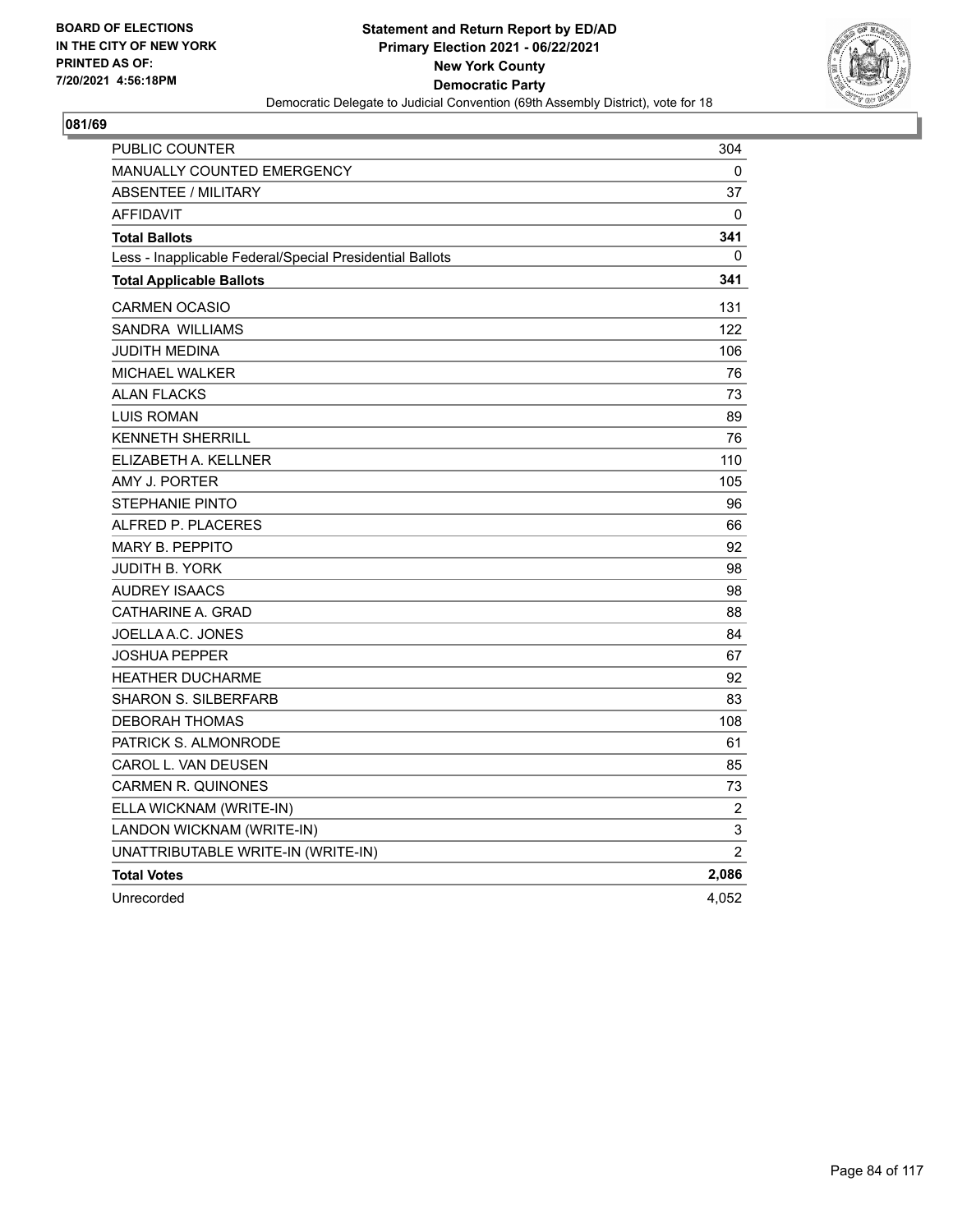BOARD OF ELECTIONS
IN THE CITY OF NEW YORK
PRINTED AS OF:
7/20/2021 4:56:18PM

**Statement and Return Report by ED/AD**
**Primary Election 2021 - 06/22/2021**
**New York County**
**Democratic Party**
Democratic Delegate to Judicial Convention (69th Assembly District), vote for 18

## 081/69

| | |
|---|---|
| PUBLIC COUNTER | 304 |
| MANUALLY COUNTED EMERGENCY | 0 |
| ABSENTEE / MILITARY | 37 |
| AFFIDAVIT | 0 |
| **Total Ballots** | **341** |
| Less - Inapplicable Federal/Special Presidential Ballots | 0 |
| **Total Applicable Ballots** | **341** |
| CARMEN OCASIO | 131 |
| SANDRA WILLIAMS | 122 |
| JUDITH MEDINA | 106 |
| MICHAEL WALKER | 76 |
| ALAN FLACKS | 73 |
| LUIS ROMAN | 89 |
| KENNETH SHERRILL | 76 |
| ELIZABETH A. KELLNER | 110 |
| AMY J. PORTER | 105 |
| STEPHANIE PINTO | 96 |
| ALFRED P. PLACERES | 66 |
| MARY B. PEPPITO | 92 |
| JUDITH B. YORK | 98 |
| AUDREY ISAACS | 98 |
| CATHARINE A. GRAD | 88 |
| JOELLA A.C. JONES | 84 |
| JOSHUA PEPPER | 67 |
| HEATHER DUCHARME | 92 |
| SHARON S. SILBERFARB | 83 |
| DEBORAH THOMAS | 108 |
| PATRICK S. ALMONRODE | 61 |
| CAROL L. VAN DEUSEN | 85 |
| CARMEN R. QUINONES | 73 |
| ELLA WICKNAM (WRITE-IN) | 2 |
| LANDON WICKNAM (WRITE-IN) | 3 |
| UNATTRIBUTABLE WRITE-IN (WRITE-IN) | 2 |
| **Total Votes** | **2,086** |
| Unrecorded | 4,052 |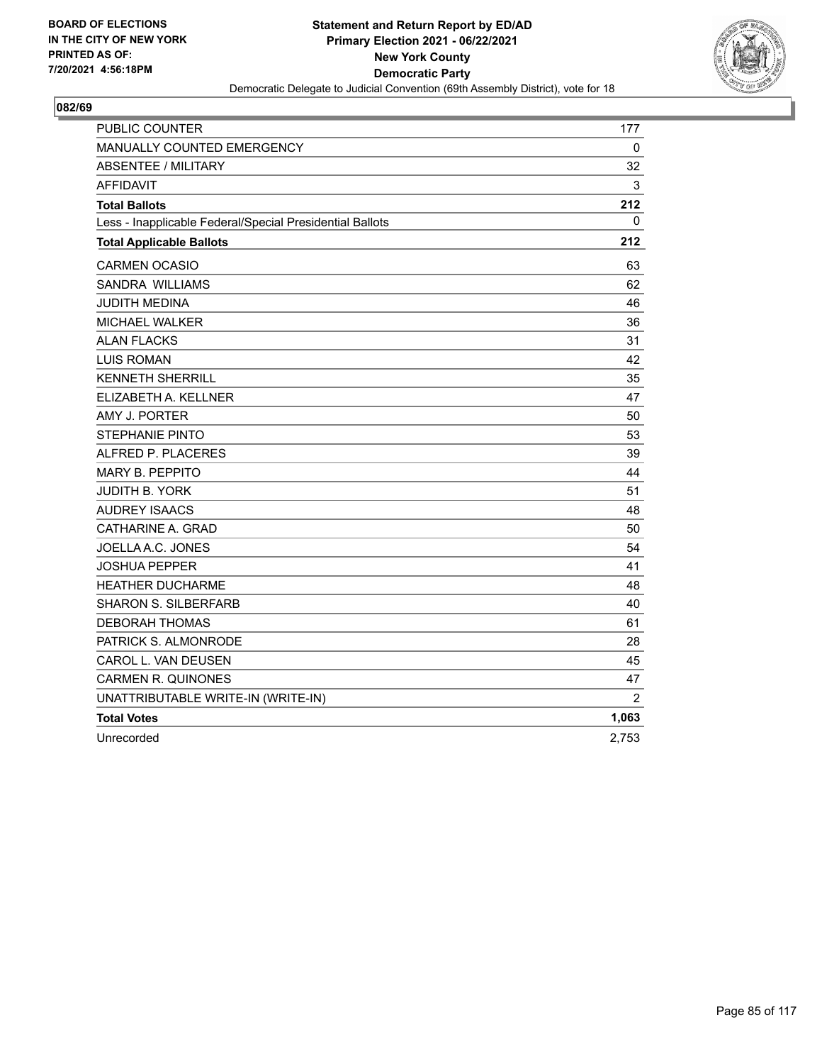BOARD OF ELECTIONS
IN THE CITY OF NEW YORK
PRINTED AS OF:
7/20/2021 4:56:18PM

**Statement and Return Report by ED/AD**
**Primary Election 2021 - 06/22/2021**
**New York County**
**Democratic Party**
Democratic Delegate to Judicial Convention (69th Assembly District), vote for 18

## 082/69

| | |
|---|---|
| PUBLIC COUNTER | 177 |
| MANUALLY COUNTED EMERGENCY | 0 |
| ABSENTEE / MILITARY | 32 |
| AFFIDAVIT | 3 |
| **Total Ballots** | **212** |
| Less - Inapplicable Federal/Special Presidential Ballots | 0 |
| **Total Applicable Ballots** | **212** |
| CARMEN OCASIO | 63 |
| SANDRA WILLIAMS | 62 |
| JUDITH MEDINA | 46 |
| MICHAEL WALKER | 36 |
| ALAN FLACKS | 31 |
| LUIS ROMAN | 42 |
| KENNETH SHERRILL | 35 |
| ELIZABETH A. KELLNER | 47 |
| AMY J. PORTER | 50 |
| STEPHANIE PINTO | 53 |
| ALFRED P. PLACERES | 39 |
| MARY B. PEPPITO | 44 |
| JUDITH B. YORK | 51 |
| AUDREY ISAACS | 48 |
| CATHARINE A. GRAD | 50 |
| JOELLA A.C. JONES | 54 |
| JOSHUA PEPPER | 41 |
| HEATHER DUCHARME | 48 |
| SHARON S. SILBERFARB | 40 |
| DEBORAH THOMAS | 61 |
| PATRICK S. ALMONRODE | 28 |
| CAROL L. VAN DEUSEN | 45 |
| CARMEN R. QUINONES | 47 |
| UNATTRIBUTABLE WRITE-IN (WRITE-IN) | 2 |
| **Total Votes** | **1,063** |
| Unrecorded | 2,753 |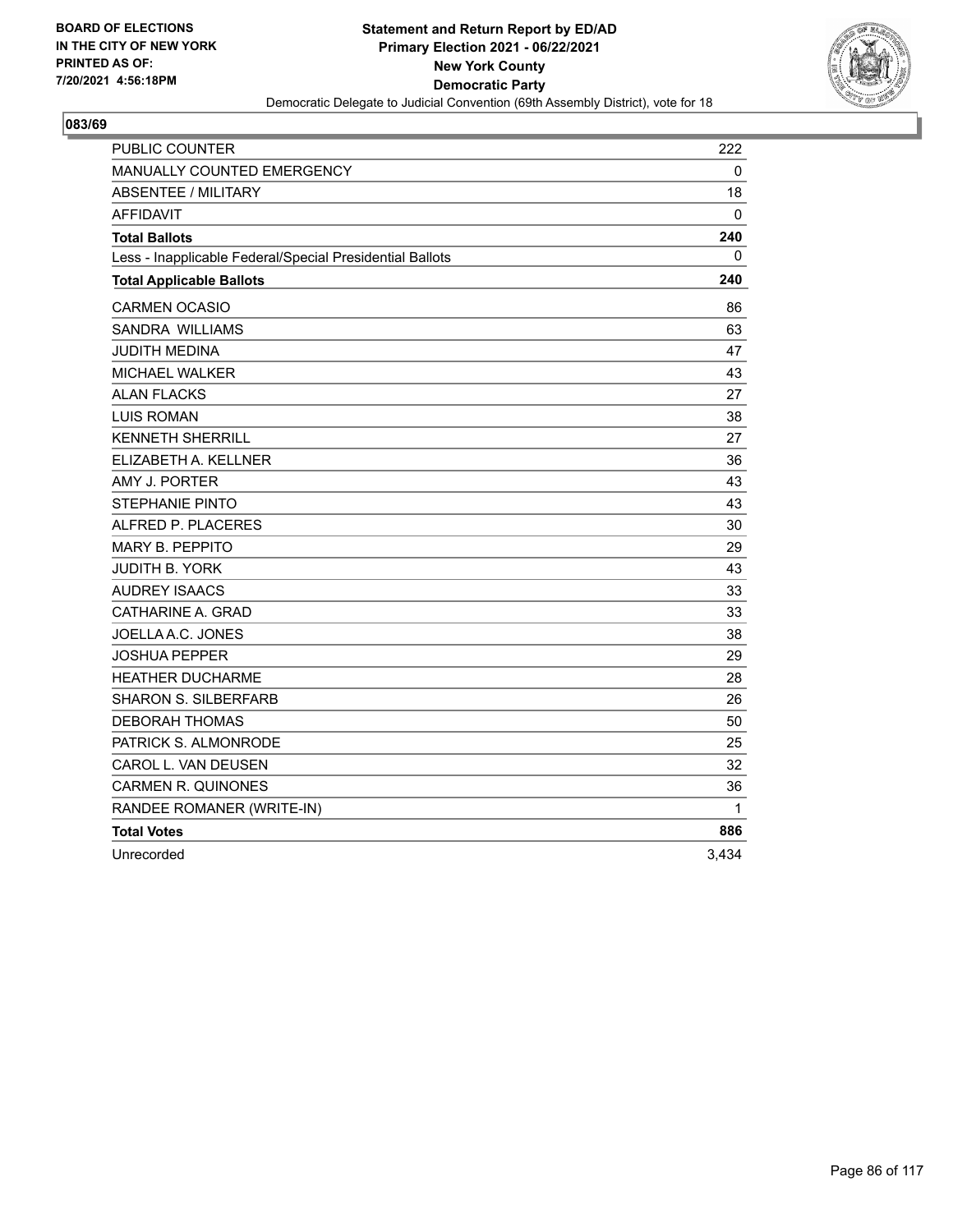BOARD OF ELECTIONS
IN THE CITY OF NEW YORK
PRINTED AS OF:
7/20/2021 4:56:18PM

**Statement and Return Report by ED/AD**
**Primary Election 2021 - 06/22/2021**
**New York County**
**Democratic Party**
Democratic Delegate to Judicial Convention (69th Assembly District), vote for 18

## 083/69

| | |
|---|---|
| PUBLIC COUNTER | 222 |
| MANUALLY COUNTED EMERGENCY | 0 |
| ABSENTEE / MILITARY | 18 |
| AFFIDAVIT | 0 |
| **Total Ballots** | **240** |
| Less - Inapplicable Federal/Special Presidential Ballots | 0 |
| **Total Applicable Ballots** | **240** |
| CARMEN OCASIO | 86 |
| SANDRA WILLIAMS | 63 |
| JUDITH MEDINA | 47 |
| MICHAEL WALKER | 43 |
| ALAN FLACKS | 27 |
| LUIS ROMAN | 38 |
| KENNETH SHERRILL | 27 |
| ELIZABETH A. KELLNER | 36 |
| AMY J. PORTER | 43 |
| STEPHANIE PINTO | 43 |
| ALFRED P. PLACERES | 30 |
| MARY B. PEPPITO | 29 |
| JUDITH B. YORK | 43 |
| AUDREY ISAACS | 33 |
| CATHARINE A. GRAD | 33 |
| JOELLA A.C. JONES | 38 |
| JOSHUA PEPPER | 29 |
| HEATHER DUCHARME | 28 |
| SHARON S. SILBERFARB | 26 |
| DEBORAH THOMAS | 50 |
| PATRICK S. ALMONRODE | 25 |
| CAROL L. VAN DEUSEN | 32 |
| CARMEN R. QUINONES | 36 |
| RANDEE ROMANER (WRITE-IN) | 1 |
| **Total Votes** | **886** |
| Unrecorded | 3,434 |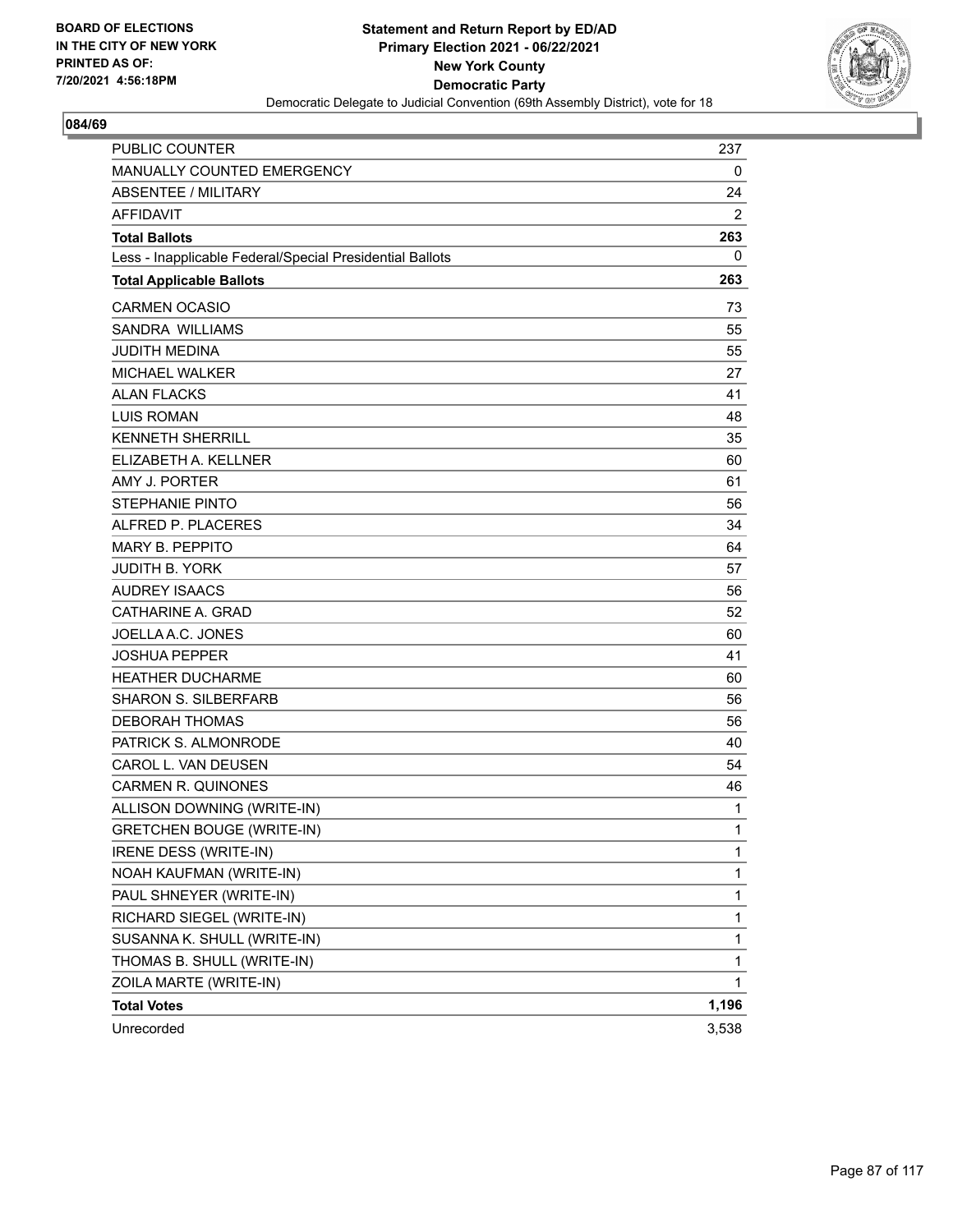BOARD OF ELECTIONS
IN THE CITY OF NEW YORK
PRINTED AS OF:
7/20/2021 4:56:18PM

**Statement and Return Report by ED/AD**
**Primary Election 2021 - 06/22/2021**
**New York County**
**Democratic Party**
Democratic Delegate to Judicial Convention (69th Assembly District), vote for 18

## 084/69

| | |
|---|---|
| PUBLIC COUNTER | 237 |
| MANUALLY COUNTED EMERGENCY | 0 |
| ABSENTEE / MILITARY | 24 |
| AFFIDAVIT | 2 |
| **Total Ballots** | **263** |
| Less - Inapplicable Federal/Special Presidential Ballots | 0 |
| **Total Applicable Ballots** | **263** |
| CARMEN OCASIO | 73 |
| SANDRA WILLIAMS | 55 |
| JUDITH MEDINA | 55 |
| MICHAEL WALKER | 27 |
| ALAN FLACKS | 41 |
| LUIS ROMAN | 48 |
| KENNETH SHERRILL | 35 |
| ELIZABETH A. KELLNER | 60 |
| AMY J. PORTER | 61 |
| STEPHANIE PINTO | 56 |
| ALFRED P. PLACERES | 34 |
| MARY B. PEPPITO | 64 |
| JUDITH B. YORK | 57 |
| AUDREY ISAACS | 56 |
| CATHARINE A. GRAD | 52 |
| JOELLA A.C. JONES | 60 |
| JOSHUA PEPPER | 41 |
| HEATHER DUCHARME | 60 |
| SHARON S. SILBERFARB | 56 |
| DEBORAH THOMAS | 56 |
| PATRICK S. ALMONRODE | 40 |
| CAROL L. VAN DEUSEN | 54 |
| CARMEN R. QUINONES | 46 |
| ALLISON DOWNING (WRITE-IN) | 1 |
| GRETCHEN BOUGE (WRITE-IN) | 1 |
| IRENE DESS (WRITE-IN) | 1 |
| NOAH KAUFMAN (WRITE-IN) | 1 |
| PAUL SHNEYER (WRITE-IN) | 1 |
| RICHARD SIEGEL (WRITE-IN) | 1 |
| SUSANNA K. SHULL (WRITE-IN) | 1 |
| THOMAS B. SHULL (WRITE-IN) | 1 |
| ZOILA MARTE (WRITE-IN) | 1 |
| **Total Votes** | **1,196** |
| Unrecorded | 3,538 |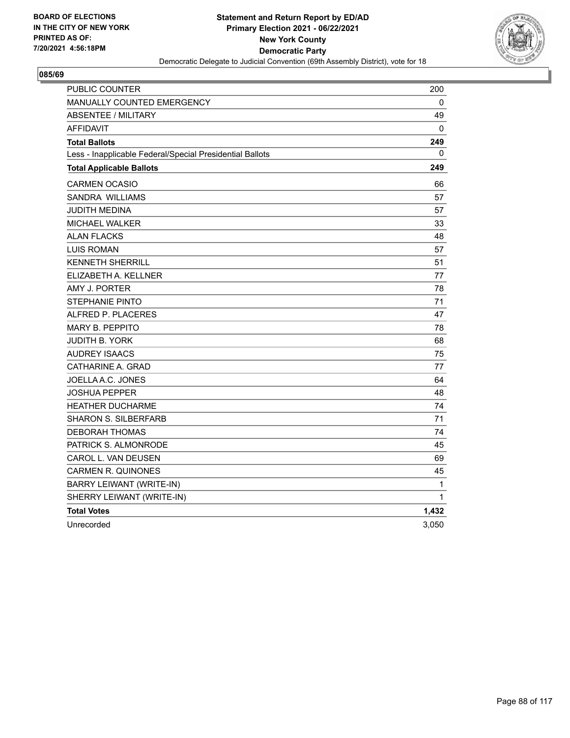BOARD OF ELECTIONS
IN THE CITY OF NEW YORK
PRINTED AS OF:
7/20/2021 4:56:18PM

**Statement and Return Report by ED/AD**
**Primary Election 2021 - 06/22/2021**
**New York County**
**Democratic Party**
Democratic Delegate to Judicial Convention (69th Assembly District), vote for 18

## 085/69

| | |
|---|---|
| PUBLIC COUNTER | 200 |
| MANUALLY COUNTED EMERGENCY | 0 |
| ABSENTEE / MILITARY | 49 |
| AFFIDAVIT | 0 |
| **Total Ballots** | **249** |
| Less - Inapplicable Federal/Special Presidential Ballots | 0 |
| **Total Applicable Ballots** | **249** |
| CARMEN OCASIO | 66 |
| SANDRA WILLIAMS | 57 |
| JUDITH MEDINA | 57 |
| MICHAEL WALKER | 33 |
| ALAN FLACKS | 48 |
| LUIS ROMAN | 57 |
| KENNETH SHERRILL | 51 |
| ELIZABETH A. KELLNER | 77 |
| AMY J. PORTER | 78 |
| STEPHANIE PINTO | 71 |
| ALFRED P. PLACERES | 47 |
| MARY B. PEPPITO | 78 |
| JUDITH B. YORK | 68 |
| AUDREY ISAACS | 75 |
| CATHARINE A. GRAD | 77 |
| JOELLA A.C. JONES | 64 |
| JOSHUA PEPPER | 48 |
| HEATHER DUCHARME | 74 |
| SHARON S. SILBERFARB | 71 |
| DEBORAH THOMAS | 74 |
| PATRICK S. ALMONRODE | 45 |
| CAROL L. VAN DEUSEN | 69 |
| CARMEN R. QUINONES | 45 |
| BARRY LEIWANT (WRITE-IN) | 1 |
| SHERRY LEIWANT (WRITE-IN) | 1 |
| **Total Votes** | **1,432** |
| Unrecorded | 3,050 |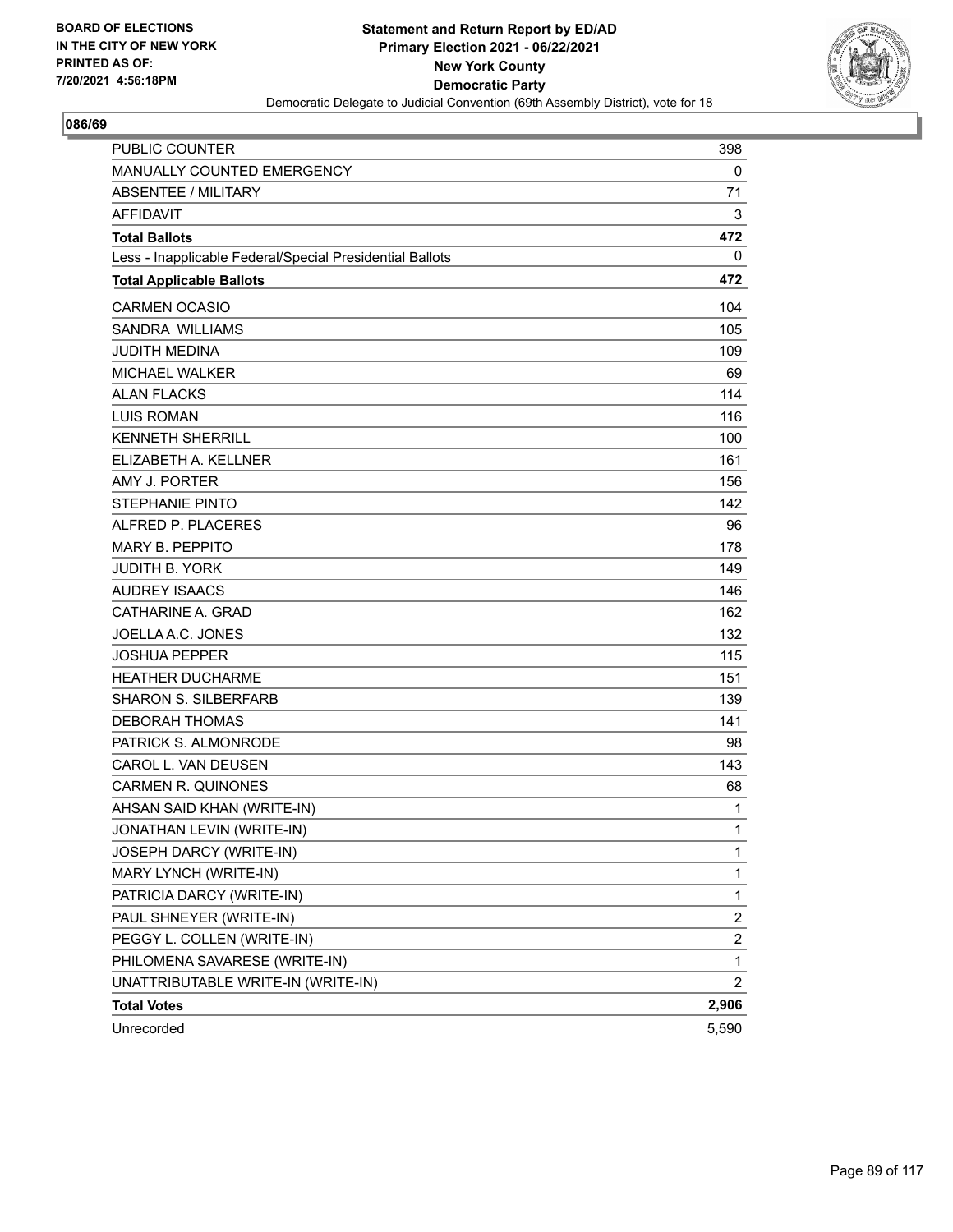BOARD OF ELECTIONS
IN THE CITY OF NEW YORK
PRINTED AS OF:
7/20/2021 4:56:18PM

**Statement and Return Report by ED/AD**
**Primary Election 2021 - 06/22/2021**
**New York County**
**Democratic Party**
Democratic Delegate to Judicial Convention (69th Assembly District), vote for 18

## 086/69

| | |
|---|---|
| PUBLIC COUNTER | 398 |
| MANUALLY COUNTED EMERGENCY | 0 |
| ABSENTEE / MILITARY | 71 |
| AFFIDAVIT | 3 |
| **Total Ballots** | **472** |
| Less - Inapplicable Federal/Special Presidential Ballots | 0 |
| **Total Applicable Ballots** | **472** |
| CARMEN OCASIO | 104 |
| SANDRA WILLIAMS | 105 |
| JUDITH MEDINA | 109 |
| MICHAEL WALKER | 69 |
| ALAN FLACKS | 114 |
| LUIS ROMAN | 116 |
| KENNETH SHERRILL | 100 |
| ELIZABETH A. KELLNER | 161 |
| AMY J. PORTER | 156 |
| STEPHANIE PINTO | 142 |
| ALFRED P. PLACERES | 96 |
| MARY B. PEPPITO | 178 |
| JUDITH B. YORK | 149 |
| AUDREY ISAACS | 146 |
| CATHARINE A. GRAD | 162 |
| JOELLA A.C. JONES | 132 |
| JOSHUA PEPPER | 115 |
| HEATHER DUCHARME | 151 |
| SHARON S. SILBERFARB | 139 |
| DEBORAH THOMAS | 141 |
| PATRICK S. ALMONRODE | 98 |
| CAROL L. VAN DEUSEN | 143 |
| CARMEN R. QUINONES | 68 |
| AHSAN SAID KHAN (WRITE-IN) | 1 |
| JONATHAN LEVIN (WRITE-IN) | 1 |
| JOSEPH DARCY (WRITE-IN) | 1 |
| MARY LYNCH (WRITE-IN) | 1 |
| PATRICIA DARCY (WRITE-IN) | 1 |
| PAUL SHNEYER (WRITE-IN) | 2 |
| PEGGY L. COLLEN (WRITE-IN) | 2 |
| PHILOMENA SAVARESE (WRITE-IN) | 1 |
| UNATTRIBUTABLE WRITE-IN (WRITE-IN) | 2 |
| **Total Votes** | **2,906** |
| Unrecorded | 5,590 |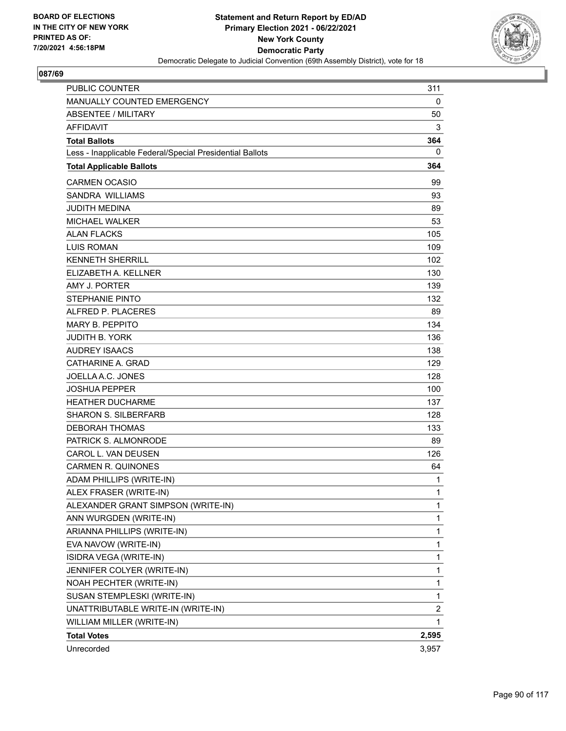BOARD OF ELECTIONS
IN THE CITY OF NEW YORK
PRINTED AS OF:
7/20/2021 4:56:18PM

**Statement and Return Report by ED/AD**
**Primary Election 2021 - 06/22/2021**
**New York County**
**Democratic Party**
Democratic Delegate to Judicial Convention (69th Assembly District), vote for 18

## 087/69

| | |
|---|---|
| PUBLIC COUNTER | 311 |
| MANUALLY COUNTED EMERGENCY | 0 |
| ABSENTEE / MILITARY | 50 |
| AFFIDAVIT | 3 |
| **Total Ballots** | **364** |
| Less - Inapplicable Federal/Special Presidential Ballots | 0 |
| **Total Applicable Ballots** | **364** |
| CARMEN OCASIO | 99 |
| SANDRA WILLIAMS | 93 |
| JUDITH MEDINA | 89 |
| MICHAEL WALKER | 53 |
| ALAN FLACKS | 105 |
| LUIS ROMAN | 109 |
| KENNETH SHERRILL | 102 |
| ELIZABETH A. KELLNER | 130 |
| AMY J. PORTER | 139 |
| STEPHANIE PINTO | 132 |
| ALFRED P. PLACERES | 89 |
| MARY B. PEPPITO | 134 |
| JUDITH B. YORK | 136 |
| AUDREY ISAACS | 138 |
| CATHARINE A. GRAD | 129 |
| JOELLA A.C. JONES | 128 |
| JOSHUA PEPPER | 100 |
| HEATHER DUCHARME | 137 |
| SHARON S. SILBERFARB | 128 |
| DEBORAH THOMAS | 133 |
| PATRICK S. ALMONRODE | 89 |
| CAROL L. VAN DEUSEN | 126 |
| CARMEN R. QUINONES | 64 |
| ADAM PHILLIPS (WRITE-IN) | 1 |
| ALEX FRASER (WRITE-IN) | 1 |
| ALEXANDER GRANT SIMPSON (WRITE-IN) | 1 |
| ANN WURGDEN (WRITE-IN) | 1 |
| ARIANNA PHILLIPS (WRITE-IN) | 1 |
| EVA NAVOW (WRITE-IN) | 1 |
| ISIDRA VEGA (WRITE-IN) | 1 |
| JENNIFER COLYER (WRITE-IN) | 1 |
| NOAH PECHTER (WRITE-IN) | 1 |
| SUSAN STEMPLESKI (WRITE-IN) | 1 |
| UNATTRIBUTABLE WRITE-IN (WRITE-IN) | 2 |
| WILLIAM MILLER (WRITE-IN) | 1 |
| **Total Votes** | **2,595** |
| Unrecorded | 3,957 |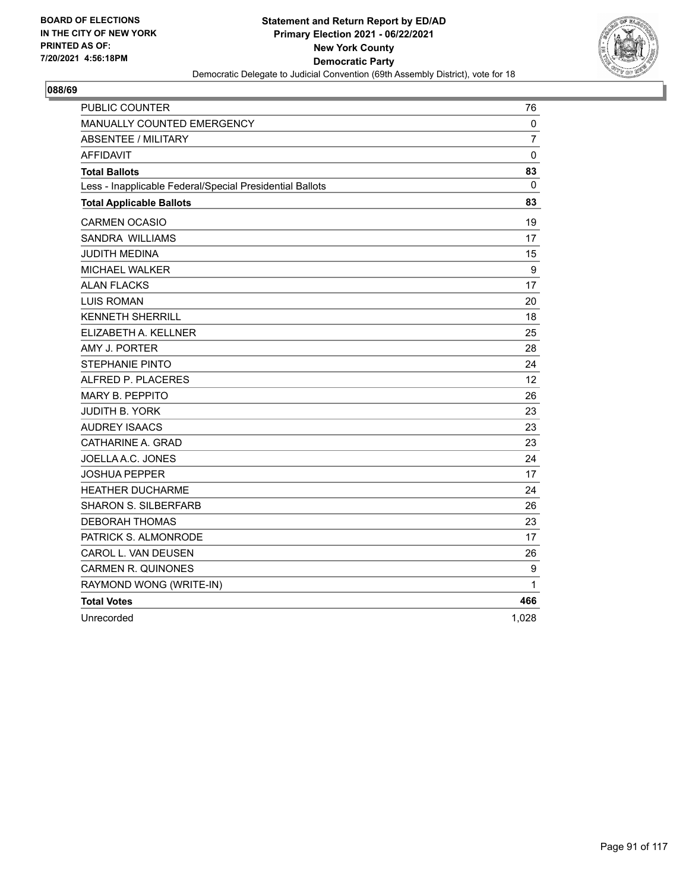**BOARD OF ELECTIONS IN THE CITY OF NEW YORK PRINTED AS OF: 7/20/2021 4:56:18PM**

**Statement and Return Report by ED/AD**
**Primary Election 2021 - 06/22/2021**
**New York County**
**Democratic Party**
Democratic Delegate to Judicial Convention (69th Assembly District), vote for 18

**088/69**

| | |
|---|---|
| PUBLIC COUNTER | 76 |
| MANUALLY COUNTED EMERGENCY | 0 |
| ABSENTEE / MILITARY | 7 |
| AFFIDAVIT | 0 |
| **Total Ballots** | **83** |
| Less - Inapplicable Federal/Special Presidential Ballots | 0 |
| **Total Applicable Ballots** | **83** |
| CARMEN OCASIO | 19 |
| SANDRA WILLIAMS | 17 |
| JUDITH MEDINA | 15 |
| MICHAEL WALKER | 9 |
| ALAN FLACKS | 17 |
| LUIS ROMAN | 20 |
| KENNETH SHERRILL | 18 |
| ELIZABETH A. KELLNER | 25 |
| AMY J. PORTER | 28 |
| STEPHANIE PINTO | 24 |
| ALFRED P. PLACERES | 12 |
| MARY B. PEPPITO | 26 |
| JUDITH B. YORK | 23 |
| AUDREY ISAACS | 23 |
| CATHARINE A. GRAD | 23 |
| JOELLA A.C. JONES | 24 |
| JOSHUA PEPPER | 17 |
| HEATHER DUCHARME | 24 |
| SHARON S. SILBERFARB | 26 |
| DEBORAH THOMAS | 23 |
| PATRICK S. ALMONRODE | 17 |
| CAROL L. VAN DEUSEN | 26 |
| CARMEN R. QUINONES | 9 |
| RAYMOND WONG (WRITE-IN) | 1 |
| **Total Votes** | **466** |
| Unrecorded | 1,028 |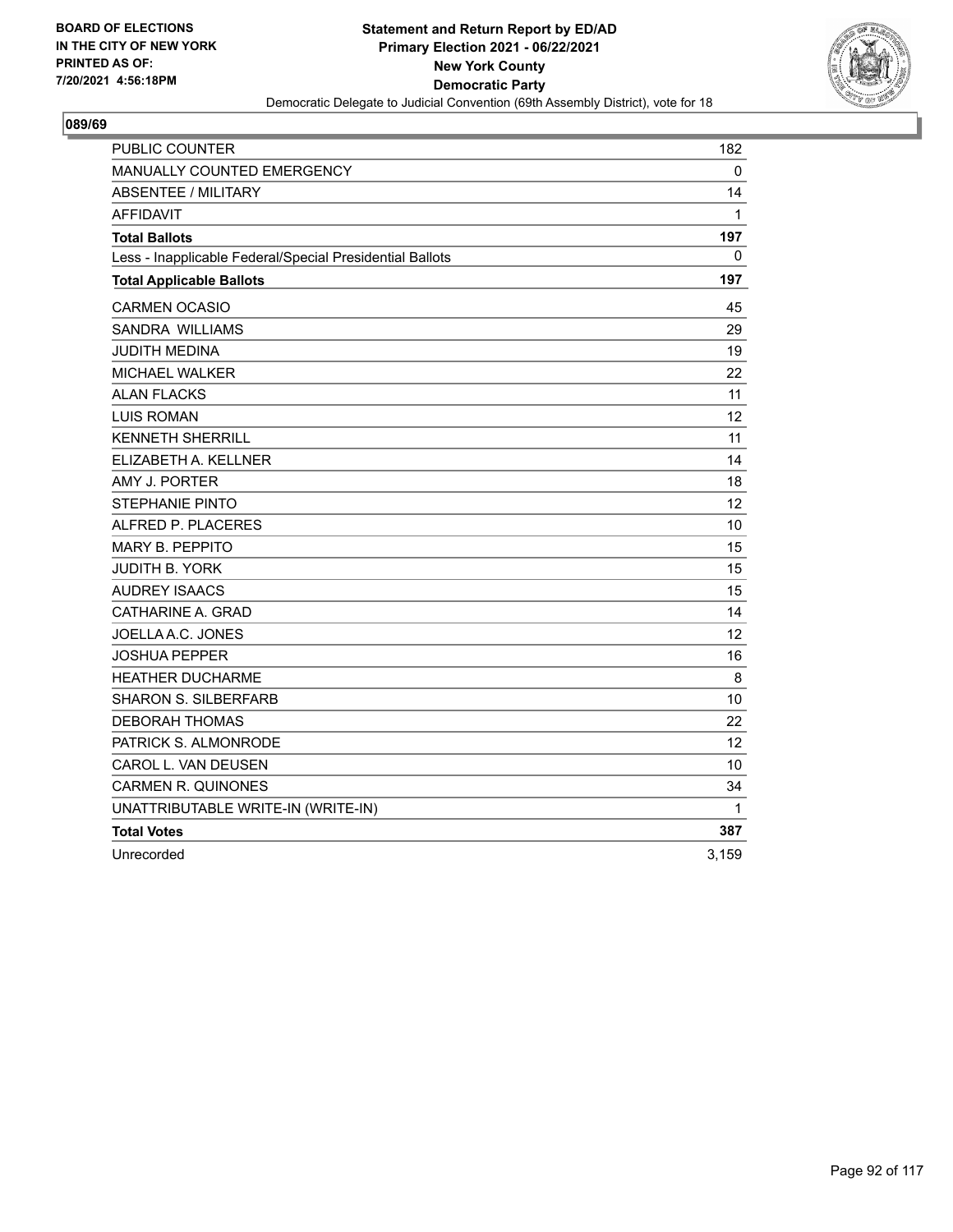BOARD OF ELECTIONS
IN THE CITY OF NEW YORK
PRINTED AS OF:
7/20/2021 4:56:18PM

**Statement and Return Report by ED/AD**
**Primary Election 2021 - 06/22/2021**
**New York County**
**Democratic Party**
Democratic Delegate to Judicial Convention (69th Assembly District), vote for 18

## 089/69

| | |
|---|---|
| PUBLIC COUNTER | 182 |
| MANUALLY COUNTED EMERGENCY | 0 |
| ABSENTEE / MILITARY | 14 |
| AFFIDAVIT | 1 |
| **Total Ballots** | **197** |
| Less - Inapplicable Federal/Special Presidential Ballots | 0 |
| **Total Applicable Ballots** | **197** |
| CARMEN OCASIO | 45 |
| SANDRA WILLIAMS | 29 |
| JUDITH MEDINA | 19 |
| MICHAEL WALKER | 22 |
| ALAN FLACKS | 11 |
| LUIS ROMAN | 12 |
| KENNETH SHERRILL | 11 |
| ELIZABETH A. KELLNER | 14 |
| AMY J. PORTER | 18 |
| STEPHANIE PINTO | 12 |
| ALFRED P. PLACERES | 10 |
| MARY B. PEPPITO | 15 |
| JUDITH B. YORK | 15 |
| AUDREY ISAACS | 15 |
| CATHARINE A. GRAD | 14 |
| JOELLA A.C. JONES | 12 |
| JOSHUA PEPPER | 16 |
| HEATHER DUCHARME | 8 |
| SHARON S. SILBERFARB | 10 |
| DEBORAH THOMAS | 22 |
| PATRICK S. ALMONRODE | 12 |
| CAROL L. VAN DEUSEN | 10 |
| CARMEN R. QUINONES | 34 |
| UNATTRIBUTABLE WRITE-IN (WRITE-IN) | 1 |
| **Total Votes** | **387** |
| Unrecorded | 3,159 |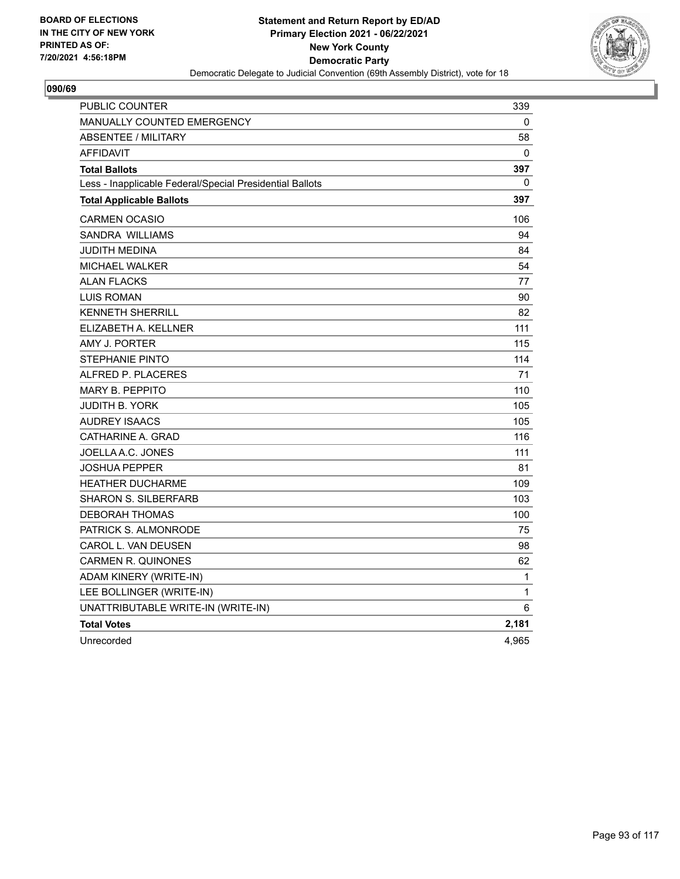**BOARD OF ELECTIONS IN THE CITY OF NEW YORK PRINTED AS OF: 7/20/2021 4:56:18PM**

**Statement and Return Report by ED/AD**
**Primary Election 2021 - 06/22/2021**
**New York County**
**Democratic Party**
Democratic Delegate to Judicial Convention (69th Assembly District), vote for 18

## 090/69

| | |
|---|---|
| PUBLIC COUNTER | 339 |
| MANUALLY COUNTED EMERGENCY | 0 |
| ABSENTEE / MILITARY | 58 |
| AFFIDAVIT | 0 |
| **Total Ballots** | **397** |
| Less - Inapplicable Federal/Special Presidential Ballots | 0 |
| **Total Applicable Ballots** | **397** |
| CARMEN OCASIO | 106 |
| SANDRA WILLIAMS | 94 |
| JUDITH MEDINA | 84 |
| MICHAEL WALKER | 54 |
| ALAN FLACKS | 77 |
| LUIS ROMAN | 90 |
| KENNETH SHERRILL | 82 |
| ELIZABETH A. KELLNER | 111 |
| AMY J. PORTER | 115 |
| STEPHANIE PINTO | 114 |
| ALFRED P. PLACERES | 71 |
| MARY B. PEPPITO | 110 |
| JUDITH B. YORK | 105 |
| AUDREY ISAACS | 105 |
| CATHARINE A. GRAD | 116 |
| JOELLA A.C. JONES | 111 |
| JOSHUA PEPPER | 81 |
| HEATHER DUCHARME | 109 |
| SHARON S. SILBERFARB | 103 |
| DEBORAH THOMAS | 100 |
| PATRICK S. ALMONRODE | 75 |
| CAROL L. VAN DEUSEN | 98 |
| CARMEN R. QUINONES | 62 |
| ADAM KINERY (WRITE-IN) | 1 |
| LEE BOLLINGER (WRITE-IN) | 1 |
| UNATTRIBUTABLE WRITE-IN (WRITE-IN) | 6 |
| **Total Votes** | **2,181** |
| Unrecorded | 4,965 |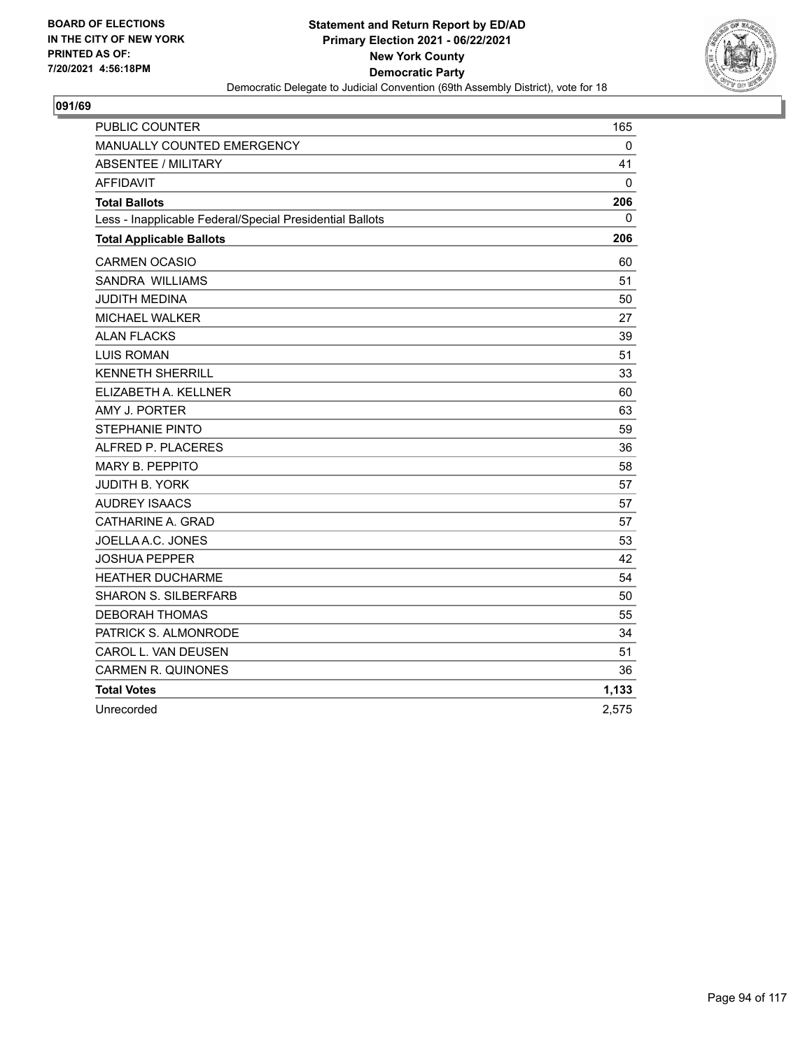BOARD OF ELECTIONS
IN THE CITY OF NEW YORK
PRINTED AS OF:
7/20/2021 4:56:18PM

**Statement and Return Report by ED/AD**
**Primary Election 2021 - 06/22/2021**
**New York County**
**Democratic Party**
Democratic Delegate to Judicial Convention (69th Assembly District), vote for 18

## 091/69

| | |
|---|---|
| PUBLIC COUNTER | 165 |
| MANUALLY COUNTED EMERGENCY | 0 |
| ABSENTEE / MILITARY | 41 |
| AFFIDAVIT | 0 |
| **Total Ballots** | **206** |
| Less - Inapplicable Federal/Special Presidential Ballots | 0 |
| **Total Applicable Ballots** | **206** |
| CARMEN OCASIO | 60 |
| SANDRA WILLIAMS | 51 |
| JUDITH MEDINA | 50 |
| MICHAEL WALKER | 27 |
| ALAN FLACKS | 39 |
| LUIS ROMAN | 51 |
| KENNETH SHERRILL | 33 |
| ELIZABETH A. KELLNER | 60 |
| AMY J. PORTER | 63 |
| STEPHANIE PINTO | 59 |
| ALFRED P. PLACERES | 36 |
| MARY B. PEPPITO | 58 |
| JUDITH B. YORK | 57 |
| AUDREY ISAACS | 57 |
| CATHARINE A. GRAD | 57 |
| JOELLA A.C. JONES | 53 |
| JOSHUA PEPPER | 42 |
| HEATHER DUCHARME | 54 |
| SHARON S. SILBERFARB | 50 |
| DEBORAH THOMAS | 55 |
| PATRICK S. ALMONRODE | 34 |
| CAROL L. VAN DEUSEN | 51 |
| CARMEN R. QUINONES | 36 |
| **Total Votes** | **1,133** |
| Unrecorded | 2,575 |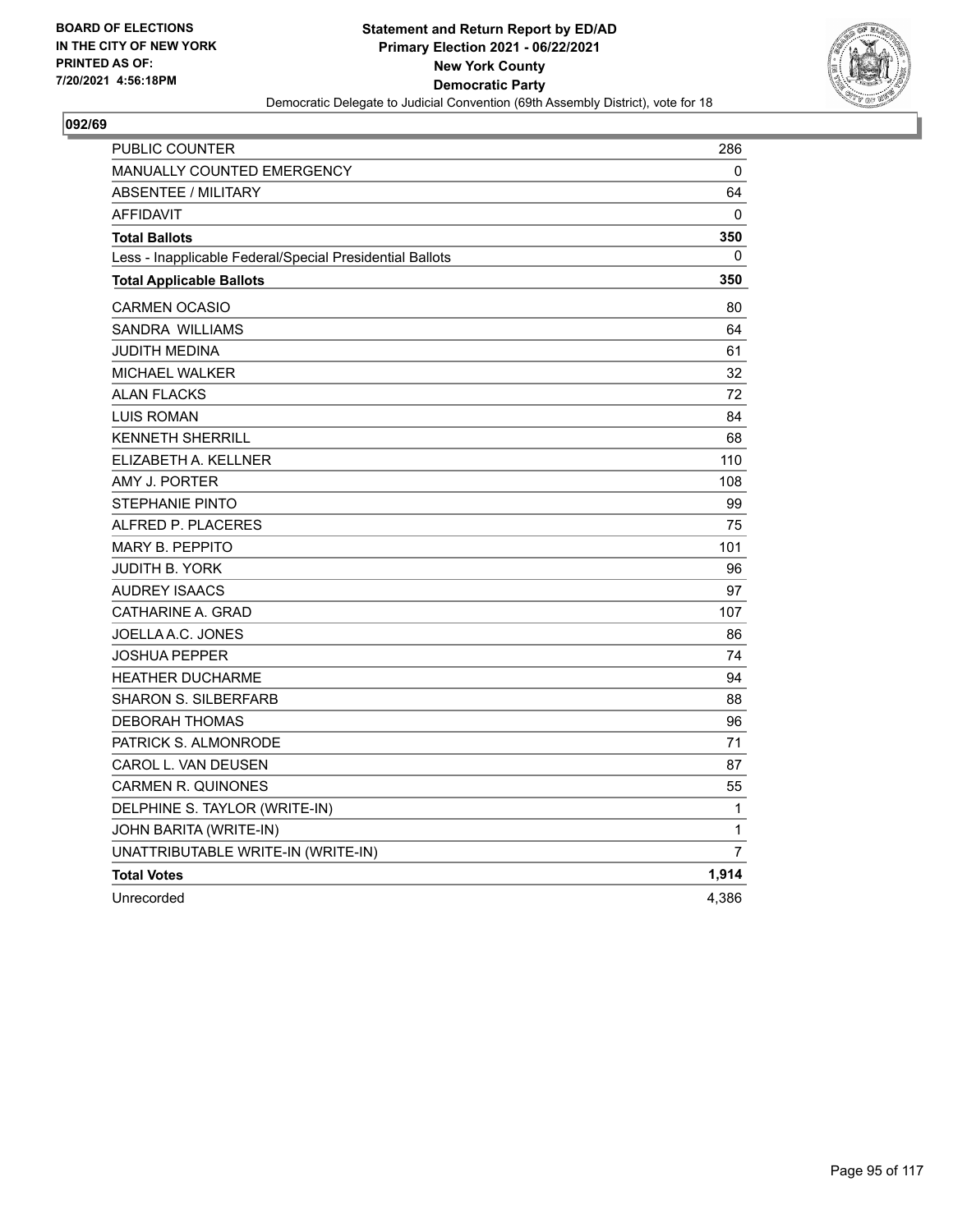BOARD OF ELECTIONS
IN THE CITY OF NEW YORK
PRINTED AS OF:
7/20/2021 4:56:18PM

**Statement and Return Report by ED/AD**
**Primary Election 2021 - 06/22/2021**
**New York County**
**Democratic Party**
Democratic Delegate to Judicial Convention (69th Assembly District), vote for 18

## 092/69

| | |
|---|---|
| PUBLIC COUNTER | 286 |
| MANUALLY COUNTED EMERGENCY | 0 |
| ABSENTEE / MILITARY | 64 |
| AFFIDAVIT | 0 |
| **Total Ballots** | **350** |
| Less - Inapplicable Federal/Special Presidential Ballots | 0 |
| **Total Applicable Ballots** | **350** |
| CARMEN OCASIO | 80 |
| SANDRA WILLIAMS | 64 |
| JUDITH MEDINA | 61 |
| MICHAEL WALKER | 32 |
| ALAN FLACKS | 72 |
| LUIS ROMAN | 84 |
| KENNETH SHERRILL | 68 |
| ELIZABETH A. KELLNER | 110 |
| AMY J. PORTER | 108 |
| STEPHANIE PINTO | 99 |
| ALFRED P. PLACERES | 75 |
| MARY B. PEPPITO | 101 |
| JUDITH B. YORK | 96 |
| AUDREY ISAACS | 97 |
| CATHARINE A. GRAD | 107 |
| JOELLA A.C. JONES | 86 |
| JOSHUA PEPPER | 74 |
| HEATHER DUCHARME | 94 |
| SHARON S. SILBERFARB | 88 |
| DEBORAH THOMAS | 96 |
| PATRICK S. ALMONRODE | 71 |
| CAROL L. VAN DEUSEN | 87 |
| CARMEN R. QUINONES | 55 |
| DELPHINE S. TAYLOR (WRITE-IN) | 1 |
| JOHN BARITA (WRITE-IN) | 1 |
| UNATTRIBUTABLE WRITE-IN (WRITE-IN) | 7 |
| **Total Votes** | **1,914** |
| Unrecorded | 4,386 |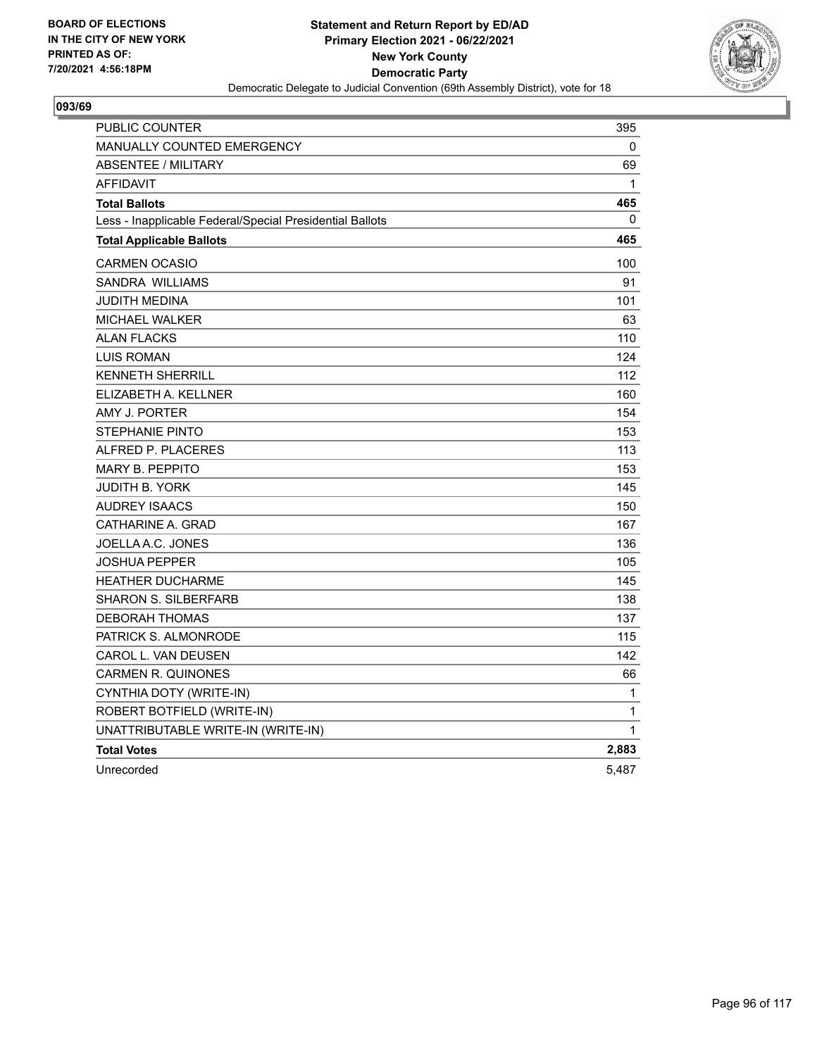BOARD OF ELECTIONS
IN THE CITY OF NEW YORK
PRINTED AS OF:
7/20/2021 4:56:18PM

**Statement and Return Report by ED/AD**
**Primary Election 2021 - 06/22/2021**
**New York County**
**Democratic Party**
Democratic Delegate to Judicial Convention (69th Assembly District), vote for 18

## 093/69

| | |
|---|---|
| PUBLIC COUNTER | 395 |
| MANUALLY COUNTED EMERGENCY | 0 |
| ABSENTEE / MILITARY | 69 |
| AFFIDAVIT | 1 |
| **Total Ballots** | **465** |
| Less - Inapplicable Federal/Special Presidential Ballots | 0 |
| **Total Applicable Ballots** | **465** |
| CARMEN OCASIO | 100 |
| SANDRA WILLIAMS | 91 |
| JUDITH MEDINA | 101 |
| MICHAEL WALKER | 63 |
| ALAN FLACKS | 110 |
| LUIS ROMAN | 124 |
| KENNETH SHERRILL | 112 |
| ELIZABETH A. KELLNER | 160 |
| AMY J. PORTER | 154 |
| STEPHANIE PINTO | 153 |
| ALFRED P. PLACERES | 113 |
| MARY B. PEPPITO | 153 |
| JUDITH B. YORK | 145 |
| AUDREY ISAACS | 150 |
| CATHARINE A. GRAD | 167 |
| JOELLA A.C. JONES | 136 |
| JOSHUA PEPPER | 105 |
| HEATHER DUCHARME | 145 |
| SHARON S. SILBERFARB | 138 |
| DEBORAH THOMAS | 137 |
| PATRICK S. ALMONRODE | 115 |
| CAROL L. VAN DEUSEN | 142 |
| CARMEN R. QUINONES | 66 |
| CYNTHIA DOTY (WRITE-IN) | 1 |
| ROBERT BOTFIELD (WRITE-IN) | 1 |
| UNATTRIBUTABLE WRITE-IN (WRITE-IN) | 1 |
| **Total Votes** | **2,883** |
| Unrecorded | 5,487 |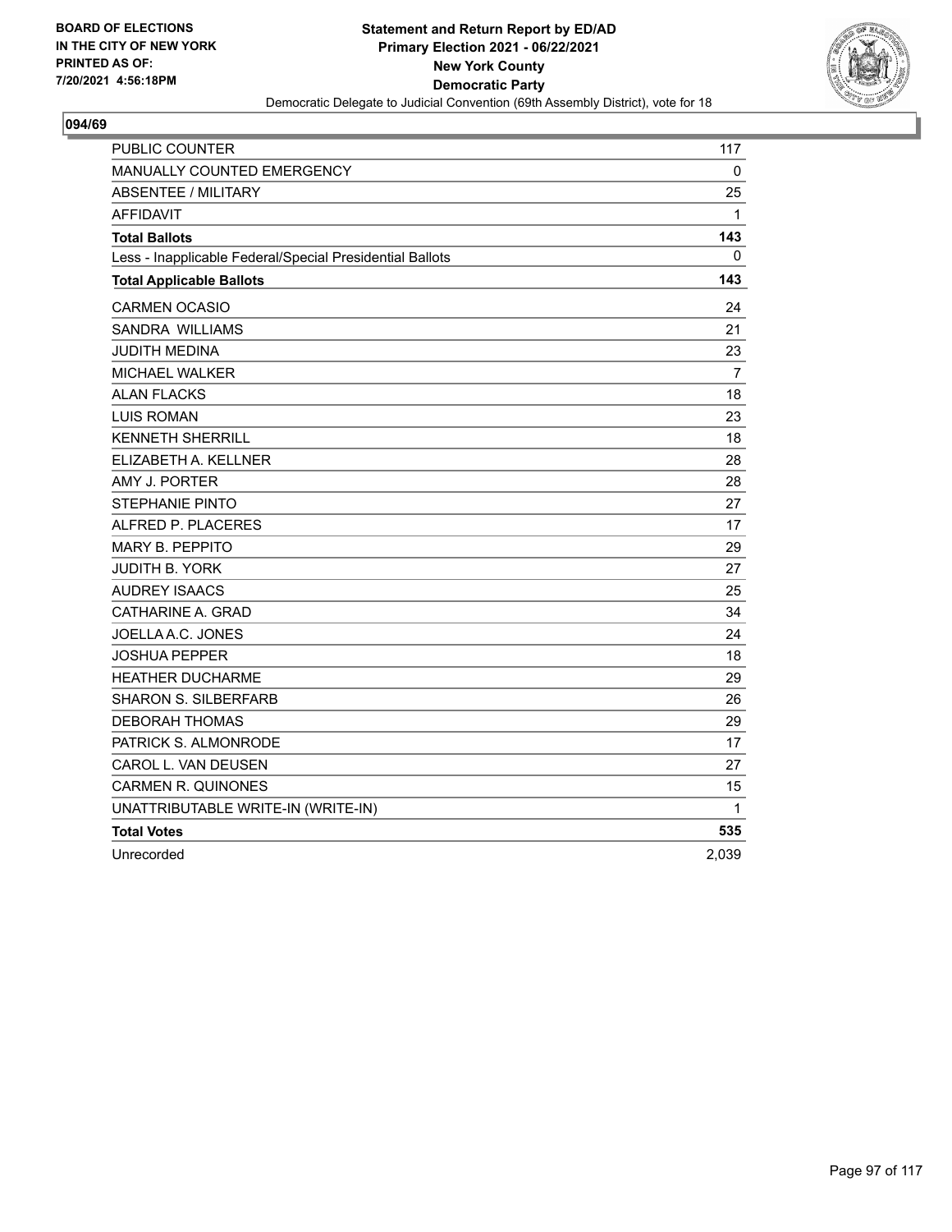BOARD OF ELECTIONS
IN THE CITY OF NEW YORK
PRINTED AS OF:
7/20/2021 4:56:18PM

**Statement and Return Report by ED/AD**
**Primary Election 2021 - 06/22/2021**
**New York County**
**Democratic Party**
Democratic Delegate to Judicial Convention (69th Assembly District), vote for 18

## 094/69

| | |
|---|---|
| PUBLIC COUNTER | 117 |
| MANUALLY COUNTED EMERGENCY | 0 |
| ABSENTEE / MILITARY | 25 |
| AFFIDAVIT | 1 |
| **Total Ballots** | **143** |
| Less - Inapplicable Federal/Special Presidential Ballots | 0 |
| **Total Applicable Ballots** | **143** |
| CARMEN OCASIO | 24 |
| SANDRA WILLIAMS | 21 |
| JUDITH MEDINA | 23 |
| MICHAEL WALKER | 7 |
| ALAN FLACKS | 18 |
| LUIS ROMAN | 23 |
| KENNETH SHERRILL | 18 |
| ELIZABETH A. KELLNER | 28 |
| AMY J. PORTER | 28 |
| STEPHANIE PINTO | 27 |
| ALFRED P. PLACERES | 17 |
| MARY B. PEPPITO | 29 |
| JUDITH B. YORK | 27 |
| AUDREY ISAACS | 25 |
| CATHARINE A. GRAD | 34 |
| JOELLA A.C. JONES | 24 |
| JOSHUA PEPPER | 18 |
| HEATHER DUCHARME | 29 |
| SHARON S. SILBERFARB | 26 |
| DEBORAH THOMAS | 29 |
| PATRICK S. ALMONRODE | 17 |
| CAROL L. VAN DEUSEN | 27 |
| CARMEN R. QUINONES | 15 |
| UNATTRIBUTABLE WRITE-IN (WRITE-IN) | 1 |
| **Total Votes** | **535** |
| Unrecorded | 2,039 |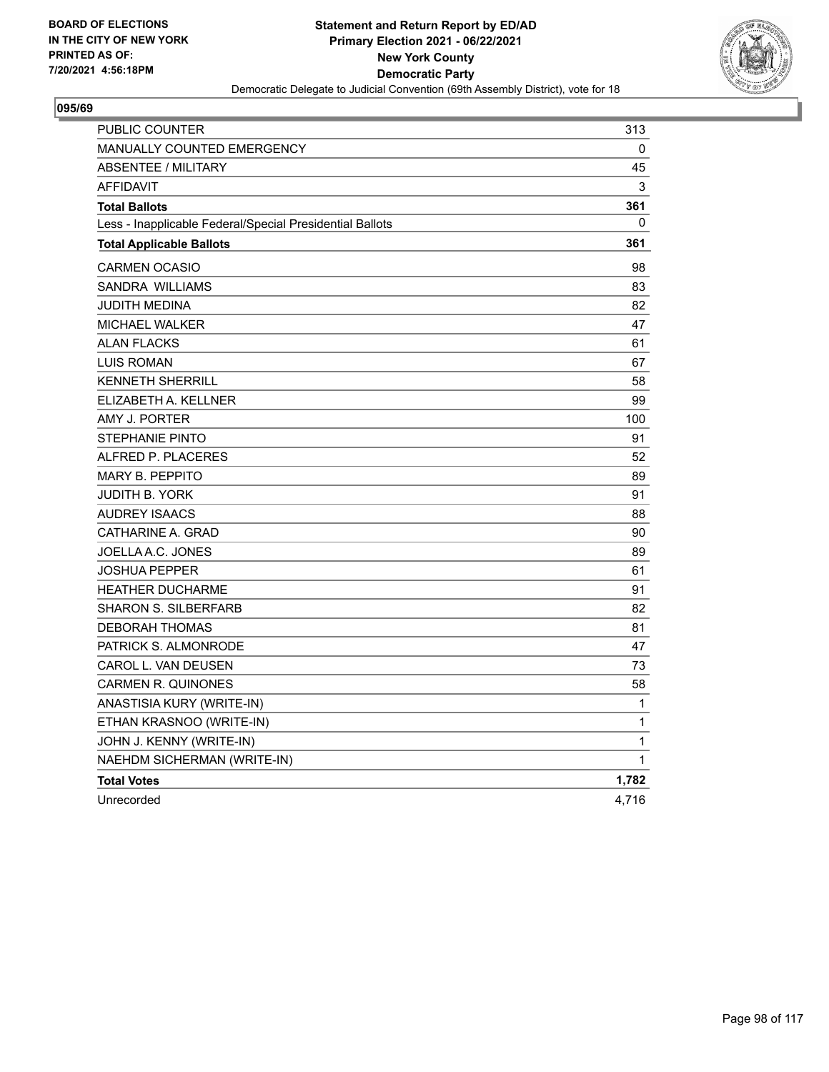BOARD OF ELECTIONS
IN THE CITY OF NEW YORK
PRINTED AS OF:
7/20/2021 4:56:18PM

**Statement and Return Report by ED/AD**
**Primary Election 2021 - 06/22/2021**
**New York County**
**Democratic Party**
Democratic Delegate to Judicial Convention (69th Assembly District), vote for 18

## 095/69

| | |
|---|---|
| PUBLIC COUNTER | 313 |
| MANUALLY COUNTED EMERGENCY | 0 |
| ABSENTEE / MILITARY | 45 |
| AFFIDAVIT | 3 |
| **Total Ballots** | **361** |
| Less - Inapplicable Federal/Special Presidential Ballots | 0 |
| **Total Applicable Ballots** | **361** |
| CARMEN OCASIO | 98 |
| SANDRA WILLIAMS | 83 |
| JUDITH MEDINA | 82 |
| MICHAEL WALKER | 47 |
| ALAN FLACKS | 61 |
| LUIS ROMAN | 67 |
| KENNETH SHERRILL | 58 |
| ELIZABETH A. KELLNER | 99 |
| AMY J. PORTER | 100 |
| STEPHANIE PINTO | 91 |
| ALFRED P. PLACERES | 52 |
| MARY B. PEPPITO | 89 |
| JUDITH B. YORK | 91 |
| AUDREY ISAACS | 88 |
| CATHARINE A. GRAD | 90 |
| JOELLA A.C. JONES | 89 |
| JOSHUA PEPPER | 61 |
| HEATHER DUCHARME | 91 |
| SHARON S. SILBERFARB | 82 |
| DEBORAH THOMAS | 81 |
| PATRICK S. ALMONRODE | 47 |
| CAROL L. VAN DEUSEN | 73 |
| CARMEN R. QUINONES | 58 |
| ANASTISIA KURY (WRITE-IN) | 1 |
| ETHAN KRASNOO (WRITE-IN) | 1 |
| JOHN J. KENNY (WRITE-IN) | 1 |
| NAEHDM SICHERMAN (WRITE-IN) | 1 |
| **Total Votes** | **1,782** |
| Unrecorded | 4,716 |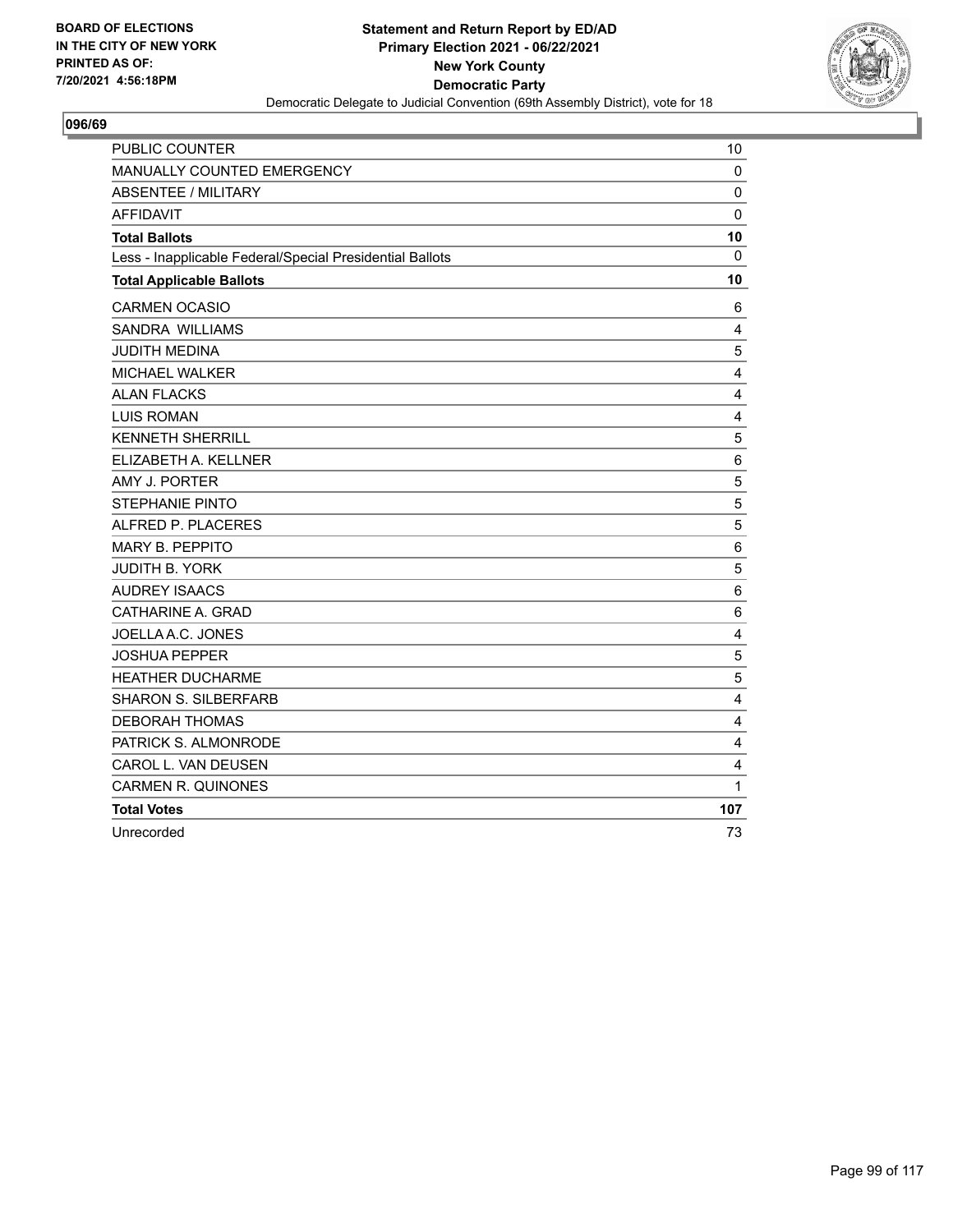**BOARD OF ELECTIONS IN THE CITY OF NEW YORK PRINTED AS OF: 7/20/2021 4:56:18PM**

**Statement and Return Report by ED/AD**
**Primary Election 2021 - 06/22/2021**
**New York County**
**Democratic Party**
Democratic Delegate to Judicial Convention (69th Assembly District), vote for 18

## 096/69

| | |
|---|---|
| PUBLIC COUNTER | 10 |
| MANUALLY COUNTED EMERGENCY | 0 |
| ABSENTEE / MILITARY | 0 |
| AFFIDAVIT | 0 |
| **Total Ballots** | **10** |
| Less - Inapplicable Federal/Special Presidential Ballots | 0 |
| **Total Applicable Ballots** | **10** |
| CARMEN OCASIO | 6 |
| SANDRA WILLIAMS | 4 |
| JUDITH MEDINA | 5 |
| MICHAEL WALKER | 4 |
| ALAN FLACKS | 4 |
| LUIS ROMAN | 4 |
| KENNETH SHERRILL | 5 |
| ELIZABETH A. KELLNER | 6 |
| AMY J. PORTER | 5 |
| STEPHANIE PINTO | 5 |
| ALFRED P. PLACERES | 5 |
| MARY B. PEPPITO | 6 |
| JUDITH B. YORK | 5 |
| AUDREY ISAACS | 6 |
| CATHARINE A. GRAD | 6 |
| JOELLA A.C. JONES | 4 |
| JOSHUA PEPPER | 5 |
| HEATHER DUCHARME | 5 |
| SHARON S. SILBERFARB | 4 |
| DEBORAH THOMAS | 4 |
| PATRICK S. ALMONRODE | 4 |
| CAROL L. VAN DEUSEN | 4 |
| CARMEN R. QUINONES | 1 |
| **Total Votes** | **107** |
| Unrecorded | 73 |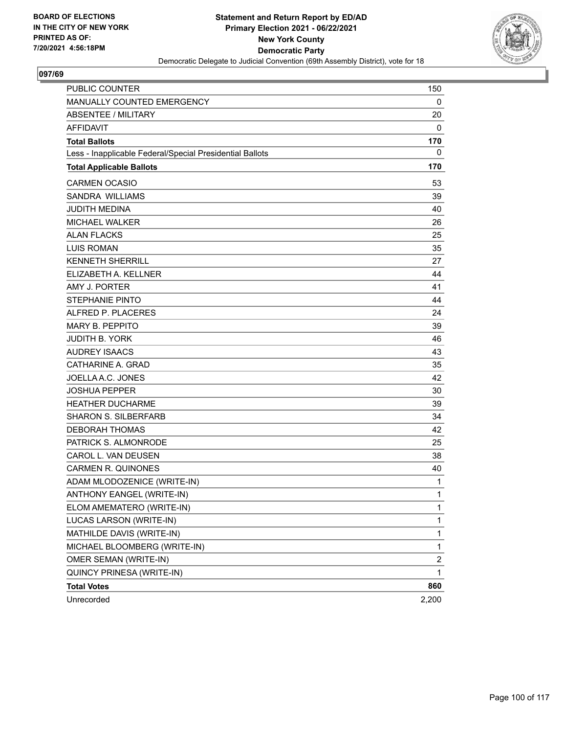BOARD OF ELECTIONS
IN THE CITY OF NEW YORK
PRINTED AS OF:
7/20/2021 4:56:18PM

**Statement and Return Report by ED/AD**
**Primary Election 2021 - 06/22/2021**
**New York County**
**Democratic Party**
Democratic Delegate to Judicial Convention (69th Assembly District), vote for 18

## 097/69

| | |
|---|---|
| PUBLIC COUNTER | 150 |
| MANUALLY COUNTED EMERGENCY | 0 |
| ABSENTEE / MILITARY | 20 |
| AFFIDAVIT | 0 |
| **Total Ballots** | **170** |
| Less - Inapplicable Federal/Special Presidential Ballots | 0 |
| **Total Applicable Ballots** | **170** |
| CARMEN OCASIO | 53 |
| SANDRA WILLIAMS | 39 |
| JUDITH MEDINA | 40 |
| MICHAEL WALKER | 26 |
| ALAN FLACKS | 25 |
| LUIS ROMAN | 35 |
| KENNETH SHERRILL | 27 |
| ELIZABETH A. KELLNER | 44 |
| AMY J. PORTER | 41 |
| STEPHANIE PINTO | 44 |
| ALFRED P. PLACERES | 24 |
| MARY B. PEPPITO | 39 |
| JUDITH B. YORK | 46 |
| AUDREY ISAACS | 43 |
| CATHARINE A. GRAD | 35 |
| JOELLA A.C. JONES | 42 |
| JOSHUA PEPPER | 30 |
| HEATHER DUCHARME | 39 |
| SHARON S. SILBERFARB | 34 |
| DEBORAH THOMAS | 42 |
| PATRICK S. ALMONRODE | 25 |
| CAROL L. VAN DEUSEN | 38 |
| CARMEN R. QUINONES | 40 |
| ADAM MLODOZENICE (WRITE-IN) | 1 |
| ANTHONY EANGEL (WRITE-IN) | 1 |
| ELOM AMEMATERO (WRITE-IN) | 1 |
| LUCAS LARSON (WRITE-IN) | 1 |
| MATHILDE DAVIS (WRITE-IN) | 1 |
| MICHAEL BLOOMBERG (WRITE-IN) | 1 |
| OMER SEMAN (WRITE-IN) | 2 |
| QUINCY PRINESA (WRITE-IN) | 1 |
| **Total Votes** | **860** |
| Unrecorded | 2,200 |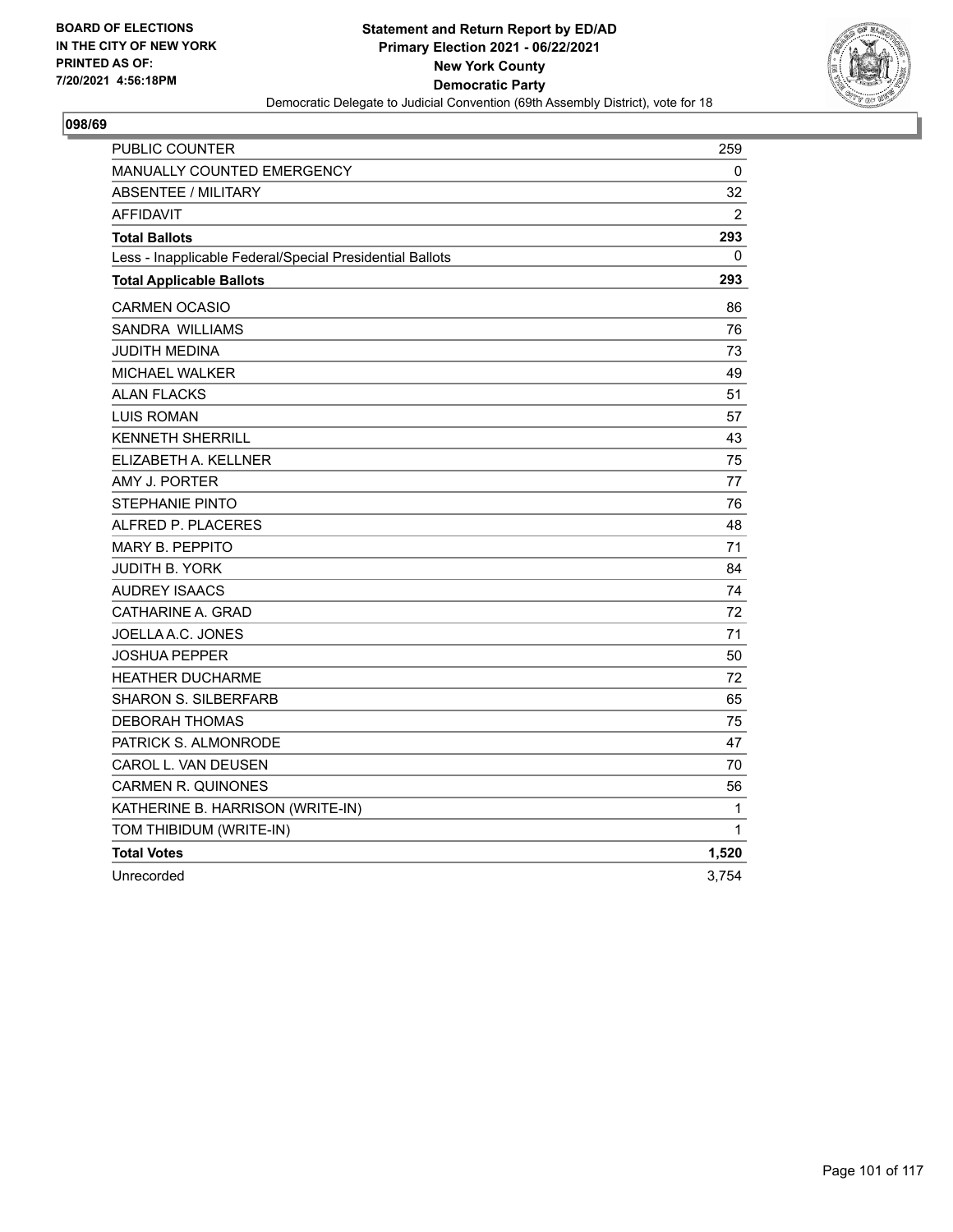BOARD OF ELECTIONS
IN THE CITY OF NEW YORK
PRINTED AS OF:
7/20/2021 4:56:18PM

**Statement and Return Report by ED/AD**
**Primary Election 2021 - 06/22/2021**
**New York County**
**Democratic Party**
Democratic Delegate to Judicial Convention (69th Assembly District), vote for 18

## 098/69

| | |
|---|---|
| PUBLIC COUNTER | 259 |
| MANUALLY COUNTED EMERGENCY | 0 |
| ABSENTEE / MILITARY | 32 |
| AFFIDAVIT | 2 |
| **Total Ballots** | **293** |
| Less - Inapplicable Federal/Special Presidential Ballots | 0 |
| **Total Applicable Ballots** | **293** |
| CARMEN OCASIO | 86 |
| SANDRA WILLIAMS | 76 |
| JUDITH MEDINA | 73 |
| MICHAEL WALKER | 49 |
| ALAN FLACKS | 51 |
| LUIS ROMAN | 57 |
| KENNETH SHERRILL | 43 |
| ELIZABETH A. KELLNER | 75 |
| AMY J. PORTER | 77 |
| STEPHANIE PINTO | 76 |
| ALFRED P. PLACERES | 48 |
| MARY B. PEPPITO | 71 |
| JUDITH B. YORK | 84 |
| AUDREY ISAACS | 74 |
| CATHARINE A. GRAD | 72 |
| JOELLA A.C. JONES | 71 |
| JOSHUA PEPPER | 50 |
| HEATHER DUCHARME | 72 |
| SHARON S. SILBERFARB | 65 |
| DEBORAH THOMAS | 75 |
| PATRICK S. ALMONRODE | 47 |
| CAROL L. VAN DEUSEN | 70 |
| CARMEN R. QUINONES | 56 |
| KATHERINE B. HARRISON (WRITE-IN) | 1 |
| TOM THIBIDUM (WRITE-IN) | 1 |
| **Total Votes** | **1,520** |
| Unrecorded | 3,754 |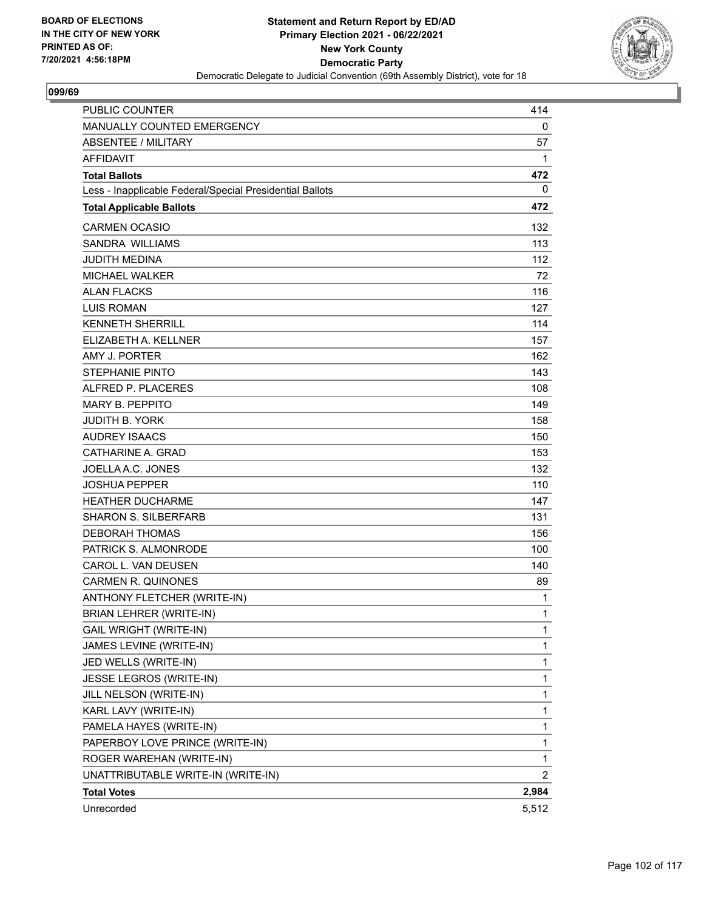BOARD OF ELECTIONS
IN THE CITY OF NEW YORK
PRINTED AS OF:
7/20/2021 4:56:18PM

**Statement and Return Report by ED/AD**
**Primary Election 2021 - 06/22/2021**
**New York County**
**Democratic Party**
Democratic Delegate to Judicial Convention (69th Assembly District), vote for 18

**099/69**

| | |
|---|---|
| PUBLIC COUNTER | 414 |
| MANUALLY COUNTED EMERGENCY | 0 |
| ABSENTEE / MILITARY | 57 |
| AFFIDAVIT | 1 |
| **Total Ballots** | **472** |
| Less - Inapplicable Federal/Special Presidential Ballots | 0 |
| **Total Applicable Ballots** | **472** |
| CARMEN OCASIO | 132 |
| SANDRA WILLIAMS | 113 |
| JUDITH MEDINA | 112 |
| MICHAEL WALKER | 72 |
| ALAN FLACKS | 116 |
| LUIS ROMAN | 127 |
| KENNETH SHERRILL | 114 |
| ELIZABETH A. KELLNER | 157 |
| AMY J. PORTER | 162 |
| STEPHANIE PINTO | 143 |
| ALFRED P. PLACERES | 108 |
| MARY B. PEPPITO | 149 |
| JUDITH B. YORK | 158 |
| AUDREY ISAACS | 150 |
| CATHARINE A. GRAD | 153 |
| JOELLA A.C. JONES | 132 |
| JOSHUA PEPPER | 110 |
| HEATHER DUCHARME | 147 |
| SHARON S. SILBERFARB | 131 |
| DEBORAH THOMAS | 156 |
| PATRICK S. ALMONRODE | 100 |
| CAROL L. VAN DEUSEN | 140 |
| CARMEN R. QUINONES | 89 |
| ANTHONY FLETCHER (WRITE-IN) | 1 |
| BRIAN LEHRER (WRITE-IN) | 1 |
| GAIL WRIGHT (WRITE-IN) | 1 |
| JAMES LEVINE (WRITE-IN) | 1 |
| JED WELLS (WRITE-IN) | 1 |
| JESSE LEGROS (WRITE-IN) | 1 |
| JILL NELSON (WRITE-IN) | 1 |
| KARL LAVY (WRITE-IN) | 1 |
| PAMELA HAYES (WRITE-IN) | 1 |
| PAPERBOY LOVE PRINCE (WRITE-IN) | 1 |
| ROGER WAREHAN (WRITE-IN) | 1 |
| UNATTRIBUTABLE WRITE-IN (WRITE-IN) | 2 |
| **Total Votes** | **2,984** |
| Unrecorded | 5,512 |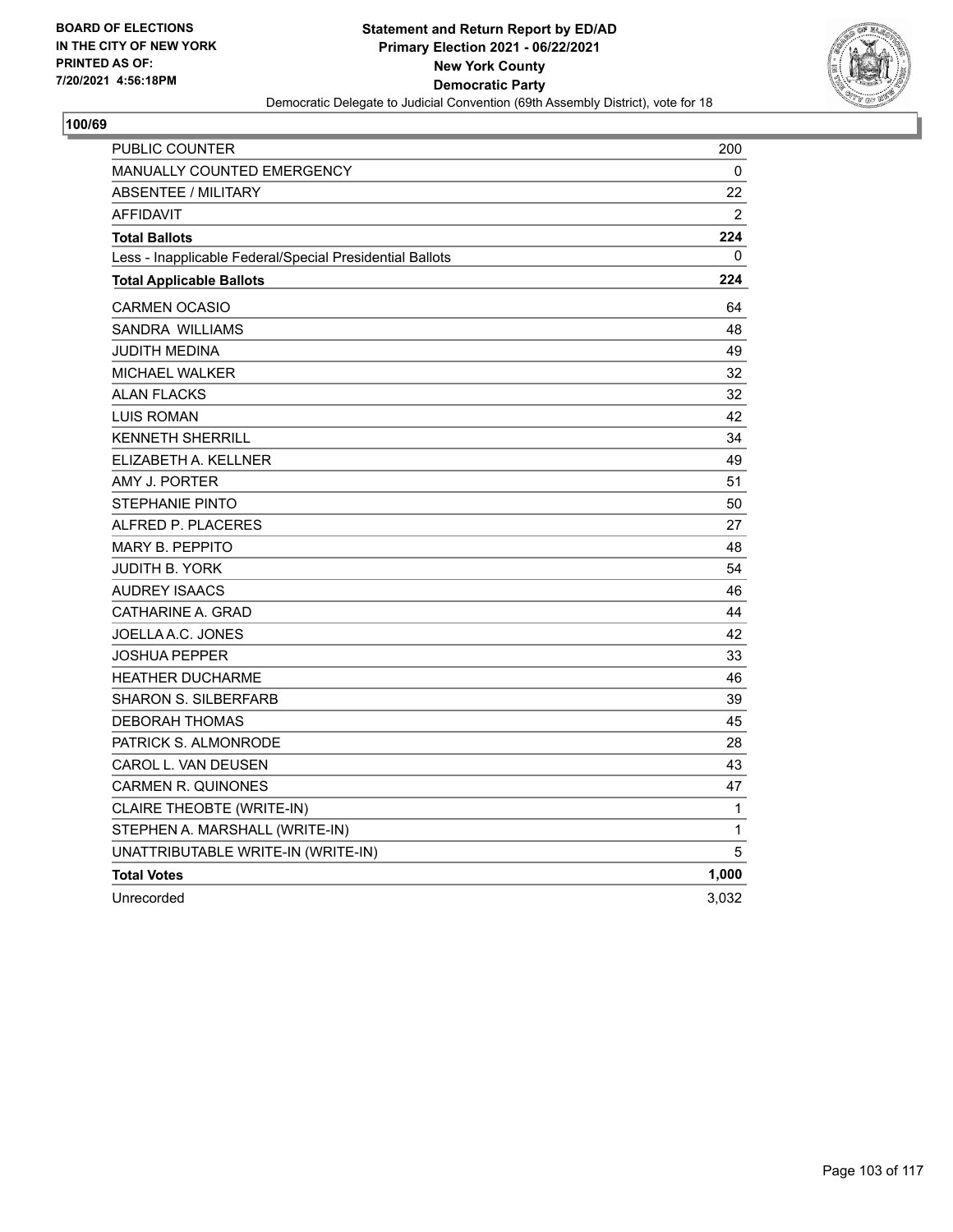BOARD OF ELECTIONS
IN THE CITY OF NEW YORK
PRINTED AS OF:
7/20/2021 4:56:18PM

**Statement and Return Report by ED/AD**
**Primary Election 2021 - 06/22/2021**
**New York County**
**Democratic Party**
Democratic Delegate to Judicial Convention (69th Assembly District), vote for 18

**100/69**

| | |
|---|---|
| PUBLIC COUNTER | 200 |
| MANUALLY COUNTED EMERGENCY | 0 |
| ABSENTEE / MILITARY | 22 |
| AFFIDAVIT | 2 |
| **Total Ballots** | **224** |
| Less - Inapplicable Federal/Special Presidential Ballots | 0 |
| **Total Applicable Ballots** | **224** |
| CARMEN OCASIO | 64 |
| SANDRA WILLIAMS | 48 |
| JUDITH MEDINA | 49 |
| MICHAEL WALKER | 32 |
| ALAN FLACKS | 32 |
| LUIS ROMAN | 42 |
| KENNETH SHERRILL | 34 |
| ELIZABETH A. KELLNER | 49 |
| AMY J. PORTER | 51 |
| STEPHANIE PINTO | 50 |
| ALFRED P. PLACERES | 27 |
| MARY B. PEPPITO | 48 |
| JUDITH B. YORK | 54 |
| AUDREY ISAACS | 46 |
| CATHARINE A. GRAD | 44 |
| JOELLA A.C. JONES | 42 |
| JOSHUA PEPPER | 33 |
| HEATHER DUCHARME | 46 |
| SHARON S. SILBERFARB | 39 |
| DEBORAH THOMAS | 45 |
| PATRICK S. ALMONRODE | 28 |
| CAROL L. VAN DEUSEN | 43 |
| CARMEN R. QUINONES | 47 |
| CLAIRE THEOBTE (WRITE-IN) | 1 |
| STEPHEN A. MARSHALL (WRITE-IN) | 1 |
| UNATTRIBUTABLE WRITE-IN (WRITE-IN) | 5 |
| **Total Votes** | **1,000** |
| Unrecorded | 3,032 |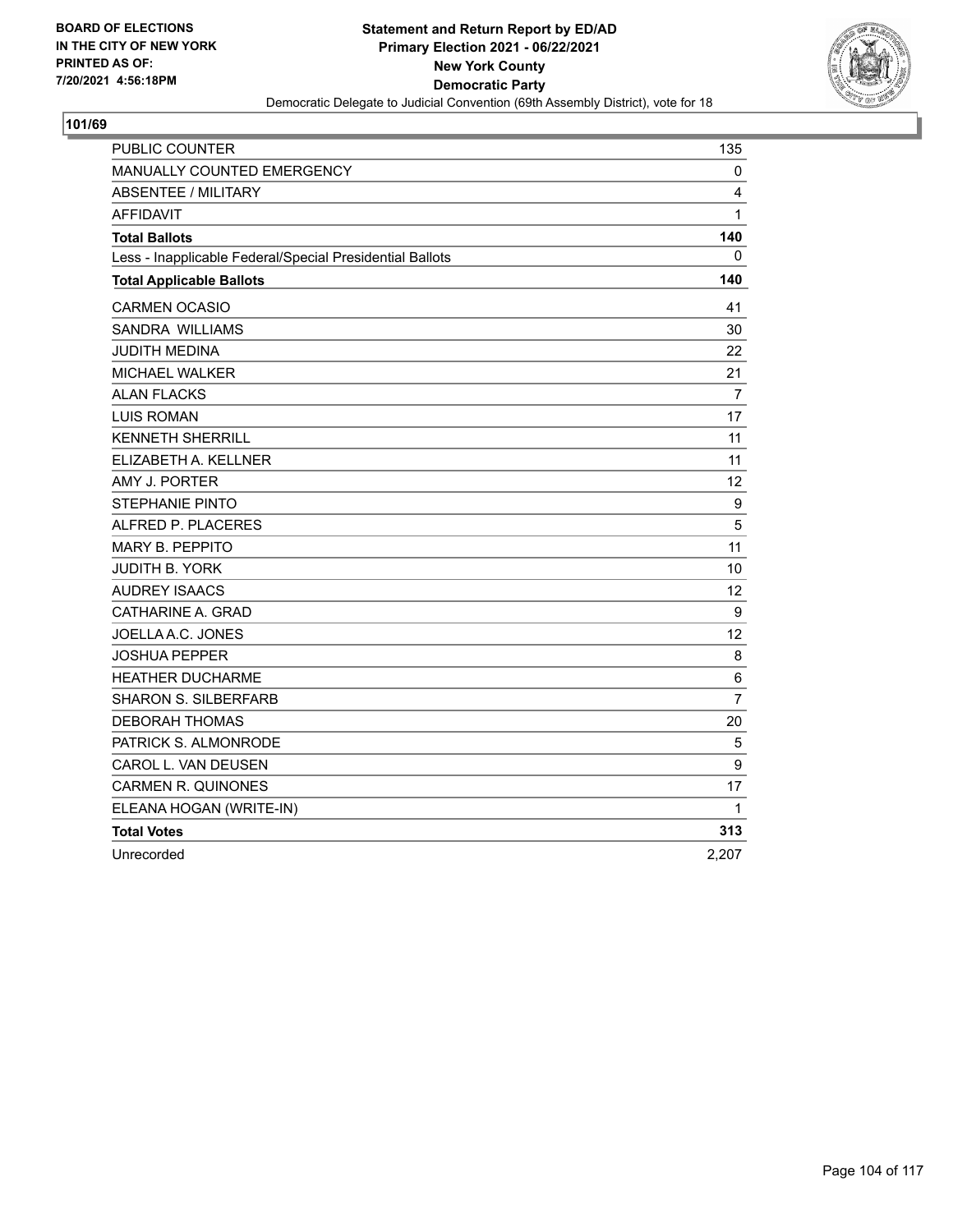**BOARD OF ELECTIONS IN THE CITY OF NEW YORK PRINTED AS OF: 7/20/2021 4:56:18PM**

**Statement and Return Report by ED/AD**
**Primary Election 2021 - 06/22/2021**
**New York County**
**Democratic Party**
Democratic Delegate to Judicial Convention (69th Assembly District), vote for 18

**101/69**

| | |
|---|---|
| PUBLIC COUNTER | 135 |
| MANUALLY COUNTED EMERGENCY | 0 |
| ABSENTEE / MILITARY | 4 |
| AFFIDAVIT | 1 |
| **Total Ballots** | **140** |
| Less - Inapplicable Federal/Special Presidential Ballots | 0 |
| **Total Applicable Ballots** | **140** |
| CARMEN OCASIO | 41 |
| SANDRA WILLIAMS | 30 |
| JUDITH MEDINA | 22 |
| MICHAEL WALKER | 21 |
| ALAN FLACKS | 7 |
| LUIS ROMAN | 17 |
| KENNETH SHERRILL | 11 |
| ELIZABETH A. KELLNER | 11 |
| AMY J. PORTER | 12 |
| STEPHANIE PINTO | 9 |
| ALFRED P. PLACERES | 5 |
| MARY B. PEPPITO | 11 |
| JUDITH B. YORK | 10 |
| AUDREY ISAACS | 12 |
| CATHARINE A. GRAD | 9 |
| JOELLA A.C. JONES | 12 |
| JOSHUA PEPPER | 8 |
| HEATHER DUCHARME | 6 |
| SHARON S. SILBERFARB | 7 |
| DEBORAH THOMAS | 20 |
| PATRICK S. ALMONRODE | 5 |
| CAROL L. VAN DEUSEN | 9 |
| CARMEN R. QUINONES | 17 |
| ELEANA HOGAN (WRITE-IN) | 1 |
| **Total Votes** | **313** |
| Unrecorded | 2,207 |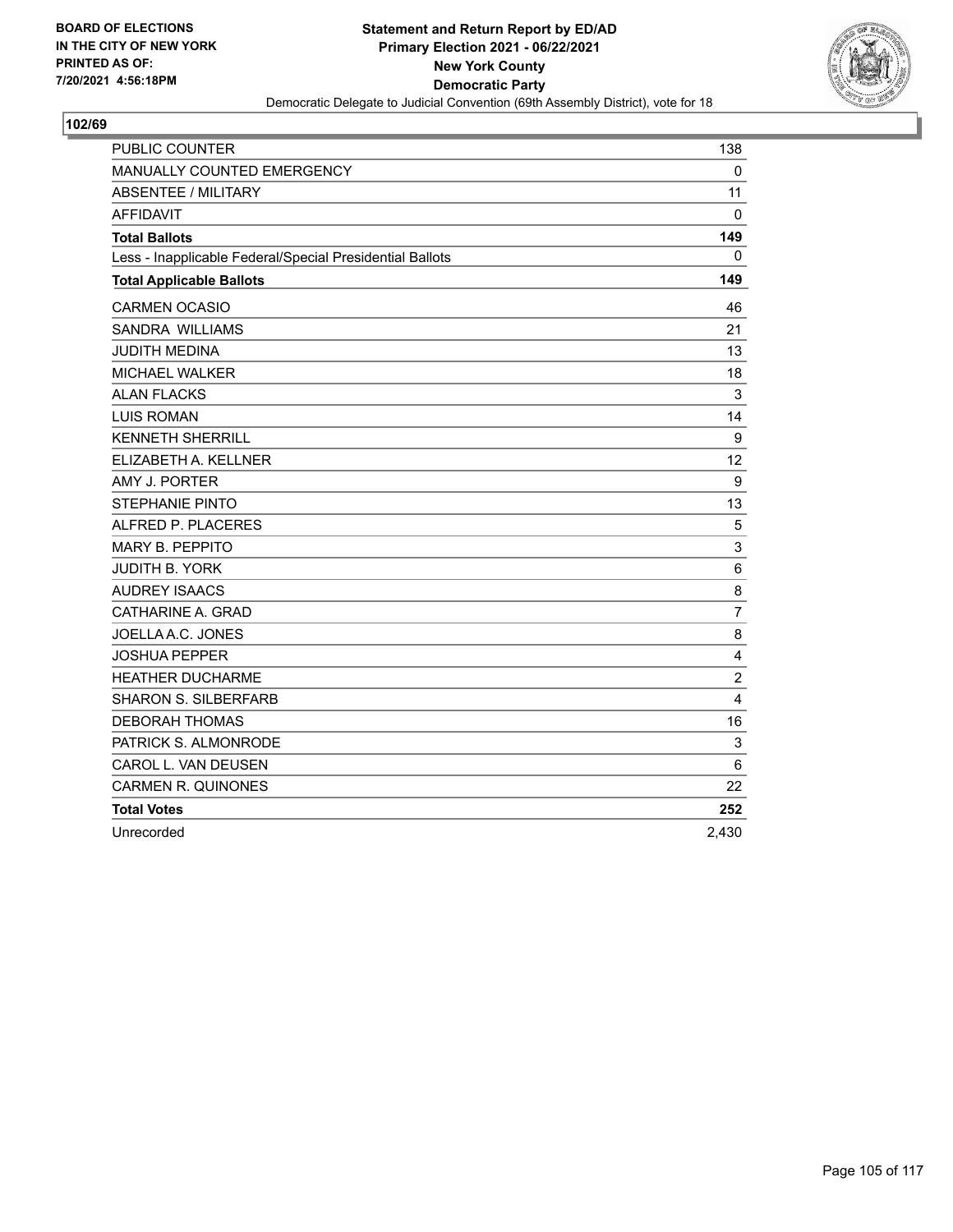**BOARD OF ELECTIONS IN THE CITY OF NEW YORK PRINTED AS OF: 7/20/2021 4:56:18PM**

**Statement and Return Report by ED/AD**
**Primary Election 2021 - 06/22/2021**
**New York County**
**Democratic Party**
Democratic Delegate to Judicial Convention (69th Assembly District), vote for 18

**102/69**

| | |
|---|---|
| PUBLIC COUNTER | 138 |
| MANUALLY COUNTED EMERGENCY | 0 |
| ABSENTEE / MILITARY | 11 |
| AFFIDAVIT | 0 |
| **Total Ballots** | **149** |
| Less - Inapplicable Federal/Special Presidential Ballots | 0 |
| **Total Applicable Ballots** | **149** |
| CARMEN OCASIO | 46 |
| SANDRA WILLIAMS | 21 |
| JUDITH MEDINA | 13 |
| MICHAEL WALKER | 18 |
| ALAN FLACKS | 3 |
| LUIS ROMAN | 14 |
| KENNETH SHERRILL | 9 |
| ELIZABETH A. KELLNER | 12 |
| AMY J. PORTER | 9 |
| STEPHANIE PINTO | 13 |
| ALFRED P. PLACERES | 5 |
| MARY B. PEPPITO | 3 |
| JUDITH B. YORK | 6 |
| AUDREY ISAACS | 8 |
| CATHARINE A. GRAD | 7 |
| JOELLA A.C. JONES | 8 |
| JOSHUA PEPPER | 4 |
| HEATHER DUCHARME | 2 |
| SHARON S. SILBERFARB | 4 |
| DEBORAH THOMAS | 16 |
| PATRICK S. ALMONRODE | 3 |
| CAROL L. VAN DEUSEN | 6 |
| CARMEN R. QUINONES | 22 |
| **Total Votes** | **252** |
| Unrecorded | 2,430 |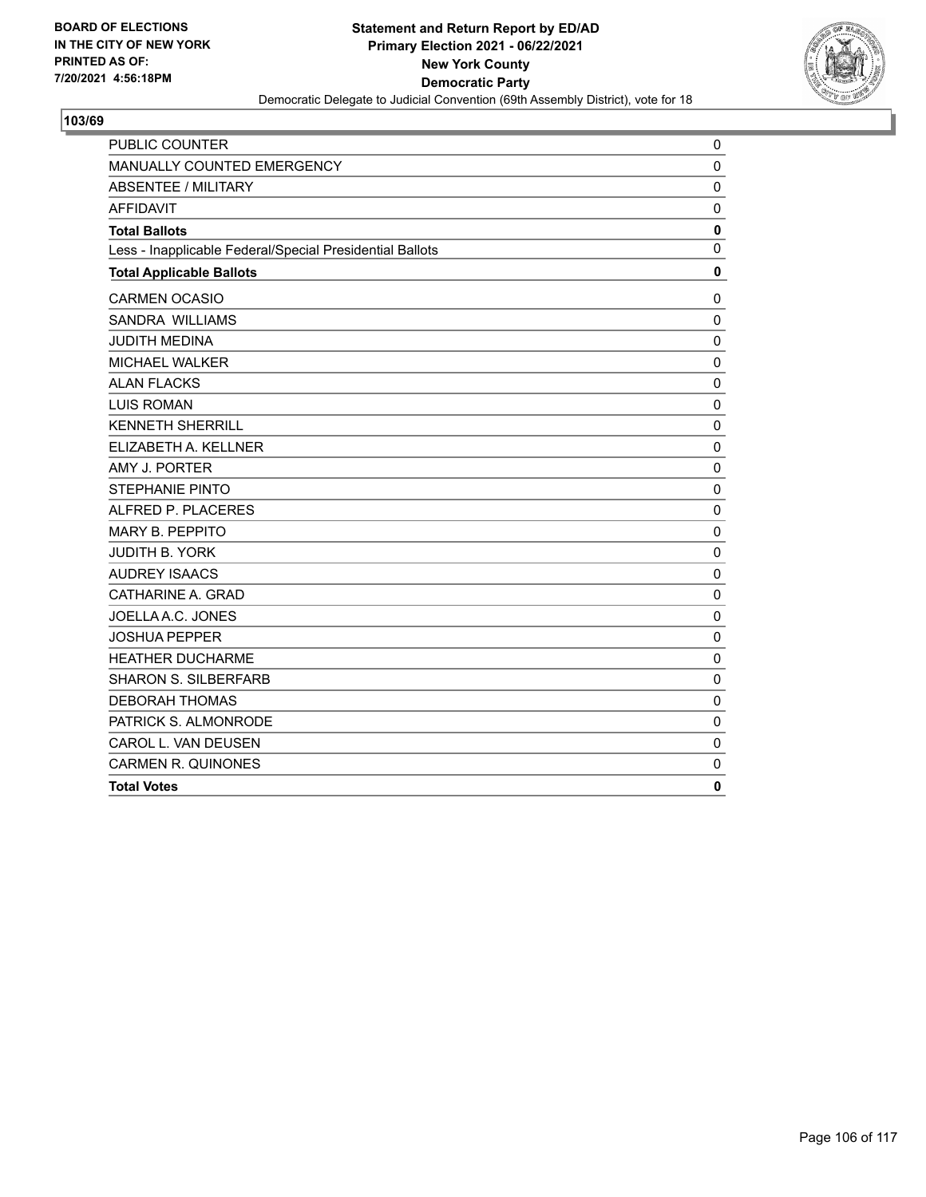BOARD OF ELECTIONS
IN THE CITY OF NEW YORK
PRINTED AS OF:
7/20/2021 4:56:18PM

**Statement and Return Report by ED/AD**
**Primary Election 2021 - 06/22/2021**
**New York County**
**Democratic Party**
Democratic Delegate to Judicial Convention (69th Assembly District), vote for 18

## 103/69

| | |
|---|---|
| PUBLIC COUNTER | 0 |
| MANUALLY COUNTED EMERGENCY | 0 |
| ABSENTEE / MILITARY | 0 |
| AFFIDAVIT | 0 |
| **Total Ballots** | **0** |
| Less - Inapplicable Federal/Special Presidential Ballots | 0 |
| **Total Applicable Ballots** | **0** |
| CARMEN OCASIO | 0 |
| SANDRA WILLIAMS | 0 |
| JUDITH MEDINA | 0 |
| MICHAEL WALKER | 0 |
| ALAN FLACKS | 0 |
| LUIS ROMAN | 0 |
| KENNETH SHERRILL | 0 |
| ELIZABETH A. KELLNER | 0 |
| AMY J. PORTER | 0 |
| STEPHANIE PINTO | 0 |
| ALFRED P. PLACERES | 0 |
| MARY B. PEPPITO | 0 |
| JUDITH B. YORK | 0 |
| AUDREY ISAACS | 0 |
| CATHARINE A. GRAD | 0 |
| JOELLA A.C. JONES | 0 |
| JOSHUA PEPPER | 0 |
| HEATHER DUCHARME | 0 |
| SHARON S. SILBERFARB | 0 |
| DEBORAH THOMAS | 0 |
| PATRICK S. ALMONRODE | 0 |
| CAROL L. VAN DEUSEN | 0 |
| CARMEN R. QUINONES | 0 |
| **Total Votes** | **0** |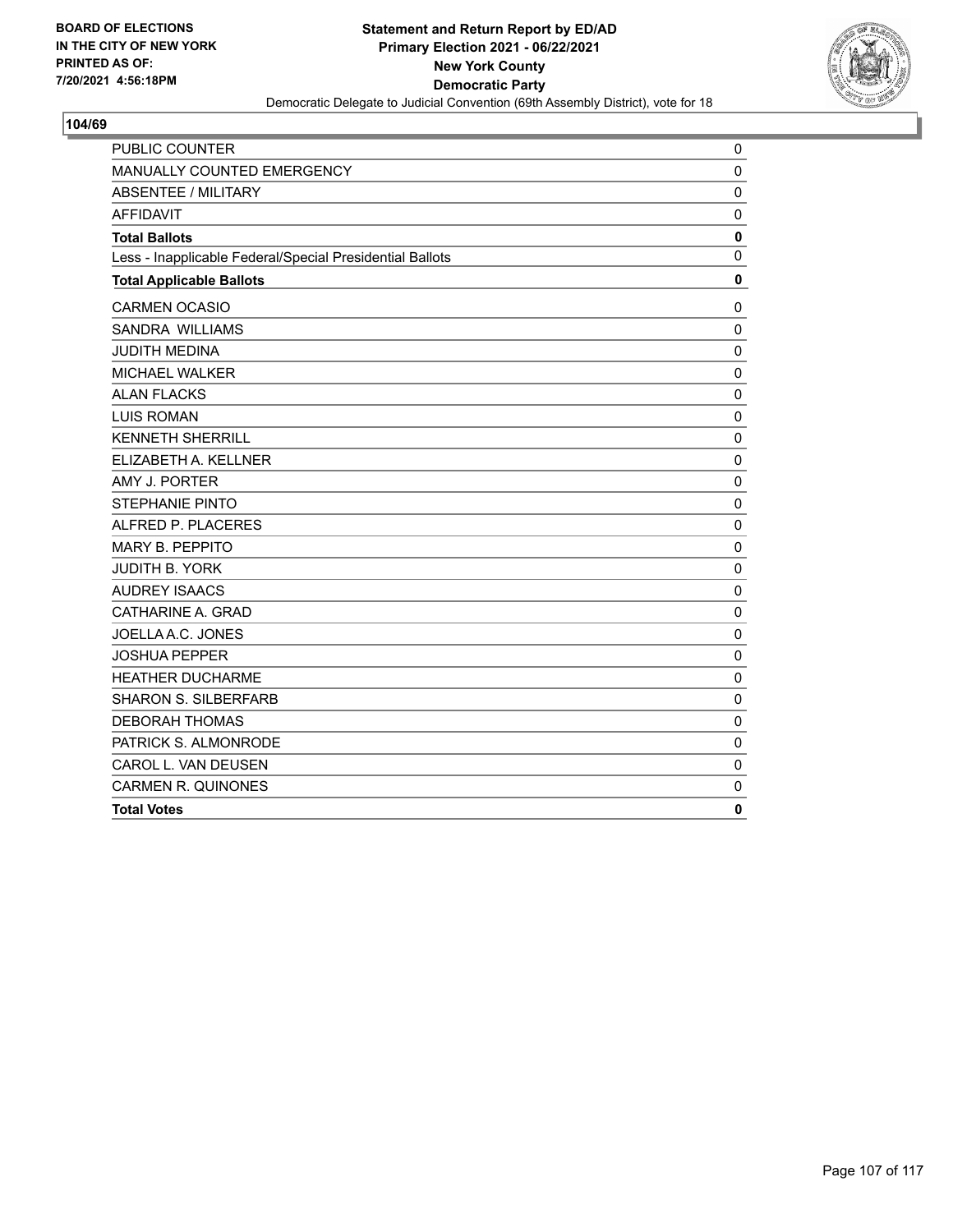BOARD OF ELECTIONS
IN THE CITY OF NEW YORK
PRINTED AS OF:
7/20/2021 4:56:18PM

**Statement and Return Report by ED/AD**
**Primary Election 2021 - 06/22/2021**
**New York County**
**Democratic Party**
Democratic Delegate to Judicial Convention (69th Assembly District), vote for 18

## 104/69

| | |
|---|---|
| PUBLIC COUNTER | 0 |
| MANUALLY COUNTED EMERGENCY | 0 |
| ABSENTEE / MILITARY | 0 |
| AFFIDAVIT | 0 |
| **Total Ballots** | **0** |
| Less - Inapplicable Federal/Special Presidential Ballots | 0 |
| **Total Applicable Ballots** | **0** |
| CARMEN OCASIO | 0 |
| SANDRA WILLIAMS | 0 |
| JUDITH MEDINA | 0 |
| MICHAEL WALKER | 0 |
| ALAN FLACKS | 0 |
| LUIS ROMAN | 0 |
| KENNETH SHERRILL | 0 |
| ELIZABETH A. KELLNER | 0 |
| AMY J. PORTER | 0 |
| STEPHANIE PINTO | 0 |
| ALFRED P. PLACERES | 0 |
| MARY B. PEPPITO | 0 |
| JUDITH B. YORK | 0 |
| AUDREY ISAACS | 0 |
| CATHARINE A. GRAD | 0 |
| JOELLA A.C. JONES | 0 |
| JOSHUA PEPPER | 0 |
| HEATHER DUCHARME | 0 |
| SHARON S. SILBERFARB | 0 |
| DEBORAH THOMAS | 0 |
| PATRICK S. ALMONRODE | 0 |
| CAROL L. VAN DEUSEN | 0 |
| CARMEN R. QUINONES | 0 |
| **Total Votes** | **0** |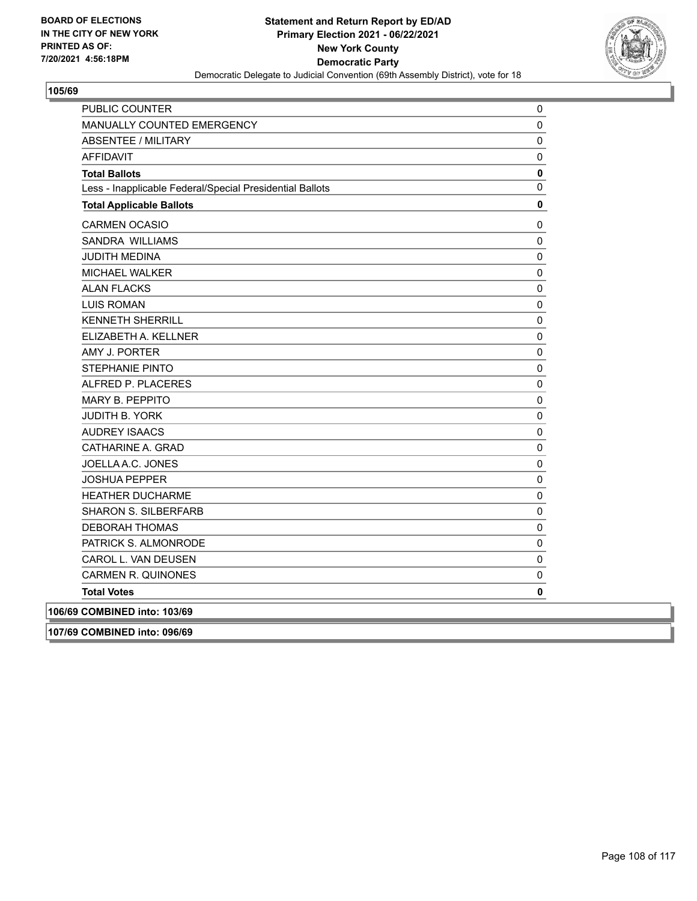## 105/69

| | |
|---|---|
| PUBLIC COUNTER | 0 |
| MANUALLY COUNTED EMERGENCY | 0 |
| ABSENTEE / MILITARY | 0 |
| AFFIDAVIT | 0 |
| **Total Ballots** | **0** |
| Less - Inapplicable Federal/Special Presidential Ballots | 0 |
| **Total Applicable Ballots** | **0** |
| CARMEN OCASIO | 0 |
| SANDRA WILLIAMS | 0 |
| JUDITH MEDINA | 0 |
| MICHAEL WALKER | 0 |
| ALAN FLACKS | 0 |
| LUIS ROMAN | 0 |
| KENNETH SHERRILL | 0 |
| ELIZABETH A. KELLNER | 0 |
| AMY J. PORTER | 0 |
| STEPHANIE PINTO | 0 |
| ALFRED P. PLACERES | 0 |
| MARY B. PEPPITO | 0 |
| JUDITH B. YORK | 0 |
| AUDREY ISAACS | 0 |
| CATHARINE A. GRAD | 0 |
| JOELLA A.C. JONES | 0 |
| JOSHUA PEPPER | 0 |
| HEATHER DUCHARME | 0 |
| SHARON S. SILBERFARB | 0 |
| DEBORAH THOMAS | 0 |
| PATRICK S. ALMONRODE | 0 |
| CAROL L. VAN DEUSEN | 0 |
| CARMEN R. QUINONES | 0 |
| **Total Votes** | **0** |

**106/69 COMBINED into: 103/69**

**107/69 COMBINED into: 096/69**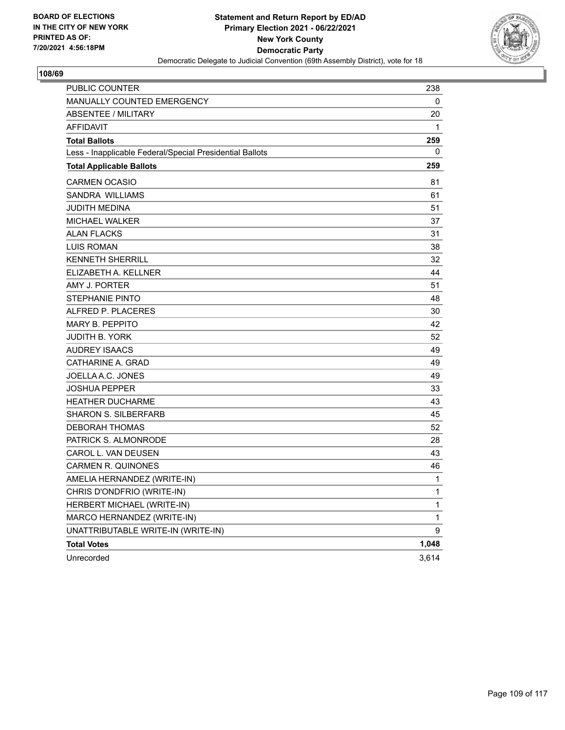BOARD OF ELECTIONS
IN THE CITY OF NEW YORK
PRINTED AS OF:
7/20/2021 4:56:18PM

**Statement and Return Report by ED/AD**
**Primary Election 2021 - 06/22/2021**
**New York County**
**Democratic Party**
Democratic Delegate to Judicial Convention (69th Assembly District), vote for 18

## 108/69

| | |
|---|---|
| PUBLIC COUNTER | 238 |
| MANUALLY COUNTED EMERGENCY | 0 |
| ABSENTEE / MILITARY | 20 |
| AFFIDAVIT | 1 |
| **Total Ballots** | **259** |
| Less - Inapplicable Federal/Special Presidential Ballots | 0 |
| **Total Applicable Ballots** | **259** |
| CARMEN OCASIO | 81 |
| SANDRA WILLIAMS | 61 |
| JUDITH MEDINA | 51 |
| MICHAEL WALKER | 37 |
| ALAN FLACKS | 31 |
| LUIS ROMAN | 38 |
| KENNETH SHERRILL | 32 |
| ELIZABETH A. KELLNER | 44 |
| AMY J. PORTER | 51 |
| STEPHANIE PINTO | 48 |
| ALFRED P. PLACERES | 30 |
| MARY B. PEPPITO | 42 |
| JUDITH B. YORK | 52 |
| AUDREY ISAACS | 49 |
| CATHARINE A. GRAD | 49 |
| JOELLA A.C. JONES | 49 |
| JOSHUA PEPPER | 33 |
| HEATHER DUCHARME | 43 |
| SHARON S. SILBERFARB | 45 |
| DEBORAH THOMAS | 52 |
| PATRICK S. ALMONRODE | 28 |
| CAROL L. VAN DEUSEN | 43 |
| CARMEN R. QUINONES | 46 |
| AMELIA HERNANDEZ (WRITE-IN) | 1 |
| CHRIS D'ONDFRIO (WRITE-IN) | 1 |
| HERBERT MICHAEL (WRITE-IN) | 1 |
| MARCO HERNANDEZ (WRITE-IN) | 1 |
| UNATTRIBUTABLE WRITE-IN (WRITE-IN) | 9 |
| **Total Votes** | **1,048** |
| Unrecorded | 3,614 |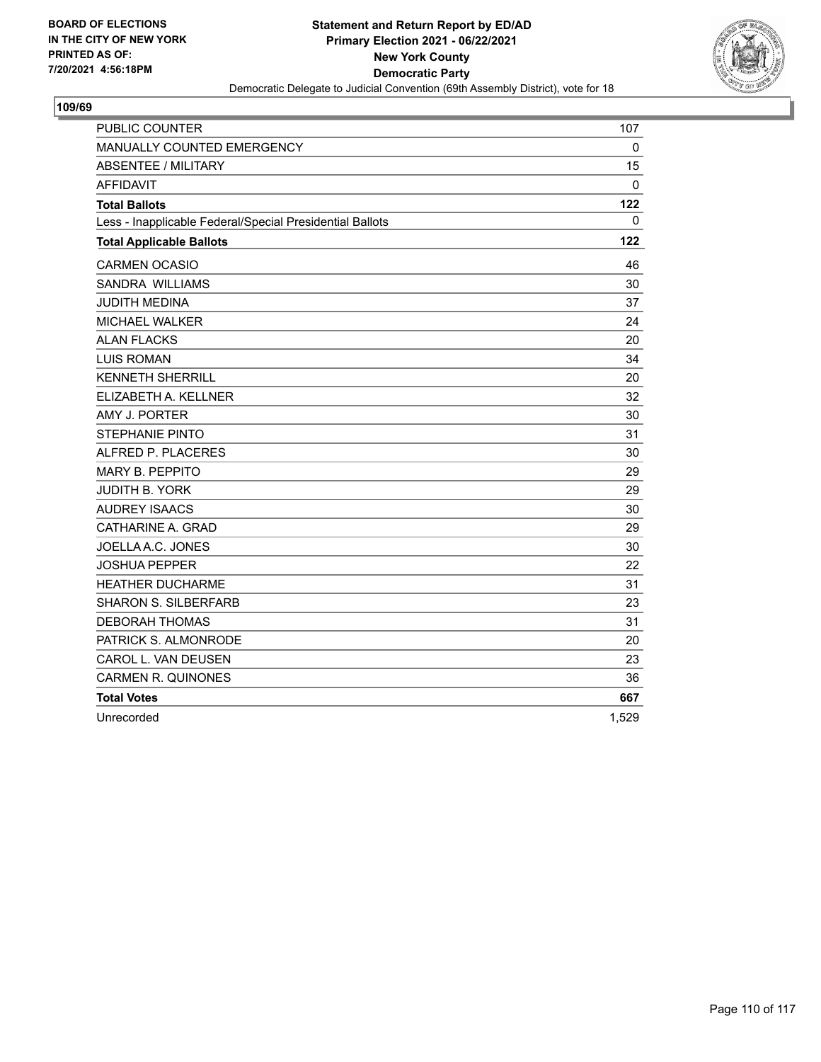BOARD OF ELECTIONS
IN THE CITY OF NEW YORK
PRINTED AS OF:
7/20/2021 4:56:18PM

**Statement and Return Report by ED/AD**
**Primary Election 2021 - 06/22/2021**
**New York County**
**Democratic Party**
Democratic Delegate to Judicial Convention (69th Assembly District), vote for 18

## 109/69

| | |
|---|---|
| PUBLIC COUNTER | 107 |
| MANUALLY COUNTED EMERGENCY | 0 |
| ABSENTEE / MILITARY | 15 |
| AFFIDAVIT | 0 |
| **Total Ballots** | **122** |
| Less - Inapplicable Federal/Special Presidential Ballots | 0 |
| **Total Applicable Ballots** | **122** |
| CARMEN OCASIO | 46 |
| SANDRA WILLIAMS | 30 |
| JUDITH MEDINA | 37 |
| MICHAEL WALKER | 24 |
| ALAN FLACKS | 20 |
| LUIS ROMAN | 34 |
| KENNETH SHERRILL | 20 |
| ELIZABETH A. KELLNER | 32 |
| AMY J. PORTER | 30 |
| STEPHANIE PINTO | 31 |
| ALFRED P. PLACERES | 30 |
| MARY B. PEPPITO | 29 |
| JUDITH B. YORK | 29 |
| AUDREY ISAACS | 30 |
| CATHARINE A. GRAD | 29 |
| JOELLA A.C. JONES | 30 |
| JOSHUA PEPPER | 22 |
| HEATHER DUCHARME | 31 |
| SHARON S. SILBERFARB | 23 |
| DEBORAH THOMAS | 31 |
| PATRICK S. ALMONRODE | 20 |
| CAROL L. VAN DEUSEN | 23 |
| CARMEN R. QUINONES | 36 |
| **Total Votes** | **667** |
| Unrecorded | 1,529 |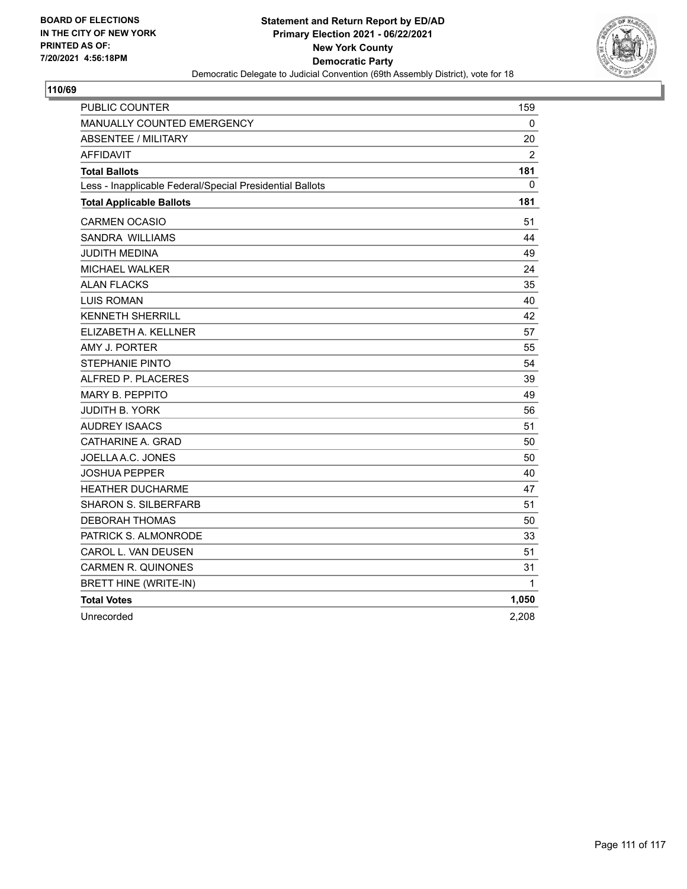BOARD OF ELECTIONS
IN THE CITY OF NEW YORK
PRINTED AS OF:
7/20/2021 4:56:18PM

**Statement and Return Report by ED/AD**
**Primary Election 2021 - 06/22/2021**
**New York County**
**Democratic Party**
Democratic Delegate to Judicial Convention (69th Assembly District), vote for 18

## 110/69

| | |
|---|---|
| PUBLIC COUNTER | 159 |
| MANUALLY COUNTED EMERGENCY | 0 |
| ABSENTEE / MILITARY | 20 |
| AFFIDAVIT | 2 |
| **Total Ballots** | **181** |
| Less - Inapplicable Federal/Special Presidential Ballots | 0 |
| **Total Applicable Ballots** | **181** |
| CARMEN OCASIO | 51 |
| SANDRA WILLIAMS | 44 |
| JUDITH MEDINA | 49 |
| MICHAEL WALKER | 24 |
| ALAN FLACKS | 35 |
| LUIS ROMAN | 40 |
| KENNETH SHERRILL | 42 |
| ELIZABETH A. KELLNER | 57 |
| AMY J. PORTER | 55 |
| STEPHANIE PINTO | 54 |
| ALFRED P. PLACERES | 39 |
| MARY B. PEPPITO | 49 |
| JUDITH B. YORK | 56 |
| AUDREY ISAACS | 51 |
| CATHARINE A. GRAD | 50 |
| JOELLA A.C. JONES | 50 |
| JOSHUA PEPPER | 40 |
| HEATHER DUCHARME | 47 |
| SHARON S. SILBERFARB | 51 |
| DEBORAH THOMAS | 50 |
| PATRICK S. ALMONRODE | 33 |
| CAROL L. VAN DEUSEN | 51 |
| CARMEN R. QUINONES | 31 |
| BRETT HINE (WRITE-IN) | 1 |
| **Total Votes** | **1,050** |
| Unrecorded | 2,208 |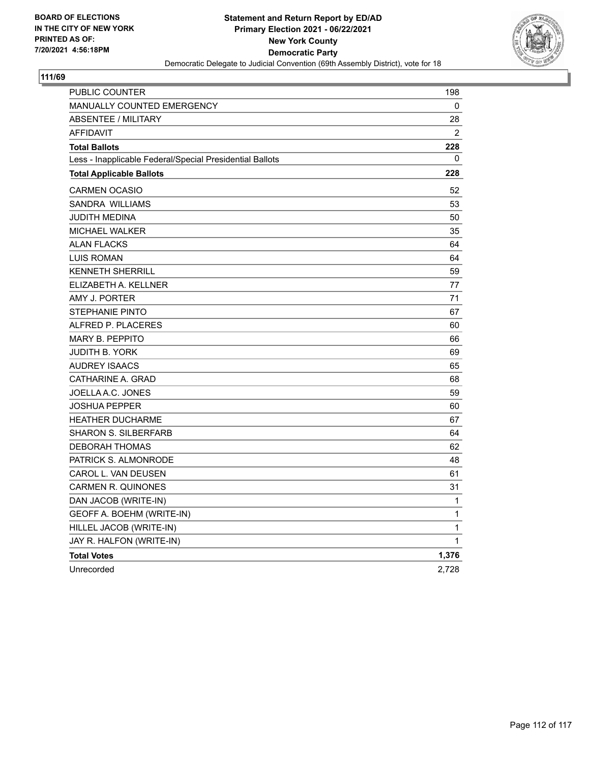BOARD OF ELECTIONS
IN THE CITY OF NEW YORK
PRINTED AS OF:
7/20/2021 4:56:18PM

**Statement and Return Report by ED/AD**
**Primary Election 2021 - 06/22/2021**
**New York County**
**Democratic Party**
Democratic Delegate to Judicial Convention (69th Assembly District), vote for 18

## 111/69

| | |
|---|---|
| PUBLIC COUNTER | 198 |
| MANUALLY COUNTED EMERGENCY | 0 |
| ABSENTEE / MILITARY | 28 |
| AFFIDAVIT | 2 |
| **Total Ballots** | **228** |
| Less - Inapplicable Federal/Special Presidential Ballots | 0 |
| **Total Applicable Ballots** | **228** |
| CARMEN OCASIO | 52 |
| SANDRA WILLIAMS | 53 |
| JUDITH MEDINA | 50 |
| MICHAEL WALKER | 35 |
| ALAN FLACKS | 64 |
| LUIS ROMAN | 64 |
| KENNETH SHERRILL | 59 |
| ELIZABETH A. KELLNER | 77 |
| AMY J. PORTER | 71 |
| STEPHANIE PINTO | 67 |
| ALFRED P. PLACERES | 60 |
| MARY B. PEPPITO | 66 |
| JUDITH B. YORK | 69 |
| AUDREY ISAACS | 65 |
| CATHARINE A. GRAD | 68 |
| JOELLA A.C. JONES | 59 |
| JOSHUA PEPPER | 60 |
| HEATHER DUCHARME | 67 |
| SHARON S. SILBERFARB | 64 |
| DEBORAH THOMAS | 62 |
| PATRICK S. ALMONRODE | 48 |
| CAROL L. VAN DEUSEN | 61 |
| CARMEN R. QUINONES | 31 |
| DAN JACOB (WRITE-IN) | 1 |
| GEOFF A. BOEHM (WRITE-IN) | 1 |
| HILLEL JACOB (WRITE-IN) | 1 |
| JAY R. HALFON (WRITE-IN) | 1 |
| **Total Votes** | **1,376** |
| Unrecorded | 2,728 |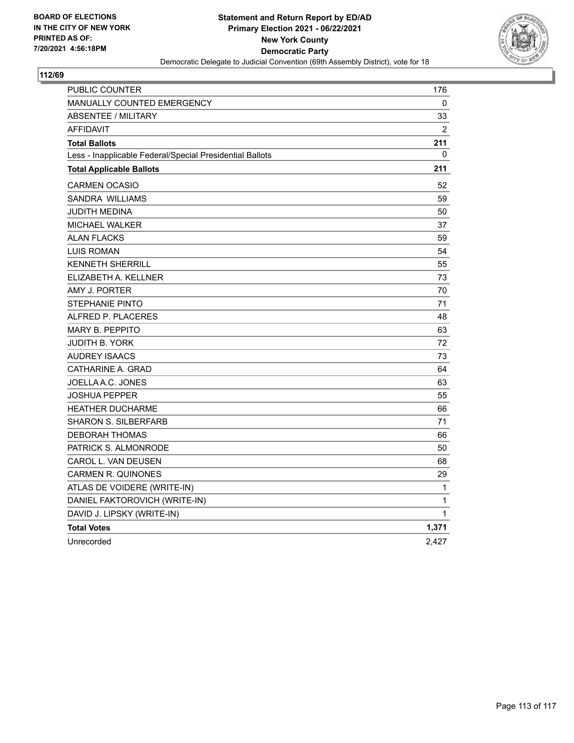**BOARD OF ELECTIONS IN THE CITY OF NEW YORK PRINTED AS OF: 7/20/2021 4:56:18PM**

**Statement and Return Report by ED/AD**
**Primary Election 2021 - 06/22/2021**
**New York County**
**Democratic Party**
Democratic Delegate to Judicial Convention (69th Assembly District), vote for 18

**112/69**

| | |
|---|---|
| PUBLIC COUNTER | 176 |
| MANUALLY COUNTED EMERGENCY | 0 |
| ABSENTEE / MILITARY | 33 |
| AFFIDAVIT | 2 |
| **Total Ballots** | **211** |
| Less - Inapplicable Federal/Special Presidential Ballots | 0 |
| **Total Applicable Ballots** | **211** |
| CARMEN OCASIO | 52 |
| SANDRA WILLIAMS | 59 |
| JUDITH MEDINA | 50 |
| MICHAEL WALKER | 37 |
| ALAN FLACKS | 59 |
| LUIS ROMAN | 54 |
| KENNETH SHERRILL | 55 |
| ELIZABETH A. KELLNER | 73 |
| AMY J. PORTER | 70 |
| STEPHANIE PINTO | 71 |
| ALFRED P. PLACERES | 48 |
| MARY B. PEPPITO | 63 |
| JUDITH B. YORK | 72 |
| AUDREY ISAACS | 73 |
| CATHARINE A. GRAD | 64 |
| JOELLA A.C. JONES | 63 |
| JOSHUA PEPPER | 55 |
| HEATHER DUCHARME | 66 |
| SHARON S. SILBERFARB | 71 |
| DEBORAH THOMAS | 66 |
| PATRICK S. ALMONRODE | 50 |
| CAROL L. VAN DEUSEN | 68 |
| CARMEN R. QUINONES | 29 |
| ATLAS DE VOIDERE (WRITE-IN) | 1 |
| DANIEL FAKTOROVICH (WRITE-IN) | 1 |
| DAVID J. LIPSKY (WRITE-IN) | 1 |
| **Total Votes** | **1,371** |
| Unrecorded | 2,427 |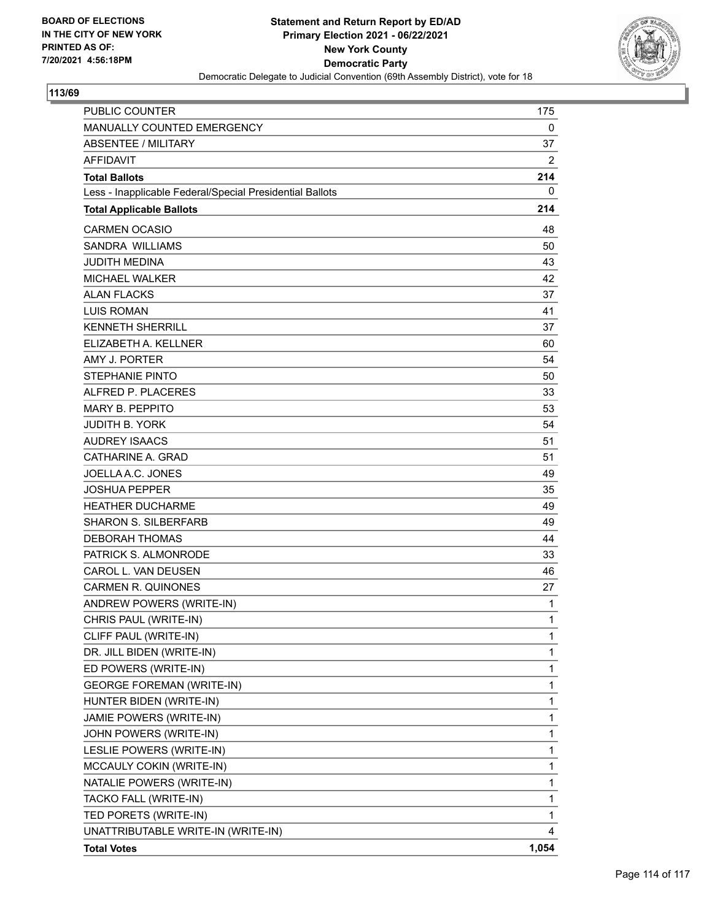**BOARD OF ELECTIONS IN THE CITY OF NEW YORK PRINTED AS OF: 7/20/2021 4:56:18PM**

**Statement and Return Report by ED/AD**
**Primary Election 2021 - 06/22/2021**
**New York County**
**Democratic Party**
Democratic Delegate to Judicial Convention (69th Assembly District), vote for 18

## 113/69

| | |
|---|---|
| PUBLIC COUNTER | 175 |
| MANUALLY COUNTED EMERGENCY | 0 |
| ABSENTEE / MILITARY | 37 |
| AFFIDAVIT | 2 |
| **Total Ballots** | **214** |
| Less - Inapplicable Federal/Special Presidential Ballots | 0 |
| **Total Applicable Ballots** | **214** |
| CARMEN OCASIO | 48 |
| SANDRA WILLIAMS | 50 |
| JUDITH MEDINA | 43 |
| MICHAEL WALKER | 42 |
| ALAN FLACKS | 37 |
| LUIS ROMAN | 41 |
| KENNETH SHERRILL | 37 |
| ELIZABETH A. KELLNER | 60 |
| AMY J. PORTER | 54 |
| STEPHANIE PINTO | 50 |
| ALFRED P. PLACERES | 33 |
| MARY B. PEPPITO | 53 |
| JUDITH B. YORK | 54 |
| AUDREY ISAACS | 51 |
| CATHARINE A. GRAD | 51 |
| JOELLA A.C. JONES | 49 |
| JOSHUA PEPPER | 35 |
| HEATHER DUCHARME | 49 |
| SHARON S. SILBERFARB | 49 |
| DEBORAH THOMAS | 44 |
| PATRICK S. ALMONRODE | 33 |
| CAROL L. VAN DEUSEN | 46 |
| CARMEN R. QUINONES | 27 |
| ANDREW POWERS (WRITE-IN) | 1 |
| CHRIS PAUL (WRITE-IN) | 1 |
| CLIFF PAUL (WRITE-IN) | 1 |
| DR. JILL BIDEN (WRITE-IN) | 1 |
| ED POWERS (WRITE-IN) | 1 |
| GEORGE FOREMAN (WRITE-IN) | 1 |
| HUNTER BIDEN (WRITE-IN) | 1 |
| JAMIE POWERS (WRITE-IN) | 1 |
| JOHN POWERS (WRITE-IN) | 1 |
| LESLIE POWERS (WRITE-IN) | 1 |
| MCCAULY COKIN (WRITE-IN) | 1 |
| NATALIE POWERS (WRITE-IN) | 1 |
| TACKO FALL (WRITE-IN) | 1 |
| TED PORETS (WRITE-IN) | 1 |
| UNATTRIBUTABLE WRITE-IN (WRITE-IN) | 4 |
| **Total Votes** | **1,054** |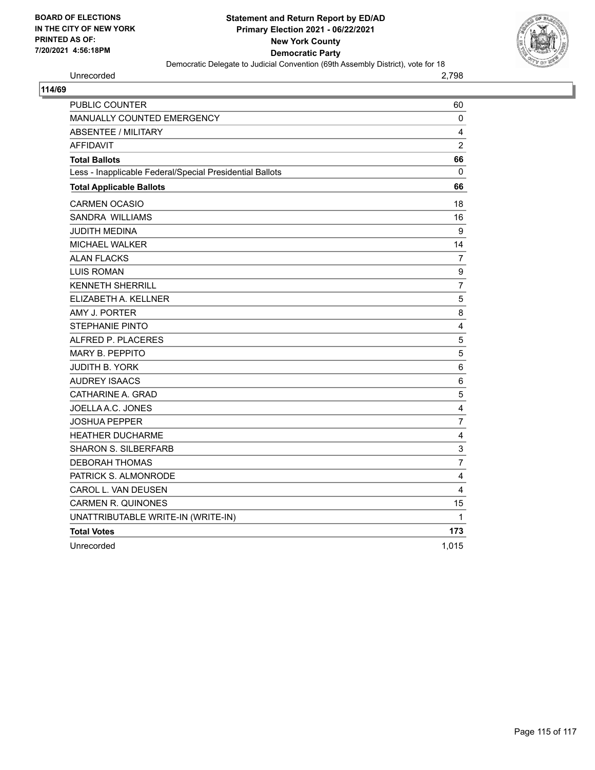BOARD OF ELECTIONS
IN THE CITY OF NEW YORK
PRINTED AS OF:
7/20/2021 4:56:18PM

**Statement and Return Report by ED/AD**
**Primary Election 2021 - 06/22/2021**
**New York County**
**Democratic Party**
Democratic Delegate to Judicial Convention (69th Assembly District), vote for 18

| Unrecorded | 2,798 |
|---|---|

**114/69**

| | |
|---|---|
| PUBLIC COUNTER | 60 |
| MANUALLY COUNTED EMERGENCY | 0 |
| ABSENTEE / MILITARY | 4 |
| AFFIDAVIT | 2 |
| **Total Ballots** | **66** |
| Less - Inapplicable Federal/Special Presidential Ballots | 0 |
| **Total Applicable Ballots** | **66** |
| CARMEN OCASIO | 18 |
| SANDRA WILLIAMS | 16 |
| JUDITH MEDINA | 9 |
| MICHAEL WALKER | 14 |
| ALAN FLACKS | 7 |
| LUIS ROMAN | 9 |
| KENNETH SHERRILL | 7 |
| ELIZABETH A. KELLNER | 5 |
| AMY J. PORTER | 8 |
| STEPHANIE PINTO | 4 |
| ALFRED P. PLACERES | 5 |
| MARY B. PEPPITO | 5 |
| JUDITH B. YORK | 6 |
| AUDREY ISAACS | 6 |
| CATHARINE A. GRAD | 5 |
| JOELLA A.C. JONES | 4 |
| JOSHUA PEPPER | 7 |
| HEATHER DUCHARME | 4 |
| SHARON S. SILBERFARB | 3 |
| DEBORAH THOMAS | 7 |
| PATRICK S. ALMONRODE | 4 |
| CAROL L. VAN DEUSEN | 4 |
| CARMEN R. QUINONES | 15 |
| UNATTRIBUTABLE WRITE-IN (WRITE-IN) | 1 |
| **Total Votes** | **173** |
| Unrecorded | 1,015 |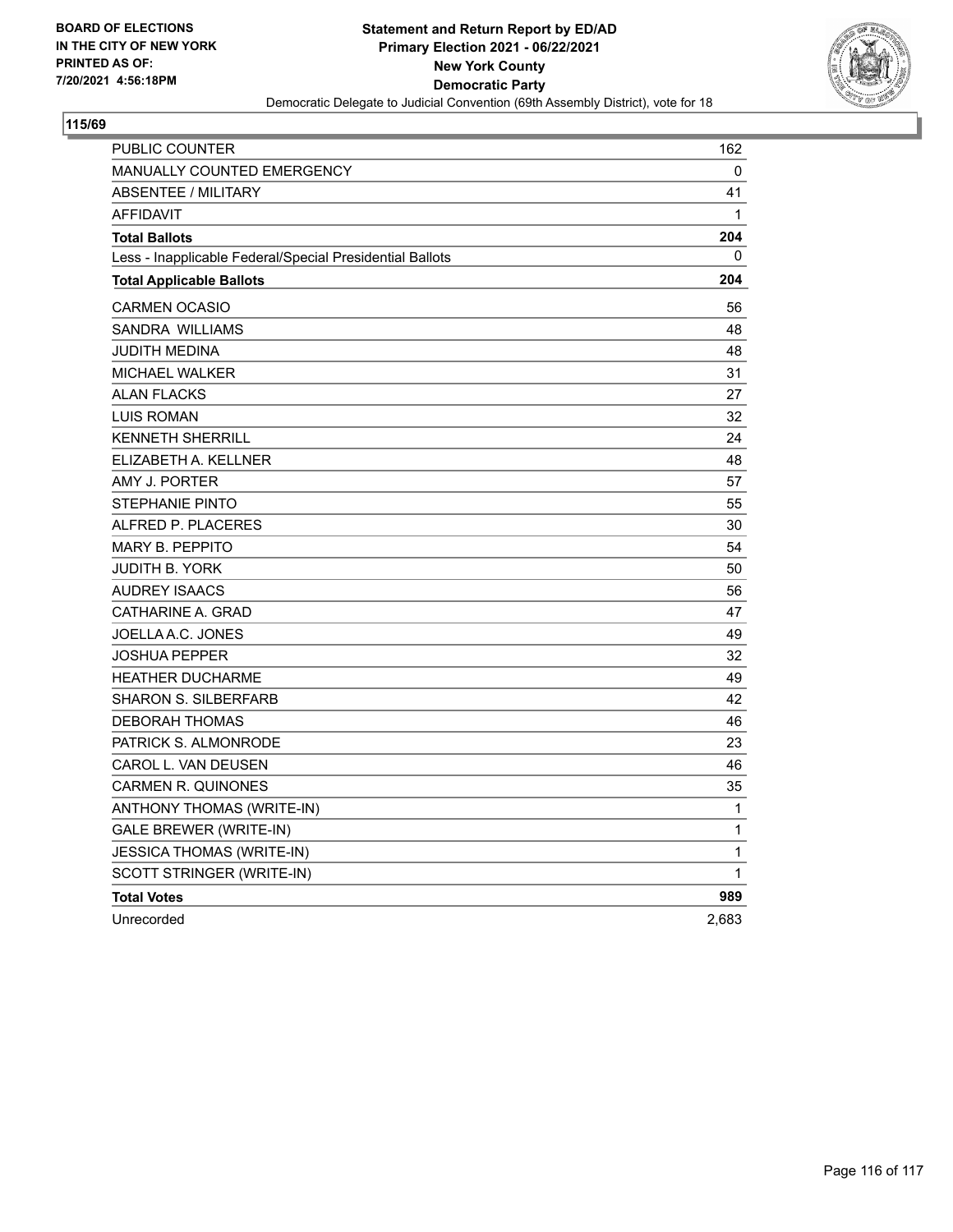BOARD OF ELECTIONS
IN THE CITY OF NEW YORK
PRINTED AS OF:
7/20/2021 4:56:18PM

**Statement and Return Report by ED/AD**
**Primary Election 2021 - 06/22/2021**
**New York County**
**Democratic Party**
Democratic Delegate to Judicial Convention (69th Assembly District), vote for 18

## 115/69

| | |
|---|---|
| PUBLIC COUNTER | 162 |
| MANUALLY COUNTED EMERGENCY | 0 |
| ABSENTEE / MILITARY | 41 |
| AFFIDAVIT | 1 |
| **Total Ballots** | **204** |
| Less - Inapplicable Federal/Special Presidential Ballots | 0 |
| **Total Applicable Ballots** | **204** |
| CARMEN OCASIO | 56 |
| SANDRA WILLIAMS | 48 |
| JUDITH MEDINA | 48 |
| MICHAEL WALKER | 31 |
| ALAN FLACKS | 27 |
| LUIS ROMAN | 32 |
| KENNETH SHERRILL | 24 |
| ELIZABETH A. KELLNER | 48 |
| AMY J. PORTER | 57 |
| STEPHANIE PINTO | 55 |
| ALFRED P. PLACERES | 30 |
| MARY B. PEPPITO | 54 |
| JUDITH B. YORK | 50 |
| AUDREY ISAACS | 56 |
| CATHARINE A. GRAD | 47 |
| JOELLA A.C. JONES | 49 |
| JOSHUA PEPPER | 32 |
| HEATHER DUCHARME | 49 |
| SHARON S. SILBERFARB | 42 |
| DEBORAH THOMAS | 46 |
| PATRICK S. ALMONRODE | 23 |
| CAROL L. VAN DEUSEN | 46 |
| CARMEN R. QUINONES | 35 |
| ANTHONY THOMAS (WRITE-IN) | 1 |
| GALE BREWER (WRITE-IN) | 1 |
| JESSICA THOMAS (WRITE-IN) | 1 |
| SCOTT STRINGER (WRITE-IN) | 1 |
| **Total Votes** | **989** |
| Unrecorded | 2,683 |